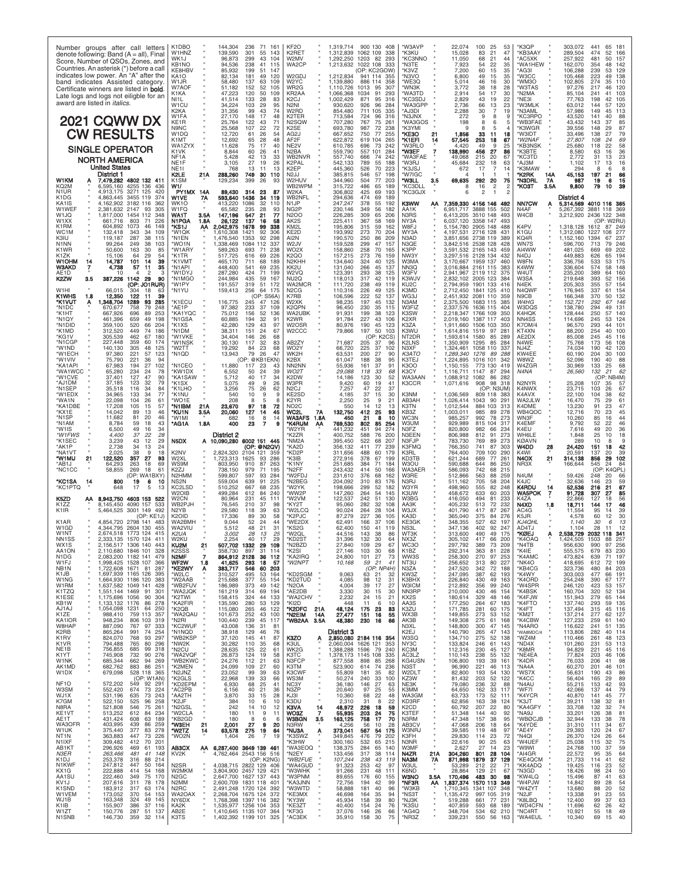Number groups after call letters denote following: Band (A = all), Final Score, Number of QSOs, Zones, and Countries. An asterisk (*) before a call indicates low power. An "A" after the band indicates Assisted category. Certificate winners are listed in **bold**. Late logs and logs not eligible for an award are listed in *italics*.

# 2021 CQWW DX CW RESULTS

## SINGLE OPERATOR

### NORTH AMERICA

#### United States

##### District 1

| Call | Band | Score | QSOs | Zones | Countries |
|---|---|---|---|---|---|
| **W1KM** | A | 7,479,282 | 4802 | 132 | 411 |
| KQ2M | " | 6,595,160 | 4255 | 136 | 436 |
| N1UR | " | 4,913,175 | 3271 | 125 | 420 |
| K1DG | " | 4,863,445 | 3455 | 119 | 374 |
| KA1IS | " | 4,162,902 | 3182 | 116 | 362 |
| W1WEF | " | 2,381,632 | 2147 | 93 | 305 |
| W1JQ | " | 1,817,000 | 1454 | 112 | 348 |
| W1XX | " | 661,716 | 803 | 71 | 226 |
| K1RM | " | 604,892 | 1073 | 46 | 148 |
| WC1M | " | 132,418 | 343 | 34 | 109 |
| K3IU | " | 119,187 | 287 | 38 | 115 |
| N1NN | " | 99,264 | 249 | 38 | 103 |
| K1WR | " | 50,600 | 163 | 30 | 85 |
| K1ZK | " | 15,106 | 64 | 29 | 54 |
| **W1OHM** | 14 | 14,787 | 101 | 14 | 39 |
| **W3AKD** | 7 | 4,738 | 57 | 11 | 35 |
| AE1D | " | 10 | 4 | 2 | 3 |
| **K2ZW** | 3.5 | 387,226 | 1142 | 29 | 90 |
| (OP: JO1RUR) | | | | | |
| W1HI | " | 66,015 | 304 | 18 | 63 |
| **K1WHS** | 1.8 | 12,350 | 122 | 11 | 39 |
| ***K1VUT** | A | 1,348,704 | 1289 | 93 | 285 |
| *N1DC | " | 670,677 | 758 | 79 | 248 |
| *K1HT | " | 667,926 | 696 | 89 | 253 |
| *N1QY | " | 461,396 | 659 | 49 | 198 |
| *N1DID | " | 359,100 | 520 | 66 | 204 |
| *K1MD | " | 312,520 | 449 | 74 | 186 |
| *KG1V | " | 305,539 | 462 | 67 | 181 |
| *N1CGP | " | 227,448 | 359 | 60 | 174 |
| *W1ND | " | 140,130 | 305 | 48 | 125 |
| *W1ECH | " | 97,380 | 221 | 57 | 123 |
| *W1VIV | " | 75,790 | 221 | 36 | 94 |
| *KA1API | " | 67,983 | 194 | 27 | 102 |
| *WA1WCC | " | 65,280 | 234 | 24 | 78 |
| *W1CVE | " | 37,401 | 127 | 47 | 90 |
| *AJ1DM | " | 37,185 | 123 | 32 | 79 |
| *N1SEP | " | 35,518 | 116 | 34 | 84 |
| *W1EDX | " | 34,965 | 133 | 34 | 77 |
| *WA1N | " | 22,098 | 104 | 26 | 61 |
| *KA1DBE | " | 17,208 | 105 | 15 | 57 |
| *KX1E | " | 14,042 | 89 | 13 | 46 |
| *N1SP | " | 11,682 | 81 | 20 | 46 |
| *N1AM | " | 8,784 | 59 | 18 | 43 |
| *W1IS | " | 6,500 | 49 | 16 | 34 |
| *\*W1FWS* | " | *4,400* | *37* | *22* | *28* |
| *K1SEC | " | 3,239 | 43 | 12 | 29 |
| *AK1P | " | 2,738 | 34 | 13 | 24 |
| *NA1VT | " | 2,025 | 38 | 9 | 18 |
| ***W1MU** | 21 | 122,520 | 357 | 27 | 93 |
| *AB1J | " | 64,293 | 263 | 18 | 69 |
| *NC1CC | " | 58,855 | 269 | 18 | 61 |
| (OP: WA1BXY) | | | | | |
| ***KC1SA** | 14 | 800 | 19 | 6 | 10 |
| *KC1PTQ | " | 648 | 17 | 5 | 13 |
| **K5ZD** | AA | 8,943,750 | 4603 | 153 | 522 |
| K1ZZ | " | 8,145,450 | 4090 | 157 | 533 |
| K1ZR | " | 5,464,525 | 3001 | 149 | 492 |
| (OP: KE1J) | | | | | |
| K1AR | " | 4,854,720 | 2798 | 141 | 483 |
| W1GD | " | 4,344,795 | 2604 | 130 | 455 |
| W1NT | " | 2,674,518 | 1773 | 124 | 415 |
| NN1SS | " | 2,333,135 | 1570 | 124 | 411 |
| WX1S | " | 2,156,517 | 1306 | 140 | 443 |
| AA1ON | " | 2,110,680 | 1846 | 101 | 328 |
| N1DG | " | 2,083,200 | 1182 | 141 | 479 |
| W1FJ | " | 1,998,425 | 1528 | 107 | 366 |
| NB1N | " | 1,722,608 | 1671 | 81 | 287 |
| K1JB | " | 1,697,939 | 1165 | 126 | 395 |
| W1NG | " | 1,664,930 | 1186 | 120 | 383 |
| W1RM | " | 1,637,582 | 1049 | 141 | 428 |
| K1TZO | " | 1,551,144 | 1469 | 91 | 301 |
| K1ESE | " | 1,175,696 | 1056 | 90 | 304 |
| KB1W | " | 1,133,132 | 1176 | 86 | 278 |
| AJ1AJ | " | 1,054,098 | 1231 | 64 | 250 |
| K1ZE | " | 988,410 | 759 | 113 | 357 |
| KA1IOR | " | 948,234 | 806 | 103 | 319 |
| W8HAP | " | 887,090 | 767 | 97 | 333 |
| K2RB | " | 865,264 | 991 | 74 | 254 |
| K1RV | " | 824,070 | 768 | 93 | 297 |
| K1VR | " | 794,488 | 765 | 80 | 296 |
| NE1B | " | 756,855 | 685 | 99 | 318 |
| K1YT | " | 745,908 | 732 | 90 | 276 |
| W1NK | " | 685,344 | 662 | 94 | 269 |
| AK1MD | " | 682,762 | 883 | 86 | 251 |
| W1DX | " | 679,098 | 528 | 118 | 365 |
| (OP: W1AN) | | | | | |
| NF1O | " | 572,202 | 549 | 92 | 291 |
| W3SM | " | 552,420 | 674 | 73 | 224 |
| WJ1X | " | 531,196 | 635 | 73 | 243 |
| K7GM | " | 522,150 | 525 | 96 | 258 |
| N8RA | " | 521,808 | 546 | 75 | 261 |
| KE1VT | " | 513,252 | 612 | 84 | 234 |
| AE1T | " | 431,424 | 608 | 63 | 189 |
| WA3OFR | " | 403,995 | 439 | 86 | 259 |
| W1UK | " | 375,440 | 377 | 83 | 278 |
| NT1N | " | 363,883 | 447 | 73 | 226 |
| N1IXF | " | 309,482 | 410 | 70 | 201 |
| AB1KT | " | 296,926 | 469 | 61 | 193 |
| *N3ER* | " | *263,466* | *481* | *41* | *148* |
| K1DJ | " | 253,378 | 316 | 88 | 214 |
| N1KWF | " | 247,812 | 447 | 50 | 164 |
| KX1G | " | 222,888 | 414 | 54 | 168 |
| AA1SU | " | 222,460 | 349 | 75 | 170 |
| KV1J | " | 207,616 | 311 | 78 | 178 |
| K1SND | " | 183,912 | 317 | 63 | 174 |
| W1VEM | " | 173,052 | 370 | 54 | 153 |
| WJ1B | " | 163,348 | 324 | 49 | 145 |
| K1IB | " | 155,907 | 386 | 37 | 116 |
| W1ZT | " | 150,776 | 287 | 51 | 137 |
| N1SNB | " | 146,730 | 359 | 32 | 114 |
| K1DBO | " | 144,304 | 236 | 71 | 161 |
| W1HNZ | " | 139,590 | 301 | 55 | 143 |
| WK1J | " | 96,873 | 299 | 43 | 104 |
| KB1NO | " | 94,536 | 238 | 41 | 115 |
| KE8HBV | " | 85,932 | 199 | 51 | 147 |
| KA1O | " | 82,134 | 181 | 49 | 120 |
| W1JR | " | 58,480 | 137 | 63 | 109 |
| W7AOF | " | 51,182 | 152 | 52 | 105 |
| K1KA | " | 47,223 | 120 | 50 | 109 |
| NI1L | " | 41,514 | 133 | 28 | 83 |
| W1CU | " | 34,224 | 103 | 29 | 95 |
| K2KA | " | 31,356 | 99 | 43 | 74 |
| W1FA | " | 27,170 | 148 | 17 | 48 |
| KE1R | " | 25,764 | 122 | 43 | 71 |
| N9NC | " | 25,568 | 107 | 22 | 72 |
| W1DQ | " | 12,720 | 61 | 26 | 54 |
| K1MT | " | 12,692 | 65 | 28 | 48 |
| WA1ZYX | " | 11,628 | 75 | 17 | 40 |
| K1VK | " | 8,844 | 60 | 26 | 41 |
| NF1A | " | 5,428 | 42 | 13 | 33 |
| NE1F | " | 3,105 | 27 | 19 | 26 |
| NE1I | " | 768 | 13 | 11 | 13 |
| **K2LE** | 21A | 288,260 | 749 | 30 | 110 |
| K1SM | " | 129,234 | 399 | 26 | 93 |
| W1/PY1MX | 14A | 89,430 | 314 | 23 | 87 |
| **W1VE** | 7A | 593,640 | 1436 | 34 | 119 |
| WK1O | " | 413,220 | 1086 | 32 | 110 |
| W1FQ | " | 65,582 | 235 | 28 | 93 |
| **WA1T** | 3.5A | 147,196 | 547 | 21 | 77 |
| **N1PGA** | 1.8A | 26,122 | 137 | 16 | 58 |
| ***KS1J** | AA | 2,042,975 | 1678 | 99 | 338 |
| *W1QK | " | 1,610,308 | 1421 | 92 | 306 |
| *N1EN | " | 1,476,540 | 1353 | 92 | 298 |
| *WO1N | " | 1,338,469 | 1084 | 112 | 337 |
| *W1ARY | " | 589,263 | 693 | 71 | 238 |
| *K1TR | " | 517,725 | 616 | 69 | 226 |
| *K1VMT | " | 465,170 | 711 | 68 | 189 |
| *N1API | " | 448,400 | 541 | 69 | 235 |
| *W1DYJ | " | 287,280 | 424 | 71 | 199 |
| *N1MGO | " | 244,984 | 435 | 59 | 167 |
| *W1PY | " | 191,557 | 319 | 51 | 172 |
| *N1YU | " | 159,413 | 256 | 64 | 175 |
| (OP: S56A) | | | | | |
| *K1ECU | " | 116,775 | 245 | 47 | 126 |
| *AE1P | " | 97,382 | 233 | 37 | 109 |
| *KA1YQC | " | 75,012 | 156 | 52 | 136 |
| *KG5A | " | 60,885 | 184 | 32 | 91 |
| *K1XS | " | 42,280 | 129 | 43 | 97 |
| *N1DM | " | 38,311 | 151 | 24 | 67 |
| *W1VKE | " | 34,404 | 146 | 26 | 68 |
| *W1NSK | " | 30,130 | 117 | 32 | 83 |
| *W2TT | " | 19,292 | 84 | 23 | 68 |
| *N1QD | " | 13,943 | 79 | 26 | 47 |
| (OP: @KB1EKN) | | | | | |
| *N1CEO | " | 11,880 | 117 | 23 | 43 |
| *KW1DX | " | 6,552 | 50 | 24 | 39 |
| *KA1SAW | " | 5,712 | 40 | 17 | 34 |
| *K1SX | " | 5,075 | 49 | 9 | 26 |
| *K1LHO | " | 3,256 | 75 | 26 | 62 |
| *K1NU | " | 540 | 10 | 9 | 9 |
| *WO1E | " | 208 | 8 | 5 | 8 |
| ***N1IBM** | 21A | 23,670 | 97 | 18 | 72 |
| ***KU1N** | 3.5A | 20,060 | 127 | 14 | 45 |
| *W1MI | " | 682 | 16 | 8 | 14 |
| ***AG1A** | 1.8A | 400 | 23 | 7 | 9 |

##### District 2

| Call | Band | Score | QSOs | Zones | Countries |
|---|---|---|---|---|---|
| **N5DX** | A | 10,090,280 | 6002 | 151 | 445 |
| (OP: @N2QV) | | | | | |
| K2NV | " | 2,824,320 | 2104 | 121 | 359 |
| W2XL | " | 1,723,313 | 1625 | 93 | 286 |
| WS9M | " | 803,950 | 910 | 87 | 263 |
| K2ZJ | " | 738,150 | 979 | 71 | 195 |
| N2HMM | " | 599,807 | 597 | 93 | 284 |
| W2FDJ | " | 559,004 | 639 | 91 | 225 |
| KC2LSD | " | 510,252 | 667 | 68 | 235 |
| W2OIB | " | 499,284 | 612 | 84 | 240 |
| W2CN | " | 80,964 | 231 | 45 | 111 |
| WB2PJH | " | 76,545 | 210 | 37 | 98 |
| N2YB | " | 29,580 | 118 | 39 | 63 |
| K2OID | " | 17,336 | 89 | 30 | 58 |
| WA2BMH | " | 9,044 | 52 | 24 | 44 |
| WA2VIU | " | 5,512 | 48 | 21 | 31 |
| *K2UA* | " | *3,002* | *28* | *13* | *25* |
| W2KU | " | 2,254 | 40 | 17 | 29 |
| **KU2M** | 21 | 507,702 | 1332 | 29 | 109 |
| K2SSS | " | 358,730 | 897 | 31 | 114 |
| **N2MF** | 7 | 864,912 | 2128 | 36 | 112 |
| **WF2W** | 1.8 | 41,625 | 293 | 18 | 57 |
| ***KE2WY** | A | 383,717 | 546 | 60 | 203 |
| *W2LC | " | 310,527 | 495 | 53 | 164 |
| *W2AAB | " | 215,688 | 377 | 55 | 154 |
| *WB2FUV | " | 186,989 | 373 | 49 | 142 |
| *WA2JQK | " | 161,219 | 314 | 69 | 194 |
| *K2TWI | " | 158,415 | 324 | 44 | 133 |
| *KA2FIR | " | 135,590 | 280 | 53 | 129 |
| *K2QB | " | 115,080 | 265 | 46 | 122 |
| *WA2QAU | " | 101,673 | 252 | 43 | 100 |
| *N2RI | " | 100,440 | 239 | 45 | 117 |
| *KC2WUF | " | 43,008 | 136 | 31 | 81 |
| *N1NQD | " | 38,918 | 129 | 46 | 76 |
| *WB2KSP | " | 37,120 | 145 | 41 | 87 |
| *NW2K | " | 30,282 | 133 | 40 | 71 |
| *N2CU | " | 28,635 | 125 | 22 | 61 |
| *WA2VQF | " | 26,873 | 124 | 19 | 58 |
| *WB2KWC | " | 24,276 | 112 | 21 | 63 |
| *K2MEN | " | 24,099 | 109 | 27 | 60 |
| *N2JNZ | " | 23,052 | 99 | 39 | 63 |
| *K2GLS | " | 22,968 | 139 | 33 | 66 |
| *KD2EPM | " | 6,930 | 68 | 25 | 41 |
| *KC2PB | " | 6,156 | 40 | 21 | 36 |
| *AA2TH | " | 3,870 | 33 | 15 | 28 |
| *K2JF | " | 384 | 10 | 6 | 10 |
| *N2GBL | " | 242 | 14 | 10 | 12 |
| *W2CLA | " | 180 | 11 | 9 | 11 |
| *KB2GD | " | 180 | 8 | 6 | 6 |
| ***W3EH** | 21 | 2,001 | 27 | 9 | 20 |
| ***W2TZ** | 14 | 63,578 | 275 | 19 | 64 |
| *WO2N | " | 1,404 | 26 | 7 | 19 |
| **AB3CX** | AA | 6,287,400 | 3649 | 139 | 461 |
| KV2K | " | 4,762,464 | 2543 | 156 | 516 |
| (OP: K2NG) | | | | | |
| N2SR | " | 4,038,715 | 2822 | 129 | 406 |
| W2MKM | " | 3,804,900 | 2457 | 129 | 421 |
| N2GC | " | 2,647,700 | 1627 | 137 | 443 |
| N2MM | " | 2,600,709 | 1831 | 118 | 401 |
| N2RC | " | 2,491,248 | 1720 | 124 | 392 |
| WA2OAX | " | 2,268,704 | 1675 | 124 | 372 |
| NY6DX | " | 1,768,398 | 1397 | 116 | 382 |
| KA2K | " | 1,535,977 | 1256 | 104 | 353 |
| W1WBB | " | 1,410,645 | 1135 | 107 | 364 |
| K3TS | " | 1,402,392 | 1199 | 101 | 325 |
| KF2O | " | 1,319,714 | 900 | 130 | 408 |
| K2RET | " | 1,312,839 | 1062 | 109 | 338 |
| W2MV | " | 1,292,250 | 1203 | 82 | 293 |
| WA2CP | " | 1,213,632 | 1022 | 108 | 333 |
| (OP: KC2GOW) | | | | | |
| W2GDJ | " | 1,212,834 | 941 | 114 | 355 |
| W2YC | " | 1,139,880 | 886 | 114 | 358 |
| WR2G | " | 1,110,726 | 1013 | 95 | 307 |
| KR2AA | " | 1,066,368 | 1034 | 91 | 293 |
| K2CJ | " | 1,002,429 | 871 | 95 | 316 |
| N2NI | " | 930,620 | 926 | 96 | 284 |
| W2RD | " | 854,480 | 711 | 105 | 335 |
| K2TER | " | 713,584 | 724 | 96 | 316 |
| N2SQW | " | 707,280 | 767 | 75 | 261 |
| K2SE | " | 693,780 | 987 | 72 | 238 |
| AG2J | " | 667,652 | 750 | 77 | 255 |
| AF2F | " | 622,872 | 619 | 104 | 265 |
| NE2V | " | 610,785 | 696 | 73 | 242 |
| N2BA | " | 559,790 | 557 | 101 | 284 |
| WB2NVR | " | 557,740 | 666 | 74 | 242 |
| K2PAL | " | 542,133 | 789 | 55 | 188 |
| K2EP | " | 445,360 | 526 | 70 | 223 |
| N2JJ | " | 385,815 | 546 | 57 | 198 |
| W2HUV | " | 344,960 | 504 | 77 | 203 |
| N1JP | " | 247,247 | 378 | 55 | 192 |
| WB2WPM | " | 315,722 | 486 | 65 | 189 |
| W2KA | " | 306,802 | 425 | 69 | 193 |
| WB2NFL | " | 294,636 | 474 | 69 | 189 |
| NG2P | " | 230,146 | 349 | 56 | 182 |
| N2OO | " | 226,285 | 309 | 65 | 206 |
| AK2S | " | 225,411 | 367 | 58 | 169 |
| KM2L | " | 195,806 | 315 | 59 | 162 |
| KE2D | " | 193,992 | 273 | 70 | 204 |
| AI2N | " | 190,570 | 250 | 86 | 209 |
| W2JV | " | 159,528 | 299 | 47 | 157 |
| WO2X | " | 158,860 | 258 | 70 | 165 |
| K2QO | " | 157,215 | 273 | 76 | 159 |
| N2KHH | " | 134,640 | 324 | 40 | 125 |
| KK2U | " | 131,040 | 266 | 45 | 137 |
| W2VQ | " | 123,391 | 293 | 38 | 125 |
| NU2Q | " | 118,013 | 317 | 42 | 119 |
| WA2MCR | " | 111,720 | 238 | 49 | 119 |
| N2CG | " | 110,316 | 226 | 49 | 125 |
| K7RB | " | 106,596 | 222 | 52 | 137 |
| W2XK | " | 98,235 | 197 | 45 | 132 |
| K2QPN | " | 96,450 | 230 | 35 | 115 |
| WA2UBK | " | 91,931 | 199 | 38 | 123 |
| K2WR | " | 91,784 | 227 | 43 | 106 |
| W2OSR | " | 80,976 | 190 | 45 | 123 |
| W2CCC | " | 79,866 | 197 | 50 | 103 |
| (OP: K2CS) | | | | | |
| AB2ZY | " | 71,687 | 205 | 37 | 96 |
| WO2Y | " | 66,720 | 225 | 37 | 102 |
| WK2H | " | 63,531 | 200 | 27 | 90 |
| K2BX | " | 61,047 | 188 | 38 | 95 |
| NN2NN | " | 55,936 | 161 | 37 | 91 |
| *WO2T* | " | *29,088* | *118* | *33* | *68* |
| KD2W | " | 14,186 | 123 | 30 | 52 |
| W3PR | " | 9,420 | 60 | 19 | 41 |
| N2CJ | " | 7,257 | 47 | 22 | 37 |
| KE2SD | " | 4,185 | 37 | 15 | 30 |
| K2YR | " | 2,250 | 25 | 9 | 21 |
| NO2C | " | 550 | 14 | 12 | 13 |
| **WC2L** | 7A | 132,750 | 412 | 25 | 93 |
| **WA3AFS** | 1.8A | 450 | 21 | 8 | 10 |
| ***K4RUM** | AA | 769,530 | 802 | 85 | 254 |
| *W2YR | " | 441,232 | 451 | 94 | 274 |
| *K2ZR | " | 400,752 | 588 | 76 | 200 |
| *NM2A | " | 395,450 | 522 | 68 | 207 |
| *KA2D | " | 356,132 | 411 | 77 | 239 |
| *KD2P | " | 311,656 | 488 | 60 | 178 |
| *K3IB | " | 272,916 | 378 | 67 | 199 |
| *K1NY | " | 251,685 | 384 | 71 | 184 |
| *N2FF | " | 243,432 | 414 | 50 | 166 |
| *W2DYJ | " | 231,610 | 376 | 68 | 166 |
| *N2BEG | " | 204,092 | 310 | 83 | 176 |
| *W2YK | " | 198,666 | 299 | 52 | 182 |
| *WW2P | " | 147,260 | 264 | 54 | 145 |
| *W2VM | " | 122,537 | 242 | 51 | 130 |
| *KY2T | " | 95,060 | 282 | 32 | 108 |
| *W2LCQ | " | 90,024 | 264 | 28 | 104 |
| *K2PJC | " | 87,279 | 227 | 36 | 105 |
| *WE2DX | " | 62,491 | 166 | 37 | 106 |
| *KS2G | " | 62,400 | 150 | 41 | 119 |
| *W2QL | " | 44,516 | 143 | 38 | 86 |
| *KD2ST | " | 31,396 | 132 | 30 | 64 |
| *N2BZD | " | 27,840 | 109 | 29 | 67 |
| *K2SI | " | 27,146 | 103 | 30 | 68 |
| *KA2IRQ | " | 24,800 | 101 | 27 | 73 |
| *\*W2NPT* | " | *10,168* | *59* | *21* | *41* |
| (OP: NP4H) | | | | | |
| *KD2SGM | " | 9,063 | 63 | 21 | 32 |
| *KD2TUD | " | 4,085 | 98 | 12 | 31 |
| *N2OA | " | 4,004 | 39 | 17 | 27 |
| *AE2DB | " | 3,330 | 30 | 15 | 22 |
| *WA2CHV | " | 2,232 | 24 | 15 | 21 |
| *KI2D | " | 448 | 11 | 6 | 10 |
| ***K2PFC** | 21A | 48,124 | 175 | 23 | 83 |
| ***N2EIM** | 14A | 27,477 | 151 | 16 | 55 |
| ***WB2AA** | 3.5A | 48,380 | 230 | 16 | 66 |

##### District 3

| Call | Band | Score | QSOs | Zones | Countries |
|---|---|---|---|---|---|
| **K3ZO** | A | 2,850,080 | 2184 | 116 | 354 |
| K3UL | " | 2,060,004 | 1626 | 121 | 353 |
| WK2G | " | 1,388,288 | 1596 | 79 | 240 |
| K3TC | " | 1,378,173 | 1145 | 108 | 335 |
| N3FCP | " | 877,558 | 898 | 85 | 268 |
| K3TM | " | 523,900 | 614 | 74 | 236 |
| K3CWF | " | 55,809 | 181 | 35 | 82 |
| WS3M | " | 50,274 | 240 | 33 | 100 |
| NC3Y | " | 36,180 | 146 | 27 | 63 |
| K3PJ | " | 26,940 | 96 | 38 | 67 |
| KJ3I | " | 10,360 | 68 | 28 | 42 |
| K3DU | " | 2,310 | 31 | 11 | 22 |
| **K3WA** | 14 | 48,972 | 228 | 18 | 59 |
| **WO3Z** | 7 | 55,935 | 203 | 24 | 75 |
| **W3BGN** | 3.5 | 163,125 | 758 | 17 | 70 |
| N3RW | " | 4,256 | 56 | 10 | 18 |
| ***NU3A** | A | 373,041 | 567 | 54 | 175 |
| *K3SWZ | " | 349,845 | 476 | 79 | 202 |
| *K3HW | " | 300,160 | 532 | 65 | 215 |
| *WA3EOQ | " | 138,375 | 284 | 65 | 140 |
| *W3MF | " | 125,685 | 284 | 53 | 142 |
| *N2EY | " | 107,244 | 238 | 43 | 119 |
| *WA4GUD | " | 91,323 | 253 | 42 | 97 |
| *W3HKK | " | 91,266 | 231 | 48 | 111 |
| *W3PNM | " | 89,655 | 176 | 60 | 145 |
| *KA3JNN | " | 72,756 | 194 | 42 | 99 |
| *W3WTD | " | 58,888 | 181 | 40 | 108 |
| *KE3MX | " | 46,698 | 164 | 32 | 81 |
| *KY3W | " | 45,543 | 132 | 37 | 86 |
| *KE3ZT | " | 40,400 | 154 | 24 | 76 |
| *KF3G | " | 37,076 | 116 | 46 | 72 |
| *AC3EK | " | 35,910 | 158 | 30 | 75 |
| *W3APV | " | 22,074 | 100 | 25 | 53 |
| *K3KU | " | 15,028 | 83 | 21 | 47 |
| *KC3NNO | " | 11,050 | 68 | 21 | 44 |
| *N3TE | " | 7,923 | 54 | 22 | 35 |
| *K3VZ | " | 7,200 | 60 | 15 | 35 |
| *N3VO | " | 6,800 | 49 | 15 | 35 |
| *WE3Q | " | 5,014 | 46 | 16 | 30 |
| *WN3K | " | 3,772 | 38 | 18 | 28 |
| *WA3TD | " | 2,914 | 54 | 17 | 30 |
| *KC3SDJ | " | 2,829 | 43 | 19 | 22 |
| *WA3GPP | " | 2,736 | 66 | 13 | 23 |
| *AJ3DI | " | 2,288 | 30 | 7 | 19 |
| *N3JNX | " | 272 | 9 | 8 | 9 |
| *WA3GOS | " | 198 | 8 | 6 | 5 |
| *K3YMI | " | 9 | 8 | 5 | 4 |
| ***KE3O** | 21 | 1,856 | 33 | 11 | 18 |
| ***K1EFI** | 14 | 57,545 | 253 | 18 | 67 |
| ***W3EF** | 7 | 138,990 | 456 | 27 | 86 |
| *WA3FAE | " | 49,068 | 215 | 20 | 67 |
| *W3RJ | " | 45,684 | 232 | 18 | 63 |
| *K3JSJ | " | 672 | 17 | 7 | 14 |
| *W7IGC | " | 4 | 1 | 1 | 1 |
| ***W3LL** | 3.5 | 69,635 | 292 | 20 | 75 |
| *KC3DLL | " | 8 | 16 | 2 | 2 |
| *KC3GJX | " | 6 | 2 | 1 | 2 |
| **K3WW** | AA | 7,359,330 | 4156 | 146 | 492 |
| AA1K | " | 6,951,717 | 3888 | 155 | 502 |
| N3RS | " | 6,413,205 | 3510 | 148 | 493 |
| NY3A | " | 6,037,120 | 3358 | 147 | 493 |
| W8FJ | " | 5,154,780 | 2905 | 148 | 488 |
| WY3A | " | 4,197,531 | 2716 | 128 | 431 |
| N3AD | " | 3,851,656 | 2738 | 119 | 389 |
| N3QE | " | 3,842,516 | 2538 | 128 | 428 |
| K3PP | " | 3,591,532 | 2165 | 143 | 459 |
| NW3Y | " | 3,297,516 | 2128 | 134 | 432 |
| W3MA | " | 3,170,667 | 1959 | 137 | 460 |
| NN3Q | " | 3,016,884 | 2161 | 115 | 383 |
| W3FV | " | 2,941,967 | 2119 | 112 | 375 |
| K3WJV | " | 2,832,102 | 2005 | 123 | 384 |
| KU2C | " | 2,794,959 | 1901 | 133 | 416 |
| K3MD | " | 2,712,450 | 1841 | 125 | 410 |
| WG3J | " | 2,451,932 | 2081 | 110 | 359 |
| N3AM | " | 2,375,500 | 1683 | 115 | 385 |
| W3FIZ | " | 2,337,576 | 1636 | 115 | 404 |
| K3SW | " | 2,218,347 | 1766 | 109 | 350 |
| K2XR | " | 2,019,160 | 1387 | 117 | 403 |
| K3ZA | " | 1,911,660 | 1506 | 103 | 350 |
| K3WU | " | 1,614,816 | 1519 | 97 | 281 |
| N7ZDR | " | 1,593,614 | 1580 | 85 | 289 |
| K2LNS | " | 1,350,909 | 1295 | 85 | 284 |
| N3XF | " | 1,324,461 | 1058 | 110 | 337 |
| *K3ATO* | " | *1,289,340* | *1276* | *89* | *288* |
| K3TEJ | " | 1,224,895 | 1016 | 101 | 342 |
| K3OO | " | 1,150,155 | 773 | 130 | 419 |
| K3CY | " | 1,116,711 | 1147 | 87 | 294 |
| WA3AAN | " | 1,088,912 | 1082 | 86 | 282 |
| K3CCR | " | 1,071,616 | 908 | 98 | 318 |
| (OP: N3UM) | | | | | |
| K3NM | " | 1,036,569 | 809 | 118 | 383 |
| AB3AH | " | 1,026,414 | 1043 | 90 | 291 |
| K3TN | " | 1,012,544 | 884 | 103 | 313 |
| KB3Z | " | 1,003,011 | 985 | 89 | 278 |
| WC3N | " | 985,620 | 992 | 78 | 273 |
| W3UM | " | 929,889 | 815 | 104 | 317 |
| N3FZ | " | 820,800 | 982 | 66 | 234 |
| N3EEN | " | 806,988 | 812 | 91 | 273 |
| N3FJP | " | 783,730 | 769 | 89 | 273 |
| K3FMQ | " | 766,350 | 741 | 87 | 303 |
| K3RL | " | 764,400 | 709 | 100 | 290 |
| KD3TB | " | 621,244 | 689 | 77 | 261 |
| W3OU | " | 590,688 | 644 | 86 | 250 |
| WA3AER | " | 586,093 | 742 | 68 | 215 |
| W3RE | " | 512,866 | 563 | 88 | 259 |
| N3RJ | " | 511,165 | 705 | 58 | 204 |
| W3YR | " | 498,960 | 555 | 82 | 248 |
| K3UW | " | 458,672 | 633 | 60 | 203 |
| W3BG | " | 416,050 | 494 | 81 | 233 |
| AA3K | " | 405,232 | 513 | 72 | 232 |
| W3RX | " | 401,790 | 417 | 87 | 267 |
| KA3D | " | 365,040 | 375 | 84 | 276 |
| KE3GK | " | 348,355 | 527 | 62 | 197 |
| NS3L | " | 347,136 | 402 | 92 | 247 |
| WT3K | " | 313,600 | 490 | 49 | 175 |
| NX3Z | " | 305,102 | 417 | 66 | 200 |
| WC3O | " | 297,792 | 389 | 73 | 209 |
| K3BZ | " | 292,314 | 363 | 81 | 228 |
| WW3S | " | 258,300 | 270 | 97 | 253 |
| NT3U | " | 256,652 | 313 | 80 | 227 |
| N3ZA | " | 247,520 | 342 | 72 | 188 |
| KW3Z | " | 247,095 | 387 | 62 | 193 |
| K3BHX | " | 226,840 | 430 | 49 | 163 |
| W3ICM | " | 212,892 | 356 | 99 | 240 |
| NN3RP | " | 210,000 | 430 | 46 | 154 |
| KX3S | " | 180,614 | 329 | 48 | 146 |
| AA3S | " | 177,250 | 264 | 67 | 183 |
| K3ZU | " | 171,785 | 281 | 60 | 175 |
| WX3B | " | 149,855 | 273 | 53 | 152 |
| AK3B | " | 149,308 | 275 | 61 | 168 |
| N3XL | " | 148,800 | 300 | 47 | 145 |
| K2EJ | " | 140,760 | 265 | 44 | 140 |
| W3SQ | " | 134,710 | 275 | 52 | 138 |
| NY3C | " | 133,650 | 246 | 51 | 124 |
| KC3M | " | 121,316 | 230 | 45 | 127 |
| AC3LZ | " | 110,143 | 238 | 55 | 132 |
| KG4USN | " | 106,800 | 193 | 39 | 161 |
| N3ST | " | 96,990 | 221 | 46 | 113 |
| W2DLT | " | 82,800 | 193 | 54 | 130 |
| KZ3W | " | 81,432 | 203 | 52 | 122 |
| KE3K | " | 79,080 | 236 | 32 | 88 |
| K3MM | " | 64,650 | 162 | 33 | 117 |
| WA3GM | " | 63,733 | 173 | 52 | 111 |
| KD3RF | " | 62,856 | 163 | 38 | 124 |
| KX3C | " | 60,792 | 207 | 22 | 80 |
| K3TEF | " | 51,348 | 144 | 40 | 92 |
| N3RM | " | 47,348 | 157 | 38 | 95 |
| AB3CV | " | 47,068 | 206 | 18 | 64 |
| N3MNT | " | 46,360 | 157 | 49 | 91 |
| K3FH | " | 29,830 | 114 | 23 | 72 |
| N3NR | " | 22,616 | 90 | 25 | 63 |
| W3MF | " | 2,627 | 27 | 14 | 23 |
| **N4ZR** | 21A | 304,260 | 801 | 28 | 104 |
| **NA3M** | 7A | 871,968 | 1879 | 37 | 129 |
| W3UL | " | 53,289 | 212 | 22 | 71 |
| K6ND | " | 28,864 | 129 | 21 | 67 |
| **W3NO** | 3.5A | 170,496 | 483 | 30 | 98 |
| ***NF3R** | AA | 1,837,374 | 1570 | 113 | 349 |
| *W3KB | " | 1,710,345 | 1341 | 107 | 348 |
| *NS3T | " | 1,135,472 | 997 | 105 | 319 |
| *N3JK | " | 519,288 | 661 | 77 | 231 |
| *K3SU | " | 407,859 | 593 | 68 | 189 |
| *AG4Q | " | 348,704 | 523 | 62 | 210 |
| *NR3Z | " | 339,231 | 550 | 56 | 163 |
| *K3QP | " | 303,072 | 441 | 65 | 181 |
| *KB3AAY | " | 289,504 | 474 | 52 | 166 |
| *AC5XK | " | 257,922 | 481 | 50 | 157 |
| *WA1HEW | " | 162,070 | 354 | 48 | 142 |
| *AG3I | " | 106,288 | 239 | 53 | 129 |
| *W3CC | " | 105,468 | 223 | 49 | 138 |
| *WM3O | " | 102,805 | 274 | 35 | 110 |
| *W3TAS | " | 97,276 | 217 | 46 | 120 |
| *N2MA | " | 85,104 | 241 | 41 | 103 |
| *NE3I | " | 77,763 | 198 | 42 | 105 |
| *W3MLK | " | 63,012 | 144 | 57 | 120 |
| *N3AML | " | 57,986 | 149 | 45 | 113 |
| *KC3RPO | " | 43,520 | 141 | 40 | 88 |
| *WB3FAE | " | 43,432 | 141 | 37 | 85 |
| *K3WGR | " | 39,556 | 148 | 29 | 87 |
| *W3IDT | " | 33,496 | 138 | 27 | 79 |
| *\*W2NAF* | " | *27,807* | *108* | *24* | *69* |
| *KB3NSK | " | 25,680 | 118 | 22 | 58 |
| *K3BTE | " | 8,580 | 63 | 16 | 36 |
| *KC3TD | " | 2,772 | 31 | 13 | 23 |
| *AJ3M | " | 1,102 | 17 | 13 | 16 |
| *K3MAW | " | 294 | 8 | 6 | 8 |
| ***K2RK** | 14A | 45,153 | 197 | 21 | 66 |
| ***N3DRL** | 7A | 987 | 19 | 6 | 15 |
| ***KO3T** | 3.5A | 9,800 | 79 | 10 | 39 |

##### District 4

| Call | Band | Score | QSOs | Zones | Countries |
|---|---|---|---|---|---|
| **NN7CW** | A | 5,314,569 | 4010 | 116 | 365 |
| N4AF | " | 5,267,392 | 3881 | 118 | 369 |
| W4CB | " | 3,212,920 | 2436 | 122 | 348 |
| (OP: W2RU) | | | | | |
| K4PV | " | 1,318,128 | 1612 | 87 | 249 |
| K1GU | " | 1,312,080 | 1227 | 108 | 277 |
| KQ4R | " | 1,152,160 | 1394 | 67 | 237 |
| WN7S | " | 596,700 | 713 | 79 | 246 |
| AI4WW | " | 481,025 | 669 | 69 | 202 |
| N4DJ | " | 449,883 | 626 | 65 | 194 |
| W8FN | " | 336,756 | 533 | 53 | 175 |
| K4WW | " | 336,604 | 574 | 58 | 148 |
| W4UT | " | 235,200 | 389 | 64 | 160 |
| W3SA | " | 219,648 | 393 | 52 | 156 |
| N4EK | " | 205,303 | 355 | 57 | 154 |
| N4QWF | " | 176,945 | 337 | 61 | 154 |
| N9CB | " | 166,348 | 370 | 50 | 132 |
| *W4HG* | " | *152,721* | *292* | *67* | *146* |
| W4DQS | " | 138,780 | 294 | 49 | 131 |
| K4HQK | " | 128,444 | 250 | 57 | 140 |
| NN4SS | " | 114,696 | 245 | 53 | 124 |
| K7OM/4 | " | 96,570 | 293 | 44 | 101 |
| KT4XN | " | 88,200 | 254 | 40 | 100 |
| AE2DX | " | 85,008 | 245 | 45 | 116 |
| N4WE | " | 75,768 | 173 | 56 | 108 |
| NJ4Z | " | 74,034 | 190 | 42 | 120 |
| KW4EE | " | 60,190 | 204 | 30 | 100 |
| W8WZ | " | 52,096 | 190 | 40 | 88 |
| W4ZGR | " | 30,969 | 133 | 25 | 68 |
| *N4NA* | " | *26,560* | *132* | *21* | *62* |
| (OP: NB4M) | | | | | |
| N2NYR | " | 25,208 | 107 | 35 | 57 |
| K4NWX | " | 23,715 | 103 | 26 | 67 |
| K4AVX | " | 22,100 | 104 | 38 | 62 |
| WA2JLW | " | 16,470 | 75 | 29 | 61 |
| K4DME | " | 13,230 | 91 | 23 | 47 |
| WB4QOC | " | 12,716 | 70 | 23 | 45 |
| WN3F | " | 10,200 | 85 | 16 | 44 |
| K4EMF | " | 9,792 | 52 | 22 | 46 |
| K4EU | " | 7,616 | 49 | 20 | 36 |
| WH6LE | " | 1,848 | 26 | 15 | 18 |
| KØAVN | " | 289 | 10 | 8 | 9 |
| **W4DD** | 28 | 24,420 | 151 | 18 | 42 |
| K4WI | " | 20,591 | 137 | 20 | 39 |
| **N4OX** | 21 | 314,138 | 856 | 29 | 102 |
| NR3X | " | 166,644 | 545 | 24 | 84 |
| (OP: K4QPL) | | | | | |
| N4UM | " | 59,426 | 248 | 20 | 66 |
| K4JC | " | 32,636 | 146 | 23 | 59 |
| **K4RDU** | 14 | 52,536 | 216 | 21 | 67 |
| **WA5POK** | 7 | 91,728 | 307 | 27 | 85 |
| K4ZA | " | 22,866 | 127 | 18 | 56 |
| **N4XD** | 1.8 | 18,711 | 144 | 17 | 46 |
| AC4G | " | 11,554 | 95 | 14 | 39 |
| K5JR | " | 4,578 | 60 | 12 | 30 |
| *KJ4QHL* | " | *1,140* | *30* | *6* | *13* |
| AD4TJ | " | 1,104 | 28 | 11 | 12 |
| ***KØEJ** | A | 2,538,729 | 2032 | 118 | 341 |
| *K4OAQ | " | 1,424,505 | 1503 | 88 | 257 |
| *N4TB | " | 956,630 | 990 | 97 | 256 |
| *K4IE | " | 555,575 | 679 | 83 | 230 |
| *K4AMC | " | 473,824 | 639 | 71 | 197 |
| *NK4O | " | 418,695 | 612 | 72 | 199 |
| *KB4CG | " | 323,736 | 480 | 84 | 203 |
| *K4WY | " | 303,003 | 498 | 66 | 191 |
| *K4ORD | " | 254,248 | 390 | 67 | 177 |
| *W4SPR | " | 246,120 | 423 | 53 | 157 |
| *K4BSK | " | 160,704 | 320 | 52 | 134 |
| *K4FJW | " | 151,943 | 279 | 65 | 144 |
| *K4FTO | " | 137,740 | 293 | 59 | 135 |
| *K4FT | " | 137,494 | 315 | 45 | 116 |
| *KM2T | " | 137,214 | 277 | 62 | 127 |
| *K4CBW | " | 127,233 | 259 | 61 | 140 |
| *N4ARO | " | 116,622 | 241 | 51 | 135 |
| *WA8MDC/4 | " | 113,806 | 282 | 40 | 114 |
| *WZ4M | " | 110,466 | 261 | 48 | 123 |
| *ND4X | " | 101,260 | 231 | 53 | 113 |
| *K8MR | " | 94,829 | 221 | 45 | 116 |
| *NE4EA | " | 77,824 | 203 | 46 | 106 |
| *K4DR | " | 76,033 | 206 | 41 | 98 |
| *NA4A | " | 60,270 | 201 | 46 | 101 |
| *WS7X | " | 56,631 | 190 | 43 | 86 |
| *K4CC | " | 56,400 | 165 | 29 | 89 |
| *N4AU | " | 55,215 | 153 | 42 | 93 |
| *WF7I | " | 42,066 | 157 | 24 | 79 |
| *K4YCR | " | 40,870 | 141 | 45 | 77 |
| *K3JT | " | 39,211 | 138 | 32 | 81 |
| *KA4GFY | " | 33,708 | 132 | 32 | 74 |
| *NA8J | " | 33,201 | 126 | 28 | 81 |
| *WBØCJB | " | 32,944 | 133 | 38 | 78 |
| *K4YDE | " | 31,310 | 111 | 34 | 67 |
| *N3GD | " | 18,426 | 98 | 24 | 50 |
| *KW4LQ | " | 15,496 | 87 | 21 | 54 |
| *W4PJW | " | 14,842 | 88 | 25 | 49 |
| *W4ZYT | " | 13,680 | 81 | 23 | 57 |
| *K8LBQ | " | 12,400 | 69 | 27 | 53 |
| *WD4CFN | " | 11,696 | 62 | 26 | 42 |
| *NC4RT | " | 10,921 | 55 | 28 | 49 |
| *WA4EUL | " | 10,340 | 69 | 15 | 40 |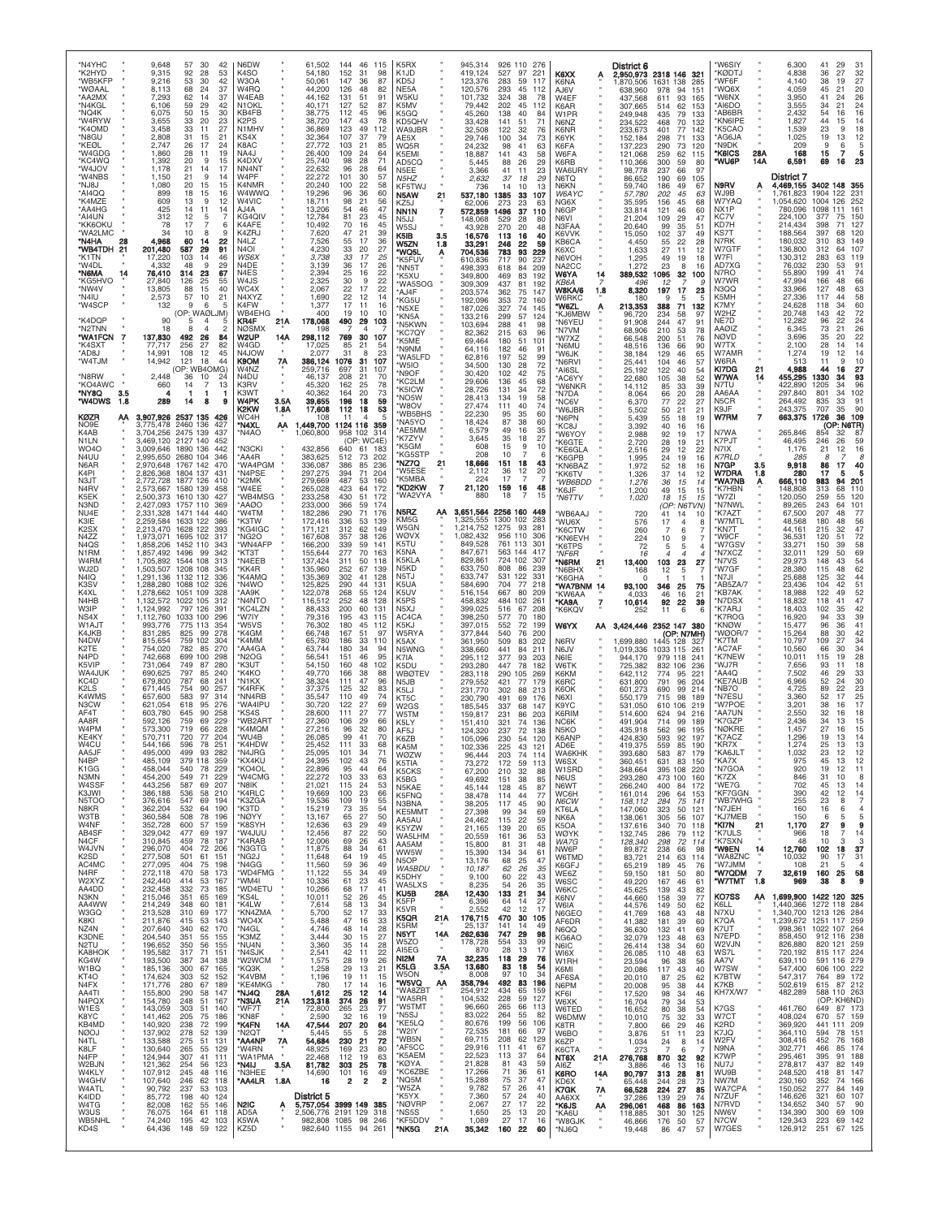*N4YHC " 9,648 57 30 42
*K2HYD " 9,315 92 28 53
*WB5KFP " 9,216 53 30 42
*WØAAL " 8,113 68 24 37
*AA2MX " 7,293 62 14 37
*N4KGL " 6,106 59 29 42
*NQ4K " 6,075 50 15 30
*W4RYW " 3,655 33 20 23
*K4OMD " 3,458 33 11 27
*N8GU " 2,808 31 15 21
*KEØL " 2,747 26 17 24
*W4GDG " 1,860 28 11 19
*KC4WQ " 1,392 20 9 15
*W4JOV " 1,178 21 14 17
*W4NBS " 1,150 21 9 14
*NJ8J " 1,080 20 15 15
*AI4QQ " 899 18 15 16
*K4MZE " 609 13 9 12
*AA4HG " 425 14 11 14
*AI4UN " 312 12 5 7
*KK6OKU " 78 17 7 6
*WA2LMC " 34 10 8 9
**\*N4HA 28 4,968 60 14 22**
**\*WB4THD 21 201,480 587 29 91**
*K1TN " 17,220 103 14 46
*W4DL " 4,332 48 9 29
**\*N6MA 14 76,410 314 23 67**
*KG5HVO " 27,840 126 25 55
*NW4V " 13,805 88 15 40
*N4IU " 2,573 57 10 21
*W4SCP " 132 9 6 5
(OP: WAØLJM)
*K4DQP " 90 5 4 5
*N2TNN " 18 8 4 2
**\*WA1FCN 7 137,830 492 26 84**
*K4SXT " 27,840 256 27 82
*AD8J " 14,991 108 12 45
*W4TJM " 14,942 121 18 44
(OP: WB4OMG)
*N8RW " 2,448 36 10 24
*KO4AWC " 660 14 7 13
**\*NY8Q 3.5 4 1 1 1**
**\*W4DWS 1.8 289 14 8 9**

**KØZR AA 3,907,926 2537 135 426**
NO9E " 3,775,478 2460 136 427
K4AB " 3,704,256 2475 139 437
N1LN " 3,469,120 2127 140 452
WO4O " 3,009,646 1890 136 442
N4UU " 2,995,650 2680 104 346
N6AR " 2,970,648 1767 142 470
K4PI " 2,826,368 1804 137 431
N3JT " 2,772,728 1877 126 410
N4RV " 2,573,667 1580 139 458
K5EK " 2,500,373 1610 130 427
N3ND " 2,427,093 1757 110 369
NU4E " 2,331,328 1471 144 440
K3IE " 2,259,584 1633 122 386
K2SX " 2,213,470 1628 122 393
N4ZZ " 1,973,071 1695 102 317
N4QS " 1,858,206 1452 110 343
N1RM " 1,857,492 1496 99 342
W4RM " 1,705,892 1544 108 313
WJ2D " 1,503,507 1208 108 345
N4IQ " 1,291,136 1132 112 336
K3SV " 1,288,280 1088 102 326
K4XL " 1,278,662 1051 109 328
N4HB " 1,132,572 1022 105 312
W3IP " 1,124,992 797 126 391
NS4X " 1,112,760 1033 100 296
W1AJT " 993,776 775 113 354
K4JKB " 831,285 825 99 278
N4DW " 815,654 759 102 304
K2TE " 754,020 782 85 270
N4PD " 742,668 699 100 298
K5VIP " 731,064 749 87 280
WA4JUK " 690,625 797 85 240
KC4D " 679,800 787 68 241
K2LS " 671,445 754 90 257
K4WMS " 657,600 583 97 314
N3CW " 621,054 618 95 276
AF4T " 603,780 645 90 258
AA8R " 592,126 759 69 229
W4PM " 573,300 719 66 228
KE4KY " 570,711 720 77 204
W4CU " 544,166 596 78 251
AA5JF " 495,000 499 93 282
N4BP " 485,109 379 118 359
K1GG " 458,044 540 78 229
N3MN " 454,200 549 71 229
W4SSF " 443,256 587 69 207
K3JWI " 386,188 536 58 210
N5TOO " 376,616 547 69 194
N8KR " 362,204 532 64 190
W3TB " 360,584 508 78 196
W4NF " 352,728 600 57 159
AB4SF " 329,042 477 69 197
N4CF " 310,845 459 78 187
W4JVN " 296,070 404 72 206
K2SD " 277,508 501 61 151
AC4MC " 277,095 404 75 198
N4RF " 272,118 470 58 173
W2XYZ " 242,440 414 53 167
AA4DD " 232,458 332 73 185
N3KN " 215,046 351 65 169
AA4WW " 214,249 348 60 181
W3GQ " 213,528 310 69 177
K8KI " 211,876 415 53 143
NZ4N " 207,640 340 62 170
K3DNE " 204,540 351 55 155
N2TU " 196,652 350 56 155
KA8HOK " 195,587 317 71 150
KG4W " 193,600 387 34 138
W1BQ " 185,136 300 67 165
KT4O " 174,624 303 52 152
N4FX " 171,776 280 67 189
AA4TI " 155,800 290 58 147
N4PQX " 154,780 248 51 167
W1ES " 143,059 303 51 140
K8YC " 141,462 205 75 186
KB4MD " 140,920 238 72 199
NØOJ " 137,902 278 52 139
N4TL " 133,588 275 51 131
K8LF " 130,640 265 55 129
N4PF " 124,944 307 41 111
W2BJN " 121,362 254 56 123
W4KLY " 107,912 245 48 116
W4GHV " 107,640 246 62 118
WA4TL " 90,792 237 53 103
K4IDD " 85,772 198 40 124
W4TG " 82,008 162 55 146
W3US " 76,075 164 61 118
WB5NHL " 74,240 195 42 103
KD4S " 64,436 148 59 122
N6DW " 61,502 144 46 115
K4SO " 54,180 152 31 98
W3OA " 50,061 147 36 87
W4EAB " 44,162 131 51 91
N1OKL " 40,171 127 52 87
KB4FB " 38,775 112 45 96
K2PS " 38,720 147 43 78
N1MHV " 36,869 123 49 112
KS4X " 32,364 107 37 79
K8AC " 27,772 103 21 85
NA4J " 26,400 109 24 64
K4DXV " 25,740 98 28 71
NN4NT " 22,632 96 28 64
W4PF " 22,272 101 30 57
K4NMR " 20,240 100 22 58
W4MWQ " 19,296 98 36 60
W4VIC " 18,711 98 21 56
AJ4A " 13,206 54 46 47
KG4QIV " 12,784 81 23 45
K4AFE " 10,492 70 16 48
K4ZRJ " 7,620 47 21 39
N4LZ " 7,526 55 17 36
N4OI " 4,230 33 20 27
*WS6X* " 3,738 33 17 25
N4DE " 3,139 36 17 26
N4ES " 2,394 25 16 22
W4JS " 2,325 30 9 22
WC4X " 2,067 22 17 22
N4XYZ " 1,690 22 12 14
K4FW " 1,377 17 11 16
WB4EHG " 400 19 10 10
**KR4F 21A 178,068 490 29 103**
NO5MX " 198 7 4 7
**W2UP 14A 298,112 769 30 107**
W4GD " 17,025 85 21 54
N4JOW " 2,077 31 8 23
**K9OM 7A 386,124 1076 31 107**
W4NZ " 259,716 697 31 107
N4DU " 46,137 208 21 70
K3RV " 45,320 162 25 78
K3WT " 40,362 164 20 73
**W4PK 3.5A 39,655 196 18 59**
**K2KW 1.8A 17,608 112 18 53**
WO4H " 108 11 4 5
(OP: WC4E)
**\*N4XL AA 1,449,700 1124 116 359**
*N4AO " 1,060,800 958 102 314
*N3CKI " 432,856 640 61 183
*AA4R " 383,625 512 73 202
*WA4PGM " 336,087 386 85 236
*N4PSE " 297,275 394 71 204
*K2MK " 279,669 487 53 160
*W4EE " 265,028 423 64 172
*WB4MSG " 233,258 430 51 172
*AAØO " 233,000 366 59 174
*W4TM " 182,286 290 71 176
*K3TW " 172,416 336 53 139
*KG4IGC " 171,121 312 62 149
*NG2O " 167,608 357 38 126
*WN4AFP " 166,200 339 59 141
*KT3T " 155,644 277 70 163
*N4EEB " 137,424 311 50 118
*KK4R " 135,960 252 67 139
*K4AMQ " 135,369 300 41 128
*N4WO " 125,825 290 44 131
*AA9K " 122,078 268 55 124
*N4NTO " 116,512 252 48 128
*KC4LZN " 88,433 200 60 131
*W7IY " 79,316 195 43 115
*W6VS " 76,302 180 45 112
*K4GM " 66,748 167 51 97
*K4MM " 65,780 186 33 110
*AA4GA " 63,744 180 34 94
*N2OG " 56,541 151 46 95
*K3UT " 54,150 160 48 102
*K4KO " 49,770 166 38 88
*N1KX " 38,324 111 47 96
*K4RFK " 37,375 125 32 83
*NN4RB " 35,547 110 49 74
*WA4IPU " 30,720 122 27 69
*KS4S " 28,600 111 27 77
*WB2ART " 27,360 106 29 66
*K4MQM " 27,216 96 32 80
*WU4B " 26,085 99 41 70
*K4HDW " 25,452 111 33 68
*N4JRG " 25,095 101 34 71
*KX4KU " 24,395 102 43 76
*KO4OL " 22,896 95 44 64
*W4CMG " 22,772 103 33 63
*N8IK " 21,021 115 24 53
*K4RLC " 19,669 100 23 66
*K3ZGA " 19,536 109 19 55
*K3TD " 15,219 73 35 54
*NØYY " 13,167 65 27 50
*K8SYH " 12,636 63 29 49
*W4JUU " 12,456 87 22 50
*K4RAB " 12,006 69 26 43
*N3GTG " 11,875 88 34 61
*NG2J " 11,648 64 19 45
*N4GG " 11,560 59 36 49
*WD4FMG " 11,122 55 34 49
*WM4I " 10,336 61 23 45
*WD4ETU " 10,266 68 17 41
*KS4L " 10,011 52 26 43
*K4LW " 7,614 58 13 34
*KN4ZMA " 5,700 52 17 33
*WO4X " 5,488 47 16 33
*N4GL " 4,746 48 14 28
*W4NV " 3,444 30 15 27
*NU4N " 3,360 35 14 28
*N4SJK " 2,541 42 11 22
*W2WCM " 1,575 28 19 26
*KQ3K " 1,258 29 13 21
*K4VBM " 1,196 19 11 15
*KE4MKG " 780 17 12 14
**\*NJ4Q 28A 1,612 25 12 14**
**\*N3UA 21A 123,318 374 26 91**
*WF7T " 72,800 265 23 77
*KN8F " 2,590 32 16 19
**\*K4FN 14A 47,544 207 20 64**
*N2QT " 5,445 55 9 28
**\*AA4NP 7A 54,684 230 21 72**
*W4RN " 48,925 169 23 80
*WA1PMA " 22,468 112 19 63
**\*N4IJ 3.5A 81,782 303 25 78**
*N3HEE " 14,690 101 16 49
**\*AA4LR 1.8A 16 2 2 2**

## District 5

**N2IC A 5,757,054 3999 149 385**
AD5A " 2,506,776 2191 129 318
K5WA " 982,808 1085 98 228
K5ZD " 982,640 1155 94 261
K5RX " 945,314 926 110 276
K1JD " 419,124 527 97 221
KD5J " 123,376 283 59 117
NE5A " 120,576 293 45 112
W5KU " 101,732 324 38 78
K5MV " 79,442 202 45 112
K5GQ " 45,260 138 40 84
KD5QHV " 43,428 141 51 71
WA9JBR " 32,508 122 32 76
AE5X " 29,746 100 34 73
WQ5R " 24,232 98 41 63
K5EMI " 18,887 141 43 58
AD5CQ " 5,445 88 26 29
N5EE " 3,366 41 11 23
*N5HZ* " 2,632 37 18 29
KF5TWJ " 736 14 10 13
**N5AW 21 537,180 1385 33 107**
KZ5J " 62,006 273 23 63
**NN1N 7 572,859 1496 37 110**
N5JJ " 148,068 529 28 80
W5SJ " 43,928 270 20 48
**K5IB 3.5 16,576 113 16 40**
**W5ZN 1.8 33,291 246 22 59**
**\*WQ5L A 704,536 783 93 229**
*K5FUV " 610,836 717 90 237
*NN5T " 498,393 618 84 209
*K5XU " 349,800 469 83 192
*WA5SOG " 309,309 437 81 192
*AJ4F " 203,574 362 75 147
*KG5U " 192,096 353 72 160
*N5XE " 187,026 327 74 145
*KN5A " 133,216 299 57 124
*N5KWN " 103,694 288 41 98
*KC7QY " 82,362 215 63 96
*K5ME " 69,464 180 51 101
*N9NM " 64,116 182 46 91
*WA5LFD " 62,816 197 52 99
*W5IO " 34,500 130 28 72
*N9OF " 30,420 102 42 75
*KC2LM " 29,606 136 45 68
*K5ICW " 28,726 131 34 72
*NO5W " 28,413 134 19 58
*W8OV " 27,474 111 40 74
*WB5HBS " 22,230 95 35 60
*NA5YO " 18,424 87 38 60
*AE5MM " 6,579 49 16 35
*K7ZYV " 3,645 35 18 27
*K5GM " 608 15 9 10
*KG5STP " 208 10 7 6
**\*NZ7Q 21 18,666 151 18 43**
*W5ESE " 2,112 36 12 20
*K5MBA " 224 17 7 7
**\*KD2KW 7 21,120 159 16 48**
*WA2VYA " 880 18 7 15

**N5RZ AA 3,651,564 2256 160 449**
KM5G " 1,325,555 1300 102 283
W5GN " 1,214,752 1275 93 281
WØVX " 1,082,432 956 110 306
K5TU " 849,528 761 113 301
K5NA " 847,671 563 144 417
K5KLA " 829,861 724 102 307
N5KD " 633,750 808 86 239
N5TJ " 633,747 531 122 331
K5UA " 584,690 704 77 218
W5GFE " 545,600 578 90 210
K5UV " 516,154 667 80 209
N5KB " 458,832 484 102 261
N5XJ " 399,025 516 67 208
AC4CA " 398,250 577 70 180
K5KJ " 397,015 552 72 199
W5RYA " 377,844 540 76 200
K5AX " 361,950 509 83 202
N5WNG " 338,660 441 84 211
K7IA " 295,112 377 93 203
K5DU " 293,280 447 78 182
WBØTEV " 283,118 290 105 269
N5JB " 279,552 421 77 179
K5LJ " 231,770 302 88 213
KT5C " 230,790 491 69 176
W2GS " 185,545 337 68 147
W5TM " 159,817 231 86 203
K5LY " 151,410 321 74 136
AF5J " 124,320 237 72 138
K5ZB " 105,096 290 54 120
KA5M " 102,336 225 43 121
WØZW " 96,444 203 74 114
K5TIA " 73,272 172 59 113
K5CKS " 67,200 210 32 88
K5BG " 49,692 151 38 85
N5KAE " 45,144 128 45 87
K5FNQ " 38,478 114 44 77
N3BNA " 38,205 117 45 90
KE5MMT " 27,398 99 34 69
AA5AU " 24,462 115 22 59
K5YZW " 21,165 139 20 65
WA5LHM " 20,559 161 36 53
AA5AM " 15,800 81 31 48
WW5M " 15,390 64 34 61
N5OP " 13,176 68 25 47
*WA5BDU* " 10,187 62 26 35
K5DHY " 9,100 60 22 43
WA5LXS " 8,235 54 26 35
**KU5B 28A 12,430 133 21 34**
K5FP " 6,396 64 14 27
K5VR " 2,552 42 12 17
**K5QR 21A 176,715 470 30 105**
K5RM " 25,137 141 14 49
**N5YT 14A 262,636 747 29 98**
W5ZO " 178,728 554 33 99
AI5EG " 870 28 13 17
**NI2M 7A 32,235 118 29 76**
**K5LG 3.5A 13,680 83 18 54**
K5ON " 8,008 97 10 34
**\*W5VQ AA 358,794 492 83 196**
*WA8ZBT " 254,912 434 65 159
*WA5RR " 104,532 228 59 127
*W5TMT " 96,660 265 66 113
*N5SJ " 83,022 264 55 82
*KE5LQ " 80,676 199 56 106
*W2IY " 72,535 181 66 97
*WB5N " 69,715 208 62 129
*AF5CC " 29,916 111 47 67
*K5AEM " 22,523 113 37 64
*KØYA " 21,626 120 35 62
*KC5ZBE " 17,266 71 36 61
*NQ5M " 15,288 75 37 47
*W5ZA " 9,782 57 26 47
*K5YX " 7,360 57 24 40
*NØVRP " 2,067 25 9 17
*N5SS " 1,650 25 13 20
*KF5DDV " 1,089 27 17 16
**\*NK5G 21A 35,342 160 22 60**

## District 6

**K6XX A 2,950,973 2318 146 321**
K6NA " 1,870,506 1631 138 285
AJ6V " 638,960 978 94 151
W4EF " 437,568 611 93 165
K6AR " 307,665 514 62 153
W1PR " 249,948 435 79 133
N6NZ " 234,522 468 70 132
K6NR " 233,673 401 77 142
K6YK " 152,184 298 71 133
K6TA " 137,223 290 73 120
W6FA " 121,068 259 62 115
K6RB " 110,366 300 59 80
WA6URY " 98,778 237 66 97
N6TQ " 86,652 190 69 105
N6KN " 59,740 186 49 67
*W6AYC* " 57,780 202 45 63
NG6X " 35,595 156 45 68
N6GP " 33,814 121 46 60
N6VI " 21,204 109 29 47
N3FAA " 20,640 99 35 51
K6VVK " 15,050 102 37 49
KB6CA " 4,450 55 22 28
K6XC " 1,633 27 11 12
N6VOH " 1,295 49 19 18
NA2CC " 1,272 23 8 16
**W6YA 14 389,532 1095 32 100**
*KB6A* " 496 12 7 9
**W8KA/6 1.8 8,320 197 17 23**
W6RKC " 180 9 5 5
**\*W6ZL A 213,353 388 71 132**
*KJ6MBW " 96,720 234 58 97
*N6YEU " 91,908 244 47 91
*N7VM " 68,906 210 53 78
*NØSD " 66,548 200 51 76
*N6MU " 48,516 136 66 90
*W6JK " 38,184 129 46 65
*N6RVI " 25,441 104 46 57
*AI6SL " 25,192 122 40 54
*AC6YY " 22,680 105 38 52
*W6NKR " 14,112 85 33 39
*N7DA " 8,064 66 20 28
*NC6V " 6,370 77 22 27
*W6JBR " 5,502 50 21 21
*N6PN " 5,439 55 18 19
*KC8J " 3,392 40 16 16
*W6YOY " 2,988 92 19 17
*K6GTE " 2,720 28 19 21
*KE6GLA " 2,516 29 12 22
*K6GPB " 1,995 24 19 16
*KN6BAZ " 1,972 52 18 16
*KK6TV " 1,326 37 14 12
*WB6BDD " 1,276 36 15 14
*K6JF " 1,200 49 15 15
*N6TTV " 1,020 18 15 15
(OP: N6TVN)
*WB6AAJ " 720 41 14 10
*WU6X " 576 17 4 8
*K6CTW " 260 7 6 7
*KN6EVH " 224 10 9 7
*K6TPS " 72 5 5 4
*NF6R " 16 4 4 4
**\*N6RM 21 13,400 103 23 27**
*N6BHX " 168 12 5 7
*KG6HA " 0 1 1 1
**\*WA7BNM 14 93,100 346 25 75**
*KW6AA " 4,033 46 16 21
**\*KA6A 7 10,614 92 22 39**
*K6KQV " 252 11 6 6

**W6YX AA 3,424,446 2352 147 380**
(OP: N7MH)
N6RV " 1,699,880 1445 128 327
N6JV " 1,019,336 1033 115 261
N6IE " 944,170 979 118 241
W6TK " 725,382 832 106 236
K6KM " 642,112 774 95 221
K6RC " 631,800 791 96 204
K6OK " 601,273 690 99 214
N6XI " 550,179 715 98 189
K9YC " 531,050 610 106 219
K6RIM " 514,600 624 94 216
NC6K " 491,904 714 99 189
N5KO " 435,918 562 96 195
K6ANP " 424,830 593 92 197
AD6E " 419,375 559 85 190
WA6KHK " 393,680 583 87 179
W6SX " 360,451 631 83 150
W1SRD " 348,664 395 108 220
N6US " 293,280 473 100 160
N6WT " 266,240 400 84 172
W6CH " 161,014 296 64 153
*N6CW* " 158,112 284 75 141
KT6LA " 147,060 323 50 121
NK6A " 138,061 305 56 107
K5OA " 137,616 340 70 118
WØYK " 132,745 286 79 112
*WA7G* " 128,340 298 72 114
NW6P " 89,872 238 66 98
W6TMD " 83,721 214 63 114
K6GFJ " 65,219 189 45 76
WE6Z " 59,150 181 50 80
W6SC " 49,220 167 46 61
W6KC " 45,625 139 43 82
K6NV " 44,660 158 39 77
W6IA " 44,576 149 50 62
N6GEO " 41,769 168 43 48
AF6DR " 41,382 181 39 60
N6QQ " 36,630 132 41 69
KG6AO " 32,073 123 48 63
N6IC " 26,414 138 34 60
W6KX " 26,085 110 48 63
W1RH " 23,594 96 38 56
K6MI " 20,086 117 43 40
AF6IA " 20,010 87 25 62
N6PM " 20,008 95 38 44
KF6I " 17,520 98 34 46
W6XK " 16,704 79 34 53
W6DMW " 10,010 75 32 33
K8TR " 7,800 66 29 46
W6BO " 3,876 51 11 23
K6ZP " 1,034 24 8 14
K6CTA " 273 7 6 7
**NT6X 21A 276,768 870 32 92**
AI6Z " 3,886 46 13 16
**K6RO 14A 90,797 313 28 81**
KD6X " 65,448 244 28 73
**K7GK 7A 66,528 224 27 85**
AA6XX " 37,288 149 25 67
**\*K6JS AA 296,061 468 86 163**
*KA6U " 118,985 301 30 135
*W8GJK " 46,866 176 50 77
*NJ6Q " 19,448 86 47 57
*W6SIY " 6,300 41 29 31
*KØDTJ " 4,838 36 27 32
*WF6F " 4,140 38 19 27
*WQ6X " 4,059 45 21 20
*W6NX " 3,950 41 24 26
*AI6DO " 3,555 34 21 24
*AB6BR " 2,432 54 16 16
*KN6IPE " 1,827 44 15 14
*K5CAO " 1,539 23 9 18
*AG6JA " 1,025 19 13 12
*N9DK " 209 9 6 5
**\*K6ICS 28A 168 15 7 5**
**\*WU6P 14A 6,591 69 16 23**

## District 7

**N9RV A 4,469,155 3402 148 355**
WJ9B " 1,761,823 1904 122 231
W7YAQ " 1,054,620 1004 126 252
NX1P " 780,096 1098 111 161
KC7V " 224,100 377 75 150
KD7H " 214,434 398 71 127
KS7T " 188,564 397 68 120
N7RK " 180,032 310 83 149
W7GTF " 136,800 312 64 107
W7FI " 130,312 283 63 119
AD7XG " 76,032 230 53 91
N7RO " 55,890 199 41 74
W7WR " 47,994 166 48 66
N3QQ " 33,966 127 48 63
K5MH " 27,336 117 44 58
K7MY " 24,628 118 34 60
W2HZ " 20,748 143 42 72
NE7D " 12,282 96 22 24
AAØIZ " 6,345 73 21 26
NØVD " 3,696 35 20 22
W7TX " 2,100 28 14 14
W7AMR " 1,274 19 12 14
W6RA " 513 11 9 10
**KI7DG 21 4,988 44 16 27**
**W7WA 14 455,295 1330 34 93**
N7TU " 422,890 1205 34 96
AA6AA " 297,840 801 34 102
N5CR " 264,492 835 33 91
K9JF " 243,375 707 35 90
**W7RM 7 663,375 1726 36 109**
(OP: N6TR)
N7WA " 265,846 854 32 87
K7PJT " 46,495 246 26 59
N7IX " 1,176 21 12 16
*K7RLD* " 88 7 8 8
**N7GP 3.5 9,918 86 17 40**
K7BX " 5 1 1 1
**W7DRA 1.8 280 17 5 5**
**\*WA7NB A 666,110 983 94 201**
*K7HBN " 148,808 313 68 110
*W7ZI " 120,050 259 55 120
*N7NWL " 89,265 243 64 101
*K7AZT " 67,500 207 48 77
*W7MTL " 48,568 180 48 56
*KN7T " 44,161 215 32 47
*W9CF " 36,531 120 51 72
*W7GSV " 33,277 150 39 58
*N7XCZ " 32,011 129 50 69
*N7VS " 29,973 148 43 54
*W7GF " 28,380 115 48 62
*N7JI " 25,688 125 32 44
*AB5ZA/7 " 23,436 104 42 51
*KB7AK " 18,988 122 49 52
*N7DSX " 18,832 118 41 47
*K7ARJ " 18,403 102 35 42
*K7ROG " 16,920 94 33 39
*KNØW " 15,477 96 36 41
*WOØR/7 " 15,264 88 30 42
*K7TM " 10,797 109 27 34
*AC7AF " 10,560 66 30 34
*K7NEW " 10,011 115 19 28
*WJ7R " 7,656 93 11 18
*AA4Q " 7,502 46 29 33
*KE7AUB " 6,966 52 24 30
*NB7O " 4,725 89 22 23
*N7ESU " 3,360 52 17 25
*W7POE " 3,201 38 16 17
*AA7UN " 2,550 32 16 18
*K7GZP " 2,436 34 13 15
*NØKRE " 1,457 27 16 15
*K7ACZ " 1,296 19 13 14
*KR7X " 1,274 25 13 13
*KA6JLT " 1,032 23 12 12
*KA7X " 975 45 13 12
*N7GOA " 920 19 12 11
*K7ZX " 846 31 10 8
*WE7G " 702 45 13 14
*KF7GGN " 390 42 12 14
*WB7WHG " 255 23 8 7
*N7JEH " 160 16 6 4
*KJ7MEB " 150 6 5 5
**\*KI7N 21 1,170 27 9 9**
*K7ULS " 966 18 7 14
*K7SXN " 48 10 3 3
**\*W9EN 14 12,760 102 18 37**
*WA8ZNC " 10,032 90 17 31
*W7JMM " 108 21 5 4
**\*W7QDM 7 32,619 160 25 58**
**\*W7TMT 1.8 969 38 8 9**

**KO7SS AA 1,699,900 1422 120 325**
K6LL " 1,440,366 1272 118 284
N7XU " 1,340,700 1213 126 284
K7QA " 1,239,672 1251 117 259
K7UT " 998,361 1021 107 264
N7EPD " 858,450 912 115 238
W2VJN " 826,880 820 121 259
W7SL " 720,192 815 117 224
AA7V " 639,110 591 116 279
W7SW " 547,400 606 100 222
K7BTW " 547,317 704 89 172
K7KB " 502,619 615 87 212
KH7X/W7 " 482,289 588 110 263
(OP: KH6ND)
K7GS " 461,760 649 87 153
W7CT " 408,024 670 57 159
K2RD " 369,920 441 111 209
K7JQ " 364,110 594 78 151
W2FV " 308,416 452 76 168
N9NA " 302,771 446 85 156
K7WP " 295,461 395 91 188
NU7J " 278,817 437 82 149
WU9B " 248,520 418 81 147
NW7M " 230,130 352 74 166
WA7CPA " 150,052 277 84 149
N7ZUF " 146,620 357 60 110
N7RVD " 134,652 340 57 90
NW6V " 134,390 303 60 109
N7CW " 129,343 322 58 91
W7GES " 126,912 251 67 125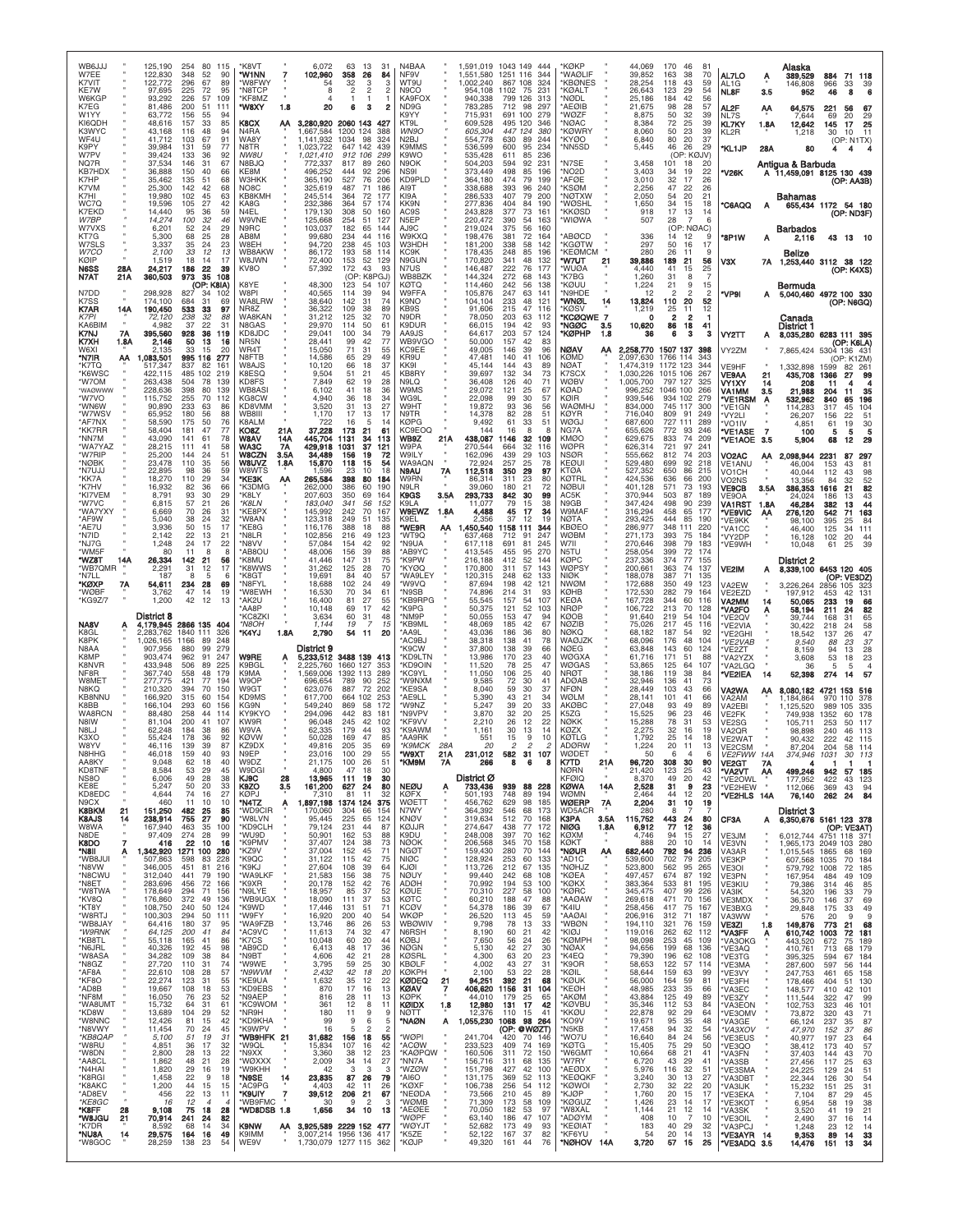WB6JJJ " 125,190 254 80 115
W7EE " 122,830 348 52 90
K7VIT " 122,772 296 67 89
KE7W " 97,695 225 72 95
W6KGP " 93,292 226 57 109
K7EG " 81,486 200 51 111
W1YY " 63,772 156 55 94
KI6QDH " 48,616 157 33 85
K3WYC " 43,168 116 48 94
WF4U " 41,712 103 67 91
K9PY " 39,984 131 59 77
W7PV " 39,424 133 36 92
NQ7R " 37,534 146 31 67
KB7HDX " 36,888 150 40 66
K7HP " 35,462 135 51 68
K7VM " 25,300 142 42 68
K7HI " 19,980 102 45 63
WC7Q " 19,596 105 27 42
K7EKD " 14,440 95 36 59
*W7BP " 14,274 100 32 46*
W7VXS " 6,201 52 24 29
KT7G " 5,300 68 25 28
W7SLS " 3,337 35 24 23
*W7CO " 2,100 33 12 13*
KØIP " 1,519 18 14 17
**N6SS 28A 24,217 186 22 39**
**N7AT 21A 360,503 973 35 108**
(OP: K8IA)
N7DD " 298,928 827 34 102
K7SS " 174,100 684 31 69
**K7AR 14A 190,450 533 33 97**
*K7PI " 72,120 238 32 88*
KA6BIM " 4,982 37 22 31
**K7NJ 7A 395,560 928 36 119**
**K7XH 1.8A 2,146 50 13 16**
W6XI " 2,135 33 15 20
**\*N7IR AA 1,083,501 995 116 277**
*K7TQ " 517,347 837 82 161
*K6WSC " 422,115 485 102 219
*W7OM " 263,438 504 78 139
*WAØWWW " 228,636 398 80 139
*W7VO " 115,752 255 70 112
*WN6W " 90,890 233 63 86
*W7WSV " 65,952 180 56 88
*AF7NX " 58,590 175 50 76
*KK7RR " 58,404 181 47 77
*NN7M " 43,090 141 61 78
*WA7YAZ " 28,215 111 41 54
*W7RIP " 25,200 144 24 51
*NØBK " 23,478 110 35 56
*N7UJJ " 22,895 98 36 59
*KK7A " 18,270 110 29 34
*K7HV " 16,932 82 36 66
*KI7VEM " 8,791 93 30 29
*W7VC " 6,815 57 21 26
*WA7YXY " 6,669 70 26 31
*AF9W " 5,040 38 24 32
*AE7U " 3,936 50 15 17
*N7ID " 2,142 22 13 21
*NJ7G " 1,248 24 17 22
*WM5F " 80 11 8 8
**\*WZ8T 14A 26,334 142 21 56**
*WB7QMR " 2,291 31 12 17
*N7LL " 187 8 6 5
**\*KØXP 7A 54,611 234 28 69**
*WØBF " 3,762 47 14 19
*KG9Z/7 " 1,200 42 12 13

District 8
**NA8V A 4,179,945 2866 135 404**
K8GL " 2,283,762 1840 111 326
K8PK " 1,026,165 1166 89 248
N8AA " 907,956 880 99 279
K8MP " 903,474 962 91 247
K8NVR " 433,948 506 89 225
NF8R " 367,740 558 48 179
W8MET " 277,775 421 77 194
N8KQ " 210,320 394 70 150
KB8NNU " 196,920 315 60 154
K8BB " 166,104 293 60 156
WA8RCN " 88,480 258 44 114
N8IW " 81,104 200 41 107
N8LJ " 62,248 184 38 86
K3XO " 55,424 178 36 92
W8YV " 46,116 139 39 87
N8HHG " 46,018 159 40 93
AA8KY " 9,048 62 18 40
KD8TNF " 8,584 53 29 45
NS8O " 6,006 49 28 38
KE8E " 5,247 50 20 33
KD8EDC " 4,644 74 16 27
N9CX " 460 11 10 10
**K8BKM 21 151,250 482 25 85**
**K8AJS 14 238,914 755 27 90**
W8WA " 167,940 463 35 100
N8DE " 97,409 274 28 99
**K8DO 7 416 22 10 16**
**\*N8II A 1,342,920 1271 100 280**
*WB8JUI " 507,863 598 83 228
*N8VW " 346,005 451 81 216
*N8CWU " 312,040 441 79 190
*N8ET " 283,696 456 72 166
*W8TWA " 178,649 294 71 156
*KV8Q " 176,860 372 49 136
*KT8Y " 108,750 240 50 124
*W8RTJ " 100,303 294 50 111
*WB8JAY " 64,416 180 37 95
*\*W9RNK " 64,125 200 41 84*
*KB8TL " 55,118 165 41 86
*N6JRL " 40,326 192 45 98
*W8ASA " 34,282 109 38 84
*N8GZ " 27,720 110 31 74
*AF8A " 22,610 108 28 57
*KF8O " 22,274 123 31 55
*AD8B " 19,667 108 18 53
*NF8M " 16,050 76 23 52
*WA8UMT " 15,732 64 31 61
*KD8W " 13,689 104 29 52
*W8NNC " 12,426 81 15 42
*N8VWY " 11,454 70 24 45
*\*KB8QAP " 5,100 51 17 19*
*W8RU " 4,851 36 17 32
*W8DN " 2,800 28 13 22
*AA8CL " 1,862 48 21 28
*N4HAI " 1,820 29 16 19
*K8RGI " 1,458 22 9 18
*K8AKC " 1,200 44 15 15
*AD8EV " 456 22 13 11
*\*KE8GC " 16 12 4 4*
**\*K8FF 28 9,108 75 18 28**
**\*W8JGU 21 70,914 241 24 82**
*K7DR " 8,592 68 14 34
**\*NU8A 14 29,575 164 16 49**
*W8GOC " 28,259 138 23 54
*K8VT " 6,072 63 13 31
**\*W1NN 7 102,960 358 26 84**
*W8FWY " 54 32 3 3
*N8TCP " 8 2 2 2
*KF8MZ " 4 1 1 1
**\*W8XY 1.8 20 6 3 2**
**K8CX AA 3,280,920 2060 143 427**
N4RA " 1,667,584 1200 124 388
WA8Y " 1,141,932 1034 98 324
N8TR " 1,023,722 647 142 439
*NW8U " 1,021,410 912 106 299*
N8BJQ " 772,337 817 89 260
KE8M " 496,252 444 92 296
W3HKK " 365,190 527 76 206
NO8C " 325,619 487 71 186
KB8KMH " 245,514 364 72 177
KA8G " 232,386 364 57 174
N4EL " 179,130 308 50 160
W9VNE " 125,668 254 51 127
N9RC " 103,037 182 65 144
AB8M " 99,680 234 44 116
W8EH " 94,720 238 45 103
WB8AKW " 86,172 193 58 114
W8JWN " 72,400 153 52 129
KV8O " 57,392 172 43 93
(OP: K8PGJ)
K8YE " 48,300 123 54 107
W8PI " 40,565 114 39 94
WA8LRW " 38,640 142 31 74
NR8Z " 36,322 109 38 84
WA8KAN " 31,212 125 32 70
N8GAS " 29,970 114 50 61
KD8JDC " 29,041 100 34 79
NR5N " 28,441 99 42 77
WR4T " 15,050 71 31 55
N8FTB " 14,586 65 29 49
W8AJS " 10,120 66 18 37
K8ESQ " 9,504 51 21 45
KD8FS " 7,849 62 19 28
WB8ASI " 6,102 41 18 36
KG8CW " 4,940 36 18 34
KD8VMM " 3,520 31 13 27
WB8III " 1,170 17 13 17
K8ALM " 722 16 5 14
**KO8Z 21A 37,228 173 21 61**
**W8AV 14A 445,704 1131 34 113**
**WA3C 7A 429,918 1031 37 121**
**W8CZN 3.5A 34,489 156 19 72**
**W8UVZ 1.8A 15,870 118 15 54**
W8WTS " 1,596 23 10 18
**\*KE3K AA 265,584 398 80 184**
*K3DMG " 262,000 386 60 190
*K8LY " 207,603 350 69 164
*\*K8LN " 183,040 347 56 152*
*KE8PX " 145,992 242 70 167
*W8AN " 123,318 249 51 135
*KE8G " 116,176 388 18 88
*N8LR " 102,856 216 49 123
*N8VV " 57,084 154 42 92
*AB8OU " 48,006 156 39 88
*K8MU " 41,446 147 31 75
*K8WWS " 31,262 125 28 70
*K8GT " 19,691 84 40 57
*NF8YL " 18,688 102 24 49
*W8EWH " 16,530 70 34 61
*AK2U " 16,400 81 27 55
*AA8P " 10,375 69 17 42
*KC8ZKI " 3,634 60 31 48
*\*N8OH " 1,144 19 7 15*
**\*K4YJ 1.8A 2,790 54 11 20**

District 9
**W9RE A 5,233,512 3488 139 413**
K9BGL " 2,225,760 1660 127 353
K9MA " 1,569,006 1392 113 289
W9OP " 696,654 789 90 252
W9GT " 623,076 887 72 202
KD9MS " 617,700 664 102 253
KG9N " 549,240 869 58 172
KY9KYO " 294,096 442 83 181
KW9R " 96,048 245 42 102
W9VA " 62,335 179 44 93
KØVW " 50,028 169 47 85
KZ9DX " 49,816 205 35 69
N9EP " 23,016 100 29 55
W9DZ " 21,175 100 26 51
W9DGI " 4,800 47 18 30
**K9JC 28 13,965 111 19 30**
**K9ZO 3.5 161,200 627 24 80**
KØPJ " 7,310 81 11 32
**\*N4TZ A 1,897,198 1374 124 375**
*WD9CIR " 170,060 304 66 154
*W8LVN " 95,445 225 65 124
*KD9CLH " 79,124 224 44 87
*WU9D " 50,901 162 53 88
*K9PMV " 37,407 124 38 73
*KZ9V " 37,004 152 45 71
*K9QC " 31,122 115 42 75
*K9KJ " 27,604 108 39 64
*WA9LKF " 21,583 156 38 75
*K9XR " 20,178 152 42 76
*N9LYE " 18,957 85 37 52
*WB9UGX " 18,090 111 37 53
*K9WD " 17,446 134 51 71
*W9FY " 16,920 200 40 54
*WA9FZB " 13,746 86 26 53
*AC9VC " 11,613 74 32 47
*KC7CS " 10,048 65 20 44
*AB9CD " 6,413 48 17 36
*N9BT " 4,606 42 21 28
*W9WE " 3,795 59 25 30
*\*N9WVM " 2,432 42 18 20*
*KE9UA " 1,632 35 12 22
*KD9EBS " 870 17 16 13
*N9AEP " 816 28 11 13
*KC9WOM " 361 12 8 11
*NR9H " 180 11 9 9
*KD9KHA " 99 6 6 5
*K9WPV " 16 5 2 2
**\*WB9HFK 21 31,682 156 18 55**
*W9QL " 15,834 107 16 42
*N9XX " 3,360 38 12 23
*WØXXX " 2,009 34 14 27
*W9KHH " 42 3 3 3
**\*N9SE 14 23,835 87 26 79**
*AC9PG " 4,403 42 11 26
**\*K9UIY 7 39,512 206 21 67**
*WB9FMC " 30 9 2 3
**\*WD8DSB 1.8 1,656 34 10 13**
**K9NW AA 3,925,589 2229 152 477**
K9IMM " 3,007,214 1956 136 417
WE9V " 1,730,079 1277 115 362
N4BAA " 1,591,019 1043 149 444
NF9V " 1,551,580 1251 116 344
WT9U " 1,002,240 867 108 324
N9CO " 954,108 1102 75 231
KA9FOX " 940,338 799 126 313
ND9G " 783,285 712 98 297
K9YY " 715,931 691 100 279
KT9L " 609,528 495 120 346
*WN9O " 605,304 447 124 380*
N2BJ " 554,778 630 89 244
K9MMS " 536,599 600 95 234
K9WO " 535,428 611 85 236
N9OK " 504,203 594 92 231
N9II " 373,449 498 85 196
KD9PLD " 364,180 474 79 199
KC9K " 348,778 414 84 203
AI9T " 338,688 393 96 240
KI9A " 286,533 407 79 200
KK9N " 277,836 404 84 190
AC9S " 243,828 377 73 161
N5EP " 220,472 390 54 163
AJ9C " 219,024 375 56 160
W9KXQ " 198,476 381 72 164
W3HDH " 181,200 338 58 142
KB9S " 178,435 248 85 196
N9GUN " 170,820 341 48 132
N7US " 146,487 222 76 177
WB8BZK " 144,324 272 68 143
K9TQ " 114,460 242 56 138
W9FFA " 105,876 247 63 141
K9NO " 104,104 233 48 121
K9GO " 91,606 215 47 116
N9DR " 78,050 203 63 112
K9DUR " 66,015 194 42 93
AA9JS " 64,617 203 57 124
WB9VGO " 50,000 157 42 83
KC9EE " 49,005 146 39 96
KR9U " 47,481 140 41 106
KX9I " 45,144 144 43 89
KB8RY " 39,697 132 34 73
N9LQ " 36,408 126 40 71
W9MS " 29,072 121 25 67
WG9L " 22,098 99 30 57
W9HT " 19,872 93 36 56
N9TR " 14,378 82 28 51
KØPG " 9,492 61 33 51
KC9EOQ " 144 16 8 8
**W9BZ 21A 438,087 1146 32 109**
K9PW " 270,544 664 32 116
W9ILY " 162,096 439 29 103
WA9AQN " 72,924 257 25 78
**N9AU 7A 112,518 350 29 97**
W9RN " 86,314 311 23 80
N9LR " 39,060 180 21 72
**K9GS 3.5A 293,733 842 30 99**
K9LA " 11,077 79 15 38
**W9EWZ 1.8A 4,488 45 17 34**
K9EL " 2,356 37 12 19
**\*WE9R AA 1,450,540 1158 111 344**
*WT9Q " 637,468 712 91 247
*N9UA " 617,118 691 81 245
*AB9YC " 413,545 455 95 270
*K9PW " 216,188 412 52 144
*KY9O " 170,800 311 57 143
*WA9LEY " 120,315 248 62 133
*W9VQ " 87,694 198 42 121
*N9SB " 74,896 214 31 93
*KB9RPG " 55,545 157 54 107
*K9PG " 50,375 121 52 103
*NM9P " 50,055 153 47 94
*KB9ML " 48,069 185 42 67
*AA9L " 43,036 186 36 80
*AC9BJ " 38,338 138 41 78
*K9VOR " 37,800 138 39 66
*KD9LTN " 13,986 170 23 40
*KD9ONI " 11,520 78 25 47
*KC9YL " 11,050 106 25 40
*W9NXM " 9,585 72 30 41
*KE9SA " 8,040 59 30 37
*AE9LL " 5,390 43 21 34
*W9NZ " 5,247 39 20 33
*N9VPV " 3,870 32 20 25
*KF9VV " 2,210 26 12 22
*K9AWM " 1,161 30 13 14
*AA9RK " 551 15 9 10
*\*K9MCK 28A 20 2 2 2*
**\*W9XT 21A 231,012 582 31 107**
**\*KM9M 7A 266 8 6 8**

District Ø
**NEØU A 733,436 939 88 228**
KØFX " 501,193 748 89 194
WØETT " 456,762 629 98 185
N7WY " 364,392 546 68 173
KNØV " 319,634 512 70 168
KØJJR " 274,647 438 77 172
K9DU " 248,008 397 70 162
NØOK " 206,568 345 70 158
NØOT " 159,430 280 70 144
NIØC " 128,924 253 60 133
KJØI " 113,726 212 67 135
NØUY " 99,440 242 68 108
WØVB " 79,092 194 53 100
KØUE " 70,310 227 58 100
KØTC " 60,210 188 47 88
KØOV " 54,378 186 39 87
WKØP " 26,520 113 45 59
WBØWIV " 9,798 78 13 33
NØRSH " 8,190 60 21 42
KØBJ " 7,650 56 24 26
NØGN " 5,130 42 27 30
KØSRL " 4,300 63 20 23
KBØLF " 4,002 43 27 31
KØPKH " 2,100 53 22 28
**KØDEQ 21 94,251 392 21 68**
**KØAV 7 406,620 1156 31 104**
KØPK " 44,000 179 25 55
**KØIDX 1.8 12,980 131 17 42**
NØTT " 12,376 110 15 41
**\*NAØN A 1,055,230 1085 98 264**
(OP: @WØZT)
*WØPI " 241,704 420 70 146
*ACØW " 233,523 409 74 139
*KAØPQW " 160,506 311 72 150
*NN7A " 156,716 311 68 120
*WZØW " 151,798 427 42 100
*AIØO " 131,175 369 52 113
*KØKF " 106,738 226 56 126
*NEØDA " 73,566 210 45 89
*WØMB " 71,309 173 58 109
*AEØEE " 70,050 182 53 97
*WØPF " 63,140 186 47 107
*WØYJT " 52,682 173 49 93
*K5ZE " 52,122 167 37 82
*KØJP " 49,320 161 44 76
*KØKP " 44,069 170 46 81
*WAØLIF " 39,852 163 38 70
*KBØNES " 28,254 118 43 59
*KØALT " 26,643 123 29 54
*NØDL " 25,186 184 42 56
*AEØIB " 21,675 98 28 57
*WØZF " 8,875 50 32 39
*NØAC " 8,384 72 25 39
*KØWRY " 8,060 50 23 39
*KYØO " 6,840 80 20 37
*NN5SD " 5,445 46 26 29
(OP: KØJV)
*N7SE " 3,458 101 18 20
*NO2D " 3,403 34 19 22
*AFØE " 3,010 32 17 26
*KSØM " 2,256 47 22 26
*NØTXW " 2,050 54 20 21
*WØSHL " 1,650 34 15 18
*KKØSD " 918 17 13 14
*WIØWA " 507 28 7 6
(OP: NØAC)
*ABØCD " 336 14 12 9
*KGØTW " 297 50 16 17
*KEØMCM " 280 26 11 9
**\*W7UT 21 39,886 189 21 56**
*WUØA " 4,440 41 15 25
*K7BG " 1,260 31 8 7
*KØUU " 1,224 21 9 15
*N9HDE " 12 2 2 2
**\*WNØL 14 13,824 110 20 52**
*KØSV " 1,219 25 11 12
**\*KCØQWE 7 0 2 2 1**
**\*NGØC 3.5 10,620 86 18 41**
**\*KØPHP 1.8 36 6 3 3**

**NØAV AA 2,258,770 1507 137 398**
KØMD " 2,097,630 1766 114 343
NØAT " 1,474,319 1172 123 344
K7SCX " 1,030,226 1015 106 267
WØBV " 1,005,700 797 127 325
KØAD " 996,252 1046 100 266
KØIR " 939,546 934 102 279
WAØMHJ " 834,000 745 117 300
KØYR " 716,040 809 91 249
WØGJ " 687,600 727 111 289
NG7A " 655,626 772 93 246
KMØO " 629,675 833 74 209
WØPR " 626,314 721 97 241
NSØR " 555,662 812 74 203
KEØUI " 529,480 699 92 218
KTØA " 527,352 650 86 215
KØTRL " 424,536 636 66 200
NØBUI " 401,128 571 73 193
AC5K " 370,944 503 87 189
NØGB " 347,424 498 90 239
W9MAF " 316,294 458 65 177
NØTA " 293,425 444 85 190
KBØEO " 286,977 348 111 220
WØBM " 271,173 393 75 184
W7II " 270,646 398 79 183
N5TU " 258,054 399 72 174
KØPC " 237,336 374 77 155
WØPSY " 200,661 363 74 137
NIØK " 188,078 387 71 135
NWØM " 172,688 350 49 123
KØHB " 172,530 282 79 164
KEØA " 167,728 344 60 116
NRØP " 106,722 213 70 128
KØOB " 91,640 219 54 104
NØZIB " 75,026 217 45 116
NØKQ " 68,182 187 54 92
WAØJZK " 68,096 176 48 104
NØEG " 63,848 143 60 124
WØGXA " 61,716 171 51 88
WØGAS " 53,865 125 64 107
NRØT " 38,186 119 38 84
ADØAB " 32,946 136 41 73
NFØN " 28,449 103 43 66
WØLM " 28,141 101 41 66
AKØBC " 27,048 93 49 89
K5ZG " 15,525 96 23 46
NØKK " 15,288 78 31 53
KØZX " 2,275 32 16 19
KØTLG " 1,792 25 14 18
ADØRW " 1,224 20 11 13
WØDET " 50 6 4 6
**K7TD 21A 96,720 308 30 90**
NØRN " 21,420 123 25 43
KFØIQ " 8,370 49 20 42
**KØWA 14A 2,528 31 9 23**
WØMN " 2,464 44 12 20
**WØERP 7A 2,204 31 10 19**
WD5ACR " 280 8 7 7
**K3PA 3.5A 115,752 443 24 80**
**NIØG 1.8A 6,912 77 12 36**
KØXM " 4,746 94 15 27
KØKT " 888 20 10 14
**\*NØUR AA 682,440 792 94 236**
*AD1C " 539,600 702 79 205
*NØHJZ " 523,800 562 95 265
*KØEA " 497,457 674 87 192
*AKØX " 383,364 533 81 195
*KØRC " 345,475 407 99 226
*AAØAW " 269,618 471 70 156
*KØMP " 258,456 417 75 167
*AAØAI " 206,916 312 71 187
*WBØN " 194,110 321 76 159
*KIØJ " 119,016 262 62 112
*KØMPH " 98,098 253 45 109
*NØAX " 94,656 199 68 136
*K4EQ " 79,390 196 62 108
*KØOR " 58,653 122 57 114
*KØIL " 58,644 159 63 99
*KØUK " 56,000 164 59 81
*KEØH " 48,985 233 35 66
*AKØM " 43,884 125 49 83
*KØVBU " 35,346 112 53 84
*KKØU " 22,878 92 29 64
*WØQR " 19,671 95 35 48
*N5KB " 17,458 94 32 54
*WO7U " 16,640 84 26 54
*KØTG " 15,405 75 29 50
*W6GMT " 10,664 68 31 45
*W7RY " 6,720 61 18 30
*AEØOO " 5,976 41 26 46
*KEØGKF " 3,240 30 13 27
*KØWOL " 2,230 32 21 20
*KJØP " 1,760 25 15 17
*KØGUZ " 1,426 23 14 17
*W8XAL " 1,144 21 12 14
*ADØYM " 408 10 7 10
*KØDAP " 183 40 29 32
*KF6YU " 54 20 10 20
**\*NØHOV 14A 3,720 57 15 25**

Alaska
AL7LO A 389,529 884 71 118
AL1G " 146,808 966 33 39
**NL8F 3.5 952 46 8 6**
**AL2F AA 64,575 221 56 67**
NL7S " 7,644 69 20 29
**KL7KY 1.8A 12,642 145 17 25**
KL2R " 1,218 30 10 11
(OP: N1TX)
**\*KL1JP 28A 80 4 4 4**

Antigua & Barbuda
*V26K A 11,459,091 8125 130 439
(OP: AA3B)

Bahamas
*C6AQQ A 655,434 1172 54 180
(OP: ND3F)

Barbados
*8P1W A 2,116 43 13 10

Belize
V3X 7A 1,253,440 3112 38 122
(OP: K4XS)

Bermuda
*VP9I A 5,040,460 4972 100 330
(OP: N6GQ)

Canada
District 1
**VY2TT A 8,035,280 6283 111 395**
(OP: K6LA)
VY2ZM " 7,865,424 5304 136 431
(OP: K1ZM)
VE9HF " 1,332,898 1599 82 261
**VE9AA 21 435,708 1366 27 99**
**VY1XY 14 208 11 4 4**
**VA1MM 3.5 21,988 204 11 35**
**\*VE1RSM A 532,962 840 65 196**
*VE1GN " 114,283 317 45 104
*VY2LI " 26,207 156 22 51
*VO1IV " 4,851 61 19 30
**\*VE1ASE 7 100 5 5 5**
**\*VE1AOE 3.5 5,904 68 12 29**

**VO2AC AA 2,098,944 2231 87 297**
VE1ANU " 46,004 153 43 81
VO1CH " 40,044 112 43 98
VO2NS " 13,356 84 32 52
**VE9CB 3.5A 386,353 1616 21 82**
VE9OA " 24,024 186 13 43
**VA1RST 1.8A 46,284 382 13 44**
**\*VE9VIC AA 276,120 542 71 163**
*VE9KK " 98,100 395 25 84
*VA1CC " 46,400 125 34 111
*VY2DP " 16,128 102 29 44
*VE9WH " 10,048 61 25 39

District 2
**VE2IM A 8,339,100 6453 120 405**
(OP: VE3DZ)
VA2EW " 3,226,264 2856 105 323
VE2EZD " 197,912 453 42 131
**VA2MM 14 50,065 233 19 66**
**\*VA2FO A 58,194 211 24 82**
*VE2QV " 39,744 168 31 65
*VE2VIA " 30,422 218 24 58
*VE2GHI " 18,542 137 26 47
*\*VE2VAB " 9,540 88 23 37*
*VE2ZT " 8,159 94 13 28
*VA2YZX " 3,608 53 18 23
*VA2LGQ " 36 5 5 4
**\*VE2IEA 14 52,398 274 14 57**

**VA2WA AA 8,080,182 4721 153 516**
VA2AM " 1,184,864 970 110 378
VA2EBI " 1,125,520 989 105 335
VE2FK " 749,938 1352 60 178
VE2SG " 105,711 253 50 117
VA2QR " 98,898 240 46 113
VE2WAT " 90,432 222 42 115
VE2CSM " 87,204 204 58 114
*VE2FWW 14A 374,946 1031 30 113*
**VE2GT 7A 4 1 1 1**
**\*VA2VT AA 499,246 942 57 185**
*VE2OWL " 177,952 422 43 123
*VE2HEW " 112,066 369 43 94
**\*VE2HLS 14A 76,140 262 24 84**

District 3
**CF3A A 6,350,676 5161 123 378**
(OP: VE3AT)
VE3JM " 6,012,744 4751 118 371
VE3VN " 1,965,173 2049 103 280
VA3AR " 1,015,545 1865 68 169
VE3KP " 607,568 1035 70 184
VE3OI " 579,792 1008 72 185
VE3PN " 167,954 484 49 109
VE3KIU " 79,386 314 46 85
VA3IK " 54,320 196 33 79
VE3MDX " 36,570 146 37 69
VE3BXG " 29,848 175 33 49
VA3WW " 576 20 9 9
**VE3EJ 1.8 149,876 773 21 68**
**\*VA3FF A 610,742 1003 72 181**
*VA3OKG " 443,520 672 75 189
*VE3AQ " 410,761 713 68 179
*VE3TG " 395,325 594 67 184
*VE3MA " 287,600 597 56 144
*VE3VY " 247,753 461 65 158
*VE3FH " 178,466 404 51 130
*VA3EC " 148,577 410 42 101
*VE3ZY " 111,544 322 49 99
*VA3EON " 102,753 323 46 101
*VA3MO " 73,872 320 43 71
*VE3GE " 66,124 237 35 87
*\*VA3XOV " 47,970 152 37 86*
*VE3EUS " 40,977 197 23 64
*VE3OO " 38,412 173 40 57
*VA3FN " 37,403 144 43 70
*VA3SB " 27,456 155 32 46
*VE3SMA " 24,225 129 24 51
*VA3DBT " 22,344 126 30 54
*VE3JK " 15,232 131 25 31
*VE3EKA " 7,104 87 29 45
*VE3KW " 6,561 58 19 8
*VA3SK " 3,520 41 19 21
*VE3OIL " 2,490 37 16 14
*VA3PCJ " 1,248 23 12 14
**\*VE3AYR 14 9,353 89 14 33**
**\*VE3ADQ 3.5 14,476 151 13 34**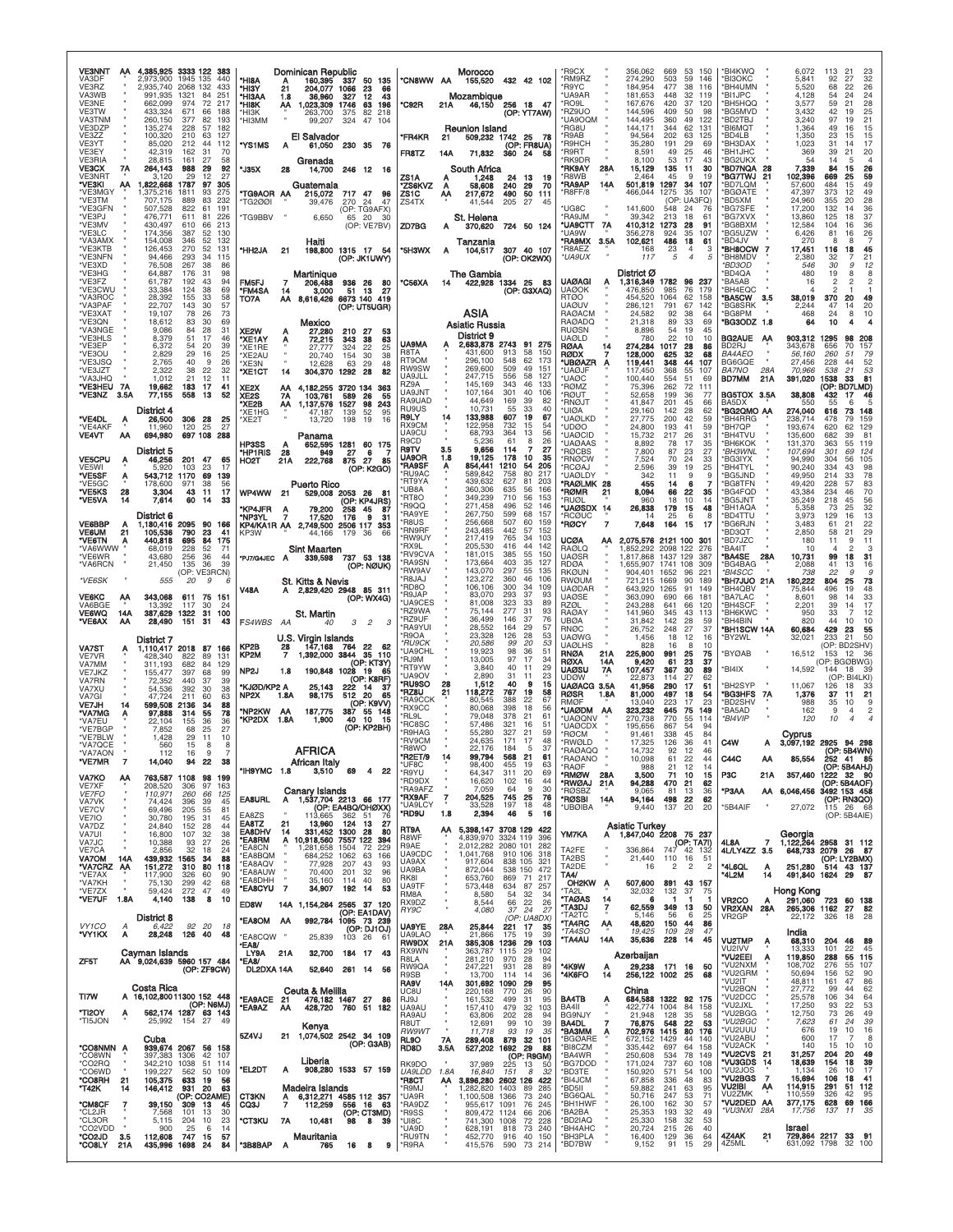| Call | Cat | Score | QSOs | Zones | Countries | Note |
|---|---|---|---|---|---|---|
| VE3NNT | AA | 4,385,925 | 3333 | 122 | 383 | |
| VA3DF | " | 2,973,900 | 1945 | 135 | 440 | |
| VE3RZ | " | 2,935,740 | 2068 | 132 | 433 | |
| VA3WB | " | 991,935 | 1321 | 84 | 251 | |
| VE3NE | " | 662,099 | 974 | 72 | 217 | |
| VE3TW | " | 433,324 | 671 | 66 | 188 | |
| VA3TNM | " | 260,150 | 377 | 82 | 193 | |
| VE3DZP | " | 135,274 | 228 | 57 | 182 | |
| VE3CZ | " | 100,320 | 210 | 63 | 127 | |
| VE3YT | " | 85,020 | 212 | 44 | 112 | |
| VE3EY | " | 42,319 | 162 | 31 | 70 | |
| VE3RIA | " | 28,815 | 161 | 27 | 58 | |
| VE3CX | 7A | 264,143 | 988 | 29 | 92 | |
| VE3NRT | " | 3,120 | 29 | 12 | 27 | |
| *VE3KI | AA | 1,822,668 | 1787 | 97 | 305 | |
| *VE3MGY | " | 1,375,216 | 1811 | 93 | 275 | |
| *VE3TM | " | 707,175 | 889 | 83 | 232 | |
| *VE3GFN | " | 507,528 | 822 | 61 | 191 | |
| *VE3PJ | " | 476,771 | 611 | 81 | 226 | |
| *VE3MV | " | 430,497 | 610 | 66 | 213 | |
| *VE3LC | " | 174,356 | 387 | 52 | 130 | |
| *VA3AMX | " | 154,008 | 346 | 52 | 132 | |
| *VE3KTB | " | 126,453 | 270 | 52 | 131 | |
| *VE3NFN | " | 94,466 | 293 | 34 | 115 | |
| *VE3XD | " | 76,508 | 267 | 38 | 86 | |
| *VE3HG | " | 64,887 | 176 | 31 | 98 | |
| *VE3IZ | " | 61,787 | 192 | 43 | 94 | |
| *VE3CWU | " | 33,384 | 124 | 38 | 69 | |
| *VA3ROC | " | 28,392 | 155 | 33 | 58 | |
| *VA3PAF | " | 22,707 | 143 | 30 | 57 | |
| *VE3XAT | " | 19,107 | 78 | 26 | 73 | |
| *VE3QN | " | 18,612 | 83 | 30 | 69 | |
| *VA3NGE | " | 9,086 | 84 | 28 | 31 | |
| *VE3HLS | " | 8,379 | 51 | 17 | 46 | |
| *VE3EP | " | 6,372 | 54 | 20 | 39 | |
| *VE3OU | " | 2,829 | 29 | 16 | 25 | |
| *VE3JSQ | " | 2,765 | 40 | 9 | 26 | |
| *VE3JZT | " | 2,322 | 38 | 22 | 32 | |
| *VA3JHQ | " | 1,012 | 21 | 12 | 11 | |
| *VE3HEU | 7A | 19,662 | 183 | 17 | 41 | |
| *VE3NZ | 3.5A | 77,155 | 558 | 13 | 52 | |

### District 4

| Call | Cat | Score | QSOs | Zones | Countries | Note |
|---|---|---|---|---|---|---|
| *VE4DL | A | 26,500 | 306 | 28 | 25 | |
| *VE4AKF | " | 11,960 | 120 | 25 | 27 | |
| VE4VT | AA | 694,980 | 697 | 108 | 288 | |

### District 5

| Call | Cat | Score | QSOs | Zones | Countries | Note |
|---|---|---|---|---|---|---|
| VE5CPU | A | 46,256 | 201 | 47 | 65 | |
| VE5WI | " | 5,920 | 103 | 23 | 17 | |
| *VE5SF | A | 543,712 | 1170 | 69 | 139 | |
| *VE5GC | " | 178,600 | 971 | 38 | 56 | |
| *VE5KS | 28 | 3,304 | 43 | 11 | 17 | |
| *VE5VA | 14 | 7,614 | 60 | 14 | 33 | |

### District 6

| Call | Cat | Score | QSOs | Zones | Countries | Note |
|---|---|---|---|---|---|---|
| VE6BBP | A | 1,180,416 | 2095 | 90 | 166 | |
| VE6UM | 21 | 105,536 | 790 | 23 | 41 | |
| *VE6TN | A | 440,818 | 695 | 84 | 175 | |
| *VA6WWW | " | 68,019 | 228 | 52 | 71 | |
| *VE6WR | " | 43,680 | 256 | 36 | 44 | |
| *VA6RCN | " | 21,450 | 135 | 36 | 39 | (OP: VE3RCN) |
| *VE6SK | " | 555 | 20 | 9 | 6 | |
| VE6KC | AA | 343,068 | 611 | 75 | 151 | |
| VA6BGE | " | 13,392 | 117 | 30 | 24 | |
| VE6WQ | 14A | 387,629 | 1322 | 31 | 100 | |
| *VE6AX | AA | 28,490 | 151 | 31 | 43 | |

### District 7

| Call | Cat | Score | QSOs | Zones | Countries | Note |
|---|---|---|---|---|---|---|
| VA7ST | A | 1,110,417 | 2018 | 87 | 166 | |
| VE7VR | " | 428,340 | 822 | 89 | 131 | |
| VA7MM | " | 311,193 | 682 | 84 | 129 | |
| VE7JKZ | " | 155,477 | 397 | 68 | 99 | |
| VA7RN | " | 72,352 | 440 | 37 | 39 | |
| VA7XU | " | 54,536 | 392 | 30 | 38 | |
| VA7GI | " | 47,724 | 211 | 60 | 63 | |
| VE7JH | 14 | 599,508 | 2136 | 34 | 88 | |
| *VA7MG | A | 97,888 | 314 | 55 | 78 | |
| *VA7EU | " | 22,104 | 155 | 36 | 36 | |
| *VE7BGP | " | 7,852 | 68 | 25 | 27 | |
| *VE7BLW | " | 1,428 | 29 | 11 | 10 | |
| *VA7QCE | " | 560 | 15 | 8 | 8 | |
| *VA7AON | " | 112 | 16 | 9 | 7 | |
| *VE7MR | 7 | 14,040 | 94 | 22 | 38 | |
| VA7KO | AA | 763,587 | 1108 | 98 | 199 | |
| VE7XF | " | 208,520 | 306 | 97 | 163 | |
| VE7FO | " | 110,971 | 260 | 66 | 125 | |
| VA7VK | " | 74,424 | 396 | 39 | 45 | |
| VE7CV | " | 69,496 | 205 | 55 | 81 | |
| VE7IO | " | 30,780 | 195 | 31 | 45 | |
| VA7DZ | " | 24,840 | 152 | 28 | 44 | |
| VA7UI | " | 16,800 | 107 | 32 | 38 | |
| VA7JC | " | 10,368 | 93 | 27 | 26 | |
| VE7CA | " | 2,856 | 32 | 18 | 24 | |
| VA7OM | 14A | 439,932 | 1565 | 34 | 88 | |
| *VA7CRZ | AA | 151,272 | 310 | 80 | 118 | |
| *VE7AX | " | 117,900 | 326 | 60 | 90 | |
| *VA7KH | " | 75,130 | 299 | 42 | 68 | |
| *VE7ZX | " | 59,424 | 272 | 47 | 49 | |
| *VE7UF | 1.8A | 4,140 | 138 | 8 | 10 | |

### District 8

| Call | Cat | Score | QSOs | Zones | Countries | Note |
|---|---|---|---|---|---|---|
| VY1CO | A | 6,422 | 92 | 20 | 18 | |
| *VY1KX | A | 28,248 | 126 | 40 | 48 | |

### Cayman Islands

| Call | Cat | Score | QSOs | Zones | Countries | Note |
|---|---|---|---|---|---|---|
| ZF5T | AA | 9,024,639 | 5960 | 157 | 484 | (OP: ZF9CW) |

### Costa Rica

| Call | Cat | Score | QSOs | Zones | Countries | Note |
|---|---|---|---|---|---|---|
| TI7W | A | 16,102,800 | 11300 | 152 | 448 | (OP: N6MJ) |
| *TI2OY | A | 562,174 | 1287 | 63 | 143 | |
| *TI5JON | " | 25,992 | 154 | 27 | 49 | |

### Cuba

| Call | Cat | Score | QSOs | Zones | Countries | Note |
|---|---|---|---|---|---|---|
| *CO8NMN | A | 939,674 | 2067 | 56 | 158 | |
| *CO8WN | " | 397,383 | 1306 | 42 | 107 | |
| *CO2RQ | " | 342,210 | 1038 | 51 | 114 | |
| *CO6WD | " | 199,227 | 562 | 50 | 109 | |
| *CO8RH | 21 | 105,375 | 633 | 19 | 56 | |
| *T42K | 14 | 146,412 | 931 | 20 | 63 | (OP: CO2AME) |
| *CM8CF | 7 | 39,150 | 309 | 13 | 45 | |
| *CL2JR | " | 7,568 | 101 | 13 | 30 | |
| *CL3OR | " | 5,115 | 204 | 10 | 23 | |
| *CO2VDD | " | 900 | 25 | 6 | 14 | |
| *CO2JD | 3.5 | 112,608 | 747 | 15 | 57 | |
| *CO8LY | 21A | 435,996 | 1698 | 24 | 84 | |

### Dominican Republic

| Call | Cat | Score | QSOs | Zones | Countries | Note |
|---|---|---|---|---|---|---|
| *HI8A | A | 160,395 | 337 | 50 | 135 | |
| *HI3Y | 21 | 204,077 | 1066 | 23 | 66 | |
| *HI3AA | 1.8 | 36,960 | 327 | 12 | 43 | |
| *HI8K | AA | 1,023,309 | 1746 | 63 | 196 | |
| *HI3K | " | 263,700 | 375 | 82 | 218 | |
| *HI3MM | " | 99,207 | 324 | 47 | 104 | |

### El Salvador

| Call | Cat | Score | QSOs | Zones | Countries | Note |
|---|---|---|---|---|---|---|
| *YS1MS | A | 61,050 | 230 | 35 | 76 | |

### Grenada

| Call | Cat | Score | QSOs | Zones | Countries | Note |
|---|---|---|---|---|---|---|
| *J35X | 28 | 14,700 | 246 | 12 | 16 | |

### Guatemala

| Call | Cat | Score | QSOs | Zones | Countries | Note |
|---|---|---|---|---|---|---|
| *TG9AOR | AA | 215,072 | 717 | 47 | 96 | |
| *TG2ØØI | " | 39,476 | 270 | 24 | 47 | (OP: TG9AFX) |
| *TG9BBV | " | 6,650 | 65 | 20 | 30 | (OP: VE7BV) |

### Haiti

| Call | Cat | Score | QSOs | Zones | Countries | Note |
|---|---|---|---|---|---|---|
| *HH2JA | 21 | 198,800 | 1315 | 17 | 54 | (OP: JK1UWY) |

### Martinique

| Call | Cat | Score | QSOs | Zones | Countries | Note |
|---|---|---|---|---|---|---|
| FM5FJ | 7 | 206,488 | 936 | 26 | 80 | |
| *FM4SA | 14 | 3,000 | 51 | 13 | 27 | |
| TO7A | AA | 8,616,426 | 6673 | 140 | 419 | (OP: UT5UGR) |

### Mexico

| Call | Cat | Score | QSOs | Zones | Countries | Note |
|---|---|---|---|---|---|---|
| XE2W | A | 27,280 | 210 | 27 | 53 | |
| *XE1AY | A | 72,215 | 343 | 38 | 63 | |
| *XE1RE | " | 27,777 | 324 | 22 | 25 | |
| *XE2AU | " | 20,740 | 154 | 30 | 38 | |
| *XE3N | " | 12,628 | 63 | 29 | 48 | |
| *XE1CT | 14 | 304,370 | 1292 | 28 | 82 | |
| XE2X | AA | 4,182,255 | 3720 | 134 | 363 | |
| XE2S | 7A | 103,761 | 589 | 26 | 55 | |
| *XE2B | AA | 1,137,576 | 1527 | 98 | 243 | |
| *XE1HG | " | 47,187 | 139 | 52 | 95 | |
| *XE2T | " | 13,720 | 198 | 19 | 16 | |

### Panama

| Call | Cat | Score | QSOs | Zones | Countries | Note |
|---|---|---|---|---|---|---|
| HP3SS | A | 652,595 | 1281 | 60 | 175 | |
| *HP1RIS | 28 | 949 | 27 | 6 | 7 | |
| HO2T | 21A | 222,768 | 875 | 27 | 85 | (OP: K2GO) |

### Puerto Rico

| Call | Cat | Score | QSOs | Zones | Countries | Note |
|---|---|---|---|---|---|---|
| WP4WW | 21 | 529,008 | 2053 | 26 | 81 | (OP: KP4JRS) |
| *KP4JFR | A | 79,200 | 258 | 45 | 87 | |
| *NP3YL | 7 | 17,520 | 176 | 9 | 31 | |
| KP4/KA1R | AA | 2,749,500 | 2506 | 117 | 353 | |
| KP3W | " | 44,166 | 179 | 36 | 66 | |

### Sint Maarten

| Call | Cat | Score | QSOs | Zones | Countries | Note |
|---|---|---|---|---|---|---|
| *PJ7/G4JEC | A | 339,598 | 737 | 53 | 138 | (OP: NØUK) |

### St. Kitts & Nevis

| Call | Cat | Score | QSOs | Zones | Countries | Note |
|---|---|---|---|---|---|---|
| V48A | A | 2,829,420 | 2948 | 85 | 311 | (OP: WX4G) |

### St. Martin

| Call | Cat | Score | QSOs | Zones | Countries | Note |
|---|---|---|---|---|---|---|
| FS4WBS | AA | 40 | 3 | 2 | 3 | |

### U.S. Virgin Islands

| Call | Cat | Score | QSOs | Zones | Countries | Note |
|---|---|---|---|---|---|---|
| KP2B | 28 | 147,168 | 764 | 22 | 62 | |
| KP2M | 7 | 1,392,000 | 3844 | 35 | 110 | (OP: KT3Y) |
| NP2J | 1.8 | 190,848 | 1028 | 19 | 65 | (OP: K8RF) |
| *KJØD/KP2 | A | 25,143 | 222 | 14 | 37 | |
| NP2X | 1.8A | 98,175 | 512 | 20 | 65 | (OP: K9VV) |
| *NP2KW | AA | 187,775 | 387 | 55 | 148 | |
| *KP2DX | 1.8A | 1,900 | 40 | 10 | 15 | (OP: KP2BH) |

## AFRICA

### African Italy

| Call | Cat | Score | QSOs | Zones | Countries | Note |
|---|---|---|---|---|---|---|
| *IH9YMC | 1.8 | 3,510 | 69 | 4 | 22 | |

### Canary Islands

| Call | Cat | Score | QSOs | Zones | Countries | Note |
|---|---|---|---|---|---|---|
| EA8URL | A | 1,537,704 | 2213 | 66 | 177 | (OP: EA4BQ/OHØXX) |
| EA8ZS | " | 113,665 | 362 | 51 | 76 | |
| EA8TZ | 21 | 13,960 | 124 | 13 | 27 | |
| EA8DHV | 14 | 331,452 | 1300 | 28 | 80 | |
| *EA8RM | A | 10,918,560 | 7557 | 122 | 394 | |
| *EA8CN | " | 1,281,658 | 1504 | 72 | 229 | |
| *EA8BQM | " | 684,252 | 1062 | 63 | 166 | |
| *EA8AQV | " | 77,928 | 207 | 43 | 93 | |
| *EA8AUW | " | 70,400 | 201 | 32 | 96 | |
| *EA8DHH | " | 35,160 | 146 | 40 | 80 | |
| *EA8CYU | 7 | 34,907 | 192 | 14 | 53 | |
| ED8W | 14A | 1,154,264 | 2565 | 37 | 120 | (OP: EA1DAV) |
| *EA8OM | AA | 992,784 | 1095 | 73 | 239 | (OP: DJ1OJ) |
| *EA8CQW | " | 25,839 | 103 | 26 | 61 | |
| *EA8/LY9A | 21A | 32,700 | 184 | 17 | 43 | (OP: CT3MD) |
| *EA8/DL2DXA | 14A | 52,640 | 261 | 14 | 56 | |

### Ceuta & Melilla

| Call | Cat | Score | QSOs | Zones | Countries | Note |
|---|---|---|---|---|---|---|
| *EA9ACE | 21 | 476,182 | 1467 | 27 | 86 | |
| *EA9AZ | AA | 428,720 | 760 | 51 | 182 | |

### Kenya

| Call | Cat | Score | QSOs | Zones | Countries | Note |
|---|---|---|---|---|---|---|
| 5Z4VJ | 21 | 1,074,502 | 2542 | 34 | 109 | (OP: G3AB) |

### Liberia

| Call | Cat | Score | QSOs | Zones | Countries | Note |
|---|---|---|---|---|---|---|
| *EL2DT | A | 908,280 | 1533 | 57 | 159 | |

### Madeira Islands

| Call | Cat | Score | QSOs | Zones | Countries | Note |
|---|---|---|---|---|---|---|
| CT3KN | A | 6,312,271 | 4585 | 112 | 357 | |
| CQ3J | 7 | 112,259 | 556 | 16 | 63 | (OP: CT3MD) |
| *CT3KU | 7A | 10,481 | 98 | 8 | 39 | |

### Mauritania

| Call | Cat | Score | QSOs | Zones | Countries | Note |
|---|---|---|---|---|---|---|
| *3B8BAP | A | 765 | 16 | 8 | 9 | |

### Morocco

| Call | Cat | Score | QSOs | Zones | Countries | Note |
|---|---|---|---|---|---|---|
| *CN8WW | AA | 155,520 | 432 | 42 | 102 | |

### Mozambique

| Call | Cat | Score | QSOs | Zones | Countries | Note |
|---|---|---|---|---|---|---|
| *C92R | 21A | 46,150 | 256 | 18 | 47 | (OP: YT7AW) |

### Reunion Island

| Call | Cat | Score | QSOs | Zones | Countries | Note |
|---|---|---|---|---|---|---|
| *FR4KR | 21 | 509,232 | 1742 | 25 | 78 | (OP: FR8UA) |
| FR8TZ | 14A | 71,832 | 360 | 24 | 58 | |

### South Africa

| Call | Cat | Score | QSOs | Zones | Countries | Note |
|---|---|---|---|---|---|---|
| ZS1A | A | 1,248 | 24 | 13 | 19 | |
| *ZS6KVZ | A | 58,608 | 240 | 29 | 70 | |
| ZS1C | AA | 217,672 | 490 | 50 | 111 | |
| ZS4TX | " | 41,544 | 205 | 27 | 45 | |

### St. Helena

| Call | Cat | Score | QSOs | Zones | Countries | Note |
|---|---|---|---|---|---|---|
| ZD7BG | A | 370,620 | 724 | 50 | 124 | |

### Tanzania

| Call | Cat | Score | QSOs | Zones | Countries | Note |
|---|---|---|---|---|---|---|
| *5H3WX | A | 104,517 | 307 | 40 | 107 | (OP: OK2WX) |

### The Gambia

| Call | Cat | Score | QSOs | Zones | Countries | Note |
|---|---|---|---|---|---|---|
| *C56XA | 14 | 422,928 | 1334 | 25 | 83 | (OP: G3XAQ) |

## ASIA

### Asiatic Russia

#### District 9

| Call | Cat | Score | QSOs | Zones | Countries | Note |
|---|---|---|---|---|---|---|
| UA9MA | A | 2,683,878 | 2743 | 91 | 275 | |
| R8TA | " | 431,600 | 913 | 58 | 150 | |
| RT9OM | " | 296,100 | 548 | 62 | 173 | |
| RW9SW | " | 269,600 | 509 | 49 | 151 | |
| UA9JLL | " | 247,715 | 556 | 58 | 127 | |
| RZ9A | " | 145,169 | 343 | 46 | 133 | |
| UA9JNT | " | 107,164 | 301 | 40 | 106 | |
| RA9UAD | " | 44,649 | 169 | 39 | 82 | |
| RU9US | " | 10,731 | 55 | 33 | 40 | |
| R9LY | 14 | 133,988 | 607 | 19 | 67 | |
| RX9CM | " | 122,958 | 732 | 15 | 54 | |
| UA9CU | " | 68,793 | 364 | 13 | 56 | |
| R9CD | " | 5,236 | 61 | 8 | 26 | |
| R9TV | 3.5 | 9,656 | 114 | 7 | 27 | |
| UA9OR | 1.8 | 19,125 | 178 | 10 | 35 | |
| *RA9SF | A | 854,441 | 1210 | 54 | 205 | |
| *RU9AC | " | 589,842 | 758 | 80 | 217 | |
| *RT9YA | " | 439,632 | 627 | 81 | 203 | |
| *UB8A | " | 360,306 | 635 | 56 | 166 | |
| *RT8O | " | 349,239 | 710 | 56 | 153 | |
| *R9QQ | " | 271,458 | 496 | 52 | 146 | |
| *RA9YE | " | 267,750 | 599 | 68 | 157 | |
| *R8US | " | 256,668 | 507 | 60 | 159 | |
| *RN9RF | " | 243,485 | 442 | 57 | 152 | |
| *RW9UY | " | 217,419 | 765 | 34 | 103 | |
| *RX9L | " | 205,530 | 416 | 44 | 142 | |
| *RV9CVA | " | 181,015 | 385 | 55 | 150 | |
| *RA9SN | " | 173,664 | 403 | 35 | 127 | |
| *RW9AV | " | 143,070 | 297 | 55 | 135 | |
| *R8JAJ | " | 123,272 | 360 | 46 | 106 | |
| *RD8O | " | 106,106 | 300 | 34 | 109 | |
| *R9JAP | " | 83,070 | 293 | 37 | 93 | |
| *UA9CES | " | 81,008 | 323 | 33 | 89 | |
| *RZ9WA | " | 75,144 | 277 | 31 | 93 | |
| *RZ9UF | " | 36,499 | 146 | 37 | 76 | |
| *RA9YUI | " | 28,552 | 164 | 29 | 57 | |
| *R9OA | " | 23,328 | 126 | 28 | 53 | |
| *RU9CK | " | 20,586 | 99 | 20 | 53 | |
| *UA9CHL | " | 19,923 | 98 | 36 | 51 | |
| *RJ9M | " | 13,005 | 97 | 17 | 34 | |
| *RT9YW | " | 3,840 | 40 | 11 | 29 | |
| *UA9OV | " | 2,890 | 31 | 11 | 23 | |
| *RU8SO | 28 | 1,512 | 40 | 9 | 15 | |
| *RZ8U | 21 | 118,272 | 767 | 19 | 58 | |
| *RA9CCK | " | 80,545 | 388 | 22 | 67 | |
| *RX9CC | " | 80,068 | 398 | 18 | 56 | |
| *RL9L | " | 79,048 | 378 | 21 | 61 | |
| *RC8SC | " | 57,486 | 321 | 16 | 51 | |
| *R9HAG | " | 55,280 | 327 | 21 | 59 | |
| *RV9CM | " | 24,635 | 171 | 17 | 48 | |
| *R8WO | " | 22,176 | 184 | 5 | 37 | |
| *R2ET/9 | 14 | 99,794 | 568 | 21 | 61 | |
| *UF8C | " | 98,400 | 455 | 19 | 63 | |
| *R9YU | " | 64,347 | 311 | 20 | 69 | |
| *RD9DX | " | 16,620 | 102 | 16 | 44 | |
| *RA9AFZ | " | 7,059 | 64 | 9 | 30 | |
| *RX9AF | 7 | 204,525 | 745 | 25 | 76 | |
| *UA9LCY | " | 33,528 | 197 | 18 | 48 | |
| *RD9U | 1.8 | 2,394 | 46 | 5 | 16 | |
| RT9A | AA | 5,398,147 | 3708 | 129 | 422 | |
| R8WF | " | 4,839,970 | 3324 | 119 | 396 | |
| R9AE | " | 2,012,282 | 2080 | 101 | 282 | |
| UA9CDC | " | 1,041,768 | 910 | 106 | 318 | |
| UA9AX | " | 917,604 | 838 | 105 | 321 | |
| UA9BA | " | 872,044 | 538 | 150 | 472 | |
| RK8I | " | 653,760 | 869 | 71 | 217 | |
| UA9TF | " | 573,448 | 634 | 87 | 257 | |
| RM8A | " | 8,580 | 54 | 32 | 34 | |
| RX9DZ | " | 8,544 | 66 | 22 | 26 | |
| RY9C | " | 4,080 | 37 | 24 | 27 | (OP: UA8DX) |
| UA9YE | 28A | 25,844 | 221 | 17 | 35 | |
| UA9LAO | " | 21,866 | 175 | 19 | 39 | |
| RW9DX | 21A | 385,308 | 1236 | 29 | 103 | |
| RX9WN | " | 363,787 | 1115 | 29 | 102 | |
| R8LA | " | 281,210 | 970 | 28 | 94 | |
| RW9QA | " | 247,221 | 931 | 28 | 89 | |
| R9SB | " | 13,700 | 114 | 14 | 36 | |
| RA9V | 14A | 301,692 | 1090 | 29 | 95 | |
| UC8U | " | 220,168 | 770 | 26 | 90 | |
| RJ9J | " | 161,532 | 499 | 31 | 95 | |
| UA9AU | " | 157,410 | 479 | 32 | 103 | |
| RA9AU | " | 63,806 | 202 | 28 | 94 | |
| R8UT | " | 12,691 | 99 | 10 | 39 | |
| RW9WT | " | 11,718 | 93 | 19 | 35 | |
| RL9O | 7A | 289,408 | 879 | 32 | 101 | |
| RD8D | 3.5A | 527,202 | 1692 | 29 | 88 | (OP: R9MG) |
| RK9DO | " | 37,989 | 225 | 13 | 50 | |
| UA9LDD | 1.8A | 16,840 | 151 | 8 | 32 | |
| *R8CT | AA | 3,896,280 | 2602 | 126 | 422 | |
| *R9MJ | " | 1,282,620 | 1403 | 89 | 285 | |
| *UA9R | " | 1,100,508 | 1366 | 73 | 240 | |
| *RA9DZ | " | 955,617 | 1091 | 76 | 245 | |
| *RK9SS | " | 809,472 | 1124 | 66 | 206 | |
| *UI8C | " | 741,300 | 1008 | 72 | 228 | |
| *UA9D | " | 628,191 | 818 | 73 | 240 | |
| *RU9TN | " | 452,770 | 916 | 40 | 150 | |
| *R9RA | " | 415,576 | 590 | 73 | 214 | |
| *R9CX | " | 356,062 | 669 | 53 | 150 | |
| *RM9RZ | " | 274,290 | 503 | 59 | 146 | |
| *R9YC | " | 184,954 | 477 | 38 | 116 | |
| *UA9AR | " | 181,653 | 448 | 32 | 119 | |
| *RO9L | " | 167,676 | 420 | 37 | 120 | |
| *RZ9UO | " | 144,596 | 409 | 50 | 98 | |
| *UA9OQM | " | 144,495 | 360 | 49 | 122 | |
| *RG8U | " | 144,171 | 344 | 62 | 131 | |
| *R9AB | " | 94,564 | 202 | 63 | 125 | |
| *R9HCH | " | 35,280 | 191 | 29 | 69 | |
| *R9RT | " | 8,591 | 49 | 25 | 46 | |
| *RK9DR | " | 8,100 | 53 | 17 | 43 | |
| *RK9AY | 28A | 15,129 | 135 | 11 | 30 | |
| *R8WB | " | 2,464 | 45 | 9 | 19 | |
| *RA9AP | 14A | 501,819 | 1297 | 34 | 107 | |
| *R8FF/8 | " | 466,044 | 1275 | 35 | 107 | (OP: UA3FQ) |
| *UG8C | " | 141,600 | 548 | 24 | 76 | |
| *RA9JM | " | 39,342 | 213 | 18 | 61 | |
| *UA9CTT | 7A | 410,312 | 1273 | 28 | 91 | |
| *UA9W | " | 356,278 | 924 | 35 | 107 | |
| *RA9MX | 3.5A | 102,621 | 486 | 18 | 61 | |
| *RA8EZ | " | 168 | 23 | 4 | 3 | |
| *UA9UX | " | 117 | 5 | 4 | 5 | |

#### District Ø

| Call | Cat | Score | QSOs | Zones | Countries | Note |
|---|---|---|---|---|---|---|
| UAØAGI | A | 1,316,349 | 1782 | 96 | 237 | |
| UAØOK | " | 476,850 | 985 | 76 | 179 | |
| RTØO | " | 454,520 | 1064 | 62 | 158 | |
| UAØUV | " | 286,121 | 791 | 67 | 142 | |
| RAØACM | " | 24,582 | 92 | 38 | 64 | |
| RAØADQ | " | 21,318 | 89 | 33 | 69 | |
| RUØSN | " | 8,896 | 54 | 19 | 45 | |
| UAØLD | " | 780 | 22 | 10 | 10 | |
| RØAA | 14 | 274,284 | 1017 | 28 | 86 | |
| RØDX | 7 | 128,000 | 625 | 32 | 68 | |
| *UBØAZR | A | 119,441 | 348 | 44 | 107 | |
| *UAØJF | " | 117,450 | 368 | 55 | 107 | |
| *UAØC | " | 100,440 | 554 | 51 | 129 | |
| *RØMZ | " | 75,396 | 262 | 72 | 111 | |
| *RØUT | " | 52,658 | 199 | 36 | 77 | |
| *RNØJT | " | 41,847 | 201 | 45 | 66 | |
| *UIØA | " | 29,160 | 142 | 28 | 62 | |
| *UAØLKD | " | 27,775 | 200 | 42 | 59 | |
| *UDØO | " | 24,800 | 193 | 41 | 59 | |
| *UAØCID | " | 15,732 | 217 | 26 | 31 | |
| *UAØAAS | " | 8,892 | 78 | 17 | 35 | |
| *RØCBS | " | 7,800 | 87 | 23 | 27 | |
| *RNØCW | " | 7,524 | 70 | 24 | 33 | |
| *RCØAJ | " | 2,596 | 39 | 19 | 25 | |
| *UAØLDY | " | 342 | 11 | 9 | 9 | |
| *RAØLMK | 28 | 455 | 14 | 6 | 7 | |
| *RØMR | 21 | 8,094 | 66 | 22 | 35 | |
| *RUØL | " | 960 | 18 | 10 | 14 | |
| *UAØSDX | 14 | 26,838 | 179 | 15 | 48 | |
| *RCØUC | " | 14 | 25 | 6 | 8 | |
| *RØCY | 7 | 7,648 | 164 | 15 | 17 | |
| UCØA | AA | 2,075,576 | 2121 | 100 | 301 | |
| RAØLQ | " | 1,852,292 | 2098 | 122 | 276 | |
| UAØSR | " | 1,817,868 | 1437 | 129 | 387 | |
| RDØA | " | 1,655,907 | 1741 | 108 | 309 | |
| RKØUN | " | 904,401 | 1652 | 96 | 221 | |
| RWØUM | " | 721,215 | 1669 | 90 | 189 | |
| UAØDAR | " | 643,920 | 1265 | 91 | 149 | |
| UAØSE | " | 363,090 | 690 | 66 | 181 | |
| UAØZAM | " | 243,288 | 641 | 66 | 120 | |
| RAØA | " | 141,960 | 345 | 43 | 113 | |
| UBØA | " | 31,842 | 142 | 28 | 59 | |
| RNØC | " | 26,752 | 248 | 27 | 37 | |
| UAØWG | " | 1,456 | 18 | 12 | 16 | |
| UAØLHS | " | 828 | 16 | 8 | 10 | |
| RNØA | 21A | 225,800 | 991 | 25 | 75 | |
| RØXA | 14A | 9,420 | 61 | 23 | 37 | |
| UAØSU | 7A | 107,457 | 367 | 30 | 89 | |
| UDØW | " | 22,673 | 114 | 27 | 62 | |
| UAØACG | 3.5A | 41,956 | 290 | 17 | 51 | |
| RØSR | 1.8A | 81,000 | 497 | 18 | 54 | |
| RMØF | " | 13,040 | 223 | 17 | 23 | |
| *UAØDM | AA | 323,232 | 645 | 75 | 149 | |
| *UAØQNV | " | 270,738 | 770 | 55 | 114 | |
| *UAØCDX | " | 195,656 | 867 | 54 | 94 | |
| *RØCM | " | 91,461 | 338 | 45 | 84 | |
| *RWØLD | " | 17,325 | 126 | 36 | 41 | |
| *UAØAQQ | " | 14,732 | 92 | 12 | 46 | |
| *RAØANO | " | 10,098 | 61 | 22 | 44 | |
| *RAØF | " | 988 | 21 | 12 | 14 | |
| *RMØW | 28A | 3,500 | 71 | 10 | 15 | |
| *RWØAJ | 21A | 94,288 | 470 | 21 | 62 | |
| *RØSBZ | " | 9,065 | 81 | 13 | 36 | |
| *RØSBI | 14A | 94,164 | 498 | 22 | 62 | |
| *UBØIBA | " | 9,440 | 137 | 20 | 20 | |

### Asiatic Turkey

| Call | Cat | Score | QSOs | Zones | Countries | Note |
|---|---|---|---|---|---|---|
| YM7KA | A | 1,847,040 | 2208 | 75 | 237 | (OP: TA7I) |
| TA2FE | " | 336,864 | 747 | 42 | 132 | |
| TA2BS | " | 21,440 | 110 | 16 | 51 | |
| TA2DE | " | 16 | 2 | 2 | 2 | |
| TA4/OH2KW | A | 507,600 | 891 | 43 | 157 | |
| *TA2L | " | 32,032 | 132 | 37 | 75 | |
| *TAØAS | 14 | 6 | 1 | 1 | 1 | |
| *TA3DJ | 7 | 62,559 | 349 | 13 | 50 | |
| *TA2TC | " | 5,146 | 56 | 6 | 25 | |
| *TA4RC | AA | 48,620 | 150 | 44 | 86 | |
| *TA4SO | " | 19,425 | 109 | 28 | 47 | |
| *TA4AU | 14A | 35,636 | 228 | 14 | 45 | |

### Azerbaijan

| Call | Cat | Score | QSOs | Zones | Countries | Note |
|---|---|---|---|---|---|---|
| *4K9W | A | 29,238 | 171 | 16 | 50 | |
| *4K6FO | 14 | 256,122 | 1002 | 25 | 68 | |

### China

| Call | Cat | Score | QSOs | Zones | Countries | Note |
|---|---|---|---|---|---|---|
| BA4TB | A | 684,588 | 1322 | 92 | 175 | |
| BA4II | " | 422,774 | 1004 | 84 | 158 | |
| BG9NJY | " | 21,948 | 128 | 35 | 58 | |
| BA4DL | 7 | 76,875 | 548 | 22 | 53 | |
| *BA3MM | A | 702,976 | 1415 | 80 | 176 | |
| *BGØARE | " | 672,152 | 1429 | 44 | 140 | |
| *BI8CZM | " | 335,442 | 697 | 64 | 158 | |
| *BA4WR | " | 250,608 | 534 | 78 | 149 | |
| *BG7DOD | " | 171,024 | 737 | 60 | 108 | |
| *BD3TE | " | 150,920 | 571 | 54 | 100 | |
| *BI4JCM | " | 67,858 | 336 | 48 | 83 | |
| *BD5II | " | 59,882 | 241 | 63 | 95 | |
| *BG6QAL | " | 50,716 | 247 | 53 | 71 | |
| *BH1HWF | " | 26,100 | 162 | 30 | 57 | |
| *BA2BA | " | 25,353 | 193 | 32 | 49 | |
| *BD2IAQ | " | 25,330 | 158 | 32 | 53 | |
| *BH4AHC | " | 20,724 | 215 | 26 | 40 | |
| *BH3PLA | " | 16,400 | 129 | 36 | 64 | |
| *BD7BW | " | 9,152 | 91 | 15 | 29 | |
| *BI4KWQ | " | 6,072 | 113 | 21 | 23 | |
| *BI3OKC | " | 5,841 | 92 | 27 | 32 | |
| *BH4UMN | " | 5,520 | 68 | 22 | 26 | |
| *BI1JPC | " | 4,128 | 54 | 24 | 24 | |
| *BH6HQQ | " | 3,577 | 59 | 21 | 28 | |
| *BG5MVD | " | 3,432 | 42 | 19 | 25 | |
| *BD2TBJ | " | 3,240 | 97 | 19 | 21 | |
| *BI6MQT | " | 1,364 | 49 | 16 | 15 | |
| *BD4LB | " | 1,350 | 23 | 15 | 15 | |
| *BH3DAX | " | 1,023 | 31 | 14 | 17 | |
| *BH1JHC | " | 369 | 39 | 21 | 20 | |
| *BG2UKX | " | 54 | 14 | 5 | 4 | |
| *BD7NQA | 28 | 7,339 | 84 | 15 | 26 | |
| *BG7TWJ | 21 | 102,396 | 669 | 25 | 59 | |
| *BD7LQM | " | 57,600 | 484 | 15 | 49 | |
| *BGØATE | " | 47,397 | 373 | 12 | 49 | |
| *BD5XM | " | 24,960 | 355 | 20 | 28 | |
| *BG7SFE | " | 17,200 | 132 | 14 | 36 | |
| *BG7XVX | " | 13,860 | 125 | 18 | 37 | |
| *BG8BXM | " | 12,584 | 104 | 16 | 36 | |
| *BG5UZW | " | 6,426 | 81 | 16 | 26 | |
| *BD4JV | " | 270 | 8 | 8 | 7 | |
| *BH8OCW | 7 | 17,451 | 116 | 18 | 45 | |
| *BH8MDV | " | 2,380 | 32 | 7 | 21 | |
| *BD3OD | " | 546 | 30 | 9 | 12 | |
| *BD4QA | " | 480 | 19 | 8 | 8 | |
| *BA5AB | " | 16 | 2 | 2 | 2 | |
| *BH4EQC | " | 4 | 2 | 1 | 1 | |
| *BA5CW | 3.5 | 38,019 | 370 | 20 | 49 | |
| *BG8SRK | " | 2,244 | 47 | 14 | 20 | |
| *BG8PM | " | 468 | 24 | 8 | 10 | |
| *BG3ODZ | 1.8 | 64 | 10 | 4 | 4 | |
| BG2AUE | AA | 903,312 | 1295 | 98 | 208 | |
| BD2RJ | " | 343,678 | 656 | 70 | 157 | |
| BA4AEO | " | 56,160 | 260 | 51 | 79 | |
| BG6GQE | " | 27,456 | 228 | 44 | 52 | |
| BA7NO | 28A | 70,966 | 538 | 21 | 53 | |
| BD7MM | 21A | 391,020 | 1538 | 33 | 81 | (OP: BD7LMD) |
| BG5TOX | 3.5A | 38,808 | 432 | 17 | 46 | |
| BA5DX | " | 550 | 55 | 6 | 5 | |
| *BG2QMO | AA | 274,040 | 616 | 73 | 148 | |
| *BH4RRG | " | 238,714 | 478 | 79 | 159 | |
| *BH7QP | " | 193,674 | 620 | 62 | 129 | |
| *BH4TVU | " | 135,600 | 682 | 39 | 81 | |
| *BH6KOK | " | 131,370 | 363 | 55 | 119 | |
| *BH3WNL | " | 107,694 | 301 | 69 | 124 | |
| *BG3IYX | " | 94,990 | 304 | 56 | 105 | |
| *BH4TYL | " | 90,240 | 334 | 43 | 98 | |
| *BG5JND | " | 49,950 | 214 | 33 | 78 | |
| *BG8TFN | " | 49,420 | 228 | 57 | 83 | |
| *BG4FQD | " | 43,384 | 234 | 46 | 70 | |
| *BG5JNT | " | 35,249 | 218 | 45 | 56 | |
| *BH1AQA | " | 5,358 | 73 | 25 | 32 | |
| *BD4TTU | " | 3,973 | 129 | 16 | 13 | |
| *BG6RJN | " | 3,483 | 61 | 21 | 22 | |
| *BD3QT | " | 2,850 | 58 | 21 | 29 | |
| *BD7JZC | " | 180 | 11 | 9 | 11 | |
| *BA4IT | " | 10 | 4 | 2 | 3 | |
| *BA4SE | 28A | 10,731 | 99 | 18 | 31 | |
| *BG4BAG | " | 2,088 | 41 | 13 | 16 | |
| *BI4SCC | " | 738 | 22 | 9 | 9 | |
| *BH7JUO | 21A | 180,222 | 804 | 25 | 73 | |
| *BH4QBV | " | 75,844 | 496 | 19 | 48 | |
| *BA7LAC | " | 8,601 | 98 | 14 | 33 | |
| *BH4SCF | " | 2,201 | 39 | 14 | 17 | |
| *BH6KWC | " | 950 | 33 | 7 | 12 | |
| *BH4BIN | " | 820 | 44 | 10 | 10 | |
| *BH1SCW | 14A | 60,684 | 429 | 23 | 55 | |
| *BY2WL | " | 32,021 | 233 | 21 | 50 | (OP: BD2SHV) |
| *BYØAB | " | 16,512 | 153 | 12 | 36 | (OP: BGØBWG) |
| *BI4IX | " | 14,592 | 144 | 18 | 39 | (OP: BI4LKI) |
| *BH2SYP | " | 11,067 | 126 | 18 | 33 | |
| *BG3HFS | 7A | 1,376 | 37 | 11 | 21 | |
| *BD2SHV | " | 988 | 35 | 10 | 9 | |
| *BA5AD | " | 162 | 9 | 4 | 2 | |
| *BI4VIP | " | 120 | 10 | 4 | 4 | |

### Cyprus

| Call | Cat | Score | QSOs | Zones | Countries | Note |
|---|---|---|---|---|---|---|
| C4W | A | 3,097,192 | 2925 | 94 | 298 | (OP: 5B4WN) |
| C44C | AA | 85,554 | 252 | 41 | 85 | (OP: 5B4AHJ) |
| P3C | 21A | 357,460 | 1222 | 32 | 90 | (OP: 5B4AOF) |
| *P3AA | AA | 6,046,456 | 3492 | 153 | 458 | (OP: RN3QO) |
| *5B4AIF | " | 27,072 | 115 | 26 | 68 | (OP: 5B4AIE) |

### Georgia

| Call | Cat | Score | QSOs | Zones | Countries | Note |
|---|---|---|---|---|---|---|
| 4L8A | 7 | 1,122,264 | 2958 | 31 | 112 | |
| 4L/LY2ZZ | 3.5 | 648,733 | 2079 | 26 | 87 | (OP: LY2BMX) |
| *4L6QL | A | 251,280 | 514 | 43 | 137 | |
| *4L2M | 14 | 491,840 | 1624 | 29 | 87 | |

### Hong Kong

| Call | Cat | Score | QSOs | Zones | Countries | Note |
|---|---|---|---|---|---|---|
| VR2CO | A | 291,060 | 723 | 60 | 138 | |
| VR2XAN | 28A | 265,306 | 1162 | 27 | 82 | |
| VR2GP | " | 22,172 | 326 | 18 | 28 | |

### India

| Call | Cat | Score | QSOs | Zones | Countries | Note |
|---|---|---|---|---|---|---|
| VU2TMP | A | 68,310 | 204 | 46 | 89 | |
| VU2IVV | " | 13,333 | 101 | 22 | 45 | |
| *VU2EEI | A | 119,850 | 288 | 55 | 115 | |
| *VU2NXM | " | 108,702 | 276 | 55 | 107 | |
| *VU2GRM | " | 50,694 | 156 | 52 | 90 | |
| *VU2IT | " | 48,811 | 161 | 47 | 86 | |
| *VU2BQN | " | 27,772 | 99 | 44 | 62 | |
| *VU2DCC | " | 25,578 | 106 | 34 | 64 | |
| *VU2JXL | " | 17,250 | 93 | 22 | 53 | |
| *VU2BGG | " | 12,750 | 76 | 26 | 49 | |
| *VU2BGC | " | 7,623 | 61 | 24 | 39 | |
| *VU2UUU | " | 676 | 19 | 10 | 16 | |
| *VU2ABU | " | 600 | 17 | 7 | 8 | |
| *VU2ACK | " | 140 | 15 | 10 | 10 | |
| *VU2CVS | 21 | 31,257 | 204 | 20 | 49 | |
| *VU3GDS | 14 | 18,639 | 154 | 18 | 39 | |
| *VU2JOS | " | 1,134 | 26 | 10 | 17 | |
| *VU2BGS | 7 | 15,684 | 106 | 18 | 41 | |
| VU2IBI | AA | 114,915 | 291 | 51 | 112 | |
| VU2ZMK | " | 110,559 | 326 | 42 | 95 | |
| *VU2DED | AA | 377,175 | 628 | 69 | 166 | |
| *VU3NXI | 28A | 17,756 | 137 | 11 | 35 | |

### Israel

| Call | Cat | Score | QSOs | Zones | Countries | Note |
|---|---|---|---|---|---|---|
| 4Z4AK | 21 | 729,864 | 2217 | 33 | 91 | |
| 4Z5ML | " | 631,092 | 1798 | 32 | 100 | |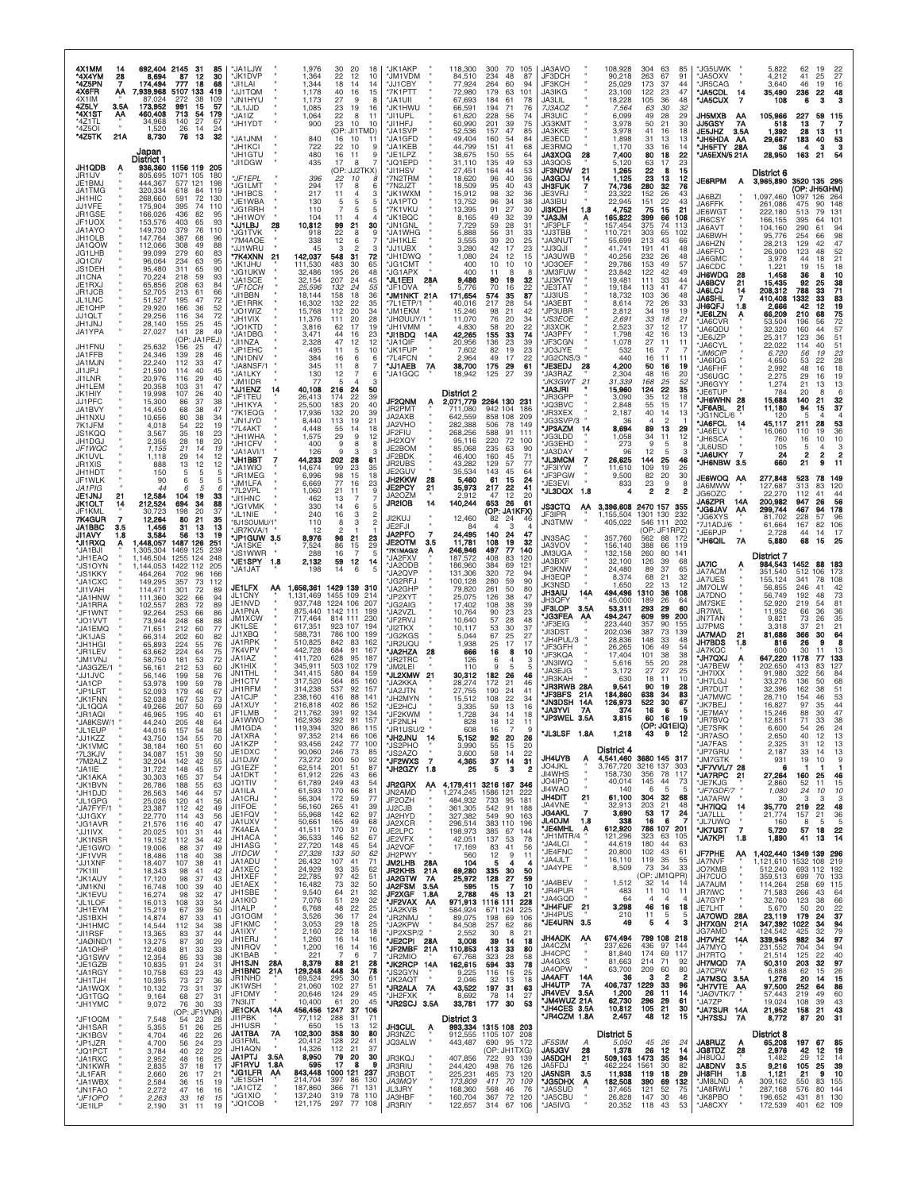4X1MM 14 692,404 2145 31 85
*4X4YM 28 8,694 87 12 30
*4Z5PN 7 174,494 777 18 68
4X6FR AA 7,939,968 5107 133 419
4X1IM " 87,024 272 38 109
4Z5LY 3.5A 173,952 991 15 57
*4X1ST AA 460,408 713 54 179
*4Z1TL " 34,968 140 27 67
*4Z5OI " 1,520 26 14 24
*4Z5TK 21A 8,730 76 13 32

## Japan

### District 1

JH1QDB A 936,360 1156 119 205
JR1IJV " 805,695 1071 105 180
JE1BMJ " 444,367 577 121 198
JA1TMG " 320,334 618 84 119
JH1HIC " 268,660 591 72 130
JJ1VFE " 175,904 395 74 110
JR1GSE " 166,026 436 82 95
JF1UOX " 153,576 403 65 93
JA1AYO " 149,730 379 76 110
JH1OLB " 147,764 387 68 96
JA1QOW " 112,066 308 49 88
JG1LHB " 99,099 279 60 83
JQ1CIV " 96,064 234 63 95
JS1DEH " 95,480 311 65 90
JI1CNA " 70,224 218 59 93
JE1RXJ " 65,856 208 63 84
JR1JCB " 52,705 213 61 66
JL1LNC " 51,527 195 47 72
JE1QHP " 29,920 166 36 52
JJ1QLT " 29,256 116 34 72
JH1JNJ " 28,140 155 25 45
JA1YPA " 27,027 141 28 49
(OP: JA1PEJ)
JH1FNU " 25,632 156 25 47
JA1FFB " 24,346 139 28 46
JA1MJN " 22,240 112 33 47
JI1JPJ " 21,590 114 40 45
JI1LNR " 20,976 116 29 40
JH1LEM " 20,358 103 31 47
JK1HIY " 19,998 107 26 40
JJ1PFC " 15,300 86 37 38
JA1BVY " 14,450 68 38 47
JH1NXU " 10,656 80 38 34
7K1JFM " 4,018 54 22 19
JS1KQO " 3,567 35 18 23
JH1DGJ " 2,356 28 18 20
*JF1WQC " 1,155 21 14 19*
JK1UVL " 1,118 29 14 12
JR1XIS " 888 13 12 12
JH1HDT " 150 5 5 5
JF1WLK " 90 6 5 5
*JA1PIG " 44 6 5 6*
JE1JNJ 21 12,584 104 19 33
JK1OLT 14 212,524 694 34 88
JF1KML " 30,723 198 20 37
7K4GUR 7 12,264 80 21 35
JA1BBC 3.5 1,456 31 13 13
JI1AVY 1.8 3,584 56 13 19
*JI1RXQ A 1,448,057 1487 126 261
*JA1BJI " 1,305,304 1469 125 239
*JH1EAQ " 1,146,504 1255 124 248
*JS1OYN " 1,144,053 1422 112 205
*JS1KKY " 464,264 702 96 166
*JA1CXC " 149,295 357 73 112
*JI1VAH " 114,471 301 72 89
*JA1HNW " 111,360 322 66 94
*JA1RRA " 102,557 283 72 89
*JF1WNT " 92,264 253 66 86
*JO1VVT " 73,444 248 68 84
*JA1EMQ " 71,651 212 60 77
*JK1JAS " 66,314 202 60 82
*JH1KSX " 65,893 224 55 76
*JR1LEV " 63,662 224 64 75
*JM1VNJ " 58,750 181 53 72
*JA3GZE/1 " 56,161 212 53 60
*JJ1JVC " 56,146 199 58 78
*JA1CP " 53,978 199 59 78
*JP1LRT " 52,093 179 46 67
*JF1FNN " 52,038 167 53 73
*JL1QQA " 49,266 207 50 69
*JR1AQI " 46,965 195 40 61
*JA8KSW/1 " 44,240 205 48 64
*JL1EUP " 44,016 157 54 58
*JJ1KZZ " 43,750 134 55 70
*JK1VMC " 38,184 160 51 60
*7L3KJV " 34,087 151 39 50
*7M2ALZ " 32,204 142 42 55
*JA1IE " 31,722 148 45 57
*JH1AKA " 30,303 165 37 54
*JK1BVN " 26,786 188 55 63
*JH1DJD " 26,563 146 44 57
*JL1GPG " 25,026 120 41 56
*JA7FYF/1 " 23,387 112 42 49
*JJ1GXY " 22,770 114 43 56
*JG1AVR " 21,576 116 40 47
*JJ1IVX " 20,025 101 31 44
*JK1NSR " 19,152 112 34 42
*JE1GWO " 19,006 88 37 49
*JF1VVR " 18,486 118 40 38
*JJ1XNF " 18,407 107 38 41
*7K1III " 18,343 98 41 42
*JK1AUY " 17,120 98 37 43
*JM1KNI " 16,748 100 39 40
*JK1EVU " 16,274 98 32 47
*JL1LOF " 16,013 108 33 34
*JH1EYM " 15,219 67 39 50
*JS1BXH " 14,874 87 33 41
*JH1HMC " 14,544 112 34 38
*JI1RSF " 13,365 83 37 44
*JA0IND/1 " 13,275 87 30 29
*JA1OHP " 12,408 81 33 33
*JG1SWV " 12,354 85 33 38
*JF1GZB " 10,835 91 24 31
*JA1RGY " 10,758 63 23 43
*JH1TJH " 10,395 73 27 36
*JA1WQX " 10,132 73 31 37
*JG1TGQ " 9,164 68 27 31
*JH1YMC " 9,072 76 30 33
(OP: JF1VNR)
*JF1OQM " 7,548 54 23 28
*JH1SAR " 5,355 51 26 25
*JK1BGV " 4,704 46 22 26
*JP1JZR " 4,700 56 24 23
*JQ1PCT " 3,784 40 22 21
*JA1RXC " 2,952 48 16 25
*JN1KWR " 2,835 37 18 17
*JL1FAR " 2,660 26 17 21
*JA1WBX " 2,584 36 15 19
*JN1FAO " 2,272 47 16 16
*JF1OPO " 2,263 33 16 15
*JE1ILP " 2,190 31 11 19
*JA1LJW " 1,976 30 20 18
*JK1DVP " 1,364 22 12 10
*JI1LAI " 1,344 18 14 14
*JJ1TQM " 1,178 40 16 15
*JA1HYU " 1,173 27 9 8
*JL1JJD " 1,085 23 19 16
*JA1IZ " 1,064 22 8 11
*JH1YDT " 900 23 10 10
(OP: JI1TMD)
*JA1JNM " 840 16 10 11
*JH1KCI " 722 22 10 9
*JH1GTU " 480 16 11 9
*JI1DGW " 435 17 8 7
(OP: JJ2TKX)
*JF1EPL " 396 22 10 8
*JG1LMT " 294 17 8 6
*JH1BCS " 217 11 4 3
*JE1WBA " 130 5 5 5
*JG1RRH " 110 7 5 5
*JH1WOY " 104 11 4 4
*JJ1LBJ 28 10,812 99 21 30
*JG1TVK " 918 22 8 9
*7M4AOE " 338 12 6 7
*JJ1WRU " 45 3 2 3
*7K4XNN 21 142,037 548 31 72
*JK1UHU " 111,530 483 30 65
*JG1UKW " 32,486 195 26 48
*JA1SCE " 32,154 207 24 45
*JF1CCH " 25,596 132 24 55
*JI1BBN " 18,144 158 18 36
*JE1IRK " 16,302 132 22 35
*JO1WIZ " 15,768 112 20 34
*JH1VIX " 11,376 111 20 28
*JO1KTD " 3,816 62 17 19
*JA1DBG " 3,471 44 16 23
*JI1NZA " 2,328 47 12 12
*JF1EHC " 495 11 5 10
*JN1DNV " 384 16 6 6
*JA8NSF/1 " 345 11 8 7
*JA1LKY " 130 12 7 6
*JM1IDR " 77 5 4 3
*JJ1ENZ 14 40,108 216 24 50
*JF1TEU " 26,413 174 22 39
*JH1KYA " 25,500 183 20 40
*7K1EQG " 17,936 132 20 39
*JA1JYD " 8,440 113 19 21
*7L4AKT " 4,448 55 14 18
*JH1WHA " 1,575 29 9 12
*JA1CFV " 400 9 8 8
*JA1AVI/1 " 126 9 3 3
*JH1BBT 7 44,233 202 28 61
*JA1WIO " 14,674 99 23 35
*JH1MEG " 6,996 98 15 18
*JM1LFA " 6,669 77 16 23
*7L2VPL " 1,060 21 11 9
*JH1HNC " 462 13 7 7
*JG1VMK " 330 14 6 5
*JL1NIE " 240 16 3 2
*BJ1SOUMU/1 " 110 8 3 2
*JR7KVA/1 " 12 2 1 1
*JP1GUW 3.5 8,976 96 21 23
*JA1SKE " 7,524 86 15 29
*JS1WWW " 288 16 7 5
*JE1SPY 1.8 2,132 59 12 14
*JA1JAT " 198 14 6 5

JE1LFX AA 1,656,361 1429 139 310
JL1CNY " 1,131,469 1455 109 214
JE1NVD " 937,748 1224 106 207
JA1PNA " 875,440 1142 111 199
JM1XCW " 717,464 814 111 230
JK1LSE " 617,351 923 107 194
JJ1XBQ " 588,731 786 100 199
JA1RPK " 510,825 842 83 162
7K4VPV " 442,728 684 91 167
JA1IAZ " 411,720 628 95 187
JK1HIX " 345,911 503 102 179
JN1THL " 341,415 580 84 159
JH1CTV " 317,520 564 85 160
JH1RFM " 314,238 537 92 157
JA1CJP " 238,350 416 88 141
JA1XUY " 216,818 402 86 152
JF1LMB " 211,762 391 92 134
JA1WWO " 162,936 292 91 157
JM1GDA " 119,394 320 86 115
JA1XRA " 97,352 214 66 106
JA1KZP " 93,456 242 77 100
JE1DXC " 90,060 246 73 85
JJ1DJW " 73,272 200 50 92
JG1EZF " 62,514 201 51 87
JA1DKT " 61,912 226 43 66
JQ1TIV " 61,789 249 43 54
JA1ILA " 61,593 170 66 81
JA1CRJ " 56,304 172 59 77
JI1FOE " 56,160 265 41 39
JE1FQV " 55,968 142 62 97
JR1UTI " 50,661 165 49 68
7K4AEA " 41,511 170 31 70
JH1ACA " 36,533 146 52 67
JH1ASG " 27,720 148 45 54
*JF1DCW " 27,328 133 36 52*
JA1ADU " 26,432 107 41 71
JA1XEC " 24,929 93 35 62
JH1XEF " 22,785 97 42 51
JE1AEX " 16,482 73 32 50
JH1SBE " 9,540 64 21 32
JA1KIO " 7,076 51 29 32
JI1ALP " 6,768 48 22 25
JG1OGM " 3,526 36 17 24
JF1KMC " 2,160 22 17 19
JA1KYV " 2,160 22 18 18
JH1ERJ " 1,260 16 14 16
JN1RQV " 1,200 16 14 16
JA1BAB " 221 7 6 7
JH1SJN 28A 8,379 88 21 28
JH1BNC 21A 129,248 448 34 78
JR1NHD " 69,524 295 30 61
JK1WSH " 21,060 102 27 51
JF1DMY " 20,646 124 29 45
7N3IJT " 10,400 61 20 45
JE1CKA 14A 456,456 1247 37 106
JH1PBK " 77,112 288 31 71
JH1USR " 650 15 13 12
JA1TBA 7A 102,300 358 30 80
JG1FML " 20,412 128 22 41
JH1AQN " 14,326 112 21 37
JA1PTJ 3.5A 8,950 79 20 30
JF1RYU 1.8A 595 17 8 9
*JG1LFR AA 843,448 1000 121 237
*JE1SGH " 214,704 397 86 150
*JA1CTZ " 187,860 383 71 131
*JG1XIO " 137,240 319 78 110
*JQ1COB " 121,775 297 77 108
*JK1AKP " 118,300 300 70 105
*JM1VDM " 84,510 234 48 87
*JJ1CBY " 77,924 264 60 94
*7K1PTT " 72,980 179 63 101
*JA1UII " 67,693 184 61 78
*JK1HWU " 66,591 194 71 76
*JI1UPL " 61,620 228 56 74
*JI1HFJ " 60,990 201 39 75
*JA1SVP " 52,536 157 47 85
*JA1GFD " 49,404 160 54 84
*JA1KEB " 44,799 151 41 68
*JE1LPZ " 38,675 150 55 64
*JQ1EPD " 31,110 135 49 53
*JI1HSV " 27,451 164 44 53
*7N2TRM " 18,620 96 40 36
*7N2JZT " 18,509 95 40 43
*JK1WXM " 15,912 98 32 36
*JA1PTO " 13,752 96 34 38
*7K1VKU " 13,395 91 27 30
*JK1BQC " 8,165 49 32 39
*JN1GNL " 7,729 59 28 31
*JA1WHG " 5,888 56 31 33
*JH1KLE " 3,555 39 20 25
*JA1UBX " 3,280 42 17 23
*JH1DWQ " 1,080 24 12 15
*JA1QIF " 400 10 10 10
*JG1AFX " 400 11 8 8
*JL1EEI 28A 9,486 90 19 32
*JF1OVA " 5,776 70 16 22
*JM1NKT 21A 171,654 574 35 87
*7L1ETP/1 " 40,016 217 28 54
*JH1EKM " 15,246 98 21 42
*JH0UUY/1 " 11,070 76 20 34
*JH1VMM " 4,830 58 20 22
*JI1BDQ 14A 42,265 155 33 74
*JG1CMT " 20,956 136 23 39
*JK1FUP " 7,602 82 19 23
*7L4FCN " 2,964 49 17 22
*JJ1AEB 7A 38,700 175 29 61
*JA1GQC " 18,942 125 27 39

### District 2

JF2QNM A 2,071,779 2264 130 231
JR2PMT " 711,080 942 104 186
JA2AXB " 642,559 858 108 209
JA2VHO " 282,388 506 78 149
JF2FIU " 268,256 588 91 111
JH2XQY " 95,116 220 72 100
JE2BOM " 85,068 235 63 90
JF2BDK " 46,400 160 45 71
JR2UBS " 43,282 129 57 77
JE2GUV " 35,534 143 45 64
JH2KKW 28 5,460 61 15 24
JE2PCY 21 35,973 217 22 41
JA2OZM " 2,912 47 12 20
JR2IOB 14 140,244 653 26 61
(OP: JA1KFX)
JI2KUJ " 12,460 82 24 46
JE2FJI " 84 4 3 4
JA2PFO 7 24,495 140 24 47
JE2CTM 3.5 11,781 108 19 32
*7K1MAG/2 A 246,946 497 77 140
*JA2FXV " 187,572 408 83 120
*JA2ODB " 186,960 384 69 121
*JA2QVP " 131,306 320 72 94
*JG2RFJ " 100,128 280 59 90
*JA2GHP " 79,820 261 50 80
*JP2XYT " 25,075 126 38 47
*JG2AIG " 17,402 108 38 39
*JA2VZL " 10,764 90 23 23
*JF2RVJ " 10,640 57 28 48
*JI2TKX " 10,117 53 30 37
*JG2KGS " 5,044 67 25 27
*JH2UOU " 1,938 25 17 17
*JA2HZA 28 666 16 8 10
*JR2TRC " 126 6 4 3
*JM2LEI " 110 6 5 5
*JA2XMW 21 30,312 182 26 46
*JA2KKA " 28,274 172 21 46
*JA2JTN " 27,755 190 24 41
*JA2MYN " 15,512 108 22 34
*JE2HCJ " 3,335 59 13 16
*JF2KWM " 1,728 34 14 13
*JF2NLH " 828 18 12 11
*JR1USU/2 " 608 16 7 9
*JH2JNU 14 5,152 92 20 26
*JS2PHO " 3,990 55 15 20
*JS2AZO " 3,600 58 14 22
*JF2WXS 7 4,365 37 14 31
*JH2GZY 1.8 25 5 3 2

JR2GRX AA 4,179,411 3216 167 346
JN2AMD " 1,274,245 1586 121 222
JF2OZH " 484,932 733 95 181
JJ2CJB " 361,305 542 91 188
JA2HYD " 327,382 549 90 163
JA2XCR " 296,514 383 110 196
JE2LPC " 198,973 385 67 144
JE2VFX " 42,051 137 53 78
JA2VQF " 17,169 83 41 56
JE2PWY " 560 12 9 11
JM2LHB 28A 104 5 4 4
JR2KHB 21A 69,280 335 30 50
JA2GTW 7A 25,972 128 27 59
JA2FSM 3.5A 595 15 7 10
JF2XGF 1.8A 2,788 45 13 21
*JF2VAX AA 971,913 1116 111 228
*JA2KVB " 584,924 671 124 225
*JR2NMJ " 89,075 198 69 106
*JA2KPW " 84,508 257 62 86
*JP2XSP/2 " 2,552 30 8 21
*JE2CPI 28A 3,008 39 14 18
*JF2MBF 21A 110,853 413 33 80
*JR2MIO " 67,768 323 28 58
*JK2RCP 14A 162,615 594 33 82
*JS2GYN " 9,225 116 16 25
*JA2KQT " 2,046 32 13 18
*JR2ALA 7A 43,522 197 31 63
*JA2FXK " 8,692 78 14 27
*JR2SCJ 3.5A 33,781 177 30 53

### District 3

JH3CUL A 993,334 1315 108 203
JR3NZC " 912,555 1105 107 208
JQ3ALW " 443,487 690 95 172
(OP: JH1XTG)
JR3KQJ " 407,856 722 93 139
JA3RIU " 244,400 498 76 126
JR3BOT " 225,321 445 90 129
*JA3MOY " 173,809 411 70 109*
JL3JRY " 168,360 568 46 76
JA3HBF " 160,704 367 72 106
JR3RIY " 122,657 314 67 106
JA3AVO " 108,928 304 63 85
JF3DCH " 90,218 263 67 91
JF3KCH " 25,029 173 37 44
JA3IKG " 23,100 122 23 47
JA3LIL " 18,228 105 36 48
*7J3AOZ " 7,564 63 30 32*
JR3UIC " 6,099 49 28 29
JG3KMT " 3,978 50 21 30
JA3KKE " 3,978 41 16 18
JE3ECD " 1,898 31 13 13
JE3RMQ " 1,170 33 16 14
JA3XOG 28 7,400 80 18 22
JA3QOS " 5,120 63 17 23
JF3NDW 21 1,265 22 8 15
JA3GOJ 14 1,125 23 13 12
JH3FUK 7 74,736 280 32 76
JE3VRJ " 23,322 152 26 43
JA3IBU " 22,945 151 22 43
JI3KDH 1.8 4,752 75 15 21
*JA3JM A 165,822 399 66 108
*JF3PLF " 157,454 375 74 113
*JJ3TBB " 110,721 303 65 102
*JA3NUT " 55,699 213 43 66
*JJ3QJI " 41,741 191 41 48
*JA3UWB " 40,256 232 26 48
*JO3OEF " 29,786 153 49 57
*JM3FUW " 23,842 122 42 49
*JJ3KTW " 19,481 111 33 44
*JE3TAT " 19,184 113 41 47
*JJ3IUS " 18,732 103 36 48
*JA3EBT " 8,614 72 26 33
*JF3UBR " 2,812 34 19 19
*JG3EOE " 2,691 33 18 21
*JI3XOK " 2,523 37 12 17
*JA3PFY " 1,798 42 16 13
*JF3CGN " 1,078 27 11 11
*JO3JYE " 532 16 7 7
*JG2CNS/3 " 440 16 11 11
*JA3RAZ " 2,304 48 16 20
*JK3GWT 21 31,339 168 25 52
*JA3JRI " 15,960 124 22 35
*JH3GPP " 3,090 35 12 18
*JQ3BVC " 2,848 55 15 17
*JR3XEX " 2,187 40 14 13
*JG3SVP/3 " 36 4 2 1
*JP3AZM 14 8,694 89 13 29
*JG3LDD " 1,058 34 11 12
*JG3EHD " 273 9 5 8
*JA3DAY " 96 12 5 3
*JL3MCM 7 26,625 144 25 46
*JF3IYW " 11,610 109 19 26
*JF3PGW " 9,500 82 20 30
*JE3EVI " 833 23 9 8
*JL3DQX 1.8 4 2 2 2

JS3CTQ AA 3,396,608 2470 157 355
JF3IPR " 1,155,504 1301 130 232
JN3TMW " 405,022 546 111 202
(OP: JF1RPZ)
JN3SAC " 357,760 562 88 172
JA3VOV " 156,140 388 66 119
JM3UGA " 132,158 260 80 141
JA3BXF " 32,100 126 39 68
JF3KNW " 24,480 89 37 65
JH3EOP " 8,374 68 21 32
JK3NSD " 1,650 22 13 12
JH3AIU 14A 494,496 1310 36 108
JH3QFY " 45,000 189 26 64
JF3LOP 3.5A 53,811 293 29 60
*JG3FEA AA 494,247 609 99 200
*JF3EIG " 223,440 357 90 155
*JJ3DST " 202,036 387 73 139
*JH4PUL/3 " 28,836 148 33 48
*JF3GFH " 26,265 106 49 54
*JF3KOA " 17,404 101 38 38
*JN3IWQ " 5,616 55 20 28
*JA3EJG " 3,172 27 27 25
*JR3KAH " 630 18 11 10
*JR3RWB 28A 9,541 90 19 28
*JF3BFS 21A 184,860 638 34 83
*JN3DSH 14A 126,973 522 30 67
*JA3YVI 7A 374 16 6 5
*JP3WEL 3.5A 3,815 60 16 19
(OP: JG1EIQ)
*JL3LSF 1.8A 1,218 43 9 12

### District 4

JH4UYB A 4,541,460 3680 145 317
JO4JKL " 3,767,720 3216 137 303
JI4WHS " 158,730 356 78 117
JO4IPQ " 40,014 145 44 73
JA4WAQ " 140 6 5 5
JH4DIT 21 61,100 304 32 68
JE4VNE " 32,913 203 21 48
JG4AKL 7 3,690 53 17 24
JL4DJM 1.8 338 16 6 7
*JE4MHL A 612,920 786 107 201
*JH1MTR/4 " 121,296 323 63 105
*JA4LOI " 44,619 180 44 63
*JE4FNC " 20,800 102 43 61
*JA4JLT " 16,110 119 35 55
*JA4YPE " 8,509 73 34 33
(OP: JM1QPR)
*JA4BEV " 1,512 32 14 14
*JR4PUR " 483 11 10 11
*JA4GQD " 64 4 4 4
*JH4FUF 21 3,298 46 16 18
*JH4PUS " 210 11 5 5
*JE4URN 3.5 49 5 4 3

JH4ADK AA 674,494 799 108 218
JA4CZM " 237,626 436 97 144
JH4CPC " 81,840 174 69 117
JA4GXS " 81,663 214 71 92
JA4OPW " 63,700 209 60 80
JA4AFT 14A 38 3 2 2
JH4UTP 7A 406,737 1229 33 96
JR4VEV 3.5A 1,200 26 11 14
*JM4WUZ 21A 62,730 296 29 61
*JH4CES 3.5A 10,812 105 21 30
*JR4CZM 1.8A 2,457 48 12 15

### District 5

*JF5SIM A 5,050 45 26 24*
JA5JGV 28 21,930 175 20 23
JA5DQH 21 509,163 1473 35 94
JA5FDJ " 462,224 1561 30 82
JA5NSR 3.5 11,938 119 19 28
*JG5DHX A 182,508 390 69 132
*JA5SUD " 37,465 121 52 75
*JA5CBU " 26,828 147 30 44
*JA5IVG " 20,352 118 43 53
*JG5UWK " 5,822 62 19 22
*JA5OXV " 4,212 41 25 27
*JR5CAG " 3,640 46 19 16
*JA5CDL 14 35,490 236 22 48
*JA5CUX 7 108 6 3 3
JH5MXB AA 105,966 227 59 115
JJ5GSY 7A 518 13 7 7
JE5JHZ 3.5A 1,392 28 13 11
*JH5HDA AA 29,667 183 40 53
*JH5FTY 28A 36 4 3 3
*JA5EXN/5 21A 28,950 163 21 54

### District 6

JE6RPM A 3,965,890 3520 135 295
(OP: JH6GHM)
JA6BZI " 1,097,460 1097 126 264
JA6FFK " 261,086 475 90 148
JE6WGT " 222,180 513 79 131
JR6CSY " 166,155 395 64 101
JA6AVT " 104,160 290 61 94
JA6BWH " 95,776 254 66 98
JA6HZN " 28,213 129 42 47
JA6FFO " 26,900 123 48 52
JA6GMC " 3,978 44 18 21
JA6CDC " 1,221 19 15 18
JH6WDG 28 1,458 36 8 10
JA6BCV 21 15,435 92 25 38
JA6LCJ 14 208,312 788 33 71
JA6SHL 7 410,408 1332 33 83
JH6QFJ 1.8 2,666 42 12 19
*JE6LZN A 66,209 210 68 75
*JA6CVR " 53,504 196 56 72
*JA6QDU " 32,320 160 44 57
*JE6JZP " 25,317 123 36 51
*JA6CYL " 22,022 114 40 51
*JM6CIP " 6,720 56 19 23
*JA6IQG " 4,650 53 22 28
*JA6FHF " 2,992 48 16 18
*JS6UGC " 2,275 29 16 19
*JR6GYY " 1,274 21 13 13
*JE6TUP " 784 20 8 6
*JH6WHN 28 15,688 140 21 32
*JF6ABL 21 11,180 94 15 37
*JG1NCL/6 " 120 5 4 4
*JA6FCL 14 45,117 211 28 53
*JA6ELV " 16,060 110 19 36
*JH6SCA " 760 16 10 10
*JL6USD " 105 5 4 3
*JA6UKY 7 24 2 2 2
*JH6NBW 3.5 660 21 9 11

JE6WOQ AA 277,848 523 78 149
JA6MWW " 127,687 313 83 120
JG6OZC " 22,270 112 41 44
JA6ZPR 14A 200,982 947 26 56
*JG6AJV AA 299,744 467 94 178
*JG6XYS " 81,702 228 57 96
*7J1ADJ/6 " 61,664 167 82 106
*JE6PJP " 2,728 44 14 17
*JH6QIL 7A 5,880 68 15 25

### District 7

JA7IC A 984,543 1452 88 183
JA7ACM " 351,540 512 106 173
JA7UES " 155,124 341 78 108
JM7OLW " 56,855 246 41 42
JA7DNO " 56,749 192 48 73
JM7SKE " 52,920 219 54 81
JR7IWL " 11,952 66 36 36
JN7TAN " 9,821 73 26 35
JJ7PMS " 3,318 37 21 21
JA7MAD 21 81,686 366 30 64
JH7BDS 1.8 816 26 9 8
JA7KQC " 600 30 11 13
*JH7QXJ A 647,220 1178 77 133
*JA7BEW " 202,650 413 83 127
*JH7IXX " 91,980 322 56 84
*JH7LGJ " 33,276 136 50 68
*JR7DUT " 32,396 162 38 51
*JA7MWC " 28,710 154 46 53
*JK7BEJ " 16,827 97 35 44
*JE7MAY " 15,246 88 30 47
*JR7BVQ " 12,851 71 33 38
*JE7SRK " 6,600 54 26 24
*JR7ASO " 2,650 40 12 13
*JA7FAS " 2,325 31 12 13
*JP7GRU " 2,187 33 14 13
*JM7GTK " 931 19 10 9
*JF7VVL/7 28 6 1 1 1
*JA7RPC 21 27,264 160 25 46
*JE7KJG " 2,860 52 11 15
*JF7GDF/7 " 1,080 24 10 10
*JA7ARW " 30 3 3 3
*JH7IQQ 14 35,770 219 22 48
*JA7LLL " 21,774 157 21 36
*JL7UWQ " 160 8 5 5
*JK7UST 7 5,720 57 18 22
*JA7KPI 1.8 1,890 41 13 14

JF7PHE AA 1,402,440 1349 139 296
JH7NVF " 1,121,610 1532 108 219
JO7KMB " 512,240 693 112 192
JH7CTJ " 359,513 699 70 133
JA7AUM " 114,264 258 69 115
JR7IWC " 71,583 266 43 64
JA7GYP " 32,760 123 38 66
JE7LHT " 5,670 50 20 22
JH7OWD 28A 23,119 179 24 37
JH7XGN 21A 347,392 1022 34 94
JG7AMD " 124,542 425 32 79
JH7VHZ 14A 339,945 982 34 97
JA7MYQ " 231,552 704 34 94
JH7RTO " 21,514 125 22 40
JH7MQD 7A 50,310 232 32 97
JA7CPW " 6,888 62 15 26
JA7MSQ 3.5A 1,276 20 14 15
*JH7VTE AA 97,500 252 64 86
*JA0VTK/7 " 57,443 219 49 60
*JA7ZP " 19,024 108 39 43
*JA7SUR 14A 21,952 158 21 43
*JH7SSJ 7A 8,772 87 20 31

### District 8

JA8RUZ A 65,208 197 65 85
JG8TDZ " 28 4 2 2
JH8DBJ " 1,482 29 12 14
JA8DNV 3.5 9,216 105 21 27
JH8FIH 1.8 1,121 21 9 10
*JM8LND A 309,162 550 83 145
*JA8RWU " 287,166 576 80 144
*JK8PBO " 196,652 431 80 130
*JA8CXY " 172,539 401 62 109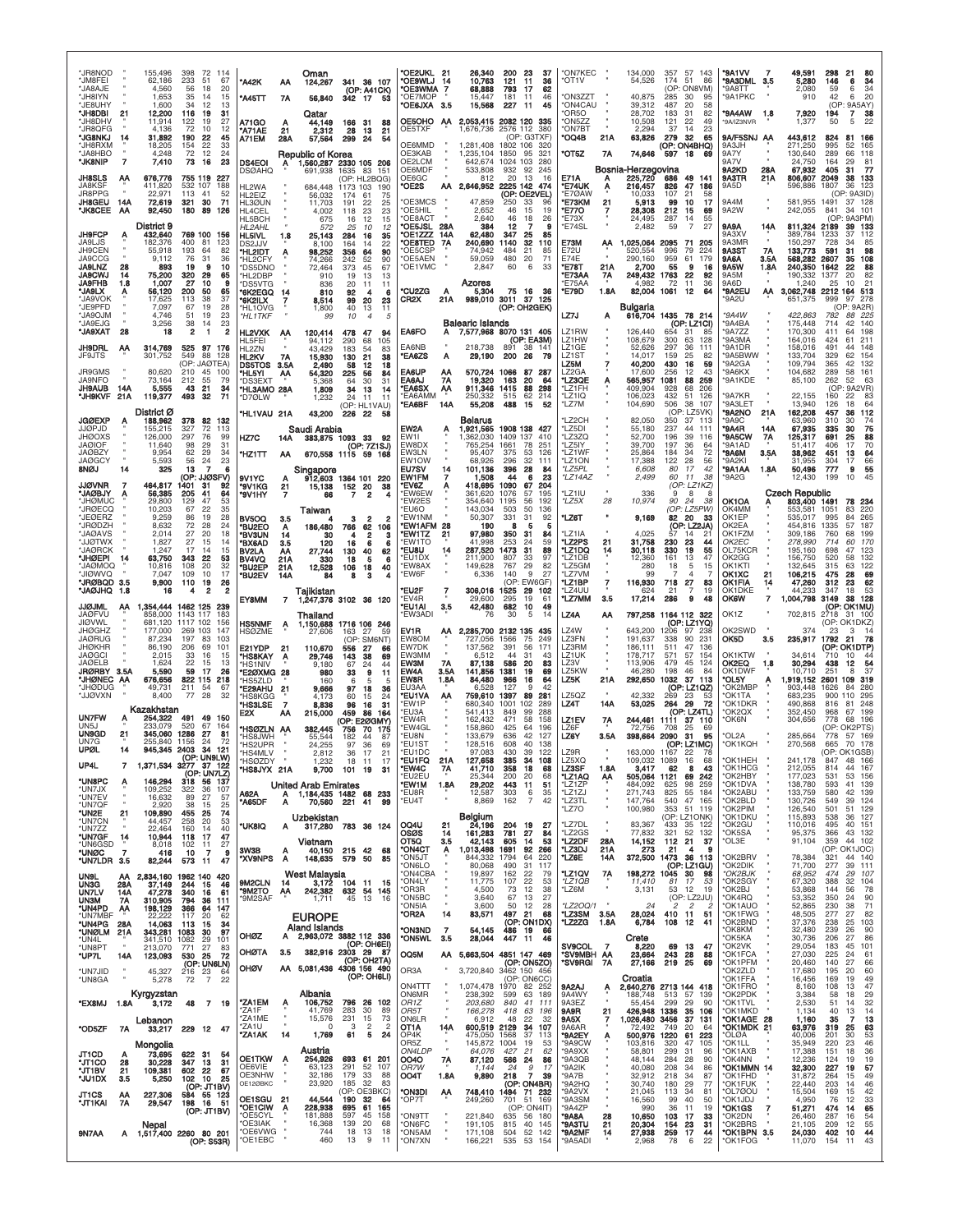*JR8NOD " 155,496 398 72 114
*JM8FEI " 62,186 233 51 67
*JA8AJE " 4,560 56 18 20
*JH8IYN " 1,653 35 14 15
*JE8UHY " 1,600 34 12 13
**\*JH8DBI 21 12,200 116 19 31**
*JH8DHV " 11,914 122 19 27
*JR8QFG " 4,136 72 10 12
**\*JG8NKJ 14 31,892 190 22 45**
*JH8RXM " 18,205 154 22 33
*JA8HBO " 4,248 72 12 24
**\*JK8NIP 7 7,410 73 16 23**

District 9

**JH9FCP A 432,640 769 100 156**
JA9LJS " 182,376 400 81 123
JH9CEN " 55,918 193 64 82
JA9CCG " 9,112 76 31 36
**JA9LNZ 28 893 19 9 10**
**JA9XAO 14 75,200 320 29 65**
**JA9FHB 1.8 1,007 27 10 9**
**\*JA9LX A 56,120 200 50 65**
*JA9VOK " 17,625 113 38 37
*JE9PFD " 7,097 67 19 28
*JA9OJM " 4,746 51 19 23
*JA9EJG " 3,256 38 14 23
**\*JA9XAT 28 18 2 1 2**

**JH9DRL AA 314,769 525 97 176**
JF9JTS " 301,752 549 88 128
(OP: JA9TEA)
JR9GMS " 80,620 210 45 100
JA9NFO " 73,164 212 55 79
**JH9AUB 14A 5,555 43 21 34**
**\*JH9KVF 21A 119,377 493 32 71**

District Ø

**JGØEXP A 188,962 378 82 132**
JJØPJD " 155,215 327 72 113
JHØOXS " 126,000 297 76 99
JAØIOF " 11,640 98 29 31
JAØBZY " 9,954 62 29 34
JAØGCY " 5,593 56 24 23
**8NØJ 14 325 13 7 6**
(OP: JJØSFV)
**JJØVNR 7 464,817 1401 31 92**
**\*JAØBJY A 56,385 205 41 64**
*JHØMUC " 29,800 129 47 53
*JRØECQ " 10,203 67 22 35
*JEØERZ " 9,259 86 19 28
*JHØDZH " 8,632 72 28 24
*JAØAVS " 2,014 27 20 18
*JJØTWX " 1,827 27 15 14
*JAØRCK " 1,247 17 14 15
**\*JHØEPI 14 63,750 343 22 53**
*JAØMOQ " 10,816 108 20 32
*JIØWVQ " 7,047 109 10 17
**\*JRØBQD 3.5 9,900 110 19 26**
**\*JAØJHQ 1.8 16 4 2 2**

**JJØJML AA 1,354,444 1462 125 239**
JAØFVU " 858,000 1143 117 183
JIØVWL " 681,120 1117 102 156
JHØGHZ " 177,000 269 103 147
JAØRUG " 87,234 197 83 103
JHØKHR " 86,190 206 69 101
JAØGCI " 2,015 33 16 15
JAØELB " 1,624 22 15 13
**JRØRBY 3.5A 5,590 59 17 26**
**\*JHØNEC AA 676,656 822 115 218**
*JHØDUG " 49,731 211 54 67
*JJØVXN " 8,400 77 28 32

Kazakhstan

**UN7FW A 254,322 491 49 150**
UN5J " 233,079 520 67 164
**UN8GD 21 345,060 1286 27 81**
UN7G " 255,840 1156 24 72
**UPØL 14 945,345 2403 34 121**
(OP: UN8LW)
**UP4L 7 1,371,534 3277 37 122**
(OP: UN7LZ)
**\*UN8PC A 146,294 318 56 137**
*UN7JX " 109,252 322 36 107
*UN7EV " 16,632 89 27 57
*UN7QF " 2,920 38 15 25
**\*UN2E 21 109,890 455 25 74**
*UN7CN " 44,457 258 20 53
*UN7ZZ " 22,464 160 14 40
**\*UN7GF 14 10,944 118 17 47**
*UN6GSD " 8,018 102 11 27
**\*UNØC 7 416 10 7 9**
**\*UN7LDR 3.5 82,244 573 11 47**

**UN9L AA 2,834,160 1962 140 420**
**UN3G 28A 37,149 244 15 46**
**UN7LV 14A 47,278 340 16 61**
**UN3M 7A 310,905 794 36 111**
**\*UN4PD AA 198,129 366 64 147**
*UN7MBF " 22,222 117 20 62
**\*UN4PG 28A 14,063 113 15 34**
**\*UNØLM 21A 343,281 1083 30 97**
*UN4L " 341,510 1082 29 101
*UN8PT " 213,070 771 27 83
**\*UP7L 14A 123,093 530 25 72**
(OP: UN6LN)
*UN7JID " 45,327 216 23 64
*UN8GA " 5,278 72 7 22

Kyrgyzstan

**\*EX8MJ 1.8A 3,172 48 7 19**

Lebanon

**\*OD5ZF 7A 33,217 229 12 47**

Mongolia

**JT1CD A 73,695 622 31 54**
**\*JT1CO 28 30,228 347 13 31**
**\*JT1BV 21 109,381 602 22 67**
**\*JU1DX 3.5 5,250 102 10 25**
(OP: JT1BV)
**JT1CS AA 227,306 584 55 123**
**\*JT1KAI 7A 29,547 198 15 51**
(OP: JT1BV)

Nepal

**9N7AA A 1,517,400 2260 80 201**
(OP: S53R)

Oman

**\*A42K AA 124,267 341 36 107**
(OP: A41CK)
**\*A45TT 7A 56,840 342 17 53**

Qatar

**A71GO A 44,149 166 31 88**
**\*A71AE 21 2,312 28 13 21**
**A71EM 28A 57,564 299 24 54**

Republic of Korea

**DS4EOI A 1,560,287 2330 105 206**
DSØAHQ " 691,938 1635 83 151
(OP: HL2BQG)
HL2WA " 684,448 1173 103 190
HL2EIZ " 56,032 174 61 75
HL3ØUN " 11,703 191 22 25
HL4CEL " 4,002 118 23 23
HL5BCH " 675 16 12 15
*HL2AHL* " 572 25 10 12
**HL5IVL 1.8 25,143 284 16 35**
DS2JJV " 8,100 164 14 22
**\*HL2IDT A 98,252 356 64 90**
*HL2CFY " 74,266 242 52 90
*DS5DNO " 72,464 373 45 67
*HL2DBP " 910 19 13 13
*DS5VTG " 836 20 11 11
**\*6K2EGQ 14 810 92 4 6**
**\*6K2ILX 7 8,514 99 20 23**
*HL1OVG " 1,800 40 13 11
*HL1TKF* " 99 10 4 5

**HL2VXK AA 120,414 478 47 94**
HL5FEI " 94,112 290 68 105
HL2ZN " 43,429 183 54 83
**HL2KV 7A 15,930 130 21 38**
**DS5TOS 3.5A 2,490 58 12 18**
**\*HL5YI AA 54,320 225 56 84**
*DS3EXT " 5,368 64 30 31
**\*HL3AMO 28A 1,809 34 13 14**
*D7ØLW " 1,232 24 11 11
(OP: HL1VAU)
**\*HL1VAU 21A 43,200 226 22 58**

Saudi Arabia

**HZ7C 14A 383,875 1093 33 92**
(OP: 7Z1SJ)
**\*HZ1TT AA 670,558 1115 59 168**

Singapore

**9V1YC A 912,603 1364 101 220**
**\*9V1KG 21 15,138 152 20 38**
**\*9V1HY 7 66 7 2 4**

Taiwan

**BV5OQ 3.5 4 3 2 2**
**\*BU2EO A 186,480 766 62 106**
**\*BV3UN 14 30 4 2 3**
**\*BX6AD 3.5 120 16 6 6**
**BV2LA AA 27,744 130 40 62**
**BV4VQ 21A 330 18 5 6**
**\*BU2EP 21A 12,528 106 18 40**
**\*BU2EV 14A 84 8 3 4**

Tajikistan

**EY8MM 7 1,247,376 3102 36 120**

Thailand

**HS5NMF A 1,150,688 1716 106 246**
HSØZME " 27,606 163 27 59
(OP: SM6NT)
**E21YDP 21 110,670 556 27 66**
**\*HS8KAY A 29,746 143 38 69**
*HS1WIV " 9,180 67 24 44
**\*E2ØXMG 28 980 33 9 11**
*HS5ZLD " 160 6 5 5
**\*E29AHU 21 9,666 97 18 36**
*HS8KGG " 4,173 60 15 24
**\*HS3LSE 7 8,836 96 16 31**
**E2X AA 215,000 459 86 164**
(OP: E2ØGMY)
**\*HSØZLN AA 382,445 756 70 175**
*HS8JWH " 55,544 182 44 87
*HS2UPR " 24,255 97 36 69
*HS4MLV " 2,812 36 17 21
*HSØZDY " 1,232 18 11 17
**\*HS8JYX 21A 9,700 101 19 31**

United Arab Emirates

**A62A A 1,184,435 1482 68 233**
**\*A65DF A 70,560 221 41 99**

Uzbekistan

**\*UK8IQ A 317,280 783 36 124**

Vietnam

**3W3B A 40,150 215 42 68**
**\*XV9NPS A 148,635 579 50 85**

West Malaysia

**9M2CLN 14 3,172 104 11 15**
**\*9M2TO AA 242,382 632 54 145**
*9M2SAF " 1,711 45 13 16

## EUROPE

Aland Islands

**OHØZ A 2,963,072 3882 112 336**
(OP: OH6EI)
**OHØTA 3.5 382,916 2303 29 87**
(OP: OH2TA)
**OHØV AA 5,081,436 4306 156 490**
(OP: OH6LI)

Albania

**\*ZA1EM A 106,752 796 26 102**
*ZA1F " 41,769 283 30 89
*ZA1ME " 15,576 231 15 73
*ZA1U " 0 3 2 2
**\*ZA1AK 14 1,769 61 5 24**

Austria

**OE1TKW A 254,926 693 61 201**
OE6VIE " 63,123 291 52 107
OE3NHW " 32,186 179 33 88
OE1ØØBKC " 23,920 185 32 83
(OP: OE3BKC)
**OE1SGU 21 44,544 190 32 64**
**\*OE1CIW A 228,938 695 61 165**
*OE5CVL " 181,888 597 45 158
*OE3IAK " 16,368 139 20 68
*OE6VWG " 744 18 13 11
*OE1EBC " 460 13 9 11
**\*OE2UKL 21 26,340 200 23 37**
**\*OE9WLJ 14 10,763 121 11 36**
**\*OE3WMA 7 68,888 793 17 62**
*OE7MOP " 15,447 181 11 46
**\*OE6JXA 3.5 15,568 227 11 45**

**OE5OHO AA 2,053,415 2082 120 335**
OE5TXF " 1,676,736 2576 112 380
(OP: G3TXF)
OE6MMD " 1,281,408 1802 106 320
OE3KAB " 1,235,104 1850 95 321
OE2LCM " 642,674 1024 103 280
OE6MDF " 533,808 932 92 245
OE6GC " 812 20 13 16
**\*OE2S AA 2,646,952 2225 142 474**
(OP: OE2VEL)
*OE3MCS " 47,859 250 33 96
*OE5HIL " 2,652 46 15 19
*OE8ACT " 2,640 46 18 26
**\*OE5JSL 28A 384 12 7 9**
**\*OE1ZZZ 14A 62,480 347 25 85**
**\*OE8TED 7A 240,690 1140 32 110**
*OE5CSP " 74,942 484 21 85
*OE5AEN " 59,059 480 20 71
*OE1VMC " 2,847 60 6 33

Azores

**\*CU2ZG A 5,304 75 16 36**
**CR2X 21A 989,010 3011 37 125**
(OP: OH2GEK)

Balearic Islands

**EA6FO A 7,577,968 8070 131 405**
(OP: EA3M)
EA6NB " 218,738 891 38 141
**\*EA6ZS A 29,190 200 26 79**

**EA6UP AA 570,724 1066 87 287**
**EA6AJ 7A 19,320 163 20 64**
**\*EA6SX AA 911,346 1415 88 298**
*EA6AMM " 250,332 515 62 214
**\*EA6BF 14A 55,208 488 15 52**

Belarus

**EW2A A 1,921,565 1908 138 427**
EW1I " 1,362,030 1409 137 410
EW8DX " 765,254 1661 78 251
EW3LN " 95,407 375 53 126
EW1OW " 68,926 296 32 111
**EU7SV 14 101,136 396 28 84**
**EW1FM 7 1,508 44 6 23**
**\*EV6Z A 418,695 1090 67 204**
*EW6EW " 361,620 1076 57 195
*EW2ES " 354,640 1195 56 192
*EU6O " 143,034 503 50 136
*EW1NM " 50,307 331 31 92
**\*EW1AFM 28 190 8 5 5**
**\*EW1TZ 21 97,980 350 31 84**
*EW1TO " 41,998 253 24 59
**\*EU8U 14 287,520 1473 31 89**
*EU1DX " 211,900 807 33 97
*EW8AX " 149,628 767 29 82
*EW6F " 6,336 140 9 27
(OP: EW6GF)
**\*EU2F 7 306,016 1525 29 102**
*EV4R " 29,600 295 19 61
**\*EU1AI 3.5 42,480 682 10 49**
*EW3ADI " 76 30 5 14

**EV1R AA 2,285,700 2132 135 435**
EW8OM " 727,056 1566 75 249
EW7DK " 137,562 391 56 171
EW3MM " 6,512 44 31 43
**EW3M 7A 87,138 586 20 83**
**EW4A 3.5A 141,856 1381 19 69**
**EW8R 1.8A 84,480 966 16 64**
EU3AA " 6,528 127 9 42
**\*EU1VA AA 759,610 1397 89 281**
*EW1P " 680,340 1001 102 289
*EU3A " 541,413 849 99 288
*EW4R " 162,432 471 58 158
*EW4GL " 158,860 425 64 196
*EU8N " 133,679 636 42 127
*EU1ST " 128,516 606 40 138
*EU1DC " 97,083 430 39 122
**\*EU1FQ 21A 127,658 385 34 108**
**\*EW4C 7A 25,536 338 16 68**
*EU2EU " 25,344 200 20 68
**\*EW1M 1.8A 29,202 443 11 51**
*EU8R " 12,587 303 6 35
*EU4T " 8,869 162 7 42

Belgium

**OQ4U 21 24,196 204 19 27**
**OSØS 14 161,283 781 27 84**
**OT5Q 3.5 42,143 605 14 53**
**\*ON4CT A 1,013,498 1691 92 266**
*ON5JT " 844,332 1794 64 220
*ON6LO " 80,068 490 31 117
*ON4CBA " 19,897 162 22 79
*ON4LY " 11,775 107 22 53
*OR3R " 4,500 73 12 38
*ON5BC " 3,640 67 13 27
*ON5IA " 3,600 50 12 28
**\*OR2A 14 83,571 497 21 68**
(OP: ON1DX)
**\*ON3ND 7 54,145 486 19 66**
**\*ON5WL 3.5 28,044 447 11 46**

**OQ5M AA 5,663,504 4851 147 469**
(OP: ON5ZO)
OR3A " 3,720,840 3462 150 456
(OP: ON6CC)
ON4TTT " 1,074,478 1970 82 292
ON6MR " 238,392 599 63 189
*OR1Z* " 203,680 840 41 111
*OR5T* " 166,278 418 63 196
ON6LR " 6,912 48 22 32
**OT1A 14A 600,519 2129 34 107**
OP4K " 475,050 1568 37 113
OR5Z " 145,872 1004 19 53
*ON4LDP* " 64,076 427 21 62
**OO4O 7A 87,120 566 24 86**
*OR7W* " 1,144 24 9 17
**OO4T 1.8A 9,890 218 7 39**
(OP: ON4BR)
**\*ON3DI AA 748,410 1494 71 232**
*OP7T " 249,260 701 51 169
(OP: ON4IT)
*ON9TT " 221,840 635 56 180
*ON6FC " 191,105 815 40 145
*ON5MM " 171,024 708 41 123
*ON7XN " 166,221 535 53 154
*ON7KEC " 134,000 357 57 143
*OT1V " 54,526 174 51 86
(OP: ON8VM)
*ON3ZZT " 40,875 285 30 95
*ON4CAU " 39,312 487 20 58
*OR5O " 28,702 183 31 82
*ON5ZZ " 10,508 121 22 49
*ON7BT " 2,294 37 14 23
**\*OQ4B 21A 63,826 279 32 65**
(OP: ON4BHQ)
**\*OT5Z 7A 74,646 597 18 69**

Bosnia-Herzegovina

**E71A A 225,720 686 49 141**
**\*E74UK A 216,457 826 47 186**
*E7Ø4W " 10,033 107 21 58
**\*E73KM 21 5,913 99 10 17**
**\*E77O 7 28,308 212 15 69**
*E73X " 24,495 287 14 55
*E74SL " 2,482 59 7 27

**E73M AA 1,025,064 2095 71 205**
E72U " 520,554 996 79 224
E74E " 290,160 959 61 179
**\*E78T 21A 2,700 55 9 16**
**\*E73AA 7A 249,432 1763 22 92**
*E75AA " 4,982 72 11 36
**\*E79D 1.8A 82,004 1061 12 64**

Bulgaria

**LZ7J A 616,704 1435 78 214**
(OP: LZ1CI)
LZ1RW " 126,440 654 31 85
LZ1HW " 108,679 300 63 128
LZ1GE " 52,626 297 36 111
LZ1ST " 14,017 159 25 82
**LZ5M 7 40,200 430 16 59**
LZ2GA " 17,600 256 12 43
**\*LZ3QE A 565,957 1081 88 259**
*LZ1FH " 405,904 928 68 206
*LZ1IQ " 106,023 432 51 126
*LZ7M " 104,690 506 38 107
(OP: LZ5VK)
*LZ2CH " 82,050 350 37 113
*LZ5DI " 55,180 237 44 111
*LZ3ZO " 52,016 196 39 116
*LZ5IY " 39,700 197 36 64
*LZ1WF " 25,864 184 34 72
*LZ1ON " 17,388 122 28 56
*LZ5PL " 6,608 80 17 42
*LZ14AZ* " 2,499 60 11 38
(OP: LZ1KZ)
*LZ1IU " 336 9 8 8
*LZ5X* 28 10,974 90 24 38
(OP: LZ5PW)
**\*LZ6T " 9,169 82 20 33**
(OP: LZ2JA)
*LZ1IA " 4,025 57 14 21
**\*LZ2PS 21 31,758 230 23 44**
**\*LZ1DQ 14 30,118 330 19 55**
*LZ1DB " 12,360 161 13 47
*LZ5GM " 280 18 5 15
*LZ7VM " 99 7 4 7
**\*LZ1BP 7 116,930 718 27 83**
*LZ4UU " 624 21 7 19
**\*LZ7MM 3.5 17,214 286 9 48**

**LZ4A AA 797,258 1164 112 322**
(OP: LZ1YQ)
LZ4W " 643,200 1206 97 238
LZ3FN " 191,637 338 90 231
LZ3RM " 186,111 511 47 136
LZ1UK " 178,717 571 57 154
LZ3V " 113,906 479 45 124
LZ5KW " 46,280 198 46 84
**LZ5K 21A 292,650 1032 37 113**
(OP: LZ1QZ)
LZ5QZ " 42,332 269 23 53
**LZ4T 14A 53,025 264 29 72**
(OP: LZ4TL)
**LZ1EV 7A 244,461 1111 37 110**
LZ6F " 72,756 708 25 69
**LZ6Y 3.5A 398,664 2090 31 95**
(OP: LZ1MC)
LZ9R " 163,000 1167 22 78
LZ5XQ " 109,032 1089 16 68
**LZ3SF 1.8A 3,417 62 8 43**
**\*LZ1AQ AA 505,064 1121 69 242**
*LZ1ZP " 484,092 625 98 259
*LZ1ZJ " 271,743 825 55 184
*LZ3TL " 147,764 540 47 165
*LZ7O " 100,980 353 51 119
(OP: LZ1ONK)
*LZ7DL " 83,367 433 35 122
*LZ2GS " 77,832 321 52 132
**\*LZ2DF 28A 14,152 112 21 37**
**\*LZ3DJ 21A 273 21 4 9**
**\*LZ6E 14A 372,500 1473 36 113**
(OP: LZ1GU)
**\*LZ1QV 7A 198,272 1045 30 98**
*LZ1QB* " 11,410 81 17 53
*LZ6M " 3,131 53 12 19
(OP: LZ2JU)
*LZ2OO/1* " 24 2 2 2
**\*LZ3SM 3.5A 28,024 410 11 51**
**\*LZ2ZG 1.8A 6,784 108 12 41**

Crete

**SV9COL 7 8,220 69 13 47**
**\*SV9MBH AA 23,664 243 28 88**
**\*SV9RGI 7A 27,166 219 25 69**

Croatia

**9A2AJ A 2,640,276 2713 144 418**
9A4WY " 188,748 513 57 139
9A3EZ " 55,454 299 29 90
**9A5X 7 1,026,480 3456 37 131**
9A6AR " 72,492 749 20 64
**\*9A2EY A 500,976 1220 61 223**
*9A9CW " 103,816 320 47 105
*9A9XX " 58,801 299 31 96
*9A3QB " 48,144 281 28 90
*9A2IK " 40,080 208 34 86
*9A7B " 32,912 216 28 84
*9A2HQ " 30,740 180 29 77
*9A2VX " 21,045 113 34 81
*9A3SM " 16,560 99 40 50
*9A4ZP " 990 21 11 19
**\*9A8A 28 10,650 90 17 33**
**\*9A3TU 21 20,304 154 23 31**
**\*9A2MF 14 27,588 250 19 47**
*9A5ADI " 2,968 78 6 22
**\*9A1VV 7 49,591 298 21 80**
**\*9A3DML 3.5 5,280 146 6 34**
*9A8TT " 2,080 59 6 34
*9A1PKC " 910 42 6 20
(OP: 9A5AY)
**\*9A4AW 1.8 7,920 194 7 38**
*9A1Z3NVR " 1,377 50 5 22

**9A/F5SNJ AA 443,612 824 81 166**
9A3JH " 271,250 995 52 165
9A7Y " 130,640 289 66 118
9A7V " 24,750 164 29 81
**9A2KD 28A 67,932 405 31 77**
**9A3TR 21A 806,607 2049 38 133**
9A5D " 596,886 1807 36 123
(OP: 9A3ID)
9A4M " 581,955 1491 37 128
9A2W " 242,055 841 34 101
(OP: 9A3PM)
**9A9A 14A 811,324 2189 39 133**
9A3XV " 389,784 1233 37 112
9A3MR " 150,297 728 34 85
**9A3ST 7A 133,773 591 31 98**
**9A6A 3.5A 568,282 2607 35 108**
**9A5W 1.8A 240,350 1642 22 88**
9A5M " 190,332 1377 20 82
9A6D " 1,240 25 10 21
**\*9A2EU AA 3,062,748 2212 164 513**
*9A2U " 651,375 999 97 278
(OP: 9A2R)
*9A4W* " 422,863 782 88 225
*9A4BA " 175,448 714 42 140
*9A7ZZ " 170,300 411 64 198
*9A3MA " 164,016 424 61 211
*9A1DR " 158,016 491 44 148
*9A5BWW " 133,704 329 62 154
*9A2GA " 109,794 365 42 132
*9A6KX " 104,682 289 58 161
*9A1KDE " 85,100 262 52 63
(OP: 9A2VR)
*9A7KR " 22,155 160 22 83
*9A3LET " 13,940 126 18 64
**\*9A2NO 21A 162,208 457 36 112**
*9A9C " 63,960 310 30 74
**\*9A4R 14A 67,935 335 30 75**
**\*9A5CW 7A 125,317 691 25 88**
*9A1AD " 51,417 406 17 70
**\*9A6M 3.5A 38,962 451 13 64**
*9A2KI " 31,955 304 17 66
**\*9A1AA 1.8A 50,496 777 9 55**
*9A2G " 12,430 199 10 45

Czech Republic

**OK1OA A 803,400 1491 78 234**
OK4MM " 553,581 1051 83 220
OK1EP " 535,017 995 84 265
OK2EA " 454,816 1335 57 187
OK1FZM " 309,186 760 68 199
*OK2EC* " 278,990 714 60 170
OL75KCR " 195,160 698 47 123
OK2GG " 156,750 520 58 132
OK1KTI " 132,645 315 63 122
**OK1XC 21 106,215 475 28 69**
**OK1FIA 14 47,260 312 23 62**
OK1DKE " 44,233 347 18 53
**OK6W 7 1,004,798 3149 38 128**
(OP: OK1MU)
OK1Z " 702,815 2718 31 100
(OP: OK1DKZ)
OK2SWD " 374 23 3 14
**OK5D 3.5 235,917 1792 21 78**
(OP: OK1DTP)
OK1KTW " 34,614 710 10 44
**OK2EQ 1.8 30,294 438 12 54**
OK1DWF " 10,710 251 8 37
**\*OL5Y A 1,919,152 2601 109 319**
(OP: OK2MBP)
*OK2MBP " 903,448 1626 84 280
*OK1TA " 683,235 900 110 295
*OK1DKR " 490,868 816 81 248
*OK2QX " 352,450 968 67 199
*OK6N " 304,656 778 68 196
(OP: OK2PTS)
*OL2A " 285,664 778 57 169
*OK1KQH " 270,568 665 70 178
(OP: OK1GSB)
*OK1HEH " 241,178 847 48 166
*OK1HCG " 212,055 814 44 167
*OK2HBY " 177,023 531 53 156
*OK1DVA " 138,780 593 41 139
*OK2ABU " 133,759 580 42 139
*OK2BLD " 130,726 549 39 124
*OK2PIM " 126,540 501 51 129
*OK1DKU " 115,893 538 36 127
*OK2GU " 110,016 495 40 151
*OK5SA " 95,375 366 43 132
*OL3E " 91,104 359 44 102
(OP: OK1JOC)
*OK2BRV " 78,384 321 44 140
*OK2DIK " 71,700 277 39 111
*OK2BJK* " 68,952 474 29 107
*OK2SGY " 67,320 388 32 104
*OK2BJ " 53,868 144 56 78
*OK2BZE " 53,352 350 24 90
*OK1AUO " 52,865 230 38 71
*OK1FWG " 48,505 277 27 82
*OK2BND " 37,376 235 25 103
*OK5KA " 30,736 206 27 86
*OK2VK " 29,054 183 45 101
*OK1FPM " 27,030 225 24 61
*OK2ZLD " 17,680 195 20 60
*OK1FFA " 16,456 169 19 49
*OK1FRO " 8,160 108 13 47
*OK2PDK " 3,384 58 18 29
*OK1TVL " 2,530 51 14 32
*OK1MKD " 1,134 40 13 14
**\*OK1AGE 28 1,160 35 7 13**
**\*OK1MDK 21 63,976 319 25 63**
*OLØA " 40,000 201 30 53
*OK1LL " 35,949 229 22 61
*OK1AXB " 17,388 151 18 36
*OK4NN " 12,236 187 15 50
**\*OK1MNN 14 32,300 227 19 57**
*OK1FHD " 31,872 264 15 49
*OK1FUK " 22,440 210 17 43
*OL7OOU " 15,504 169 15 42
*OK1JDJ " 4,950 76 12 33
**\*OK1GS 7 51,271 474 14 65**
*OK2DN " 26,460 287 16 54
*OK2BRS " 21,105 222 15 50
**\*OK1BPN 3.5 24,030 402 14 44**
*OK1FOG " 17,070 154 11 43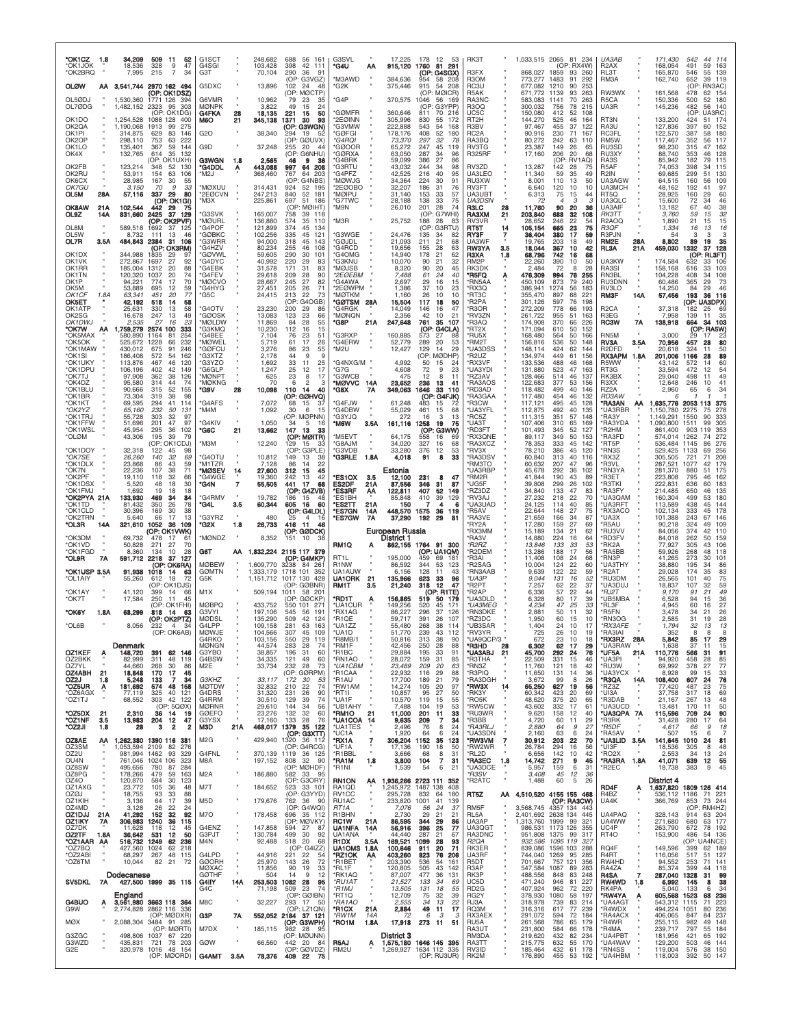*OK1CZ 1.8 34,209 509 11 52
*OK1JOK " 18,536 328 9 47
*OK2BRQ " 7,995 215 7 34
OLØW AA 3,541,744 2970 162 494
(OP: OK1DSZ)
OL5ØDJ " 1,530,360 1771 126 394
OL7ØDG " 1,482,152 2323 95 303
(OP: OK1DG)
OK1DO " 1,254,528 1088 128 400
OK2QA " 1,190,068 1913 99 275
OK1PI " 314,875 629 83 146
OK2OP " 298,110 753 63 222
OK1LO " 135,401 367 59 144
OK4X " 132,765 614 35 132
(OP: OK1UXH)
OK2FB " 123,214 348 52 130
OK2RU " 53,911 154 63 106
OK6CX " 28,985 167 30 55
*OK7GU* " *3,150* *70* *9* *33*
OL5M 28A 57,116 337 29 80
(OP: OK1GI)
OK8AW 21A 102,544 442 29 75
OL9Z 14A 831,660 2425 37 129
(OP: OK2PVF)
OL8M " 589,518 1692 37 125
OL5W " 8,732 111 13 46
OL7R 3.5A 484,843 2384 31 106
(OP: OK3RM)
OK1DX " 344,988 1835 29 97
OK1VK " 272,867 1697 27 92
OK1RR " 185,004 1312 20 88
OK1TN " 120,320 1037 20 74
OK1P " 94,221 774 17 70
OK5M " 53,889 695 12 59
*OK1CF* 1.8A *63,341* *451* *20* *77*
OK5ET " 42,192 518 14 58
OK1ATP " 25,631 330 13 58
OK2SG " 16,678 247 13 49
*OK1DWJ* " *2,535* *27* *16* *23*
*OK7W AA 1,759,279 2574 100 333
*OK5MAX " 580,890 1164 81 254
*OK5OK " 525,672 1228 66 232
*OK1MAW " 430,012 675 91 246
*OK1SI " 186,408 572 54 162
*OK1UKY " 113,876 467 46 120
*OK1DPU " 106,196 402 42 149
*OK7TJ " 97,906 362 38 126
*OK4DZ " 95,580 314 44 74
*OK1BLU " 90,666 315 52 155
*OK1BR " 73,304 319 38 98
*OK1KT " 69,595 294 41 114
*OK2YZ " 65,160 232 50 131
*OK1TRJ " 55,728 303 32 97
*OK1FFW " 51,696 201 47 97
*OK1WSL " 45,954 295 36 102
*OLØM " 43,306 195 39 79
(OP: OK1CDJ)
*OK1DOY " 32,318 122 45 98
*OK7SE " 26,260 140 32 69
*OK1DLX " 23,868 86 43 59
*OK7N " 22,236 107 38 71
*OK2PF " 19,110 118 32 66
*OK1DSX " 5,520 48 18 30
*OK1FMJ " 1,692 19 18 18
*OK2PYA 21A 133,930 469 34 84
*OK1TD " 81,432 350 26 78
*OK1CLD " 30,396 169 30 38
*OK2TRN " 5,640 66 17 13
*OL3R 14A 321,610 1052 36 109
(OP: OK1VWK)
*OK3DM " 69,732 478 17 61
*OK1VD " 50,828 271 27 70
*OK1FGD " 8,360 134 10 28
*OL9R 7A 591,712 2218 37 127
(OP: OK6RA)
*OK1USP 3.5A 91,938 1018 14 63
*OL1AIY " 55,260 612 18 72
(OP: OK1DJS)
*OK1AY " 41,120 399 14 66
*OK7T " 17,584 250 11 45
(OP: OK1FHI)
*OK8Y 1.8A 68,299 818 14 63
(OP: OK2PTZ)
*OL6B " 8,056 232 4 34
(OP: OK6AB)

## Denmark

OZ1KEF A 148,720 391 62 146
OZ8KK " 82,999 311 48 119
OZ7YL " 44,660 268 30 86
OZ4ABH 21 18,848 170 17 45
OZ2J 1.8 5,248 133 7 34
*OZ5UR A 181,692 574 48 158
*OZ6AGX " 77,119 325 40 121
*OZ1TJ " 68,552 303 42 122
(OP: 5Q0X)
*OZ5DX 21 2,310 36 14 19
*OZ1NF 3.5 13,983 204 12 47
*OZ2JI 1.8 28 3 2 2
OZ8AE AA 1,262,380 1390 116 381
OZ3SM " 1,053,584 2109 82 276
OZ2U " 981,994 1462 93 329
OU4N " 761,046 1024 106 323
OZ8SW " 495,656 780 87 284
OZ8PG " 178,266 479 59 163
OZ4O " 120,870 584 30 123
OZ1AXG " 23,772 105 36 48
OZ0J " 18,755 93 33 49
OZ1KIH " 3,136 64 17 39
OZ4MD " 3,128 26 22 24
OZ1DJJ 21A 41,292 152 32 92
OZ1KY 7A 306,983 1240 36 115
OZ7DK " 11,628 118 12 45
OZ2TF 1.8A 36,642 531 12 50
*OZ1AAR AA 516,732 1249 62 206
*OZ7BQ " 427,560 1024 62 218
*OZ2ABI " 68,297 267 48 115
*OZ6TM " 10,044 82 21 72

## Dodecanese

SV5DKL 7A 427,500 1999 35 115

## England

G4BUO A 3,561,980 3663 118 364
G9W " 2,774,828 2862 116 336
(OP: MØDXR)
MØX " 2,088,304 3484 91 285
(OP: M1DST)
G3ZGC " 498,806 1037 67 220
G3WZD " 435,831 721 78 203
G2E " 320,978 1016 48 154
(OP: MØORD)
G1SCT " 248,682 688 56 161
G4SGI " 103,428 398 42 111
G3T " 70,104 290 36 91
(OP: G3VGZ)
G5DXC " 13,896 102 24 48
(OP: MØCTP)
G6VMR " 10,962 79 23 35
MØNPK " 3,822 49 15 24
G4FKA 28 18,135 221 15 50
M6O 21 345,138 1371 30 93
(OP: G3WGN)
G2O " 38,340 284 19 52
(OP: GØUVX)
G9D " 37,248 255 20 44
(OP: G6NHU)
G3WGN 1.8 2,565 46 9 36
*G4DDL A 443,088 997 64 208
*M2J " 368,460 767 64 203
(OP: G4NBS)
*MØXUU " 314,431 924 52 195
*2EØCVN " 247,213 840 52 181
*M3X " 225,861 697 51 186
(OP: MØIHT)
*G3SVK " 165,007 758 39 118
*MØURL " 136,880 574 35 110
*G4POF " 121,899 374 45 134
*GØBKC " 102,256 335 45 121
*G3WRR " 94,000 318 45 143
*G4HZV " 80,234 255 46 108
*GØVWL " 59,605 290 30 101
*G4DYC " 40,992 220 29 83
*G4EBK " 31,578 171 31 83
*G4FEV " 29,618 209 28 90
*MØCVO " 28,667 245 27 82
*G4HYG " 27,451 205 26 71
*G5C " 24,415 213 22 73
(OP: G4OGB)
*G4OTV " 23,230 200 29 86
*GØOSK " 13,083 123 23 66
*MØLDW " 11,869 84 28 55
*G3KMQ " 10,230 112 16 15
*G4BEE " 7,104 76 23 51
*MØWEL " 5,719 61 17 26
*GØFCU " 3,276 86 23 55
*G3XTZ " 2,178 44 9 9
*G3YZO " 1,692 33 11 25
*G6GLP " 1,247 25 12 17
*MØNPT " 625 23 8 17
*MØKNG " 70 6 2 3
*G9V 28 10,098 110 14 40
(OP: G2HVQ)
*G4AFS " 7,072 68 15 37
*M4M " 1,092 30 6 15
(OP: MØPNN)
*G4KIV " 1,050 34 5 16
*G6C 21 13,662 147 13 33
(OP: MØITR)
*M3M " 12,240 129 15 33
(OP: G3PLE)
*G4OTU " 10,812 149 13 38
*M1TZR " 7,128 86 14 22
*MØSEV 14 27,600 312 15 45
*G4WGE " 19,360 242 13 42
*G4N 7 55,505 441 17 68
(OP: G4ZVB)
*G4RMV " 19,782 186 13 46
*G4L 3.5 60,344 605 16 60
(OP: G4LDL)
*G3YRZ " 480 25 4 16
*G2X 1.8 26,733 416 11 46
(OP: GØDCK)
*MØNDZ " 8,352 151 10 38
G6T AA 1,832,224 2115 117 379
(OP: G4MKP)
MØBEW " 1,609,770 3238 84 261
GØMTN " 1,333,179 1718 101 352
G5K " 1,151,712 1017 130 428
(OP: GØBNR)
M1X " 509,194 1011 58 201
(OP: GØCKP)
MØBPQ " 433,752 550 101 271
G3VYI " 197,106 545 56 191
MØDSL " 135,290 509 42 124
G4LPP " 109,158 281 63 163
MØWJE " 104,566 307 45 109
G4RKO " 103,156 550 29 119
MØNGN " 44,574 283 28 74
G3YBO " 38,857 196 31 60
G4BSW " 34,335 121 49 60
M2E " 33,734 232 28 73
(OP: GØRPM)
*G3KHZ* " *33,117* *172* *30* *53*
MØTDW " 32,832 210 22 74
G4DRS " 31,320 231 26 90
G4RRM " 30,510 129 39 74
MØRNR " 29,610 144 34 56
GØEFO " 23,276 132 32 60
G3YSX " 17,160 133 28 76
M3D 21A 468,017 1379 35 122
(OP: G3XTT)
M2G " 429,940 1320 36 112
(OP: G4RCG)
G4FNL " 370,139 1119 36 125
M8A " 197,152 808 32 90
(OP: MØHDF)
M2A " 186,880 582 33 95
(OP: G3ORY)
M7T " 184,652 523 33 101
(OP: G3YVH)
M5D " 179,676 762 36 90
(OP: G4WQI)
M7O " 178,458 686 35 112
(OP: MØVKY)
G4ENZ " 147,858 594 27 87
G3PJT " 130,784 499 30 92
M4N " 92,488 518 20 68
(OP: G4IZZ)
G4LPD " 44,916 221 22 54
GØORH " 25,970 143 26 72
MØXMC " 11,856 90 19 33
GØTHF " 504 14 9 12
G4IIY 14A 253,508 1082 28 95
G4C " 71,198 509 23 74
(OP: GØIBN)
G8C " 32,227 293 17 50
G7A 7A 552,052 2184 37 121
(OP: G3WPH)
M7Z " 177,185 982 28 83
(OP: MØUNN)
GØW " 66,560 442 20 84
(OP: GØVDZ)
G4AMT 3.5A 78,376 409 22 75
G3SVL " 17,225 178 12 53
*G4U AA 915,120 1760 81 291
(OP: G4SGX)
*M3AWD " 384,636 954 58 208
*G2K " 375,446 915 54 208
(OP: MØICR)
*G4P " 370,575 1046 56 169
(OP: G3YPP)
*GØMFR " 360,646 811 70 216
*2EØINN " 305,996 830 55 172
*G3VMW " 222,888 543 54 168
*GØFGI " 178,176 408 52 180
*G4RQI " 73,370 297 32 78
*GØOOR " 65,272 247 45 119
*GØRXA " 63,050 287 34 96
*G4BRK " 59,099 386 27 86
*G3RTU " 43,032 244 34 98
*G4PFZ " 42,525 216 40 95
*MØWJG " 34,364 224 30 91
*2EØOBO " 32,207 186 31 76
*MØIPU " 31,140 153 33 57
*G7TWC " 28,188 138 33 75
*M9N " 26,010 201 28 74
(OP: G7WHI)
*M3R " 25,752 188 28 83
(OP: G3RTU)
*G3WGE " 24,476 135 34 82
*GØJDL " 21,093 211 21 68
*G4RCD " 19,656 155 28 63
*G4OMG " 14,940 178 21 62
*G3KNU " 10,070 90 21 32
*MØJSB " 8,320 90 20 45
*2EØEBM " 7,488 61 24 40
*G4AWA " 2,697 29 16 15
*2EØWPM " 1,386 27 13 20
*MØTKM " 1,160 26 10 10
*GØTSM 28A 15,504 117 18 50
*G4RGK " 14,049 146 16 47
*MØNQN " 2,356 42 10 21
*G8P 21A 247,648 761 35 107
(OP: G4CLA)
*G3RXP " 160,885 573 27 88
*G4ERW " 52,779 289 20 53
*M2U " 12,427 129 14 29
(OP: MØDHP)
*G4NXG/M " 4,992 50 15 24
*G7G " 4,608 72 9 23
*G3WCB " 475 12 8 11
*MØWVC 14A 23,652 236 13 41
*G8X 7A 349,063 1646 33 110
(OP: G4FJK)
*G4FJW " 61,248 483 15 72
*G4DBW " 55,029 461 15 68
*G3YJQ " 272 16 3 13
*M6W 3.5A 161,116 1258 19 75
(OP: G3WW)
*M5EVT " 64,175 558 16 69
*G8AJM " 34,020 327 16 68
*G3VDB " 33,280 376 12 53
*G3RLE 1.8A 4,018 91 8 33

## Estonia

*ES1OX 3.5 12,100 231 8 47
ES2DF 21A 87,556 346 31 87
*ES3RF AA 122,811 407 52 149
*ES1BH " 85,648 410 39 129
*ES2TT 21A 150 7 4 6
*ES7GN 14A 448,570 1575 36 119
*ES7GW 7A 37,290 192 29 81

## European Russia

### District 1

RM1Q A 862,155 1764 91 300
(OP: UA1QM)
RT1L " 195,000 459 69 181
R1NW " 86,592 344 53 123
UA1AUW " 6,156 128 11 43
UA1ORK 21 135,966 623 33 96
RM1T 3.5 21,240 318 12 47
(OP: R1TE)
*RD1T A 156,865 519 50 179
*UA1CUR " 149,256 520 45 171
*RX1AG " 86,227 296 37 126
*R1QE " 59,717 391 26 107
*UA1ZZ " 55,480 268 38 114
*UA1D " 51,770 239 43 112
*R8MB/1 " 50,816 313 38 90
*RM1F " 42,456 250 28 88
*R1BC " 29,884 195 33 91
*RN1AO " 28,072 159 31 85
*UA1CBM " 23,489 209 20 63
*R1CAA " 22,932 116 29 88
*R1AU " 17,700 189 21 79
*RW1AM " 14,274 105 20 97
*RT1I " 10,857 95 27 50
*UA1F " 10,570 119 15 55
*UB1AHY " 7,488 104 19 53
*RM1O 21 11,000 201 11 33
*UA1COA 14 9,635 209 7 34
*UA1TES " 2,496 76 8 24
*UC1A " 1,920 64 6 24
*RX1A 7 306,264 1152 35 123
*UF1A " 17,136 190 18 50
*R1BBL " 3,666 68 8 31
*RA1M 1.8 3,800 104 7 31
*R1NI " 1,539 54 6 21
RN1ON AA 1,936,266 2723 111 352
RA1QD " 1,245,972 1487 138 408
RV1CC " 295,728 832 64 180
RU1AC " 233,820 1001 41 139
*RT1A* " *7,076* *56* *24* *37*
R1BHN " 2,730 29 21 21
RL1A 21A 86,595 344 29 86
UA1NFA 14A 56,916 396 25 77
UA1ANA " 44,440 287 21 67
R1DX 3.5A 189,521 1099 28 93
UA1OMS 1.8A 100,646 911 20 71
*RZ1OK AA 403,260 823 76 206
*R1BET " 203,390 536 74 161
*RL1F " 120,805 505 43 142
*RK1AQ " 87,007 477 36 131
*RT1Q " 12,570 75 33 52
*RA1AO " 8,030 62 25 30
*RU1AT " 2,550 39 22 23
*R1CX 21A 2,884 49 11 17
*RW1AM 14A 72 6 3 3
*RO1M 1.8A 17,918 273 11 51

### District 3

R5AJ A 1,575,180 1646 145 395
RM2U " 1,269,927 1634 112 335
(OP: RU3UR)
RK3T " 1,033,515 2065 81 234
R3FX " 868,027 1859 93 260
R3OM " 773,277 1483 91 292
RC3U " 677,082 1210 90 253
R5AK " 671,772 1139 93 263
RA3NC " 583,083 1141 70 263
R3OQ " 300,032 756 78 215
UC5C " 150,080 412 52 108
RT2H " 144,270 525 46 164
R3BV " 97,467 455 37 122
RC2A " 90,916 230 71 167
RA3BQ " 80,272 242 63 110
RV3TG " 23,387 149 26 65
R325RF " 17,160 206 20 68
(OP: RV1AQ)
RV3ZD " 13,287 142 28 75
UA3LEO " 11,340 59 35 49
RU3XW " 8,001 110 13 50
RV3FT " 6,640 120 10 10
UA3UBT " 6,313 75 15 44
*UA3DSN* " *72* *4* *3* *3*
R3LC 28 11,760 90 20 36
RA3XM 21 203,840 688 32 108
RV3VR " 28,652 246 22 54
RT5T 14 105,154 665 23 75
RY3F 7 36,404 380 17 59
UA3WF " 19,765 203 18 49
RW3YA 3.5 18,044 367 10 42
R3XA 1.8 68,796 742 16 68
*R5FQ A 476,309 994 76 255
*RN5AA " 450,109 873 79 240
*RX3Q " 386,941 1274 56 183
*RT3C " 355,470 897 68 221
*R2PA " 301,126 597 76 198
*R3OR " 272,209 778 66 193
*RV3ZN " 261,722 955 51 163
*R3AQ " 174,908 370 66 226
*RT2X " 171,094 610 50 152
*RU5X " 168,480 564 50 166
*RM2T " 156,816 536 50 148
*UA3DSS " 148,114 424 62 144
*R2UZ " 134,974 449 61 156
*RX3VF " 133,536 488 46 168
*UA3YDI " 131,880 523 47 163
*RZ3AV " 128,466 514 46 137
*RA3AOS " 122,683 377 53 156
*RD3AD " 118,482 499 40 146
*RA3GAA " 117,480 454 46 132
*R3CW " 117,121 495 45 128
*UA3YFL " 112,875 492 40 135
*RC5Z " 111,315 351 57 148
*UA3T " 107,406 310 65 169
*RD3FT " 101,493 345 52 127
*RX3QNE " 89,117 349 50 153
*RA3XCZ " 78,353 333 45 142
*RX3X " 78,210 386 45 120
*RA3DSV " 60,840 313 40 116
*RM3TO " 60,632 207 47 96
*UA3RBP " 45,678 292 36 102
*RM2R " 41,844 190 43 89
*UG5F " 39,808 299 26 102
*RZ3DZ " 34,840 133 47 83
*RV3AJ " 27,232 218 22 70
*UA3UAD " 24,125 114 40 85
*R5AV " 22,644 148 27 75
*RA3VE " 21,659 166 34 87
*RY2A " 17,280 159 27 69
*RX3MM " 15,189 134 21 62
*RA3V " 14,880 224 16 64
*R2RZ " 13,846 133 33 53
*R2DEM " 13,286 188 17 56
*R3AI " 11,408 108 24 68
*RZ5AG " 10,004 124 22 60
*RN3AAB " 9,639 122 22 59
*UA3P " 9,044 131 16 52
*R2PT " 7,257 62 22 37
*R2AP " 6,336 57 22 44
*UA3DLD " 6,328 80 17 39
*UA3MEG " 4,234 47 25 33
*RN3DKE " 2,881 50 11 32
*RZ3DC " 1,950 60 15 10
*UB3SAR " 1,404 24 10 17
*RV3YR " 725 26 10 19
*UA9QCP/3 " 672 23 10 18
*R3HD 28 6,302 62 17 29
*UA3ABJ 21 45,700 292 24 76
*R3THA " 22,509 331 15 46
*RN3Z " 11,760 121 18 42
*R3PIQ " 11,650 131 14 36
*RA3DGH " 3,672 99 8 26
*RW3X 14 65,250 627 19 56
*RK3Y " 60,342 423 20 69
*RO5K " 48,620 375 20 65
*RW5CW " 43,602 332 17 61
*RU3RW " 9,620 158 12 40
*RA3RLJ " 4,720 60 11 29
*R3RLJ " 2,880 64 9 27
*UA3SDN " 2,160 63 6 24
*RW3VM 7 30,912 203 22 70
*RW2WR " 26,784 294 16 56
*RL2D " 6,656 142 10 42
*RA3EC 1.8 14,742 271 9 45
*UA3DCE " 5,957 159 6 31
*R3SI " 3,408 45 12 36
*R2ATC " 1,488 60 5 26
RT5Z AA 4,510,520 4155 155 468
(OP: RA3CW)
RF5A " 3,568,745 4357 134 443
RL5A " 2,401,692 2638 134 445
UA3AP " 1,313,760 1999 99 321
UA3QGT " 986,531 1173 126 355
RA3DNC " 951,808 1375 99 317
R2QA " 932,586 1095 119 327
RK3ER " 839,086 1596 103 288
RA3FR " 744,040 1269 95 285
R5DT " 701,667 757 121 356
R3AP " 547,584 1087 89 283
RK3P " 488,556 848 83 248
RU3FM " 474,240 946 81 227
RZ3M " 416,316 617 77 239
RG2Y " 378,930 1080 58 197
RJ3A " 318,978 936 62 207
RX3AEX " 291,072 594 78 234
RU5A " 285,768 584 78 219
RM3DA " 219,620 432 82 224
RK2M " 176,890 455 53 192
UA3AB " 171,430 542 44 114
R2AX " 168,054 491 59 163
RL3T " 165,870 546 55 139
RM3A " 162,740 652 39 119
(OP: RN3AC)
RW3WX " 161,568 478 62 154
R5CA " 150,336 500 52 180
UA3R " 145,236 482 56 140
(OP: UA3RC)
RT3N " 133,200 424 51 174
RA3U " 127,836 397 60 152
RC3FL " 122,570 387 58 180
RM5W " 117,467 352 56 117
RU3SD " 98,230 315 47 162
RU3XY " 88,740 353 46 128
RA3S " 85,942 182 79 115
R5AF " 74,053 398 34 115
R2IN " 69,685 299 51 130
UA3AGW " 64,515 160 56 109
UA3MCH " 48,162 192 41 97
RT5Q " 28,925 160 29 60
UA3QLC " 15,600 72 34 46
UA3AIF " 13,182 67 40 38
*RK3TT* " *3,760* *59* *15* *32*
R2AOQ " 1,890 21 15 15
*R3QF* " *1,334* *16* *13* *16*
R3PJN " 54 3 3 3
RM2E 28A 8,802 89 19 35
RL3A 21A 459,030 1332 37 128
(OP: RL3FT)
UA3KW " 174,584 632 33 106
RA3SI " 158,168 616 33 103
RN3BL " 104,228 408 34 108
RU3DNN " 60,486 365 29 73
RV3LO " 14,250 84 29 46
RM3F 14A 57,456 193 31 83
(OP: UA3DPX)
R2CA " 37,318 182 25 69
R3EG " 7,958 139 11 35
RC3W 7A 138,918 664 34 103
(OP: RA5W)
RN5M " 3,000 29 17 23
RV3A 3.5A 70,956 457 28 80
R2DFD " 20,618 324 11 50
RX3APM 1.8A 201,006 1166 28 89
R5WW " 43,142 572 14 60
RT3G " 33,594 472 12 54
RK3BX " 29,040 498 11 49
R3XX " 12,648 246 10 41
RZ2A " 2,960 65 6 34
*RD3AW* " *6* *1* *1* *1*
*RA3AN AA 1,635,776 2053 113 375
*UA3RBR " 1,150,780 2275 75 278
*RA3Y " 1,149,291 1550 90 333
*RA3YDA " 1,090,800 1511 99 305
*R2HM " 861,400 903 119 353
*RA3FD " 574,014 1262 74 272
*RT5P " 536,484 1145 86 276
*RN3S " 529,425 1133 69 256
*RX3Z " 305,505 721 71 208
*R3VL " 287,521 1077 42 179
*RN3YA " 281,370 880 51 175
*R3ET " 223,808 795 46 162
*R3TKI " 222,831 636 60 183
*RA3FY " 214,485 650 46 135
*UA3QAM " 160,304 499 53 180
*UA3RFT " 113,589 438 45 144
*RX3ACO " 102,134 333 45 178
*UA3X " 101,388 243 67 146
*R5AU " 90,218 324 49 109
*RU3VV " 84,056 374 42 110
*RD3FV " 84,018 262 50 159
*RK2A " 77,927 305 43 106
*RA5BB " 59,926 268 48 118
*RN3P " 41,265 273 30 101
*UA3THY " 38,880 195 34 86
*R2AT " 29,028 174 35 83
*RU3DM " 26,565 101 40 75
*UA3DUJ " 18,837 107 32 59
*RJ2T " 9,170 91 21 49
*UB5MBA " 6,528 94 15 36
*RL3F " 4,945 60 16 27
*R5FN " 3,478 34 21 26
*RN3OG " 2,585 31 19 28
*RX3AFE " 1,794 32 13 13
*RA3IAI " 352 8 8 8
*RX3RZ 28A 5,842 85 17 29
*UA3RAW " 1,638 37 11 15
*UF5A 21A 110,776 566 31 91
*UA3PI " 94,936 458 28 85
*RU3W " 69,992 378 27 77
*UA3YCX " 8,928 99 15 33
*R3QA 14A 108,400 607 24 76
*RZ3Z " 77,420 487 23 75
*UI3A " 37,758 317 18 69
*R3DAB " 21,167 267 13 48
*UA3UCD " 13,481 170 11 50
*UA3QPA 7A 115,596 709 24 90
*R3RK " 31,428 280 17 64
*R5DF " 4,617 66 9 18
*RA5AV " 507 15 6 7
*UA3LID 3.5A 141,645 1010 24 81
*UI3F " 18,536 305 8 48
*RO2X " 2,553 34 13 24
*RA3RA 1.8A 41,071 639 12 55
*R2EC " 18,738 383 9 45

### District 4

RD4F A 1,637,820 1809 126 414
R4BZ " 536,112 1186 71 221
UA4K " 366,769 853 73 244
(OP: RM4HZ)
UA4PAQ " 328,143 914 63 204
UA4WW " 271,680 680 63 177
UC4P " 263,790 672 78 192
RT4O " 153,900 486 54 136
(OP: UA4NCE)
RQ4F " 149,596 399 62 189
R4RT " 116,056 517 51 127
R4WDX " 94,221 1051 80 206
R4AZA " 85,374 283 63 143
R4SA 7 287,040 1328 31 99
RW4WD 1.8 6,992 145 8 38
RK4PA " 5,040 133 6 34
*RW4YA A 605,568 1523 68 236
*UA4AGT " 543,123 1115 71 240
*RA4WDX " 494,221 1051 80 206
*RA4ACX " 406,065 847 84 237
*R4WR " 255,115 982 49 178
*R4MA " 239,717 797 55 184
*UA4PBT " 181,956 421 65 192
*UA4WAV " 129,200 570 45 145
*RN4SS " 119,004 576 38 150
*UA4HBM " 118,003 392 50 147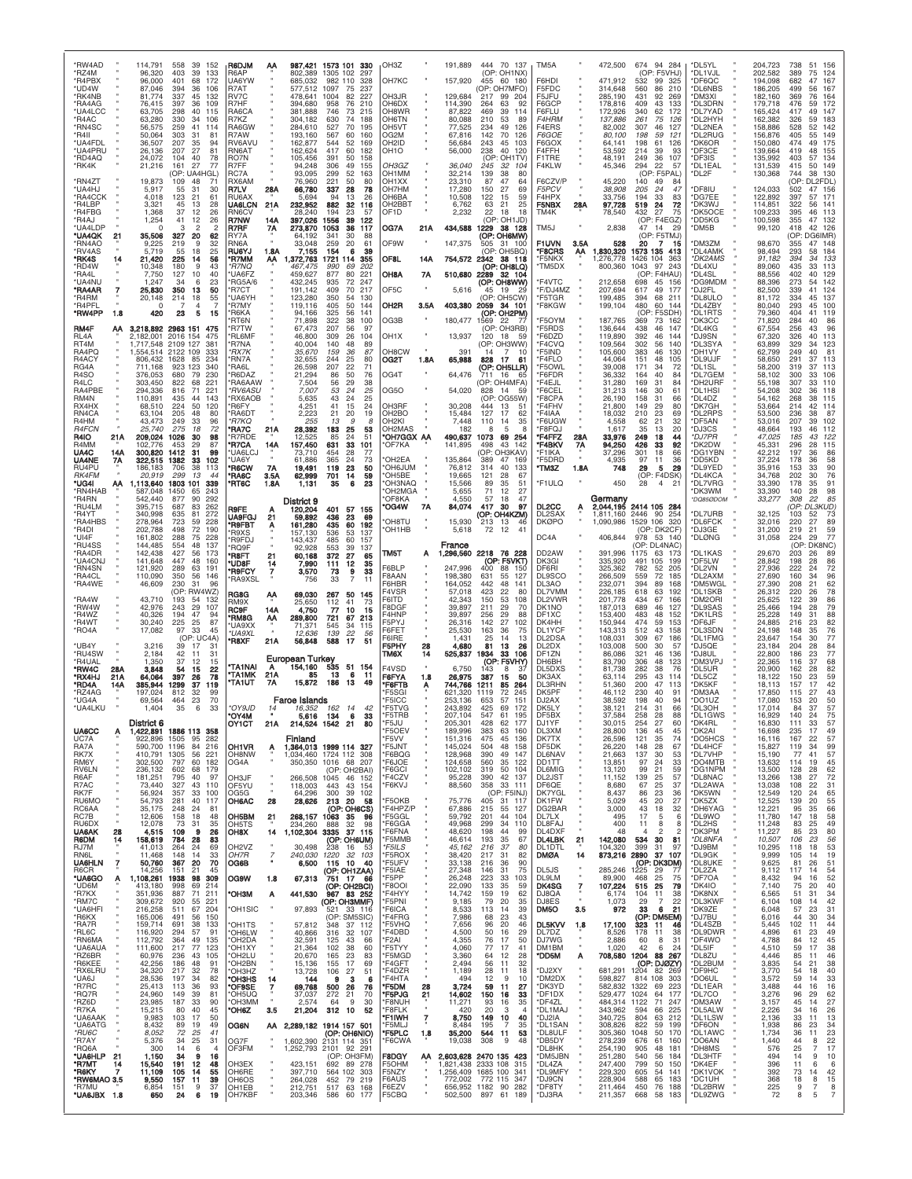*RW4AD " 114,791 558 39 152
*RZ4M " 96,320 403 39 133
*R4PBX " 96,000 401 68 172
*UD4W " 87,046 394 36 106
*RK4NB " 81,774 337 45 132
*RA4AG " 76,415 397 36 109
*UA4LCC " 63,705 298 40 115
*RA4C " 63,280 330 34 106
*RN4SC " 56,575 259 41 114
*R4II " 50,064 303 31 81
*UA4FDL " 36,507 207 35 94
*UA4PRU " 26,136 207 27 81
*RD4AQ " 24,072 104 40 78
*RK4K " 21,216 161 27 77
(OP: UA4HGL)
*RN4ZT " 19,873 109 48 71
*UA4HJ " 5,917 55 31 30
*RA4CCK " 4,018 123 21 61
*R4LBP " 3,321 45 13 28
*R4FBG " 1,368 37 12 26
*R4AJ " 1,254 41 12 26
*UA4LDP " 0 3 2 2
**\*UA4QK 21 35,506 327 20 62**
*RN4AO " 9,225 219 9 32
*RV4AS " 5,719 55 18 25
**\*RK4S 14 21,420 225 14 56**
*RD4W " 10,348 180 9 43
*RA4L " 7,750 127 10 40
*UA4NU " 1,247 34 6 23
**\*RA4AR 7 25,830 350 13 50**
*R4RM " 20,148 214 18 55
*R4PFL " 0 7 4 7
**\*RW4PP 1.8 420 23 5 15**

**RM4F AA 3,218,892 2963 151 475**
RL4A " 2,182,001 2016 154 475
RT4M " 1,717,548 2109 127 381
RA4PQ " 1,554,514 2122 109 333
RA4CY " 806,432 1628 85 234
RG4A " 711,168 923 123 340
R4SO " 376,053 680 79 230
R4LC " 303,450 822 68 221
RA4PBE " 294,336 816 71 221
RM4N " 110,891 435 44 143
RX4HX " 88,400 324 50 120
RN4CA " 63,104 205 48 80
R4HM " 43,473 249 33 96
*R4FCN 25,740 275 18 72*
**R4IO 21A 209,024 1026 30 98**
R4MM " 102,776 453 29 87
**UA4C 14A 300,820 1412 31 99**
**UA4NE 7A 322,515 1382 33 102**
RU4PU " 186,183 706 38 113
*RK4FM 20,919 299 13 44*
**\*UG4I AA 1,113,640 1803 101 339**
*RN4HAB " 587,048 1450 65 243
*R4RN " 542,440 877 90 292
*RU4LM " 395,715 687 83 262
*R4YT " 340,998 635 81 272
*RA4HBS " 278,964 723 59 228
*R4DI " 202,788 498 72 190
*UI4F " 161,802 288 75 228
*RU4SS " 144,485 554 48 137
*RA4DR " 142,438 427 56 173
*UA4CNJ " 141,648 447 48 160
*RN4SN " 121,920 289 63 191
*RA4CL " 110,090 350 56 146
*RA4WE " 46,609 230 31 96
(OP: RW4WZ)
*RA4W " 43,710 193 54 132
*RW4W " 42,976 243 29 107
*R4WZ " 40,326 194 47 94
*R4WT " 30,240 225 25 87
*RO4A " 17,082 97 33 45
(OP: UC4A)
*UB4Y " 3,216 39 17 31
*RU4SW " 2,184 42 11 31
*R4UAL " 1,350 37 12 15
**\*RW4C 28A 3,848 54 15 22**
**\*RX4HJ 21A 64,064 397 26 78**
**\*RD4A 14A 385,944 1299 37 119**
*RZ4AG " 197,024 812 32 99
*UG4A " 69,564 464 23 70
*UA4LKU " 1,404 35 6 33

### District 6

**UA6CC A 1,422,891 1886 113 358**
UC7A " 922,896 1505 95 282
RA7A " 590,700 1196 84 216
RK7X " 410,791 1305 56 221
RM6Y " 302,500 797 60 182
RV6LN " 236,132 602 68 179
R6AF " 181,251 795 40 97
R7AC " 73,440 327 43 110
RK7F " 56,924 357 33 100
RU6MO " 54,793 281 40 117
RC6AA " 35,175 248 24 81
RC7B " 12,606 158 18 48
RU6DX " 12,078 73 31 35
**UA6AK 28 4,515 109 9 26**
**R6DM 14 158,619 784 28 83**
RJ7M " 41,013 264 24 69
RN6L " 11,468 148 14 33
**UA6HLN 7 50,760 367 20 70**
R6CR " 14,256 151 21 45
**\*UA6CG A 1,108,261 1938 98 309**
*UD6M " 413,180 998 69 214
*R7KX " 351,936 887 71 211
*RM7C " 309,672 920 55 221
*UA6HFI " 216,258 511 67 204
*RK7X " 165,006 491 56 150
*RA7R " 159,714 691 38 133
*RL6C " 116,920 296 57 91
*RN6MA " 112,792 364 49 135
*UA6AUA " 111,600 217 77 123
*RZ6BR " 60,976 236 43 105
*R6KEE " 42,256 186 48 91
*RX6LRU " 34,320 217 32 78
*UA6J " 28,536 197 34 82
*R7RC " 25,413 113 36 93
*RQ7R " 24,960 149 39 81
*RZ6D " 23,985 187 33 90
*R6AJ " 20,910 175 30 53
*UA6AAK " 9,983 103 17 50
*UA6ATG " 8,432 89 19 49
*\*RU6C 8,052 72 25 41*
*R7AY " 5,376 34 25 31
*RQ6A " 300 14 6 4
**\*UA6HLP 21 1,150 34 9 16**
**\*R7MT 14 15,540 191 12 48**
**\*R6KY 7 11,109 105 14 55**
**\*RW6MAO 3.5 9,550 157 11 39**
*R7MU " 6,854 151 9 37
**\*UA6JBX 1.8 650 24 6 19**

**R6DJM AA 987,421 1573 101 330**
R6AP " 802,389 1305 102 297
UA6YW " 685,032 982 110 328
R7AT " 577,512 1097 75 237
RV7C " 478,641 1004 82 227
R7HF " 394,680 958 76 210
RA6CA " 381,888 746 73 215
R7KZ " 304,182 630 74 188
RA6GW " 284,610 527 70 195
R7AW " 193,160 567 60 160
RV6AVU " 162,877 544 52 169
RN6AT " 162,624 417 60 182
RO7N " 105,456 391 50 158
R7FF " 94,248 306 49 155
RC7A " 93,095 299 52 163
RX6AM " 76,960 221 50 80
**R7LV 28A 66,780 337 28 78**
RU6AX " 5,694 94 13 26
**UA6LCN 21A 232,952 882 32 116**
RN6CV " 28,240 194 23 57
**R7NW 14A 397,026 1556 38 122**
**R7RF 7A 273,870 1053 36 117**
RY7A " 64,192 341 30 88
RN6A " 33,048 259 20 61
**RU6YJ 1.8A 7,155 154 6 39**
**\*R7MM AA 1,372,763 1721 114 355**
*\*R7NO 467,475 990 69 202*
*UA6FZ " 459,627 877 80 221
*RG5A/6 " 432,245 935 72 247
*R7CT " 191,142 409 70 217
*UA6YH " 123,280 350 54 130
*R7MY " 119,116 405 50 144
*R6KA " 94,166 325 56 141
*RT6N " 71,898 322 38 100
*R7TW " 67,473 207 56 97
*RL6MF " 46,800 309 26 104
*R7NA " 40,004 140 48 89
*\*RX7K 35,670 159 36 87*
*RN7A " 32,655 244 25 80
*RA6L " 26,598 207 22 71
*R6DAZ " 21,294 86 50 76
*RA6AAW " 7,504 56 29 38
*\*RV6ASU 7,007 53 24 25*
*RX6AOB " 5,635 43 24 25
*R6FY " 4,251 41 15 24
*RA6DT " 2,223 21 20 19
*\*R7KQ 255 13 9 8*
**\*RA7C 21A 28,392 183 25 53**
*R7RDE " 12,525 85 24 51
**\*R7CA 14A 157,450 631 33 101**
*UA6LCJ " 73,710 454 28 77
*UA6Y " 61,886 365 24 73
**\*R6CW 7A 19,491 119 23 50**
**\*RA6C 3.5A 62,999 701 14 59**
**\*RT6C 1.8A 1,131 35 6 23**

### District 9

**R9FE A 120,204 401 57 155**
**UA9FGJ 21 59,892 436 23 69**
**\*R9FBT A 161,280 435 60 192**
*R9XS " 157,130 536 53 137
*R9FDJ " 143,437 485 60 157
*RO9F " 92,928 553 39 137
**\*R8FT 21 60,168 372 27 65**
**\*UD8F 14 7,990 111 12 35**
**\*R9FCY 7 3,570 73 9 33**
*RA9XSL " 756 33 7 11
**RG8G AA 69,030 267 50 145**
RM9X " 25,650 112 41 73
**RC9F 14A 4,750 77 10 15**
**\*RM8G AA 289,800 721 67 213**
*UA9XX " 71,371 545 34 115
*\*UA9XL 12,636 139 22 56*
**\*R8XF 21A 56,848 588 17 51**

### European Turkey

**\*TA1NAI A 154,160 535 51 154**
**\*TA1MK 21A 85 13 6 11**
**\*TA1UT 7A 15,872 186 13 49**

### Faroe Islands

*\*OY9JD 14 16,352 162 14 42*
**\*OY4M " 5,616 134 6 33**
**OY1CT 21A 214,524 1542 21 80**

### Finland

**OH1VR A 1,364,013 1999 114 327**
OH8NW " 1,034,460 1724 112 308
OG4A " 350,350 1016 68 207
(OP: OH2BA)
OH3JF " 266,508 1045 46 152
OF5YU " 118,003 443 43 154
OG5G " 64,296 300 39 102
**OH6AC 28 28,626 213 20 58**
(OP: OH6CS)
**OH5BM 21 268,157 1063 35 96**
OH5TS " 234,260 888 32 98
**OH8X 14 1,102,304 3335 37 115**
(OP: OH6UM)
OH2VZ " 30,498 238 16 53
*OH7R 7 240,030 1220 32 103*
**OG6B " 6,500 115 10 40**
(OP: OH1ZAA)
**OG8W 1.8 67,313 751 17 66**
(OP: OH2BCI)
**\*OH3M A 441,530 967 83 252**
(OP: OH3MMF)
*OH1SIC " 97,893 521 33 116
(OP: SM5SIC)
*OH1TS " 57,812 348 37 112
*OH6LW " 40,666 316 32 107
*OH2DA " 32,591 125 43 66
*OH1XY " 21,364 102 38 60
*OH2LU " 20,670 165 23 83
*OH2BN " 15,136 155 17 69
*OH3HZ " 13,728 106 27 51
**\*OH3HS 14 144 9 3 6**
**\*OF8SE 7 69,768 500 26 76**
*OH5UQ " 37,037 272 21 70
*OH3MM " 2,574 64 9 30
**\*OH6Z 3.5 21,204 312 10 52**

**OG6N AA 2,289,182 1914 157 501**
(OP: OH6NIO)
OG7F " 1,602,390 2131 114 351
OF3FM " 1,252,793 2101 92 291
(OP: OH3FM)
OH3EX " 423,151 692 89 278
OH6RE " 397,710 564 102 303
OH6OS " 264,028 452 79 219
OH1EB " 212,751 517 63 168
OH7KBF " 203,346 586 60 177
OH3Z " 191,889 444 70 137
(OP: OH1NX)
OH7KC " 157,920 455 60 180
(OP: OH7MFO)
OH3JR " 129,684 217 99 204
OH6DX " 114,390 264 63 92
OH8WR " 87,822 469 39 114
OH6TN " 80,088 210 53 89
OH5VT " 77,525 234 49 126
OG2M " 67,816 142 70 126
OH2ID " 56,684 243 45 103
OH1O " 56,000 238 40 120
*OH3GZ 36,040 245 32 104*
OH1MM " 32,214 139 38 80
OH1XX " 23,310 87 47 64
OH7HM " 17,280 150 27 69
OH6BA " 10,508 122 15 59
OH2BBT " 6,762 63 21 25
OF1D " 2,232 22 18 18
(OP: OH1JD)
**OG7A 21A 434,588 1229 38 128**
(OP: OH6MW)
OF9W " 147,375 505 31 100
(OP: OH5BQ)
**OF8L 14A 754,572 2342 38 118**
(OP: OH8LQ)
**OH8A 7A 510,680 2289 32 104**
(OP: OH8WW)
OF5C " 5,616 45 19 29
(OP: OH5CW)
**OH2R 3.5A 403,380 2059 34 101**
(OP: OH2PM)
OG3B " 180,477 1569 22 77
(OP: OH3RB)
OH1X " 13,937 120 18 59
(OP: OH3WW)
OH8CW " 391 14 7 10
**OG2T 1.8A 65,988 828 17 61**
(OP: OH5LLR)
OG4T " 64,476 711 16 65
(OP: OH4MFA)
OG5O " 54,020 828 14 59
(OP: OG5SW)
OH3RF " 30,208 444 13 51
OH2BO " 15,484 127 17 62
OH2KI " 7,448 110 14 35
OH2MAS " 182 8 5 8
**\*OH7GGX AA 490,637 1073 69 254**
*OF7KA " 141,895 498 43 142
(OP: OH3KAV)
*OH2EA " 135,864 389 47 169
*OH6JUM " 76,812 314 40 133
*OH5BE " 19,665 121 28 67
*OH3NAQ " 15,566 89 35 51
*OH2MGA " 5,655 71 12 27
*OF8KA " 4,550 57 18 47
**\*OG4W 7A 84,074 417 30 97**
(OP: OH4KZM)
*OH8TU " 15,930 213 13 46
*OH1HB " 5,618 72 12 41

### France

**TM5T A 1,296,560 2218 76 228**
(OP: F5VKT)
F6BLP " 247,996 400 88 150
F8AAN " 198,380 631 55 127
F6HBR " 164,052 442 48 141
F4VSR " 57,018 423 22 80
F6ITD " 42,343 150 53 108
F8DGF " 39,897 211 29 70
F4HNP " 39,897 256 29 88
F5PYJ " 26,316 142 27 102
F6FET " 25,530 163 36 75
F6IRE " 1,431 25 14 13
**F5PHY 28 4,680 81 13 26**
**TM6X 14 525,837 1934 33 106**
(OP: F5VHY)
F4VSD " 6,750 143 8 37
**F6FYA 1.8 26,975 387 15 50**
**\*F6FTB A 744,786 1211 85 264**
*F5SGI " 621,320 1119 72 245
*F5ICC " 253,136 653 57 151
*F5TVG " 243,892 425 69 172
*F5TRB " 207,104 547 61 195
*F5JU " 205,301 428 62 177
*F5OEV " 189,996 383 63 160
*F5VV " 151,316 475 45 136
*F5JNT " 145,024 504 48 158
*F6BQG " 128,968 390 49 147
*F6JOE " 124,658 560 35 122
*F8DHG " 102,102 319 50 104
*F4CZV " 95,228 390 42 137
*F6KVJ " 88,560 358 33 111
(OP: F5INJ)
*F5OKB " 75,776 405 31 97
*F4HPZ/P " 67,886 215 55 127
*F5GGL " 59,792 201 44 104
*F6GGA " 49,690 299 34 110
*F6FNA " 48,620 198 44 99
*F5MMB " 46,614 193 35 67
*\*F5ILS 45,162 216 37 80*
*F5ROX " 38,420 217 31 82
*F5UFV " 33,138 216 36 90
*F5IAE " 27,348 146 31 75
*F5PPP " 26,248 223 33 103
*F8OOI " 22,090 133 35 59
*F4HYY " 14,742 159 19 62
*F5PNI " 9,185 79 20 35
*F6ICA " 8,533 113 14 39
*F4FRG " 7,986 68 23 43
*F5VHQ " 7,656 96 20 46
*F4DBD " 4,500 50 16 29
*F2AI " 4,355 76 17 50
*F5TYY " 4,060 77 17 41
*F5MGD " 3,360 64 12 28
*F4GFT " 2,494 56 11 32
*F4DZR " 1,189 28 11 18
*F4HTA " 494 12 9 10
**\*F5DM 28 3,724 59 11 27**
**\*F5PJG 21 14,602 150 16 33**
*F8NUH " 11,271 93 16 35
**\*F1IWH 7 8,750 149 10 40**
*F5MLJ " 8,184 135 9 35
**\*F5PLC 1.8 35,200 544 11 53**
*F6CWA " 19,038 308 9 48

**F8DGY AA 2,603,628 2470 135 423**
F5MNW " 1,821,438 2333 108 315
F5NZY " 1,256,409 1685 100 341
F5VAB " 772,002 772 115 347
F6EZV " 656,952 1182 90 282
F5CBQ " 502,500 897 61 189
TM5A " 472,500 674 94 284
(OP: F5VHJ)
F6HDI " 471,912 532 99 325
F5FDC " 314,648 560 86 210
F5JFU " 285,190 431 92 269
F6GCP " 178,816 409 43 133
F6FLU " 172,926 340 62 172
*F4HRM 137,886 261 75 126*
F4ERS " 82,002 307 46 127
*F6GOE 80,100 198 59 121*
F6GOX " 64,141 198 61 126
F4FFH " 53,592 214 39 93
F1TRE " 48,191 249 36 107
F4KLW " 45,346 294 22 57
(OP: F5PAL)
F6CZV/P " 45,220 140 49 84
*F5PCV 38,908 205 24 47*
F4HPX " 33,756 194 33 83
**F5NBX 28A 97,728 519 24 72**
TM4K " 78,540 432 27 75
(OP: F4EGZ)
TM5J " 2,838 47 14 29
(OP: F5TMJ)
**F1UVN 3.5A 528 20 7 15**
**\*F8CRS AA 1,830,320 1573 135 413**
*F5NKX " 1,276,778 1426 104 363
*TM5DX " 800,360 1043 97 243
(OP: F4HAU)
*F4VTC " 212,658 698 45 156
*F/DJ4MZ " 207,694 617 49 177
*F5TGR " 199,485 394 68 211
*F8KGW " 199,104 480 60 144
(OP: F5SDH)
*F5OYM " 187,765 369 73 162
*F5RDS " 136,644 438 46 147
*F6DZD " 119,890 392 46 144
*F4CVQ " 109,564 302 56 140
*F5INO " 105,600 383 46 130
*F4FHV " 44,064 151 48 105
*F5OWL " 39,008 171 34 72
*F6FDR " 36,332 164 40 84
*F4EJL " 31,280 169 31 84
*F6CEL " 31,213 146 30 61
*F8CPA " 26,190 158 31 66
*F4FHH " 21,800 149 29 80
*F4IAA " 18,032 210 23 69
*F6UGW " 4,558 62 21 32
*F8FQJ " 1,617 35 13 20
**\*F4FFZ 28A 33,976 249 18 44**
**\*F4BKV 7A 94,250 426 33 92**
*F1IKA " 37,296 301 18 66
*F4DZN " 4,935 97 11 36
**\*TM3Z 1.8A 748 29 5 29**
(OP: F4DSK)
*F1ULQ " 450 28 4 21

### Germany

**DL2CC A 2,044,195 2414 105 284**
DL2SAX " 1,811,160 2446 90 254
DK0PO " 1,090,986 1529 106 320
(OP: DK2CF)
DC4A " 406,844 978 53 140
(OP: DL4NAC)
DD2AW " 391,996 1175 63 173
DK3GI " 335,920 491 105 199
DF6RI " 325,362 782 52 205
DL9SCO " 266,509 559 72 185
DL3AO " 232,071 394 89 168
DL7VMM " 226,185 618 63 192
DL2VWR " 201,778 434 67 166
DK1NO " 187,013 689 46 127
DF1XC " 153,400 483 48 152
DK4HH " 150,944 474 59 153
DL1YCF " 143,313 512 43 158
DL2DSA " 108,031 309 67 186
DL2DX " 103,008 500 30 57
DF1ZN " 86,086 321 46 136
DH6BH " 83,790 306 48 123
DL5DXS " 81,738 282 38 76
DK3AX " 63,114 295 41 85
DL3RHN " 51,360 200 47 113
DF5PF " 46,112 230 41 83
DJ2AX " 38,592 198 40 94
DK5LY " 38,121 214 31 66
DF5BX " 37,584 258 28 88
DJ1YF " 30,015 254 27 60
DL3XM " 28,800 136 45 45
DK7TX " 26,596 121 35 74
DF5DK " 26,220 148 28 67
DL6NAV " 21,663 137 30 53
DD1TT " 13,851 97 24 33
DL6MIG " 13,120 99 21 59
DL2JST " 11,152 139 25 57
DF6QE " 8,680 67 25 37
DK7YGL " 8,437 86 23 36
DK1FW " 5,029 45 20 27
DG2BAR " 3,000 43 18 32
DL7LX " 495 17 5 6
DL8FAJ " 400 11 8 8
DL4DXF " 48 4 2 2
**DL4LBK 21 142,080 534 30 81**
DL1DTL " 104,320 399 31 97
**DM0A 14 873,216 2890 37 107**
(OP: DK3DM)
DL5JS " 285,246 1225 29 77
DL1MAJ " 343,962 594 66 225
DL9MDI " 89,900 468 25 75
**DK4SG 7 107,224 515 25 79**
DJ8QA " 6,174 104 11 38
DL8ES " 1,073 29 7 22
**DM5O 3.5 972 33 6 21**
(OP: DM5EM)
**DL5KVV 1.8 17,100 323 11 46**
DL7DZ " 8,526 178 11 38
DJ7WG " 2,886 60 8 31
DM1BM " 1,020 42 6 24
**\*DD5M A 708,580 1204 88 267**
(OP: DJ0ZY)
*DJ2XY " 681,291 1204 82 269
*DM2DX " 598,821 814 108 303
*DK3YD " 582,832 1322 69 223
*DF1DX " 529,477 1024 67 177
*DF4ZL " 484,314 1122 71 247
*DL1NAG " 477,090 1065 70 140
*DJ2IA " 340,725 852 60 175
*DL1SAN " 308,826 822 59 199
*DL8ULF " 305,360 1048 47 170
*DB5DY " 278,239 676 61 160
*DL8HK " 254,190 905 48 181
*DM5JBN " 251,280 540 56 184
*DJ2QV " 247,400 799 50 150
*DL9MFY " 229,320 605 54 141
*DJ9CN " 228,904 588 65 183
*DF8TY " 211,464 450 76 188
*DJ3RA " 211,357 668 58 183
*DL5YL " 204,723 738 51 156
*DL1VJL " 202,582 389 75 124
*DF6QC " 194,098 682 47 167
*DL6NBS " 186,205 499 56 167
*DM3XI " 182,160 369 76 164
*DL3DRN " 179,718 476 59 172
*DL7YAD " 165,424 417 49 147
*DL2HYH " 162,382 326 59 183
*DL2NEA " 158,886 528 52 142
*DL2RUG " 156,876 405 55 149
*DK6OR " 150,080 474 49 175
*DF3CE " 139,664 419 48 155
*DF3IS " 135,992 403 57 134
*DL1EAL " 131,539 415 50 149
*DL2F " 130,368 744 38 130
(OP: DL2FDL)
*DF8IU " 124,033 502 47 156
*DG7EE " 122,892 397 57 171
*DK3WJ " 114,851 322 56 141
*DK5OCE " 109,233 395 46 113
*DD5KG " 100,598 355 47 132
*DM5B " 99,120 418 42 126
(OP: DG6IMR)
*DM3ZM " 98,670 355 47 148
*DL4AMK " 98,494 293 58 184
*\*DK2AMS 91,182 394 34 133*
*DL4XU " 89,060 435 33 113
*DL4SL " 88,556 402 40 129
*DG9MDM " 88,396 273 54 142
*DJ2FL " 82,500 339 41 124
*DL8ULO " 81,172 334 45 137
*DL4ZBY " 80,040 293 45 100
*DL1RTS " 79,360 404 41 119
*DK3CC " 71,820 284 40 86
*DL4KG " 67,554 256 43 96
*DJ9SN " 67,320 326 40 113
*DL3SYA " 63,899 329 34 123
*DH1VY " 62,799 249 40 81
*DL9UJF " 58,650 291 37 113
*DL1SL " 58,200 319 37 113
*DL7GEM " 58,102 300 33 106
*DH2URF " 55,198 307 33 110
*DL1HSI " 54,208 302 36 118
*DL4DZ " 54,162 268 38 115
*DK7GH " 53,664 214 42 114
*DL2RPS " 53,500 236 38 87
*DF5AN " 53,016 207 39 102
*DJ3CS " 48,664 193 46 112
*\*DJ7PR 47,025 185 43 122*
*DK2DW " 45,331 296 28 115
*DG1YBN " 42,212 197 36 86
*DD5KD " 37,224 178 36 58
*DL9YED " 35,916 153 33 90
*DL4KCA " 34,768 202 30 76
*DL7VRG " 33,390 178 35 91
*DK3WM " 33,390 140 28 98
*\*DQ850DOM 33,277 308 22 85*
(OP: DL3KUD)
*DL7URB " 32,125 103 52 73
*DL6FCK " 32,016 220 27 89
*DJ3GE " 31,200 219 21 59
*DL0NG " 31,058 224 29 77
(OP: DK8NC)
*DL1KAS " 29,670 203 26 89
*DF5LW " 28,842 198 28 86
*DL2VN " 27,936 222 24 72
*DL2AXM " 27,690 160 34 96
*DM5WGL " 27,390 208 21 62
*DL1SKB " 26,312 220 26 78
*DM2ORI " 25,625 122 39 86
*DL9SAS " 25,466 194 28 79
*DK1LRS " 25,228 149 31 88
*DF6JF " 24,885 216 23 82
*DL3SDN " 24,198 148 35 76
*DL1FMG " 23,647 154 30 77
*DJ5QE " 23,184 204 28 84
*DJ8UL " 22,800 186 23 77
*DM3VPJ " 22,365 116 37 68
*DL5UR " 20,900 162 28 82
*DL5CZ " 18,122 150 23 59
*DK5KF " 18,113 157 17 42
*DM3AA " 17,850 115 27 43
*DO1UZ " 17,080 153 20 50
*DL3OH " 17,014 84 37 57
*DL1GWS " 16,929 140 24 75
*DK4RL " 16,830 111 33 57
*DK2AI " 16,698 235 17 49
*DO5HCS " 16,116 167 22 57
*DL4HCF " 15,827 119 34 99
*DL7VHP " 15,190 77 41 57
*DO4MTB " 13,632 114 19 45
*DG1NPM " 13,500 128 28 62
*DL8NAC " 13,266 138 27 72
*DL2AWA " 13,038 108 22 31
*DK5WN " 12,549 120 24 65
*DK5ZX " 12,525 139 20 55
*DH6YAG " 12,221 95 35 66
*DL9WO " 11,780 147 18 58
*DL1LAW " 11,248 83 25 49
*DK3PM " 11,227 85 23 80
*\*DL8NFA 10,507 106 23 56*
*DJ9BM " 10,295 116 18 53
*DL9GK " 9,999 105 14 19
*DL8UKE " 9,625 81 26 51
*DL2ZA " 9,112 117 14 54
*DF7OA " 8,432 94 16 52
*DK8NX " 6,565 51 31 34
*DL3KWF " 6,104 108 14 42
*DK9ZE " 6,048 57 23 31
*DJ7BU " 6,016 44 30 34
*DL4SZB " 5,445 102 11 44
*DL9DWR " 4,896 61 23 49
*DF4WO " 4,788 84 12 45
*DL5IF " 4,510 59 17 38
*DL8ZU " 4,466 85 17 41
*DL2BUM " 3,835 54 21 38
*DF9HC " 3,570 64 12 30
*DO6UL " 3,572 59 14 33
*DL1EAR " 3,488 44 16 16
*DL7CO " 3,276 96 22 62
*DM3AW " 3,157 45 14 27
*DL5ALW " 2,226 34 16 26
*DL1LSW " 2,134 35 11 23
*DF6ON " 1,938 86 23 34
*DL1AWC " 1,734 36 11 23
*DO6AN " 1,440 42 6 30
*DH8MS " 576 25 7 17
*DO1PT " 396 11 6 16
*DK4EF " 396 11 6 16
*DC1UH " 368 18 8 15
*DL2BRW " 225 9 7 8
*DL9ZWG " 72 8 5 7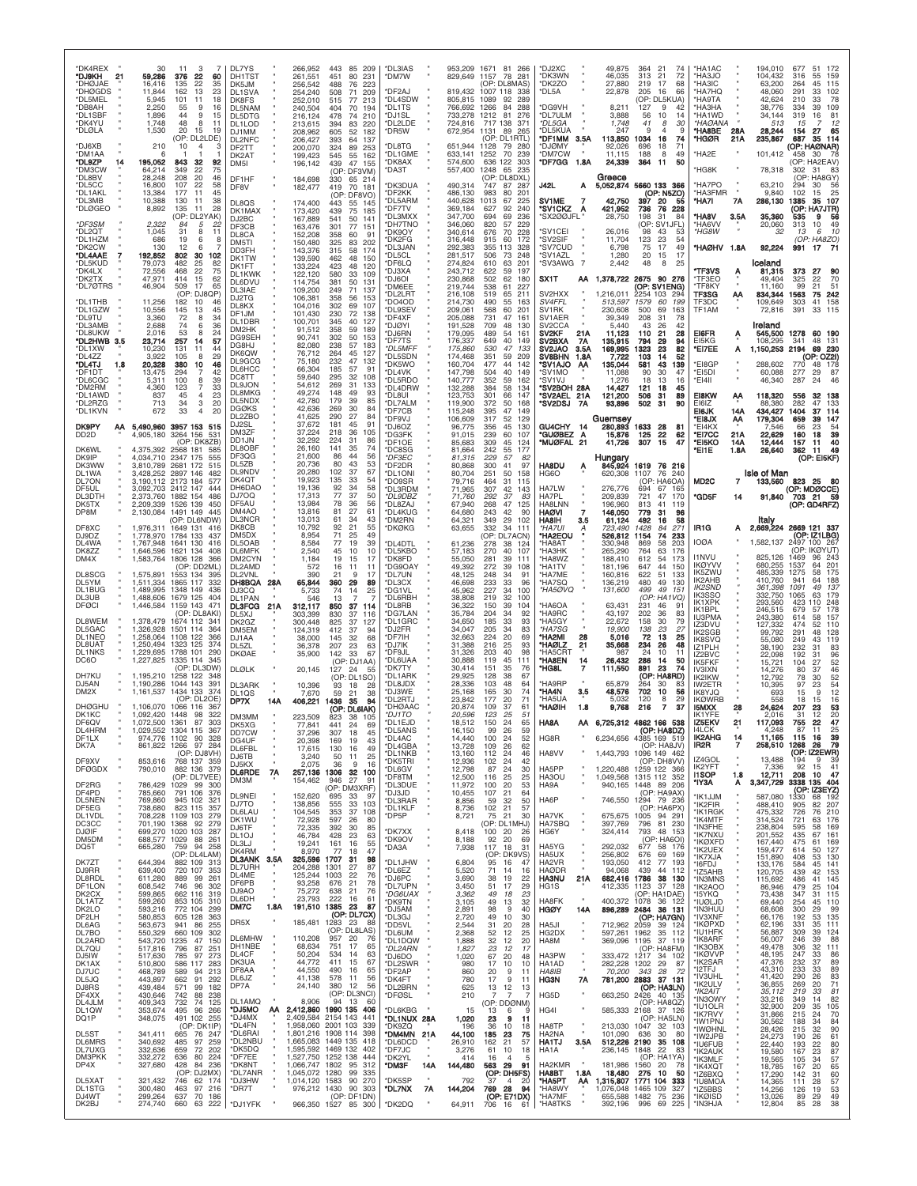*DK4REX " 30 11 3 7
**\*DJ9KH 21 59,286 376 22 60**
*DHØJAE " 16,416 135 22 35
*DHØGDS " 11,844 162 13 23
*DL5MEL " 5,945 101 11 18
*DB8AH " 2,250 55 9 16
*DL1SBF " 1,896 44 9 15
*DK4YU " 1,748 48 8 11
*DLØLA " 1,530 20 15 19
(OP: DL2LDE)
*DJ6XB " 210 10 4 3
*DM1AA " 6 1 1 1
**\*DL9ZP 14 195,052 843 32 92**
*DM3CW " 64,214 349 22 75
*DL8BV " 28,248 208 20 46
*DL5CC " 16,800 107 22 58
*DL1AKL " 13,384 177 11 45
*DL3MB " 10,388 130 11 38
*DLØGEO " 8,892 135 11 28
(OP: DL2YAK)
*\*DF3SM " 2,322 84 5 22*
*DL2QT " 1,045 31 8 11
*DL1HZM " 686 19 6 8
*DK2CW " 130 12 6 7
**\*DL4AAE 7 192,852 802 30 102**
*DL5KUD " 79,073 482 25 82
*DK4LX " 72,556 468 22 75
*DK2TX " 47,971 414 15 62
*DL7ØTRS " 46,904 509 17 65
(OP: DJ8QP)
*DL1THB " 11,256 182 10 46
*DL1GZW " 10,556 145 13 45
*DL9TU " 3,360 72 8 34
*DL3AMB " 2,688 74 6 36
*DL8UKW " 2,016 53 8 24
**\*DL2HWB 3.5 23,714 257 14 57**
*DL1XW " 10,230 131 11 44
*DL4ZZ " 3,922 105 8 29
**\*DL4TJ 1.8 20,328 380 10 46**
*DF1DT " 13,475 294 7 42
*DL6CGC " 5,311 100 8 39
*DM2RM " 4,360 123 7 33
*DL1AWD " 837 45 4 23
*DL2RZG " 713 34 3 20
*DL1KVN " 672 33 4 20

**DK9PY AA 5,490,960 3957 153 515**
DD2D " 4,905,180 3264 156 531
(OP: DK8ZB)
DK6WL " 4,375,392 2568 181 585
DK9IP " 4,034,710 2347 175 555
DK3WW " 3,810,789 2681 172 515
DL1WA " 3,428,252 2897 146 482
DL7ON " 3,190,112 2173 184 577
DF5UL " 3,092,703 2412 147 444
DL3DTH " 2,373,760 1882 154 486
DK5TX " 2,209,339 1526 139 450
DP8M " 2,130,484 1491 149 445
(OP: DL6NDW)
DF8XC " 1,976,311 1649 131 416
DJ9DZ " 1,778,970 1784 133 437
DL4WA " 1,767,948 1641 130 416
DK8ZZ " 1,646,596 1621 134 408
DM4X " 1,583,764 1806 128 366
(OP: DD2ML)
DL8SCG " 1,575,891 1553 134 395
DL5YM " 1,511,334 1865 117 332
DL1BUG " 1,489,995 1348 149 436
DL3JB " 1,488,606 1679 125 404
DFØCI " 1,446,584 1159 143 471
(OP: DL8AKI)
DL8WEM " 1,378,479 1674 112 341
DL5GAC " 1,326,928 1501 114 364
DL1NEO " 1,258,064 1108 122 366
DL8UAT " 1,250,494 1323 125 374
DL1NKS " 1,229,695 1788 101 290
DC6O " 1,227,825 1335 114 345
(OP: DL3DW)
DH7KU " 1,195,210 1258 122 348
DJ5AN " 1,190,286 1044 143 391
DM2X " 1,161,537 1434 133 374
(OP: DL2OE)
DHØGHU " 1,106,070 1066 116 367
DK1KC " 1,092,420 1448 98 322
DF6QV " 1,072,500 1361 87 303
DL4HRM " 1,029,552 1304 115 367
DF1LX " 974,776 1102 90 328
DK7A " 861,822 1266 97 284
(OP: DJ8VH)
DF9XV " 853,616 768 137 359
DFØGDX " 790,010 882 136 379
(OP: DL7VEE)
DF2RG " 786,429 1029 99 300
DF4PD " 785,660 791 106 376
DL5NEN " 769,860 945 102 321
DF5EG " 738,680 823 115 357
DL1VDL " 708,228 1109 103 279
DC3CC " 701,190 1368 92 279
DJØIF " 699,270 1020 103 287
DM5DM " 688,577 1029 88 261
DQ5T " 665,280 759 94 258
(OP: DL4LAM)
DK7ZT " 644,394 882 109 313
DJ9RR " 639,400 720 107 353
DL8RDL " 611,280 889 99 261
DF1LON " 608,542 746 96 302
DK2CX " 599,865 662 116 319
DL1ATZ " 599,260 853 105 310
DK2LO " 593,216 772 104 299
DF2LH " 580,853 605 128 363
DL6AG " 563,673 941 86 255
DL7BO " 550,329 660 109 302
DL2ARD " 543,720 1235 47 150
DL7QU " 517,816 796 87 251
DJ5IW " 517,630 785 97 273
DK1AX " 510,800 586 117 283
DJ7UC " 468,789 589 94 213
DL5JQ " 443,897 662 91 292
DJ8RS " 439,484 571 99 182
DF4XX " 430,646 742 88 238
DL4JLM " 409,343 732 74 125
DL1QW " 353,674 495 96 266
DQ1P " 349,075 491 102 255
(OP: DK1IP)
DL5ST " 341,411 665 76 247
DL6MRS " 340,692 485 97 259
DL7UXG " 332,636 659 72 202
DM3PKK " 332,272 636 80 224
DP4X " 327,680 428 84 236
(OP: DJ2MX)
DL5XAT " 321,432 746 62 174
DL1STG " 300,480 463 97 216
DJ4WT " 299,264 637 70 186
DK2BJ " 274,740 660 63 222
DL7YS " 266,952 443 85 209
DH1TST " 261,551 451 80 231
DK5JM " 256,542 488 76 223
DL1SVA " 254,240 508 71 209
DK8FS " 252,010 515 77 213
DL5NAM " 240,504 404 70 194
DL5DTG " 216,124 478 74 210
DL1LOD " 213,615 394 83 220
DJ1MM " 208,962 605 52 182
DL2NFC " 206,427 393 64 137
DF2TT " 200,070 324 89 253
DK2AT " 199,423 545 55 162
DM5I " 196,142 439 47 155
(OP: DF3VM)
DF1HF " 184,698 330 65 214
DF8V " 182,477 419 70 181
(OP: DF8VO)
DL8QS " 174,400 443 55 145
DK1MAX " 173,420 439 75 185
DJ2BC " 167,889 541 50 141
DF3CB " 163,476 301 77 151
DL8CA " 152,208 358 60 91
DM5TI " 150,480 325 83 202
DD3FH " 143,376 315 58 174
DK1TW " 139,590 462 48 150
DK1FT " 133,224 423 48 120
DL1KWK " 122,120 580 33 109
DL6DVU " 114,754 381 50 131
DL3IAE " 109,200 249 71 137
DJ2TG " 106,381 358 56 153
DL8KX " 104,016 302 69 107
DF1JM " 101,430 230 72 138
DL1DBR " 100,701 345 40 127
DM2HK " 91,512 358 59 189
DG9SEH " 90,741 302 50 153
DG8HJ " 82,080 238 57 183
DK6GW " 76,712 264 45 127
DL9GCG " 75,180 232 47 132
DL6HCC " 66,304 185 57 91
DC8TT " 59,640 295 32 108
DL8JDN " 54,612 269 31 133
DL8MKG " 49,274 148 49 93
DL5NDX " 42,780 179 39 85
DO6KS " 42,636 269 30 84
DL2ZBO " 41,625 290 27 84
DJ2SL " 37,672 181 45 91
DM3ZF " 37,224 218 36 105
DD1JN " 32,292 224 31 86
DL8OBF " 26,160 141 35 74
DF3GG " 21,600 86 44 56
DL5ZB " 20,736 80 43 53
DL9NDV " 20,280 102 37 67
DK4QT " 19,923 135 33 54
DH6DAO " 19,136 92 34 58
DL7ZQ " 17,313 77 37 50
DF5AU " 13,984 78 36 56
DM4AO " 13,816 81 27 61
DL3NCR " 13,013 61 34 43
DK8CB " 10,792 92 21 55
DM5DX " 8,954 71 25 49
DL5OAB " 8,584 77 19 39
DL6MFK " 2,540 41 15 20
DM2CYN " 1,184 19 15 17
DL2AMD " 572 16 11 11
DL7VNL " 390 21 9 17
**DH8BQA 28A 65,844 360 29 89**
DJ3CQ " 5,733 74 14 25
DL1PAN " 546 13 7 7
**DL3FCG 21A 312,117 850 37 114**
DL5XJ " 303,399 830 37 116
DK2GZ " 300,448 825 37 127
DM5EM " 124,319 412 37 94
DL3ZA " 38,000 145 32 68
DL5ZL " 36,378 207 23 63
DKØAE " 35,900 142 33 67
(OP: DJ1AA)
DLØLK " 20,145 127 24 55
(OP: DL1SO)
DL3ARK " 10,396 93 18 28
DL1QS " 7,670 59 21 38
**DP7X 14A 406,221 1436 35 94**
(OP: DL6IAK)
DM3MM " 223,509 823 38 125
DK5XG " 77,841 441 24 69
DO7CW " 37,296 307 18 45
DL4JU " 20,398 169 19 43
DL6FBL " 17,615 130 16 49
DJ6TB " 3,240 50 11 25
DJ5KX " 2,075 36 9 16
**DL8RDE 7A 257,136 1306 32 100**
DM3M " 154,462 946 27 91
(OP: DM3XRF)
DL9NEI " 152,620 695 33 97
DJ7TO " 138,856 555 33 103
DL6LAU " 104,545 353 37 108
DK1WU " 72,928 597 26 80
DF6TP " 72,335 392 30 85
DL1OJ " 46,784 428 23 63
DL3LJ " 19,241 161 16 55
DK4RM " 8,970 77 18 47
**DL3ANK 3.5A 325,596 1707 31 98**
DL7URH " 204,288 1301 27 87
DL4ME " 125,244 1003 22 76
DF6PB " 93,258 676 21 78
DJ9AO " 75,272 638 21 76
DL6DH " 23,793 222 16 61
**DM7C 1.8A 191,510 1385 23 87**
(OP: DL7CX)
DR5X " 185,481 1283 23 88
(OP: DL8LAS)
DL6MHW " 110,208 957 20 76
DH1NBE " 68,634 751 17 65
DL4CF " 50,204 534 14 63
DG5UA " 44,772 411 15 67
DF8AA " 44,550 490 16 65
DF2AP " 41,138 578 11 56
DP7A " 24,140 380 12 56
(OP: DL3NCI)
DL1AMQ " 8,906 94 13 60
**\*DJ5MO AA 2,412,860 1990 135 406**
*DJ4MX " 2,409,584 2154 143 441
*DL4FN " 1,958,060 2001 103 339
*DL6RAI " 1,801,216 1908 114 398
*DL2NBU " 1,665,083 1449 135 418
*DF7EE " 1,527,750 1252 128 442
*DK5DQ " 1,595,592 1469 132 402
*DK8NT " 1,066,147 1802 95 312
*DL7ANR " 1,045,072 1280 99 335
*DJ3HW " 1,014,120 1583 90 270
*DR7T " 966,712 1430 90 303
(OP: DF1DN)
*DJ1YFK " 966,350 1527 85 300
*DL3IAS " 953,209 1671 81 266
*DM7W " 829,649 1157 78 281
(OP: DL8MAS)
*DF2AJ " 819,432 1007 118 338
*DL4SDW " 805,815 1089 92 289
*DL1TS " 766,692 1266 84 288
*DJ1SL " 733,278 1212 81 276
*DL2LDE " 724,816 717 138 371
*DR5W " 672,954 1131 89 265
(OP: DL1RTL)
*DL8TG " 651,944 1128 79 280
*DL1GME " 633,141 1252 70 239
*DK8AX " 574,600 636 122 303
*DA3T " 557,400 1248 65 235
(OP: DL8DXL)
*DK3DUA " 490,314 747 87 287
*DF2KK " 486,130 983 80 201
*DL5ARM " 440,628 1013 67 225
*DF7TV " 369,184 627 92 240
*DL3MXX " 347,700 694 69 236
*DH7TNO " 346,060 820 57 229
*DK9QY " 340,614 676 70 228
*DK2FG " 316,448 915 60 172
*DL3JAN " 292,383 355 113 328
*DL5CL " 281,517 506 73 248
*DF6LQ " 274,824 610 63 201
*DJ3XA " 243,712 622 59 197
*DJ6OI " 230,868 502 62 180
*DM6EE " 219,744 538 61 227
*DL2LRT " 216,108 519 65 211
*DO4OD " 214,730 490 55 163
*DL9SEV " 209,061 568 60 201
*DF4XF " 205,088 731 47 161
*DJØYI " 191,528 709 48 130
*DJ6RN " 179,095 489 54 161
*DF7TS " 176,337 649 40 149
*\*DL5MFF " 175,860 530 47 133*
*DL5DSN " 174,468 351 59 209
*DK5WO " 160,704 477 44 142
*DL4VK " 147,798 504 40 149
*DL5RDO " 140,777 352 59 162
*DL4DRW " 132,288 384 58 134
*DL8UI " 123,753 301 66 147
*DL7ALM " 119,900 372 50 168
*DF7CB " 115,248 395 47 149
*DF9VJ " 106,609 317 52 129
*DJ6OZ " 96,775 356 45 130
*DG3FK " 91,015 239 60 107
*DF1OE " 85,683 309 45 124
*DC8SG " 81,664 242 55 177
*\*DF3EC " 81,315 229 57 82*
*DF2DR " 80,868 300 41 97
*DL1ONI " 80,704 251 50 158
*DO9SR " 79,716 464 31 115
*DL3RDM " 71,965 307 42 143
*\*DL9DBZ " 71,760 292 37 83*
*DL8ZAJ " 67,940 268 47 125
*DL4KUG " 64,680 243 42 90
*DM2RN " 64,321 349 29 102
(OP: DL7ACN)
*DKØKG " 63,655 332 34 111
*DL4DTL " 61,236 278 38 124
*DL5KBO " 57,183 270 40 107
*DK8FD " 55,050 281 39 111
*DG9OAY " 49,392 272 39 108
*DL7UKI " 48,125 248 34 91
*DL3CX " 46,698 233 33 96
*DG1VL " 45,962 227 34 100
*DL6RBH " 38,808 219 32 100
*DL8RB " 36,322 150 39 104
*DG7LAN " 35,784 204 34 92
*DL1GRC " 34,650 185 33 93
*DJ2FR " 34,047 205 34 83
*DF7IH " 32,663 224 20 69
*DJ7IK " 31,388 216 25 93
*DF9JL " 31,326 203 40 98
*DL6UAA " 30,888 119 45 111
*DK7TY " 30,414 151 35 76
*DL1ARK " 29,925 128 38 67
*DL8JDX " 28,336 103 48 64
*DJ3WE " 25,168 165 30 74
*DL2RTJ " 23,842 177 20 71
*DHØAAC " 20,874 109 37 61
*\*DJ1TO " 20,596 123 25 51*
*DL1EJD " 18,512 150 24 65
*DL5ANS " 16,150 99 26 59
*DL4AC " 14,440 100 24 52
*DL4GBA " 13,728 109 26 62
*DL1NKB " 13,160 112 24 46
*DK5TRI " 12,936 102 24 42
*DL6GV " 12,798 87 24 30
*DF8TM " 12,500 116 25 25
*DL3DUE " 11,972 100 20 63
*DJ3JD " 10,455 107 21 64
*DL3RAR " 8,856 59 32 50
*DL1KLF " 8,736 102 21 57
*DP5P " 8,721 75 21 30
(OP: DL1MHJ)
*DK7XX " 8,418 100 20 26
*DK9OV " 8,188 92 20 69
*DA3A " 7,938 117 18 31
(OP: DK9VS)
*DL1JHW " 6,804 95 16 47
*DL6EZ " 5,520 71 14 16
*DJ6PC " 3,690 38 19 22
*DL7UPN " 3,450 51 17 29
*\*DG6UAX " 3,362 49 18 23*
*DK9TN " 3,105 49 13 32
*DJ5AM " 2,891 98 9 40
*DL3GJ " 2,720 49 10 30
*DD5VL " 2,544 31 20 28
*DL6UM " 2,368 52 12 25
*DL1DQW " 1,888 32 12 20
*\*DL2ARN " 1,827 23 12 17*
*DJ6DO " 1,020 67 20 48
*DL2SWR " 980 17 10 10
*DF2AP " 860 20 9 11
*DK4FT " 780 17 9 17
*DL2BRN " 625 13 12 13
*DFØSL " 210 7 7 7
(OP: DDØNM)
*DL6KBG " 15 13 6 9
**\*DL1NUX 28A 1,020 23 9 11**
*DK9ZQ " 196 36 10 18
**\*DM4MN 21A 44,100 185 23 75**
*DL6DCD " 26,910 162 21 57
*DF7JC " 3,276 61 10 18
*DK2YL " 414 16 4 5
**\*DM3F 14A 144,480 563 29 91**
(OP: DH5FS)
*DK5SP " 792 37 6 12
**\*DL7NX 7A 144,208 769 28 94**
(OP: E71DX)
*DK2DQ " 64,911 706 16 61
*DJ2XC " 49,875 364 21 74
*DK3WN " 46,035 313 21 72
*DK2ZO " 27,880 219 17 68
*DL5A " 22,878 205 16 66
(OP: DL5KUA)
*DG9VH " 8,211 127 9 42
*DL7ULM " 3,888 56 10 14
*\*DL5GA " 1,748 41 8 30*
*DL5KUA " 247 9 4 9
**\*DF1MM 3.5A 113,850 1034 16 74**
*DJØMY " 92,028 696 18 71
*DM7CW " 11,115 188 8 49
**\*DF7GG 1.8A 24,339 364 11 50**

## Greece

**J42L A 5,052,874 5660 133 366**
(OP: N5ZO)
**SV1ME 7 42,750 397 20 55**
**\*SV1CKZ A 421,952 736 76 228**
*SX2ØØJFL " 28,750 198 31 84
(OP: SV1JFL)
*SV1CEI " 26,016 98 43 53
*SV2SIF " 11,704 123 23 54
*SV7CUD " 6,798 75 17 49
*SV1AZL " 1,280 20 15 17
*SV3AWG 7 2,442 48 8 25

**SX1T AA 1,378,722 2675 90 276**
(OP: SV1ENG)
SV2HXX " 1,216,011 2254 103 294
*SV4FFL " 513,597 1579 60 199*
SV1RK " 230,608 500 69 163
SV1AER " 39,349 208 31 78
SV2CCA " 5,440 43 26 42
**SV2KF 21A 11,123 110 21 28**
**SV8KA 7A 135,915 784 29 94**
**SV2JAO 3.5A 169,995 1323 23 82**
**SV8BHN 1.8A 7,722 103 14 52**
**\*SV1AJO AA 530,644 581 43 139**
*SV1MO " 11,088 90 30 47
*SV1VJ " 1,276 18 13 16
**\*SV2BOH 28A 14,427 121 18 45**
**\*SV2AEL 21A 121,200 506 31 89**
**\*SV2DSJ 7A 93,896 502 31 90**

## Guernsey

**GU4CHY 14 280,893 1633 28 81**
**\*GUØBEZ A 15,876 125 22 62**
**\*MUØFAL 21 41,726 307 15 47**

## Hungary

**HA8DU A 845,924 1619 76 216**
HG6O " 620,308 1107 76 240
(OP: HA6OA)
**HA7IVL 7 276,776 694 67 165**
HA7PL " 209,839 721 47 170
HA8LNN " 196,960 813 41 119
**HAØVI 7 146,050 779 31 96**
**HA8IH 3.5 61,124 492 16 58**
*\*HA7UI A 723,490 1428 84 271*
**\*HA2EOU " 526,812 1154 74 223**
*HA8AT " 330,948 869 58 203
*HA3HK " 265,290 764 63 176
*HA8WZ " 188,410 612 54 173
*HA1TV " 181,196 647 44 150
*HA7ME " 160,816 622 51 133
*HA7SQ " 136,219 480 49 130
*\*HA5ØVQ " 131,600 499 49 151*
(OP: HA1VQ)
*HA6OA " 63,431 231 46 91
*HA9RC " 43,197 202 36 83
*HA5GY " 22,672 158 30 79
*\*HA2SG " 19,900 138 23 27*
**\*HA2MI 28 5,016 72 13 25**
**\*HAØLZ 21 35,668 234 26 48**
*HA5CRT " 987 24 10 11
**\*HA8EN 14 26,432 286 14 50**
**\*HG8L 7 111,550 891 23 74**
(OP: HA8RD)
*HA9RP " 65,879 264 30 83
**\*HA4N 3.5 48,576 702 10 56**
*HA5UA " 5,032 120 8 29
**\*HAØIH 1.8 9,768 216 7 37**

**HA8A AA 6,725,312 4862 166 538**
(OP: HA8DZ)
HG8R " 6,234,656 4385 169 519
(OP: HA8JV)
HA8VV " 1,443,793 1096 149 462
(OP: DH8VV)
HA5PP " 1,220,488 1259 122 366
HA3OU " 1,049,568 1315 112 352
HA9A " 940,165 1448 89 206
(OP: HA9AX)
HA6P " 746,550 1294 79 236
(OP: HA6PX)
HA7VK " 675,675 1005 94 291
HA7SBQ " 397,769 796 81 230
HG6Y " 324,414 793 48 153
(OP: HA6OI)
HA5YG " 292,032 677 58 176
HA5UX " 256,802 676 69 169
HA2VR " 193,050 412 77 193
HAØDR " 94,068 439 44 112
**HA3NU 21A 682,416 1786 38 130**
HG1S " 412,335 1123 37 128
(OP: HA1DAE)
HA8FK " 400,372 1078 36 122
**HGØY 14A 896,289 2484 36 131**
(OP: HA7GN)
HA5JI " 712,962 2059 39 124
HG2DX " 597,261 1962 35 112
HA8M " 369,096 1195 37 119
(OP: HA8FM)
HA3PW " 333,472 1217 34 102
HA1AD " 282,228 1202 29 87
HA8BH " 70,200 343 28 72
**HG3N 7A 781,200 2883 37 131**
(OP: HA3LN)
HG5D " 663,250 2426 40 135
(OP: HA8QZ)
HG4I " 585,333 2168 37 126
(OP: HA5LN)
HA8TP " 213,030 1047 32 110
HA2NA " 101,090 636 30 80
**HA1TJ 3.5A 512,226 2190 35 108**
HA1A " 236,145 1848 22 83
(OP: HA1YA)
HA2KMR " 181,986 1560 20 78
**HA8BT 1.8A 18,480 275 10 50**
**\*HA5PT AA 1,315,807 1771 104 333**
*HA8WY " 1,076,048 1465 109 327
*HA7MF " 655,588 1482 75 236
*HA8TKS " 392,196 996 69 225
*HA1AC " 194,010 677 51 172
*HA3JO " 104,432 316 55 159
*HA3IC " 63,200 264 45 115
*HA7HQ " 48,060 291 33 102
*HA9TA " 42,624 210 33 78
*HA3HA " 38,776 334 39 109
*HA1WD " 34,144 319 16 81
*\*HAØANA " 513 15 7 12*
**\*HA8BE 28A 28,244 154 27 65**
**\*HGØR 21A 235,867 687 35 114**
(OP: HAØNAR)
*HA2E " 101,412 458 30 78
(OP: HA2EAV)
*HG8K " 78,318 302 31 83
(OP: HA8GY)
*HA7PO " 63,210 294 30 56
*HA3FMR " 9,840 102 15 25
**\*HA7I 7A 286,130 1385 35 107**
(OP: HA7JTR)
**\*HA8V 3.5A 35,360 535 9 56**
*HA6VV " 20,060 313 10 49
*\*HG8W " 32 13 6 10*
(OP: HA8ZO)
**\*HAØHV 1.8A 92,224 991 17 71**

## Iceland

**TF3VS A 81,315 373 27 90**
*TF3EO " 49,404 325 22 70
*TF8KY " 11,160 99 21 51
**TF3SG AA 834,344 1563 75 242**
TF3DC " 109,649 303 41 158
TF1AM " 72,816 391 33 115

## Ireland

**EI6FR A 545,500 1278 60 190**
EI5KG " 108,295 341 48 131
**\*EI7EE A 1,150,253 2194 69 230**
(OP: OZ2I)
*EI8GP " 288,602 770 48 178
*EI5DI " 60,088 277 29 87
*EI4II " 46,340 287 24 46
**EI8KW AA 118,320 556 32 138**
EI6IZ " 88,380 282 47 133
**EI6JK 14A 434,427 1404 37 114**
**\*EI8JX AA 179,304 659 39 147**
*EI4KX " 7,546 66 23 54
**\*EI7CC 21A 22,629 160 18 39**
**\*EI5KO 14A 12,444 157 11 40**
**\*EI1E 1.8A 26,640 362 11 49**
(OP: EI5KF)

## Isle of Man

**MD2C 7 133,560 823 25 80**
(OP: MDØCCE)
**\*GD5F 14 91,840 703 21 59**
(OP: GD4RFZ)

## Italy

**IR1G A 2,669,224 2669 121 337**
(OP: IZ1LBG)
IOØA " 1,582,137 2497 100 267
(OP: IKØYUT)
I1NVU " 825,126 1469 96 243
IKØYVV " 680,255 1537 64 201
IK5ZWU " 485,339 1275 58 175
IK2AHB " 410,760 941 64 188
*IK2SND " 361,398 1091 49 137*
IK3SSO " 332,750 1065 63 179
IK1XPK " 293,560 423 110 248
IK1BPL " 246,515 679 57 178
IU3PMA " 243,380 614 58 157
IZ3DVU " 127,434 432 47 120
IZ3SGB " 99,792 291 48 128
IK8SVQ " 55,080 249 43 119
IZ1PLH " 38,190 232 31 83
IZ2BVC " 22,098 192 31 96
IK5FKF " 15,721 104 27 52
IV3IXN " 14,276 80 37 46
IK2IKW " 12,792 78 30 52
IW2ETR " 10,395 97 22 33
IK8YJQ " 693 15 9 12
IKØWRB " 558 18 15 16
**I5MXX 28 24,624 207 23 53**
IK1YFE " 2,016 31 12 20
**IZ5EKV 21 117,093 755 22 47**
I4LCK " 4,248 87 11 25
**IK2AHG 14 11,165 115 16 39**
**IR2R 7 258,510 1268 26 79**
(OP: IZ2EWR)
IZ4GOL " 13,488 194 9 39
IK2YFT " 7,336 92 15 41
**I1SOP 1.8 12,711 208 10 47**
**\*IY3A A 3,347,729 3338 135 404**
(OP: IZ3EYZ)
*IK1JJM " 587,080 1330 68 192
*IK2FIR " 488,410 905 82 207
*IK1RGK " 475,332 726 76 210
*IK4MTF " 314,524 721 63 176
*IN3FHE " 238,804 595 58 169
*IK7NXU " 201,552 435 67 161
*IKØXFD " 167,440 475 61 169
*IK2UEX " 159,477 614 50 127
*IK7XJA " 151,890 408 53 130
*I6FDJ " 133,176 584 45 141
*IZ5AHB " 120,705 439 42 153
*IN3MNS " 115,692 486 41 145
*IK2AOO " 86,946 479 25 104
*IUØLJD " 69,440 254 45 110
*IN3HUU " 68,608 300 29 99
*IV3XNF " 66,176 192 53 135
*IKØPXD " 62,196 331 35 111
*IU1HFK " 56,887 309 39 124
*IK8ARF " 56,007 246 39 88
*IK3OBX " 49,478 306 32 111
*IKØVVP " 48,195 247 33 86
*IK2SAR " 47,278 223 43 88
*I2TFJ " 43,310 233 33 89
*IV3UHL " 41,420 290 26 83
*IK2ULV " 36,855 269 20 71
*\*IK2AIT " 35,712 219 33 81*
*IN3OWY " 33,216 349 14 82
*IU1OLR " 32,900 209 35 105
*IK7RVY " 31,866 215 24 70
*IW1PNJ " 30,562 188 34 81
*IWØHNL " 28,426 215 32 90
*IW2JPB " 24,273 190 26 61
*IU6FUB " 22,440 193 20 48
*IK2AUK " 19,580 167 23 87
*IK3MLF " 18,785 167 20 65
*IK4XQT " 17,290 142 21 44
*IZ6BXQ " 17,466 142 21 44
*IU8MOA " 14,365 111 28 57
*IZ5BBS " 14,256 126 19 53
*IKØISD " 13,026 89 29 49
*IN3HJA " 12,804 85 28 38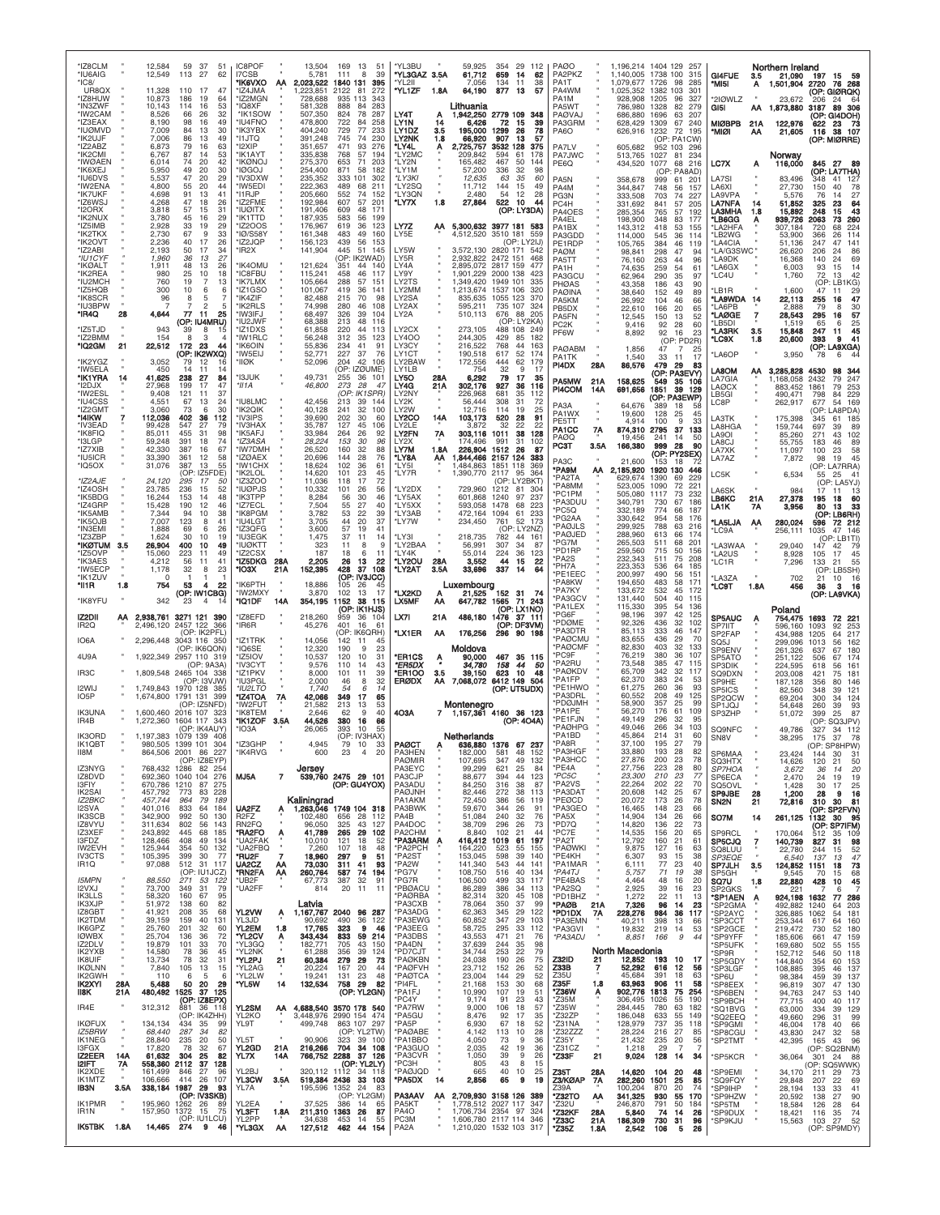| Call | Cat | Score | QSOs | Zones | Countries | Operator |
|---|---|---|---|---|---|---|
| *IZ8CLM | " | 12,584 | 59 | 37 | 51 | |
| *IU6AIG | " | 12,549 | 113 | 27 | 62 | |
| *IC8/UR8QX | " | 11,328 | 110 | 17 | 47 | |
| *IZ8HUW | " | 10,873 | 186 | 19 | 64 | |
| *IN3ZWF | " | 10,143 | 114 | 16 | 53 | |
| *IW2CAM | " | 8,526 | 66 | 26 | 32 | |
| *IZ3EAX | " | 8,190 | 98 | 16 | 49 | |
| *IUØMVD | " | 7,009 | 84 | 13 | 30 | |
| *IK2UJF | " | 7,006 | 86 | 13 | 49 | |
| *IZ2ABZ | " | 6,873 | 79 | 16 | 63 | |
| *IK2CMI | " | 6,767 | 87 | 14 | 53 | |
| *IWØAEN | " | 6,014 | 74 | 20 | 42 | |
| *IK6XEJ | " | 5,950 | 49 | 20 | 30 | |
| *IUØDVS | " | 5,537 | 47 | 20 | 29 | |
| *IW2ENA | " | 4,800 | 55 | 20 | 44 | |
| *IK7UKF | " | 4,698 | 91 | 13 | 41 | |
| *IZ6WSJ | " | 4,268 | 47 | 18 | 26 | |
| *I2ORX | " | 3,818 | 57 | 15 | 31 | |
| *IK2NUX | " | 3,780 | 45 | 16 | 29 | |
| *IZ5IMB | " | 2,928 | 33 | 19 | 29 | |
| *IK2TKX | " | 2,730 | 67 | 9 | 33 | |
| *IK2OVT | " | 2,236 | 40 | 17 | 26 | |
| *IZ2ABI | " | 2,193 | 50 | 17 | 34 | |
| *IU1CYF | " | 1,960 | 36 | 13 | 27 | |
| *IKØALT | " | 1,911 | 48 | 13 | 26 | |
| *IK2REA | " | 980 | 25 | 10 | 18 | |
| *IU2MCH | " | 760 | 19 | 7 | 13 | |
| *IZ5HQB | " | 300 | 10 | 6 | 6 | |
| *IK8SCR | " | 96 | 8 | 5 | 7 | |
| *IU3BPW | " | 7 | 7 | 2 | 5 | |
| *IR4Q | 28 | 4,644 | 77 | 11 | 25 | (OP: IU4MRU) |
| *IZ5TJD | " | 943 | 39 | 8 | 15 | |
| *IZ2BMM | " | 154 | 8 | 3 | 4 | |
| *IQ2GM | 21 | 22,512 | 172 | 23 | 44 | (OP: IK2WXQ) |
| *IK2YGZ | " | 3,052 | 79 | 12 | 16 | |
| *IW5ELA | " | 450 | 14 | 11 | 14 | |
| *IK1YRA | 14 | 41,625 | 238 | 27 | 84 | |
| *I2DJX | " | 27,968 | 199 | 17 | 47 | |
| *IW2ESL | " | 9,408 | 121 | 11 | 37 | |
| *IU4CSS | " | 4,551 | 67 | 13 | 24 | |
| *IZ2GMT | " | 3,060 | 73 | 6 | 30 | |
| *I4IKW | 7 | 112,036 | 402 | 36 | 112 | |
| *IV3EAD | " | 99,428 | 547 | 27 | 79 | |
| *IK8FIQ | " | 85,011 | 455 | 31 | 98 | |
| *IU3LGF | " | 59,248 | 391 | 18 | 74 | |
| *IZ7XIB | " | 42,330 | 387 | 16 | 67 | |
| *IU5ICR | " | 33,390 | 361 | 12 | 58 | |
| *IQ5OX | " | 31,076 | 387 | 13 | 55 | (OP: IZ5FDE) |
| *IZ2AJE | " | 24,120 | 295 | 17 | 50 | |
| *IZ4OSH | " | 23,785 | 236 | 15 | 52 | |
| *IK5BDG | " | 16,244 | 153 | 14 | 48 | |
| *IZ4GRP | " | 15,428 | 190 | 12 | 46 | |
| *IK5AMB | " | 7,344 | 94 | 10 | 38 | |
| *IK5OJB | " | 7,007 | 123 | 8 | 41 | |
| *IN3EMI | " | 1,888 | 69 | 6 | 26 | |
| *IZ3ZBP | " | 1,624 | 30 | 10 | 19 | |
| *IKØTUM | 3.5 | 26,904 | 400 | 10 | 49 | |
| *IZ5OVP | " | 15,060 | 223 | 11 | 49 | |
| *IK3AES | " | 4,212 | 56 | 11 | 41 | |
| *IW5ECP | " | 1,178 | 32 | 8 | 23 | |
| *IK1ZUV | " | 0 | 1 | 1 | 1 | |
| *II1R | 1.8 | 754 | 53 | 4 | 22 | (OP: IW1CBG) |
| *IK8YFU | " | 342 | 23 | 4 | 14 | |
| IZ2DII | AA | 2,938,761 | 3271 | 121 | 390 | |
| IR2Q | " | 2,496,120 | 2457 | 122 | 366 | (OP: IK2PFL) |
| IO6A | " | 2,296,448 | 3043 | 116 | 350 | (OP: IK6QON) |
| 4U9A | " | 1,922,349 | 2957 | 110 | 319 | (OP: 9A3A) |
| IR3C | " | 1,809,548 | 2465 | 104 | 338 | (OP: I3VJW) |
| I2WIJ | " | 1,749,843 | 1970 | 128 | 385 | |
| IO5P | " | 1,674,800 | 1791 | 131 | 399 | (OP: IZ5NFD) |
| IK3UNA | " | 1,600,460 | 2016 | 107 | 323 | |
| IR4B | " | 1,272,360 | 1604 | 117 | 343 | (OP: IK4AUY) |
| IK3ORD | " | 1,197,383 | 1079 | 139 | 408 | |
| IK1QBT | " | 980,505 | 1399 | 101 | 304 | |
| II8M | " | 864,506 | 2001 | 86 | 227 | (OP: IZ8EYP) |
| IZ3NYG | " | 768,432 | 1286 | 82 | 254 | |
| IZ8DVD | " | 692,360 | 1040 | 104 | 276 | |
| I3FIY | " | 670,786 | 1210 | 87 | 275 | |
| IK2SAI | " | 457,792 | 773 | 83 | 228 | |
| IZ2BKC | " | 457,744 | 964 | 79 | 189 | |
| I2SVA | " | 401,016 | 833 | 64 | 184 | |
| IK3SCB | " | 342,900 | 992 | 50 | 130 | |
| IZ8VYU | " | 311,634 | 802 | 56 | 143 | |
| IZ3XEF | " | 243,892 | 445 | 68 | 185 | |
| IZ3FDZ | " | 128,466 | 408 | 49 | 134 | |
| IW2EVH | " | 125,944 | 354 | 50 | 132 | |
| IV3CTS | " | 105,395 | 399 | 30 | 77 | |
| IR1Q | " | 97,088 | 512 | 31 | 117 | (OP: IU1JCZ) |
| I5MPN | " | 88,550 | 271 | 53 | 122 | |
| I2VXJ | " | 73,700 | 349 | 31 | 79 | |
| IK3LLS | " | 58,320 | 160 | 67 | 95 | |
| IK3XJP | " | 51,972 | 138 | 60 | 82 | |
| IZ8GBT | " | 41,921 | 208 | 35 | 68 | |
| IK2TDM | " | 39,159 | 159 | 40 | 131 | |
| IK6GPZ | " | 25,760 | 201 | 32 | 60 | |
| IØWBX | " | 25,704 | 136 | 36 | 72 | |
| IZ2DLV | " | 19,879 | 101 | 33 | 70 | |
| IK2YXB | " | 14,580 | 78 | 36 | 45 | |
| IK8UIF | " | 13,734 | 78 | 32 | 31 | |
| IKØLNN | " | 7,840 | 105 | 13 | 15 | |
| IK2GWH | " | 110 | 6 | 5 | 5 | |
| IK2XYI | 28A | 5,488 | 50 | 20 | 29 | |
| II8K | 21A | 480,492 | 1525 | 37 | 125 | (OP: IZ8EPX) |
| IR4E | " | 312,312 | 881 | 36 | 118 | (OP: IK4ZHH) |
| IKØFUX | " | 134,134 | 434 | 35 | 99 | |
| IZ5BRW | " | 68,440 | 287 | 34 | 82 | |
| IK1NEG | " | 28,840 | 235 | 20 | 50 | |
| I3FGX | " | 17,820 | 78 | 32 | 67 | |
| IZ2EER | 14A | 61,632 | 304 | 25 | 82 | |
| I2IFT | 7A | 558,360 | 2112 | 37 | 128 | |
| IK2XDE | " | 161,499 | 846 | 27 | 96 | |
| IK1MTZ | " | 106,666 | 414 | 26 | 107 | |
| IB3N | 3.5A | 338,184 | 1987 | 29 | 93 | (OP: IV3SKB) |
| IK1PMR | " | 195,960 | 1262 | 26 | 89 | |
| IR1N | " | 157,950 | 1372 | 15 | 75 | (OP: IU1LCU) |
| IK5TBK | 1.8A | 14,465 | 274 | 9 | 46 | |
| IC8POF | " | 13,504 | 169 | 13 | 51 | |
| I7CSB | " | 5,781 | 111 | 8 | 39 | |
| *IK6VXO | AA | 2,023,522 | 1840 | 131 | 395 | |
| *IZ4JMA | " | 1,223,851 | 2122 | 81 | 272 | |
| *IZ2MGN | " | 728,688 | 935 | 113 | 343 | |
| *IQ8XF | " | 581,328 | 888 | 84 | 283 | |
| *IK1SOW | " | 507,350 | 824 | 78 | 287 | |
| *IU4FNO | " | 478,800 | 722 | 84 | 258 | |
| *IK3YBX | " | 404,240 | 729 | 77 | 233 | |
| *I1JTQ | " | 391,248 | 745 | 74 | 230 | |
| *I2XIP | " | 351,657 | 471 | 93 | 276 | |
| *IK1AYT | " | 335,838 | 768 | 57 | 194 | |
| *IKØNOJ | " | 275,370 | 653 | 71 | 203 | |
| *IØGOJ | " | 254,400 | 871 | 58 | 182 | |
| *IV3DXW | " | 235,352 | 333 | 101 | 302 | |
| *IW5EDI | " | 222,363 | 489 | 68 | 211 | |
| *I1RJP | " | 205,660 | 552 | 74 | 152 | |
| *IZ2FME | " | 192,984 | 607 | 57 | 201 | |
| *IUØITX | " | 191,406 | 609 | 48 | 171 | |
| *IK1TTD | " | 187,935 | 583 | 56 | 199 | |
| *IZ5OOS | " | 176,967 | 619 | 36 | 123 | |
| *IØ/S58Y | " | 161,348 | 483 | 49 | 160 | |
| *IZ2JQP | " | 156,123 | 439 | 56 | 153 | |
| *IR2X | " | 141,904 | 445 | 51 | 145 | (OP: IK2WAD) |
| *IK4OMU | " | 121,624 | 351 | 44 | 140 | |
| *IC8FBU | " | 115,241 | 456 | 46 | 117 | |
| *IK7LMX | " | 105,664 | 288 | 57 | 151 | |
| *IZ1GSO | " | 101,067 | 419 | 36 | 141 | |
| *IK4ZIF | " | 82,488 | 215 | 70 | 98 | |
| *IK2RLS | " | 74,998 | 280 | 46 | 108 | |
| *IW3IFJ | " | 68,497 | 326 | 39 | 104 | |
| *IU2JWF | " | 68,388 | 213 | 48 | 116 | |
| *IZ1DXS | " | 61,858 | 220 | 44 | 113 | |
| *IW1RLC | " | 56,248 | 312 | 35 | 123 | |
| *IK6OIN | " | 55,836 | 234 | 41 | 91 | |
| *IW5EIJ | " | 52,771 | 227 | 37 | 76 | |
| *IIØK | " | 52,096 | 204 | 42 | 106 | (OP: IZØUME) |
| *I3JUK | " | 49,731 | 255 | 36 | 101 | |
| *II1A | " | 46,800 | 273 | 28 | 47 | (OP: IK1SPR) |
| *IU8LMC | " | 42,456 | 213 | 39 | 144 | |
| *IK2QIK | " | 40,128 | 241 | 32 | 100 | |
| *IV3IPS | " | 39,690 | 202 | 30 | 60 | |
| *IV3HAX | " | 35,787 | 127 | 45 | 106 | |
| *IK5AFJ | " | 33,984 | 264 | 26 | 92 | |
| *IZ3ASA | " | 28,224 | 153 | 30 | 96 | |
| *IW7DMH | " | 26,520 | 160 | 32 | 88 | |
| *IZØAEX | " | 20,696 | 144 | 28 | 76 | |
| *IW1CHX | " | 18,624 | 102 | 36 | 61 | |
| *IK2LOL | " | 14,620 | 101 | 23 | 45 | |
| *IZ3ZOO | " | 11,036 | 118 | 17 | 72 | |
| *IUØPJS | " | 10,332 | 101 | 26 | 56 | |
| *IK3TPP | " | 8,284 | 56 | 30 | 46 | |
| *IZ7ECL | " | 7,504 | 55 | 27 | 40 | |
| *IK8FGM | " | 3,782 | 53 | 22 | 39 | |
| *IU4LGT | " | 3,705 | 44 | 20 | 37 | |
| *IZ3QFG | " | 3,600 | 57 | 19 | 41 | |
| *IU3EGK | " | 1,475 | 37 | 11 | 14 | |
| *IUØKTT | " | 323 | 11 | 8 | 9 | |
| *IZ2CSX | " | 187 | 18 | 6 | 11 | |
| *IZ5DKG | 28A | 2,205 | 26 | 13 | 22 | |
| *IO3X | 21A | 152,395 | 428 | 37 | 108 | (OP: IV3JCC) |
| *IK6PTH | " | 18,886 | 105 | 26 | 45 | |
| *IW2MXY | " | 3,870 | 102 | 13 | 17 | |
| *IQ1DF | 14A | 354,195 | 1152 | 38 | 115 | (OP: IK1HJS) |
| *IZ8EFD | " | 218,260 | 959 | 36 | 104 | |
| *IR6R | " | 45,276 | 401 | 16 | 61 | (OP: IK6ORH) |
| *IZ1TRK | " | 14,056 | 142 | 11 | 45 | |
| *IQ6SE | " | 12,320 | 190 | 9 | 23 | |
| *IZ5IOV | " | 10,537 | 120 | 10 | 31 | |
| *IV3CYT | " | 9,576 | 110 | 14 | 43 | |
| *IZ1PKV | " | 8,000 | 101 | 11 | 39 | |
| *IU3PGL | " | 2,000 | 46 | 8 | 32 | |
| *IU2LTO | " | 1,740 | 54 | 6 | 14 | |
| *IZ4TOA | 7A | 42,066 | 349 | 17 | 65 | |
| *IW2FUT | " | 21,582 | 213 | 13 | 53 | |
| *IK8TEM | " | 2,646 | 62 | 9 | 40 | |
| *IK1ZOF | 3.5A | 44,526 | 380 | 16 | 66 | |
| *IO3A | " | 26,065 | 393 | 10 | 55 | (OP: IV3HAX) |
| *IZ3GHP | " | 4,945 | 79 | 10 | 33 | |
| *IK4RVG | " | 600 | 23 | 4 | 20 | |

## Jersey

| Call | Cat | Score | QSOs | Zones | Countries | Operator |
|---|---|---|---|---|---|---|
| MJ5A | 7 | 539,760 | 2475 | 29 | 101 | (OP: GU4YOX) |

## Kaliningrad

| Call | Cat | Score | QSOs | Zones | Countries | Operator |
|---|---|---|---|---|---|---|
| UA2FZ | A | 1,263,046 | 1749 | 104 | 318 | |
| R2FZ | " | 102,480 | 656 | 28 | 112 | |
| RN2FQ | " | 96,050 | 325 | 43 | 127 | |
| *RA2FO | A | 41,789 | 265 | 29 | 102 | |
| *UA2FAK | " | 10,010 | 121 | 18 | 52 | |
| *UA2FBQ | " | 7,260 | 107 | 18 | 48 | |
| *RU2F | 7 | 18,960 | 297 | 9 | 51 | |
| UA2CZ | AA | 73,030 | 311 | 41 | 93 | |
| *RN2FA | AA | 260,764 | 587 | 74 | 194 | |
| *UB2F | " | 67,773 | 387 | 32 | 91 | |
| *UA2FF | " | 814 | 20 | 11 | 11 | |

## Latvia

| Call | Cat | Score | QSOs | Zones | Countries | Operator |
|---|---|---|---|---|---|---|
| YL2VW | A | 1,167,767 | 2040 | 96 | 287 | |
| YL3JD | " | 90,692 | 490 | 36 | 122 | |
| *YL2EM | 1.8 | 17,765 | 323 | 9 | 46 | |
| YL2CV | AA | 343,434 | 833 | 59 | 214 | |
| *YL3GQ | " | 182,771 | 705 | 43 | 150 | |
| *YL2NK | " | 61,288 | 356 | 39 | 124 | |
| *YL2PJ | 21 | 60,384 | 279 | 29 | 73 | |
| *YL2AG | " | 20,224 | 167 | 20 | 44 | |
| *YL2LW | " | 19,241 | 131 | 23 | 48 | |
| *YL5W | 14 | 132,534 | 758 | 29 | 88 | (OP: YL2GN) |
| YL2SM | AA | 4,688,540 | 3570 | 178 | 540 | |
| YL2KO | " | 3,448,976 | 2990 | 154 | 474 | |
| YL9T | " | 499,748 | 863 | 107 | 297 | (OP: YL2TW) |
| YL5T | " | 90,906 | 323 | 39 | 100 | |
| YL2GD | 21A | 216,266 | 704 | 34 | 108 | |
| YL7X | 14A | 766,752 | 2288 | 37 | 126 | (OP: YL2LY) |
| YL2BJ | " | 320,112 | 1112 | 34 | 118 | |
| YL3CW | 3.5A | 519,384 | 2436 | 33 | 103 | |
| YL7A | " | 195,596 | 1352 | 24 | 83 | (OP: YL2GM) |
| YL2EA | " | 37,525 | 386 | 14 | 65 | |
| YL3FT | 1.8A | 211,310 | 1363 | 26 | 87 | |
| YL2PP | " | 34,638 | 453 | 14 | 55 | |
| *YL3GX | AA | 127,512 | 462 | 44 | 154 | |
| *YL3BU | " | 59,925 | 354 | 29 | 112 | |
| *YL3GAZ | 3.5A | 61,712 | 659 | 14 | 62 | |
| *YL2II | " | 7,056 | 134 | 11 | 38 | |
| *YL1ZF | 1.8A | 64,190 | 877 | 13 | 57 | |

## Lithuania

| Call | Cat | Score | QSOs | Zones | Countries | Operator |
|---|---|---|---|---|---|---|
| LY4T | A | 1,942,250 | 2779 | 109 | 348 | |
| LY1N | 14 | 6,426 | 72 | 15 | 39 | |
| LY1DZ | 3.5 | 195,000 | 1299 | 26 | 78 | |
| LY2NK | 1.8 | 66,920 | 907 | 13 | 57 | |
| *LY4L | A | 2,725,757 | 3532 | 128 | 375 | |
| *LY2MC | " | 209,842 | 594 | 61 | 178 | |
| *LY2N | " | 165,482 | 467 | 50 | 144 | |
| *LY1M | " | 57,200 | 336 | 32 | 98 | |
| *LY3KI | " | 12,635 | 63 | 35 | 60 | |
| *LY2SQ | " | 11,712 | 144 | 15 | 49 | |
| *LY3QN | " | 2,480 | 54 | 12 | 28 | |
| *LY7X | 1.8 | 27,864 | 522 | 10 | 44 | (OP: LY3DA) |
| LY7Z | AA | 5,300,632 | 3977 | 181 | 583 | |
| LY5E | " | 4,512,520 | 3510 | 181 | 559 | (OP: LY2IJ) |
| LY5W | " | 3,572,130 | 2820 | 171 | 542 | |
| LY5R | " | 2,932,822 | 2172 | 151 | 468 | |
| LY4A | " | 2,895,072 | 2817 | 159 | 477 | |
| LY9Y | " | 1,901,229 | 2000 | 138 | 423 | |
| LY2TS | " | 1,349,420 | 1949 | 101 | 335 | |
| LY2MM | " | 1,213,674 | 1537 | 106 | 320 | |
| LY2SA | " | 835,635 | 1055 | 123 | 370 | |
| LY2AX | " | 595,271 | 735 | 107 | 324 | |
| LY2A | " | 510,113 | 676 | 88 | 205 | (OP: LY2KA) |
| LY2CX | " | 273,105 | 488 | 108 | 249 | |
| LY4OO | " | 244,305 | 429 | 85 | 182 | |
| LY3CY | " | 216,522 | 768 | 44 | 163 | |
| LY1CT | " | 190,518 | 617 | 52 | 174 | |
| LY2BAW | " | 172,556 | 444 | 62 | 179 | |
| LY1LB | " | 754 | 32 | 9 | 17 | |
| LY5O | 28A | 6,292 | 79 | 17 | 35 | |
| LY4Q | 21A | 302,176 | 927 | 36 | 116 | |
| LY2NY | " | 226,968 | 681 | 35 | 112 | |
| LY2K | " | 56,444 | 308 | 31 | 72 | |
| LY2W | " | 12,716 | 114 | 19 | 25 | |
| LY2CO | 14A | 103,173 | 520 | 28 | 91 | |
| LY2LE | " | 3,872 | 32 | 22 | 22 | |
| LY2FN | 7A | 303,116 | 1011 | 38 | 128 | |
| LY2X | " | 174,496 | 991 | 31 | 102 | |
| LY7M | 1.8A | 226,904 | 1512 | 26 | 87 | |
| *LY8A | AA | 1,844,466 | 2157 | 124 | 383 | |
| *LY5I | " | 1,484,863 | 1851 | 118 | 369 | |
| *LY7R | " | 1,390,770 | 2117 | 95 | 364 | (OP: LY2BKT) |
| *LY2DX | " | 729,960 | 1212 | 81 | 304 | |
| *LY5AX | " | 601,868 | 1240 | 97 | 237 | |
| *LY5XX | " | 593,058 | 1478 | 68 | 223 | |
| *LY3AB | " | 472,164 | 1094 | 61 | 233 | |
| *LY7W | " | 234,450 | 761 | 52 | 173 | (OP: LY2NZ) |
| *LY3I | " | 218,735 | 782 | 44 | 161 | |
| *LY2BAA | " | 56,991 | 307 | 34 | 87 | |
| *LY4K | " | 55,014 | 224 | 36 | 123 | |
| *LY2OU | 28A | 3,552 | 44 | 15 | 22 | |
| *LY2AT | 3.5A | 33,696 | 337 | 14 | 64 | |

## Luxembourg

| Call | Cat | Score | QSOs | Zones | Countries | Operator |
|---|---|---|---|---|---|---|
| *LX2KD | A | 21,525 | 152 | 31 | 74 | |
| LX5MF | AA | 647,782 | 1565 | 71 | 243 | (OP: LX1NO) |
| LX7I | 21A | 486,180 | 1476 | 37 | 111 | (OP: DF3VM) |
| *LX1ER | AA | 176,256 | 296 | 90 | 198 | |

## Moldova

| Call | Cat | Score | QSOs | Zones | Countries | Operator |
|---|---|---|---|---|---|---|
| *ER1CS | A | 90,000 | 467 | 35 | 115 | |
| *ER5DX | " | 34,780 | 158 | 44 | 50 | |
| *ER1OO | 3.5 | 39,150 | 623 | 10 | 48 | |
| ERØDX | AA | 7,068,072 | 6412 | 149 | 504 | (OP: UT5UDX) |

## Montenegro

| Call | Cat | Score | QSOs | Zones | Countries | Operator |
|---|---|---|---|---|---|---|
| 4O3A | 7 | 1,157,361 | 4160 | 36 | 123 | (OP: 4O4A) |

## Netherlands

| Call | Cat | Score | QSOs | Zones | Countries | Operator |
|---|---|---|---|---|---|---|
| PAØCT | A | 636,880 | 1376 | 67 | 237 | |
| PA3HEN | " | 182,000 | 581 | 48 | 152 | |
| PAØMIR | " | 107,695 | 347 | 49 | 132 | |
| PA3EYC | " | 99,299 | 621 | 25 | 84 | |
| PA3CJP | " | 88,677 | 394 | 44 | 123 | |
| PA3ADU | " | 84,250 | 316 | 38 | 87 | |
| PAØJNH | " | 82,446 | 272 | 38 | 113 | |
| PA1AKM | " | 72,450 | 386 | 56 | 119 | |
| PA3BWK | " | 59,670 | 344 | 26 | 91 | |
| PA4B | " | 51,084 | 240 | 32 | 76 | |
| PA4DOC | " | 38,709 | 296 | 26 | 73 | |
| PA2CHM | " | 8,840 | 102 | 21 | 44 | |
| *PA3ARM | A | 416,412 | 1019 | 61 | 197 | |
| *PA2PCH | " | 164,220 | 523 | 55 | 155 | |
| *PA2ST | " | 153,045 | 598 | 39 | 140 | |
| *PA2W | " | 141,340 | 543 | 44 | 141 | |
| *PA7V | " | 108,750 | 516 | 40 | 134 | |
| *PG7R | " | 106,500 | 499 | 33 | 117 | |
| *PBØACU | " | 86,289 | 386 | 34 | 113 | |
| *PAØRBA | " | 82,314 | 320 | 45 | 108 | |
| *PA3CXB | " | 78,064 | 350 | 37 | 99 | |
| *PA3EWG | " | 60,852 | 347 | 29 | 103 | |
| *PA3EEG | " | 58,725 | 295 | 33 | 112 | |
| *PA3DBS | " | 43,553 | 471 | 21 | 76 | |
| *PA4DN | " | 37,639 | 244 | 35 | 98 | |
| *PD7CJT | " | 34,744 | 253 | 22 | 79 | |
| *PAØKBN | " | 24,038 | 190 | 26 | 75 | |
| *PAØFVH | " | 23,712 | 152 | 26 | 52 | |
| *PAØTCA | " | 23,004 | 144 | 29 | 52 | |
| *PA4JL | " | 21,150 | 130 | 30 | 64 | |
| *PA1FJ | " | 10,990 | 107 | 19 | 51 | |
| *PC4Y | " | 9,174 | 91 | 23 | 43 | |
| *PA7RW | " | 9,000 | 106 | 18 | 57 | |
| *PAØABE | " | 4,142 | 113 | 10 | 28 | |
| *PA1BBO | " | 4,050 | 73 | 9 | 36 | |
| *PA3GUO | " | 2,035 | 42 | 19 | 36 | |
| *PA3CVR | " | 1,050 | 39 | 9 | 26 | |
| *PC3H | " | 805 | 43 | 8 | 15 | |
| *PAØJED | " | 675 | 14 | 8 | 17 | |
| *PA5DX | 14 | 2,856 | 65 | 9 | 19 | |
| PA3AAV | AA | 2,709,930 | 3158 | 126 | 389 | |
| PA5KT | " | 1,778,512 | 2027 | 117 | 347 | |
| PA1AW | " | 1,706,734 | 2354 | 97 | 324 | |
| PC3M | " | 1,626,890 | 2117 | 114 | 346 | |
| PA2A | " | 1,210,020 | 1532 | 103 | 317 | |
| PAØO | " | 1,196,214 | 1404 | 129 | 257 | |
| PA2PKZ | " | 1,140,005 | 1738 | 100 | 315 | |
| PA1T | " | 1,079,677 | 1726 | 98 | 285 | |
| PA4WM | " | 1,025,352 | 1382 | 103 | 301 | |
| PA1M | " | 928,908 | 1205 | 96 | 327 | |
| PA5WT | " | 786,980 | 1328 | 82 | 279 | |
| PAØVAJ | " | 686,880 | 1696 | 63 | 207 | |
| PA3GRM | " | 628,429 | 1309 | 67 | 240 | |
| PA6O | " | 626,916 | 1232 | 72 | 195 | (OP: PA1CW) |
| PA7LV | " | 605,682 | 952 | 103 | 296 | |
| PA7JWC | " | 513,765 | 1027 | 81 | 234 | |
| PE6Q | " | 434,520 | 1077 | 68 | 216 | (OP: PA8AD) |
| PA5N | " | 358,678 | 999 | 61 | 201 | |
| PA4M | " | 344,847 | 748 | 56 | 157 | |
| PG3N | " | 333,508 | 703 | 74 | 227 | |
| PC4H | " | 331,692 | 841 | 57 | 205 | |
| PA4OES | " | 285,354 | 765 | 57 | 192 | |
| PA4EL | " | 198,900 | 348 | 83 | 177 | |
| PA1BX | " | 143,312 | 418 | 53 | 155 | |
| PA3GDD | " | 114,000 | 545 | 36 | 114 | |
| PE1RDP | " | 105,765 | 384 | 46 | 119 | |
| PAØM | " | 98,841 | 298 | 47 | 94 | |
| PA5TT | " | 76,160 | 263 | 44 | 96 | |
| PA1H | " | 74,635 | 259 | 54 | 61 | |
| PA3GCU | " | 62,964 | 290 | 35 | 97 | |
| PHØAS | " | 43,358 | 186 | 43 | 90 | |
| PAØINA | " | 38,640 | 152 | 49 | 89 | |
| PA5KM | " | 26,992 | 104 | 46 | 66 | |
| PB5DX | " | 22,610 | 166 | 20 | 65 | |
| PA5FN | " | 12,545 | 150 | 13 | 52 | |
| PC2K | " | 9,416 | 92 | 28 | 60 | |
| PF6W | " | 8,892 | 92 | 16 | 23 | (OP: PD2R) |
| PAØABM | " | 1,856 | 47 | 7 | 25 | |
| PA1TK | " | 1,540 | 33 | 11 | 17 | |
| PI4DX | 28A | 86,576 | 479 | 29 | 83 | (OP: PA3EVY) |
| PA5MW | 21A | 158,625 | 549 | 35 | 106 | |
| PI4COM | 14A | 691,656 | 1851 | 39 | 129 | (OP: PA3EWP) |
| PA3A | " | 64,676 | 389 | 18 | 58 | |
| PA1WX | " | 19,600 | 128 | 25 | 45 | |
| PE5TT | " | 4,914 | 100 | 9 | 33 | |
| PA1CC | 7A | 874,310 | 2795 | 37 | 133 | |
| PAØQ | " | 19,456 | 241 | 14 | 50 | |
| PC3T | 3.5A | 166,380 | 999 | 28 | 90 | (OP: PY2SEX) |
| PA3C | " | 21,600 | 153 | 18 | 72 | |
| *PA9M | AA | 2,185,920 | 1920 | 130 | 446 | |
| *PA2TA | " | 629,674 | 1390 | 69 | 229 | |
| *PA8MM | " | 523,005 | 1090 | 72 | 221 | |
| *PC1PM | " | 505,080 | 1117 | 73 | 232 | |
| *PA3DUU | " | 340,791 | 730 | 67 | 186 | |
| *PC5Q | " | 332,189 | 774 | 66 | 187 | |
| *PG2AA | " | 330,642 | 954 | 58 | 176 | |
| *PAØJLS | " | 299,925 | 788 | 63 | 216 | |
| *PAØJED | " | 288,960 | 613 | 66 | 174 | |
| *PG7M | " | 265,503 | 511 | 68 | 201 | |
| *PD1RP | " | 259,560 | 715 | 50 | 156 | |
| *PA2S | " | 232,343 | 511 | 75 | 208 | |
| *PH7A | " | 223,353 | 536 | 64 | 185 | |
| *PE1EEC | " | 200,997 | 490 | 56 | 151 | |
| *PA8KW | " | 194,650 | 483 | 58 | 171 | |
| *PA7KY | " | 133,672 | 532 | 45 | 172 | |
| *PA3GCV | " | 131,440 | 504 | 40 | 115 | |
| *PA1LEX | " | 115,330 | 395 | 54 | 136 | |
| *PG6F | " | 98,196 | 397 | 42 | 125 | |
| *PDØME | " | 92,326 | 436 | 32 | 102 | |
| *PA3DTR | " | 85,113 | 333 | 46 | 147 | |
| *PAØCMU | " | 83,655 | 436 | 29 | 70 | |
| *PAØCMF | " | 82,830 | 403 | 32 | 133 | |
| *PC9F | " | 76,219 | 380 | 36 | 107 | |
| *PA2RU | " | 73,548 | 385 | 47 | 115 | |
| *PAØKDV | " | 65,709 | 342 | 32 | 117 | |
| *PA1FP | " | 62,370 | 383 | 24 | 53 | |
| *PE1HWO | " | 61,275 | 260 | 36 | 93 | |
| *PA3DRL | " | 60,552 | 208 | 49 | 125 | |
| *PDØJMH | " | 58,900 | 357 | 25 | 99 | |
| *PA1PE | " | 56,270 | 176 | 61 | 109 | |
| *PE1FJN | " | 49,149 | 296 | 32 | 95 | |
| *PAØHPG | " | 49,046 | 266 | 34 | 103 | |
| *PA1BD | " | 45,864 | 214 | 31 | 60 | |
| *PA8R | " | 37,100 | 195 | 27 | 79 | |
| *PA3HGF | " | 33,880 | 193 | 28 | 82 | |
| *PA3HCC | " | 27,876 | 200 | 23 | 78 | |
| *PE4A | " | 27,756 | 223 | 28 | 80 | |
| *PC5C | " | 23,300 | 210 | 23 | 77 | |
| *PA2VS | " | 22,264 | 202 | 22 | 70 | |
| *PA3DAT | " | 20,608 | 142 | 25 | 67 | |
| *PEØCD | " | 20,072 | 173 | 26 | 78 | |
| *PA3GEO | " | 16,465 | 148 | 23 | 66 | |
| *PA5X | " | 14,904 | 134 | 26 | 66 | |
| *PD7Q | " | 14,820 | 136 | 22 | 73 | |
| *PC7E | " | 14,535 | 156 | 20 | 65 | |
| *PA2T | " | 12,792 | 160 | 21 | 61 | |
| *PAØWKI | " | 9,875 | 127 | 16 | 63 | |
| *PE4KH | " | 6,307 | 93 | 15 | 38 | |
| *PA1MAR | " | 6,111 | 77 | 23 | 40 | |
| *PA4TJ | " | 5,757 | 71 | 19 | 38 | |
| *PE4BAS | " | 4,464 | 48 | 16 | 20 | |
| *PA2SQ | " | 2,925 | 39 | 16 | 23 | |
| *PD1BHZ | " | 1,272 | 22 | 11 | 13 | |
| *PAØB | 21A | 7,326 | 96 | 14 | 23 | |
| *PD1DX | 7A | 228,276 | 984 | 36 | 117 | |
| *PA3EMN | " | 40,211 | 398 | 13 | 66 | |
| *PA3GWI | " | 19,832 | 219 | 13 | 53 | |
| *PA3ADJ | " | 8,851 | 166 | 9 | 44 | |

## North Macedonia

| Call | Cat | Score | QSOs | Zones | Countries | Operator |
|---|---|---|---|---|---|---|
| Z32ID | 21 | 12,852 | 193 | 10 | 17 | |
| Z33B | 7 | 52,292 | 616 | 12 | 56 | |
| Z35U | " | 45,684 | 391 | 18 | 63 | |
| Z35F | 1.8 | 63,963 | 906 | 11 | 58 | |
| *Z36W | A | 902,776 | 1813 | 75 | 254 | |
| *Z37M | " | 306,495 | 1026 | 55 | 190 | |
| *Z32ZP | " | 186,048 | 633 | 55 | 149 | |
| *Z31NA | " | 128,979 | 737 | 35 | 118 | |
| *Z32ZZZ | " | 28,224 | 216 | 27 | 85 | |
| *Z35Y | " | 21,432 | 235 | 20 | 56 | |
| *Z31CZ | " | 1,218 | 29 | 7 | 7 | |
| *Z33F | 21 | 9,024 | 128 | 14 | 34 | |
| Z35T | 28A | 14,620 | 104 | 20 | 48 | |
| Z3/KØAP | 7A | 282,240 | 1501 | 25 | 85 | |
| Z39A | " | 100,204 | 870 | 20 | 74 | |
| *Z32TO | AA | 341,325 | 930 | 55 | 170 | |
| *Z32U | " | 246,870 | 791 | 50 | 184 | |
| *Z32KF | 28A | 5,840 | 74 | 14 | 26 | |
| *Z33C | 21A | 186,309 | 730 | 31 | 96 | |
| *Z35Z | 1.8A | 2,542 | 106 | 5 | 26 | |

## Northern Ireland

| Call | Cat | Score | QSOs | Zones | Countries | Operator |
|---|---|---|---|---|---|---|
| GI4FUE | 3.5 | 21,090 | 197 | 15 | 59 | |
| *MI5I | A | 1,501,904 | 2720 | 76 | 268 | (OP: GIØRQK) |
| *2IØWLZ | " | 23,672 | 206 | 24 | 64 | |
| GI5I | AA | 1,873,880 | 3187 | 89 | 306 | (OP: GIØDOH) |
| MIØBPB | 21A | 122,976 | 622 | 23 | 73 | |
| *MIØI | AA | 21,605 | 116 | 38 | 107 | (OP: MIØRRE) |

## Norway

| Call | Cat | Score | QSOs | Zones | Countries | Operator |
|---|---|---|---|---|---|---|
| LC7X | A | 116,000 | 845 | 27 | 89 | (OP: LA7THA) |
| LA7SI | " | 83,496 | 348 | 41 | 127 | |
| LA6XI | " | 27,730 | 150 | 40 | 78 | |
| LA9VPA | " | 5,576 | 76 | 14 | 27 | |
| LA7NFA | 14 | 51,852 | 325 | 23 | 84 | |
| LA3MHA | 1.8 | 15,892 | 248 | 15 | 43 | |
| *LB6GG | A | 939,726 | 2063 | 73 | 260 | |
| *LA2HFA | " | 307,184 | 720 | 68 | 224 | |
| *LB2WG | " | 53,900 | 366 | 26 | 114 | |
| *LA4CIA | " | 51,136 | 247 | 47 | 141 | |
| *LA/G3SWC | " | 26,620 | 206 | 24 | 86 | |
| *LA9DK | " | 16,368 | 140 | 24 | 69 | |
| *LA6GX | " | 6,003 | 93 | 15 | 14 | |
| *LC4U | " | 1,760 | 72 | 13 | 42 | (OP: LB1KG) |
| *LB1R | " | 1,600 | 47 | 11 | 29 | |
| *LA9WDA | 14 | 22,113 | 255 | 18 | 47 | |
| *LA6PB | " | 2,888 | 79 | 8 | 30 | |
| *LAØGE | 7 | 28,543 | 295 | 16 | 57 | |
| *LB5DI | " | 1,519 | 65 | 6 | 25 | |
| *LA3RK | 3.5 | 15,848 | 247 | 11 | 45 | |
| *LC9X | 1.8 | 20,600 | 393 | 9 | 41 | (OP: LA9XGA) |
| *LA6OP | " | 3,950 | 78 | 6 | 44 | |
| LA8OM | AA | 3,285,828 | 4530 | 98 | 344 | |
| LA7GIA | " | 1,168,058 | 2432 | 79 | 247 | |
| LAØCX | " | 883,452 | 1861 | 79 | 253 | |
| LB5GI | " | 490,471 | 798 | 84 | 229 | |
| LC8P | " | 262,917 | 677 | 54 | 169 | (OP: LA8PDA) |
| LA3TK | " | 175,398 | 345 | 61 | 185 | |
| LA8HGA | " | 159,744 | 697 | 39 | 89 | |
| LA9OI | " | 85,260 | 271 | 43 | 102 | |
| LA8CJ | " | 55,755 | 183 | 46 | 89 | |
| LA7XK | " | 11,097 | 100 | 23 | 58 | |
| LA7AZ | " | 7,872 | 98 | 19 | 45 | (OP: LA7RRA) |
| LC5K | " | 6,534 | 55 | 25 | 41 | (OP: LA5YJ) |
| LA6SK | " | 984 | 17 | 11 | 13 | |
| LB6KC | 21A | 27,378 | 195 | 18 | 60 | |
| LA1K | 7A | 3,956 | 80 | 13 | 33 | (OP: LB6RH) |
| *LA5LJA | AA | 280,024 | 596 | 72 | 212 | |
| *LC9A | " | 256,111 | 1035 | 47 | 146 | (OP: LB1TI) |
| *LA3WAA | " | 29,040 | 147 | 42 | 79 | |
| *LA2US | " | 8,928 | 105 | 17 | 45 | |
| *LC1R | " | 7,296 | 133 | 21 | 55 | (OP: LB5SH) |
| *LA3ZA | " | 702 | 21 | 10 | 16 | |
| *LC9T | 1.8A | 456 | 36 | 3 | 16 | (OP: LA9VKA) |

## Poland

| Call | Cat | Score | QSOs | Zones | Countries | Operator |
|---|---|---|---|---|---|---|
| SP5AUC | A | 754,475 | 1693 | 72 | 221 | |
| SP7IIT | " | 596,160 | 1093 | 92 | 253 | |
| SP2FAP | " | 434,988 | 1205 | 64 | 217 | |
| SQ5J | " | 299,096 | 1013 | 56 | 162 | |
| SP9ENV | " | 261,326 | 637 | 67 | 180 | |
| SP5ATO | " | 251,122 | 506 | 67 | 174 | |
| SP3DIK | " | 224,595 | 618 | 56 | 161 | |
| SQ9DXN | " | 203,008 | 421 | 75 | 181 | |
| SP9HE | " | 187,128 | 356 | 80 | 146 | |
| SP5ICS | " | 82,560 | 348 | 39 | 121 | |
| SP2QCW | " | 69,204 | 300 | 34 | 124 | |
| SP1JQJ | " | 54,648 | 260 | 39 | 93 | |
| SP3ZHP | " | 51,072 | 399 | 25 | 87 | (OP: SQ3JPV) |
| SQ9NFC | " | 49,786 | 327 | 34 | 112 | |
| SN8V | " | 38,295 | 175 | 37 | 78 | (OP: SP8HPW) |
| SP6MAA | " | 23,424 | 144 | 30 | 31 | |
| SQ3HTX | " | 14,626 | 120 | 21 | 50 | |
| SP7HOA | " | 3,672 | 36 | 14 | 20 | |
| SP6ECA | " | 2,470 | 24 | 19 | 19 | |
| SQ5OVL | " | 1,428 | 30 | 17 | 25 | |
| SP9JBE | 28 | 1,200 | 28 | 9 | 16 | |
| SN2N | 21 | 72,816 | 310 | 30 | 81 | (OP: SP2FVN) |
| SO7M | 14 | 261,125 | 1132 | 30 | 95 | (OP: SP7IFM) |
| SP9RCL | " | 170,064 | 512 | 35 | 109 | |
| SP5CJQ | 7 | 140,738 | 827 | 31 | 98 | |
| SQ8LUU | " | 22,780 | 244 | 15 | 52 | |
| SP3EQE | " | 6,540 | 137 | 13 | 47 | |
| SP7JLH | 3.5 | 124,852 | 1151 | 18 | 73 | |
| SP5GH | " | 9,545 | 70 | 15 | 68 | |
| SQ7U | 1.8 | 22,880 | 428 | 10 | 45 | |
| SP2GKS | " | 221 | 7 | 6 | 7 | |
| *SP1AEN | A | 924,198 | 1632 | 77 | 286 | |
| *SP2GMA | " | 492,882 | 1084 | 60 | 203 | |
| *SP2AYC | " | 326,885 | 1062 | 54 | 181 | |
| *SP3CCT | " | 253,344 | 617 | 64 | 160 | |
| *SP2GCE | " | 219,472 | 730 | 52 | 180 | |
| *SP9YFF | " | 185,606 | 661 | 47 | 159 | |
| *SP5UFK | " | 169,680 | 502 | 55 | 155 | |
| *SP9R | " | 152,712 | 546 | 50 | 118 | |
| *SP3GLF | " | 108,885 | 395 | 46 | 137 | |
| *SP6U | " | 98,384 | 459 | 39 | 137 | |
| *SP8EEX | " | 96,819 | 307 | 47 | 130 | |
| *SP6BEN | " | 94,763 | 247 | 53 | 140 | |
| *SP9BCH | " | 77,715 | 400 | 41 | 117 | |
| *SQ1BVG | " | 63,000 | 334 | 39 | 129 | |
| *SQ2EEQ | " | 49,660 | 296 | 31 | 99 | |
| *SP9GMI | " | 46,004 | 178 | 40 | 66 | |
| *SP8CGU | " | 43,830 | 247 | 32 | 58 | |
| *SP2TMT | " | 42,395 | 165 | 43 | 96 | (OP: SQ2BNM) |
| *SP5KCR | " | 36,064 | 301 | 24 | 88 | (OP: SQ5WWK) |
| *SP9EMI | " | 34,170 | 211 | 29 | 73 | |
| *SQ9FQY | " | 29,848 | 207 | 22 | 69 | |
| *SP9HP | " | 28,194 | 133 | 33 | 41 | |
| *SP9HZW | " | 26,592 | 138 | 27 | 70 | |
| *SP5TM | " | 18,584 | 126 | 28 | 64 | |
| *SP9DUX | " | 18,421 | 116 | 35 | 78 | |
| *SP9KJU | " | 15,563 | 103 | 27 | 52 | (OP: SP9MDY) |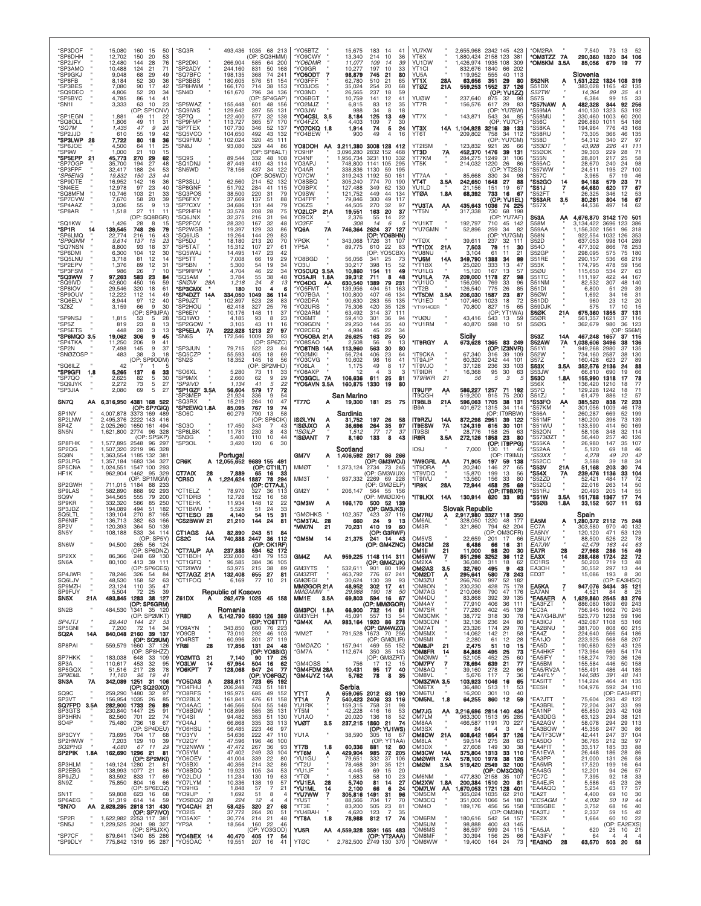*SP3DOF " 15,080 160 15 50
*SP6DHH " 12,702 150 20 53
*SP2JFY " 12,480 144 28 76
*SP3AMO " 10,488 124 21 71
*SP9GKJ " 9,048 68 29 49
*SP8FB " 8,184 52 30 36
*SP3BES " 7,080 90 17 42
*SP3WHG " 4,806 52 20 34
*SP5BYC " 4,785 86 14 41
*SN1I " 3,333 63 10 23
(OP: SP1CNV)
*SP1EGN " 1,881 49 11 22
*SQ8OLL " 1,806 49 11 31
*SQ7M " 1,435 47 9 26
*SP2JJD " 610 55 19 42
*SP3LWP 28 7,722 80 18 36
*SP6JOE " 4,500 64 11 25
*SP9W " 1,000 21 10 15
*SP5EPP 21 45,773 270 29 62
*SP7OGP " 35,700 194 27 48
*SP3FPF " 32,417 188 24 53
*SP5ENG " 19,832 150 23 44
*SP9DTE " 16,952 142 16 36
*SN4EE " 12,978 97 23 40
*SQ8MFM " 10,746 103 21 33
*SP7CVW " 7,670 58 20 39
*SP4AAZ " 3,036 55 9 13
*SP8AR " 1,518 27 11 11
(OP: SQ8BGR)
*SQ1KW " 1,426 28 8 15
*SP1R 14 139,545 748 26 79
*SP6LMQ " 22,774 216 16 43
*SP9GNM " 9,614 137 15 23
*SQ7NSN " 8,800 93 18 37
*SP6DMI " 6,300 104 12 30
*SQ5LNU " 3,718 81 12 14
*SP2EPV " 1,376 89 12 31
*SP3FSM " 986 26 7 10
*SQ3WW 7 97,263 583 23 84
*SQ9IVD " 42,600 450 16 59
*SP8IOV " 29,546 320 18 61
*SP9OUV " 12,222 112 14 49
*SQ6ELV " 8,944 97 12 40
*3Z8Z " 3,159 66 9 30
(OP: SP9JPA)
*SP9NSJ " 1,815 53 5 28
*SP5Z " 819 23 8 13
*SP5ETS " 448 28 3 13
*SP6MQO 3.5 19,062 306 9 45
*SP4TKA " 11,250 206 9 41
*SP2N " 7,498 145 9 37
*SNØZOSP " 483 38 3 18
(OP: SP9ODM)
*SQ6ILZ " 42 7 1 5
*SP9GFI 1.8 5,265 137 6 33
*SP7QO " 2,625 82 5 30
*SQ9JYK " 2,272 73 5 27
*SP3JIA " 2,080 69 5 27

SN7Q AA 6,316,950 4381 168 522
(OP: SP7GIQ)
SP1NY " 4,007,878 3373 169 489
SP2LNW " 2,495,376 2222 143 416
SP4Z " 2,025,260 1650 161 494
SN5N " 1,621,800 2774 96 328
(OP: SP5KP)
SP8FHK " 1,577,895 2548 96 297
SP2QG " 1,507,320 2219 96 328
SQ8N " 1,363,554 1185 132 381
SP3LPG " 1,357,184 1683 134 327
SP5CNA " 1,024,551 1547 100 293
HF1K " 962,904 1462 95 329
(OP: SP1MGM)
SP2GWH " 711,015 1184 88 233
SP9LAS " 582,690 888 92 293
SQ9V " 344,565 555 79 200
SP9KR " 332,320 586 85 250
SP3JDZ " 194,089 494 51 182
SQ5LTL " 139,104 270 87 165
SP6NIF " 136,713 382 63 166
SP2V " 120,393 364 50 139
SN5Y " 108,188 533 34 114
(OP: SP5Y)
SN6W " 94,500 265 56 124
(OP: SP6DNZ)
SP2XX " 86,366 248 69 130
SN6A " 80,100 413 39 111
(OP: SP6CES)
SP4JWR " 78,246 326 54 84
SQ6LJV " 48,530 158 52 63
SP9MZH " 23,124 110 35 47
SP9FUY " 5,504 72 25 39
SN5X 21A 493,845 1283 38 127
(OP: SP5GRM)
SN2B " 484,530 1341 35 120
(OP: SP2MKT)
SP4JTJ " 29,440 144 27 53
SP5GNI " 7,200 72 14 34
SQ2A 14A 840,048 2160 39 137
(OP: SQ9UM)
SP8PAI " 559,579 1660 37 126
(OP: SP8HZZ)
SP7HKK " 183,038 648 33 109
SP3A " 110,617 453 32 95
SP5QGX " 51,516 217 28 78
SP9EML " 11,160 96 19 41
SN3A 7A 342,089 1251 31 106
(OP: SQ2GXO)
SQ9C " 259,290 1480 32 97
SP3VT " 156,954 1035 26 85
SQ7FPD 3.5A 282,900 1733 26 89
SP3GTS " 230,840 1447 25 91
SP3HRN " 82,560 701 22 74
SO4P " 75,480 736 18 67
(OP: SP4DEU)
SP3CYY " 73,695 704 17 68
SP2HWW " 7,203 129 10 39
SQ2PHG " 4,080 67 11 29
SP2PIK 1.8A 162,690 1296 21 81
(OP: SP2MKI)
SP3HLM " 149,124 1280 21 81
SP2EBG " 138,993 1077 21 86
SP9JZU " 83,592 833 17 69
SN9Z " 75,850 804 16 66
(OP: SP6EQZ)
SN1T " 59,808 623 16 68
SP6AEG " 51,319 614 14 59
*SN7O AA 2,628,285 2818 131 430
(OP: SP7IVO)
*SP2R " 1,622,982 2253 117 381
*SN5J " 1,229,525 2041 98 327
(OP: SP5JXK)
*SP7CF " 879,641 1340 85 286
*SP9DLY " 775,842 1319 95 287
*SQ3R " 493,436 1035 68 213
(OP: SQ3HMM)
*SP2DKI " 266,904 585 64 200
*SP2ADY " 244,160 831 50 168
*SQ7BFC " 198,135 368 74 241
*SP3BBS " 180,605 576 51 154
*SP8HWM " 166,170 714 38 153
*SN4D " 161,670 796 34 136
(OP: SP4GAP)
*SP5WAZ " 155,448 601 48 156
*SQ9IWS " 129,642 397 55 131
*SP7Q " 122,400 577 32 138
*SP9FMP " 113,727 365 57 170
*SP7TEX " 107,730 346 52 137
*SQ5VCO " 104,650 492 43 132
*SQ9FMU " 102,024 320 45 111
*SN8J " 93,080 329 44 86
(OP: SP8ALT)
*SQ9S " 89,544 332 48 108
*SQ1DNJ " 87,449 410 43 114
*SN5WD " 78,156 437 34 122
(OP: SQ5WD)
*SP3SLU " 62,560 214 52 132
*SP8GNF " 51,792 284 41 115
*SQ3POS " 38,500 220 31 79
*SP6FXY " 37,669 137 51 88
*SP7CXV " 34,666 131 44 79
*SP2HFH " 33,578 208 28 75
*SQ6JNX " 32,375 216 31 94
*SP2FOV " 28,320 167 32 48
*SP2WGB " 19,397 129 33 86
*SQ6IUS " 19,264 144 29 83
*SP5DJ " 18,180 213 20 70
*SP5TAT " 15,312 107 27 61
*SQ5WAJ " 14,495 147 23 42
*SP5TT " 7,008 66 19 29
*SP5BN " 5,300 54 19 34
*SP9RPW " 4,704 46 22 34
*SQ5AM " 3,784 55 38 48
*SNØW 28A 1,218 24 8 13
*SP3CMX " 180 10 4 6
*SP4DZT 14A 334,050 1049 36 114
*SP9JZT " 102,897 523 28 83
*SP2HOU " 62,418 327 25 76
*SP6EIY " 10,176 148 11 37
*SQ1WO " 4,185 93 8 23
*SP2GOW " 3,105 43 11 16
*SP5ELA 7A 222,828 1213 27 97
*SN6S " 172,546 1009 28 93
(OP: SP6ZC)
*SP3JUN " 79,715 522 23 84
*SQ5CZP " 55,593 405 18 69
*SN2S " 18,352 145 18 56
(OP: SP2MHD)
*SO6XL " 5,280 73 11 33
*SP9MX " 2,660 62 9 29
*SP9IVD " 1,134 41 5 22
*SP1GZF 3.5A 56,604 579 17 72
*SP3MEP " 21,924 336 9 54
*SQ3RX " 15,219 264 10 47
*SP2EWQ 1.8A 85,095 767 19 74
*SO6C " 60,279 790 13 58
(OP: SP6CIK)
*SO3O " 17,450 343 7 43
*SP8LBK " 11,781 230 8 43
*SN3G " 5,400 110 10 44
*SP3OL " 3,420 120 6 30

## Portugal

CR6K A 12,055,652 9689 155 491
(OP: CT1ILT)
CT7AIX 28 7,889 65 16 33
*CR5O A 1,224,624 1887 78 294
(OP: CT7AJL)
*CT1ELZ " 78,970 327 36 113
*CT1DRB " 12,728 152 16 36
*CT1EHK " 11,934 148 12 22
*CT1EWU " 5,529 51 24 33
*CT1ESO 28 4,140 54 15 21
*CS2BWW 21 21,210 144 24 81
CT1AGS AA 82,890 243 51 84
CS2C 14A 740,888 2447 36 112
(OP: OK1RF)
*CT7AUP AA 237,888 594 52 172
*CT1BOH " 232,000 431 79 153
*CT1GFQ " 96,585 384 36 105
*CT2IWW " 53,975 215 38 89
*CT1AGR 21A 132,408 655 27 81
*CT1FOQ " 6,169 77 10 21

## Republic of Kosovo

Z61DX A 262,479 1025 45 158

## Romania

YR8D A 5,142,790 5930 126 389
(OP: YO8TTT)
YO9AYN " 343,850 680 76 223
YO9CB " 73,010 292 46 103
YO4RST " 60,996 301 37 119
YR8I 28 17,856 131 24 48
(OP: YO8BIG)
YO2MTG 21 7,140 90 17 25
YO3LW 14 57,954 504 16 62
YO6KPT 7 128,068 847 24 77
(OP: YO6FGZ)
*YO5DAS A 288,611 723 65 192
*YO4FHU " 206,248 743 51 181
*YO9CWY " 195,975 685 49 152
*YO2BLX " 161,841 476 61 158
*YO4AAC " 146,566 504 55 148
*YO8BDW " 108,896 585 35 131
*YO4CIJ " 94,482 353 51 130
*YO4AJ " 66,868 335 33 113
*YO6HSU " 56,485 223 46 97
*YO3IY " 54,636 222 47 110
*YO2QY " 47,596 196 46 100
*YO2NWW " 47,472 267 36 93
*YO5YM " 47,424 249 33 104
*YO6OEV " 41,004 339 22 80
*YO8BDQ " 19,923 105 34 53
*YO2LDU " 11,234 130 19 63
*YO7LYM " 10,336 138 19 57
*YO9HG " 1,848 57 7 21
*YO9IJP " 1,692 51 8 4
*YO5BAQ 28 224 17 6 8
*YO4CAH 21 58,425 320 27 68
*YO2IS " 37,772 264 20 51
*YO5AXF " 30,774 214 21 48
*YP3A " 18,564 160 22 46
(OP: YO3GOD)
*YO4BEX 14 40,470 405 17 54
*YO5OAC " 19,551 207 16 41
*YO5BTZ " 15,675 183 14 41
*YO9CWY " 13,340 214 10 36
*YO6DMR " 11,077 109 14 39
*YO9GR " 10,277 197 10 33
*YO5ODT 7 98,879 745 21 80
*YO3FFF " 62,780 510 21 65
*YO3JOS " 35,024 254 20 68
*YO3ND " 26,565 237 18 59
*YO6BGT " 10,759 141 12 41
*YO2MJZ " 6,815 83 12 35
*YO3JW " 988 34 8 18
*YO4CSL 3.5 8,184 125 13 49
*YO4FZX " 4,403 109 7 30
*YO7CKQ 1.8 1,914 74 5 24
*YO4BEW " 900 49 4 16

YO8DOH AA 3,211,380 3008 128 412
YO9HP " 3,096,280 2832 152 468
YO4NF " 1,956,734 3231 110 332
YO3APJ " 748,800 1141 105 295
YO4AR " 338,836 1130 59 195
YO7CW " 319,243 1192 50 161
YO8SBQ " 305,240 774 70 190
YO9BPX " 127,488 349 62 130
YO8SW " 121,752 449 44 134
YO4FPF " 79,846 300 49 117
YO6ZS " 44,505 270 32 97
YO2LCP 21A 19,551 163 20 37
YO9CX " 2,376 55 14 22
YO3FF " 308 14 6 5
YQ6A 7A 746,364 2624 37 127
(OP: YO6BHN)
YPØK " 343,068 1726 31 107
YP5A " 89,775 610 22 83
(OP: YO5CBX)
YO8BGD " 56,056 341 25 73
YO3IJ " 30,217 398 15 52
YO5CUQ 3.5A 10,860 154 11 49
YO8AJR 1.8A 39,312 711 8 48
*YO4DG AA 630,540 1389 79 231
*YO5FMT " 139,956 494 51 163
*YO7BGA " 100,800 407 46 134
*YO2DFA " 90,630 283 55 135
*YO2URS " 75,306 420 35 128
*YO2ARM " 63,492 314 37 111
*YO6MT " 59,410 301 36 94
*YO9GDN " 29,250 144 35 40
*YO2COQ " 4,984 45 22 34
*YO5OBA 21A 26,625 163 25 50
*YO8SAO " 2,508 56 9 13
*YO8TNB 14A 113,860 563 30 80
*YO2MKI " 56,724 406 23 64
*YO3CVG " 10,602 98 16 41
*YO6LA " 1,175 49 8 17
*YO8AXP " 12 4 3 3
*YO3GCL 7A 108,636 611 25 81
*YO5AVN 3.5A 160,875 1330 19 80

## San Marino

*T77C A 19,300 181 25 75

## Sardinia

ISØLYN A 31,752 197 26 58
*ISØJXO A 36,686 264 35 97
*ISØILP " 1,512 77 17 37
*ISØANT 7 8,160 133 8 43

## Scotland

GM7V A 1,406,592 2617 86 266
(OP: GM3WOJ)
MMØT " 1,373,124 2734 73 245
(OP: GM3WUX)
MM3T " 937,332 2269 69 228
(OP: GMØELP)
GM2Y " 206,147 564 55 156
(OP: MMØDXH)
*GM3W A 166,170 500 52 139
(OP: GM3JKS)
*GMØHKS " 102,357 423 37 116
*GM3TAL 28 660 24 9 13
*MM7N 21 70,231 410 19 60
(OP: G3RWF)
*GM5M 14 21,375 241 14 43
(OP: GM4ZNC)
GM4Z AA 959,225 1148 114 311
(OP: GM4ZUK)
GM3YTS " 532,611 901 80 199
GM3ZET " 463,792 776 87 241
GMØEGI " 30,624 130 39 93
MMØGOR 21A 48,952 302 17 41
MMØAMW " 29,988 190 18 50
MM1E 3.5A 69,803 594 16 67
(OP: MMØGOR)
GM3POI 1.8A 66,900 732 14 61
GM3YEH " 33,091 557 13 54
*GM4X AA 983,164 1920 86 278
(OP: GM4WZG)
*MM2T " 791,528 1673 70 256
(OP: GMØLIR)
*GMØAZC " 157,941 469 55 152
*GM7A " 112,674 350 35 143
(OP: GM3ZRT)
*GM4OSS " 756 17 12 15
*GM4FDM 28A 10,431 95 17 40
*GM4UYZ 14A 5,762 78 8 35

## Serbia

YT1T A 69,095 2012 63 190
YT1A 7 540,423 2406 33 116
YU1RK " 159,315 758 31 98
YT5M " 42,228 416 16 53
YU1EO " 20,020 136 18 52
YUØT 3.5 237,215 1860 21 74
(OP: YU1WS)
YU1AU " 38,590 305 18 67
(OP: YT1AA)
YT7B 1.8 60,336 881 12 60
*YT6M A 429,904 985 72 205
*YU1GU " 79,651 332 37 106
*YT2U " 78,468 391 35 121
*YU1JF " 4,445 69 15 20
*YTØI " 1,683 58 10 23
*YU1EA 28 5,740 81 14 27
*YU1ML 14 2,100 66 6 24
*YU7WW 7 305,816 1491 31 96
*YU5T " 88,566 554 22 76
*YT3E " 83,200 505 23 81
*YU4BAH " 4,620 123 5 30
*YT8A 1.8 78,988 812 17 74
YU5R AA 4,559,328 3591 165 483
(OP: YT7AAA)
YTØC " 2,782,500 2749 130 370
YU7KW " 2,655,968 2342 145 423
YT6X " 1,880,424 2158 123 381
YU1DW " 1,426,974 1935 108 309
YT1CI " 832,676 1840 66 202
YU5A " 119,952 555 40 113
YT1X 28A 63,656 351 29 80
YTØZ 21A 559,253 1552 37 126
(OP: YU1ZZ)
YUØW " 237,640 875 32 98
YT7R " 156,576 617 29 83
(OP: YU7BW)
YT7X " 143,871 543 34 85
(OP: YU7CF)
YT3X 14A 1,104,928 3216 39 133
YT6T " 209,802 758 34 112
(OP: YU7CM)
YT2ISM " 123,832 921 26 66
YT3D 7A 452,370 1476 39 131
YT7KM " 284,275 1249 31 106
YT5K " 214,032 1220 26 86
(OP: YT2SS)
YT7AA " 85,668 330 34 98
YT4T 3.5A 242,650 1648 27 88
YU1LD " 21,156 151 19 67
YTØA 1.8A 68,392 733 16 67
(OP: YU1EL)
*YU3TA AA 435,643 1036 74 225
*YT5N " 317,338 730 68 198
(OP: YU7AF)
*YU1KT " 192,797 710 45 142
*YU7GMN " 52,896 259 34 82
(OP: YU7GM)
*YTØX " 39,611 237 32 111
*YT1DX 21A 7,503 79 11 30
*YU8NU " 3,104 61 11 21
*YU5M 14A 349,790 1388 34 99
*YT1BX " 25,020 333 13 47
*YU1LG " 15,120 167 13 57
*YU1LA 7A 209,000 1178 27 98
*YU1UO " 156,090 769 33 96
*YT2B " 126,540 775 26 85
*YT5DM 3.5A 206,030 1587 23 87
*YU1ED " 107,460 1023 18 72
*YT1914CER " 70,800 827 15 65
(OP: YT1WA)
*YUØU " 43,416 543 13 59
*YU1RM " 40,870 598 10 51

## Sicily

*IT9RGY A 673,628 1365 83 249
(OP: IZ3NVR)
*IT9CKA " 67,340 316 39 109
*IT9AJP " 60,320 242 44 101
*IT9VJO " 37,128 236 33 103
*IT9DDH " 16,368 95 30 63
*IT9RKR 21 56 5 3 5
IT9UFP AA 586,227 1257 71 192
IT9OGH " 119,200 915 75 200
IT9BLB 21A 596,063 1705 38 131
IB9A " 401,672 1315 34 114
(OP: IT9RBW)
IT9RZU 14A 872,298 2951 39 122
IT9ESW 7A 124,319 615 30 101
IT9SSI " 28,776 158 25 63
IR9R 3.5A 272,126 1858 23 80
(OP: IT9PPG)
IO9J " 7,000 130 11 45
(OP: IT9IMJ)
*IW9GRL AA 71,905 197 59 138
*IT9ORA " 20,240 146 27 65
*IT9DVQ " 15,870 199 13 56
*IT9IVU " 12,560 156 33 80
*IR9K 28A 72,944 458 25 69
(OP: IT9BXR)
*IT9LKX 14A 130,914 820 33 93

## Slovak Republic

OM7RU A 2,917,980 3327 118 350
OM6AL " 328,050 1220 48 177
OM3R " 321,860 794 62 204
(OP: OM3CFR)
OM5VS " 22,659 201 17 66
OM3CM 28 6,486 66 16 31
OM1II 21 11,000 98 20 30
OM7M 7 851,296 3252 36 112
OM2XA " 36,080 311 18 62
OMØAS 3.5 32,760 495 9 43
*OM2DT A 295,641 580 78 243
*OM3ZU " 266,760 997 52 182
*OM8ON " 230,230 428 75 178
*OM7AG " 210,066 790 47 176
*OM4DU " 83,868 392 39 135
*OM4AY " 77,910 406 36 111
*OM7SR " 77,280 402 45 139
*OM3CMK " 38,772 318 30 78
*OM3CDN " 32,136 236 24 80
*OM7AT " 23,326 174 29 78
*OM5MX " 14,062 142 21 58
*OM5MI " 2,280 61 12 28
*OM8JP 21 2,475 51 10 15
*OM8FR 14 84,888 495 25 73
*OM6MW " 52,105 452 25 60
*OM8AQ " 39,160 278 22 66
*OM8IC " 6,576 117 7 36
*OM3ZWA 3.5 103,923 1046 16 65
*OM6TX " 36,480 513 11 53
*OM6TU " 16,200 301 10 40
*OM5NL 1.8 64,255 860 12 59
OM7JG AA 3,216,696 2814 140 434
OM7LM " 963,300 1513 95 285
OM8AA " 466,587 1191 70 227
OM3SX " 84 4 3 4
OMØW 21A 608,642 1654 37 126
OM8LA " 59,514 275 28 63
OM3DX " 27,608 149 30 38
OM1AX 14A 375,804 1313 33 110
OMØWR 7A 578,100 1978 38 126
OMØM 3.5A 519,420 2549 32 100
(OP: OM3CGN)
OM6NM " 477,830 2158 35 107
OM2VX " 200,384 1510 20 81
*OM7LW AA 1,670,053 1721 128 401
*OM5CM " 365,024 1035 62 210
*OM7CC " 351,000 1066 54 186
*OM4O " 189,176 456 56 158
(OP: OM3NI)
*OM6RM " 180,610 542 54 157
*OM5UM " 98,888 400 43 145
*OM6MS " 86,597 599 23 44
*OM8MF " 30,394 156 23 48
*OM6WW " 19,400 164 24 73
*OM2RA " 7,540 73 13 52
*OM3TZZ 7A 290,360 1320 34 106
*OM5KM 3.5A 85,056 679 19 77

## Slovenia

S52NR A 1,531,222 1824 108 319
S51DX " 383,028 1165 42 135
S52TW " 14,364 89 35 41
S57S " 6,384 99 15 33
*S57NAW A 482,328 844 92 256
*S59MA " 410,130 1323 53 192
*S58MU " 330,460 1003 60 200
*S56C " 296,880 1011 54 186
*S58KA " 194,964 776 43 168
*S58RU " 73,305 366 46 135
*S58D " 54,312 340 27 97
*S53DT " 43,928 226 41 111
*S50DK " 39,303 229 28 71
*S55N " 23,801 217 25 58
*S55AC " 28,670 240 24 98
*S57WW " 24,511 195 27 100
*S57C " 3,965 57 19 46
*S52GO 14 94,188 579 23 71
*S51J 7 64,680 620 17 67
*S52FT " 26,325 346 12 53
*S53AR 3.5 80,261 804 16 67
*S57X " 44,536 497 14 62

S53A AA 4,676,870 3142 170 501
S58M " 3,134,422 3696 123 386
S59AA " 1,156,302 1561 96 318
S58N " 922,554 1032 126 353
S52ZT " 630,753 998 104 289
S54O " 477,302 866 78 253
S52GP " 298,095 575 75 180
S51RE " 290,157 536 68 219
S53K " 174,795 478 59 156
S5ØU " 115,650 534 27 63
S51TC " 111,197 422 44 167
S51NM " 82,532 307 48 140
S51DI " 6,800 51 29 39
S5ØW " 1,692 34 16 31
S51DD " 960 23 12 20
S59DJK " 575 17 10 15
S5ØK 21A 675,360 1855 37 131
S5ØR " 561,357 1621 37 116
S5ØG " 362,679 980 36 123
(OP: S56M)
S53Z 14A 467,248 1657 37 115
S52AW 7A 1,038,606 3496 38 136
S51YI " 949,268 2980 37 135
S52W " 734,160 2587 38 130
S57Z " 160,428 623 27 89
S53X 3.5A 352,576 2136 24 88
S53JW " 68,610 690 19 66
S53O 1.8A 155,990 1318 17 78
S56X " 136,420 1210 18 77
S57Q " 129,228 1242 18 71
S51ZJ " 61,479 886 12 57
*S53FO AA 385,520 838 72 233
*S57KM " 301,056 1009 46 178
*S56A " 260,287 669 52 199
*S51MF " 180,200 396 73 139
*S51WU " 133,590 414 50 169
*S52ON " 58,108 348 32 114
*S57302T " 56,440 350 40 126
*S55KA " 26,980 147 35 107
*S52AA " 5,120 69 18 46
*S53XX " 4,278 49 20 42
*S52CC " 3,588 39 18 34
*S53V 21A 51,168 203 30 74
*S54X 7A 239,478 1138 33 104
*S52ZD " 52,421 484 17 72
*S52CQ " 22,016 263 14 50
*S51RJ " 20,493 205 14 55
*S51W 3.5A 151,788 1367 17 74
*S5ØB 1.8A 33,152 507 11 53

## Spain

EA5M A 1,280,372 2112 75 248
EC7A " 303,580 970 40 132
EA5NY " 120,120 471 53 129
EA5IUY " 88,524 526 22 78
EA7JW " 42,479 163 44 63
EA7R 28 27,668 286 15 49
EA3X 14 288,486 1724 22 72
EC1RS " 50,203 719 13 48
EA3OH " 30,552 297 13 44
ED3T " 15,086 193 8 30
(OP: EA3HSO)
EA5KA 7 947,076 3434 35 121
EA7AN " 4,521 84 8 25
*EA5AER A 1,629,860 2545 83 276
*EA3FZT " 886,080 1809 69 243
*EC3A " 756,945 1662 70 245
*EA7/G4BJM " 523,770 1238 59 196
*EA3ICJ " 432,087 1108 53 166
*EA2BNU " 381,700 808 60 215
*EA4Z " 224,640 566 54 186
*EA1JO " 223,925 568 58 207
*EA5D " 190,680 529 43 125
*EA4HKF " 173,964 569 54 174
*EA5IFV " 158,274 730 36 126
*EA5BM " 155,584 446 50 158
*EA5/RV2A " 155,491 486 44 185
*EA4FLY " 144,585 391 48 141
*EA5ITT " 114,224 464 41 135
*EE5H " 104,976 592 34 110
(OP: EA5HRT)
*EA7JTT " 75,604 293 42 122
*EA3BRL " 72,204 347 33 99
*EA1NP " 65,850 293 42 108
*EA3DDG " 63,123 294 38 121
*EA2AGV " 58,078 294 29 113
*EA3BOW " 45,356 247 30 86
*EA/TF3CW " 42,432 247 37 104
*EA5DO " 36,765 212 32 97
*EA4FIT " 33,511 175 35 96
*EA1EVA " 26,448 186 28 86
*EA3PP " 21,000 131 26 58
*EA5MR " 17,520 146 16 64
*EA4GS " 12,201 94 26 57
*EC7C " 7,395 92 18 33
*EA4EJR " 5,586 63 15 34
*EA4AQQ " 5,254 63 17 50
*EA2T " 4,400 69 10 30
*EC5AGM " 4,032 50 19 44
*EB5GBE " 3,752 86 16 40
*EA3TJ " 2,337 56 15 42
*EE2X " 1,664 60 10 22
(OP: EA2EXS)
*EA5JA " 620 23 13 7
*EA3FIV " 64 4 4 4
*EA3NO 28 63,570 503 20 58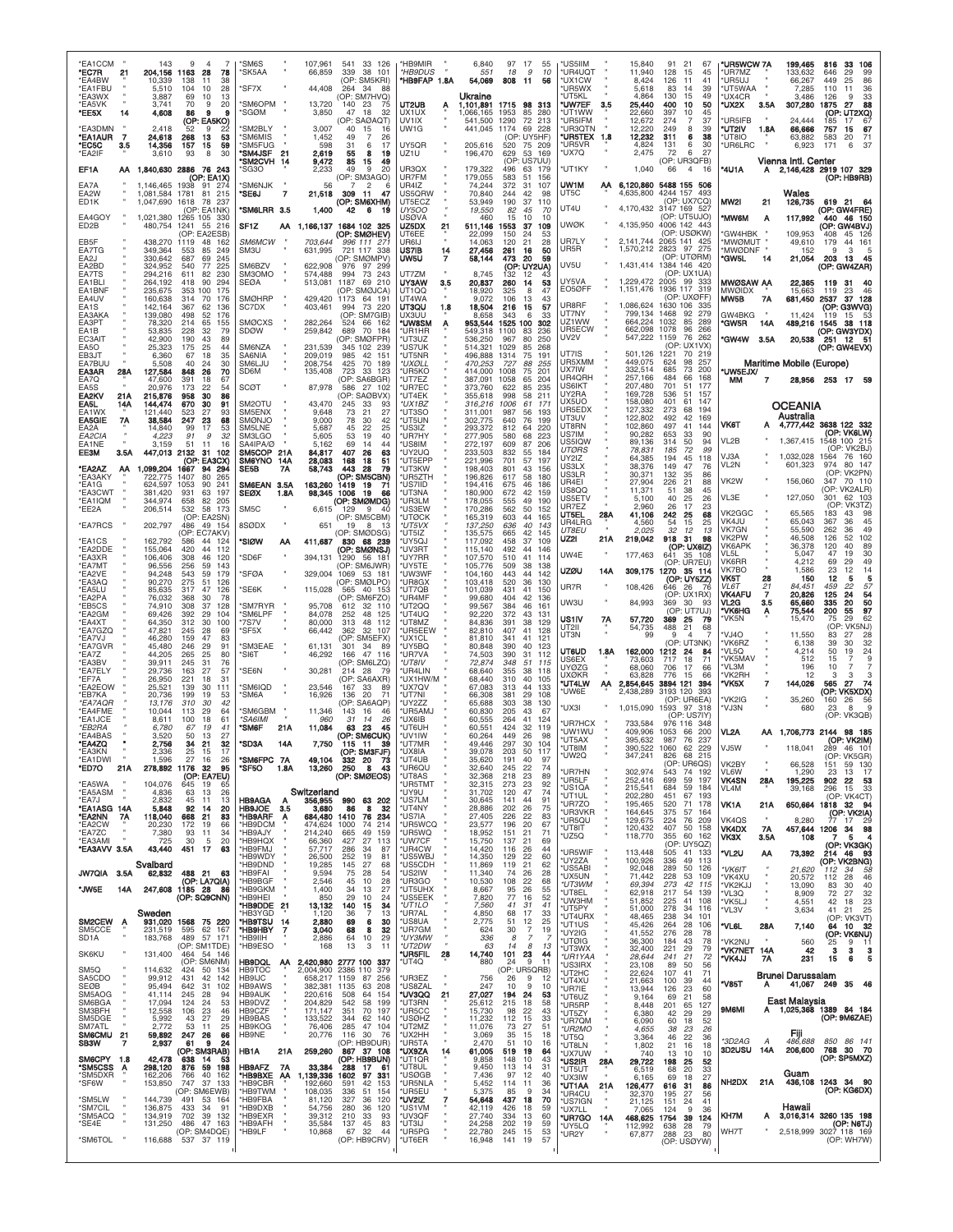*EA1CCM " 143 9 4 7
*EC7R 21 204,156 1163 28 78
*EA4BW " 10,339 138 11 38
*EA1FBU " 5,510 104 10 28
*EA3WX " 3,887 69 10 13
*EA5VK " 3,741 70 9 20
*EE5X 14 4,608 86 9 9 (OP: EA5KO)
*EA3DMN " 2,418 52 9 22
*EA1AUR 7 24,618 268 13 53
*EC5C 3.5 14,356 157 15 59
*EA2IF " 3,610 93 8 30
EF1A AA 1,840,630 2886 76 243 (OP: EA1X)
EA7A " 1,146,465 1938 91 274
EA2W " 1,081,584 1781 81 215
ED1K " 1,047,690 1618 78 237 (OP: EA1NK)
EA4GOY " 1,021,380 1265 105 330
ED2B " 480,754 1241 55 216 (OP: EA2ESB)
EB5F " 438,270 1119 48 162
EA7TG " 349,364 553 85 249
EA2J " 330,642 687 69 245
EA2BD " 324,952 540 77 225
EA7TS " 294,216 611 82 230
EA1BLI " 264,192 418 90 294
EA1BNF " 235,675 353 100 175
EA4UV " 160,638 314 70 176
EA1S " 142,164 367 62 136
EA3AKA " 139,080 498 52 176
EA3PT " 78,320 214 65 155
EA1B " 53,835 228 32 79
EC3AIT " 42,900 190 43 89
EA5O " 25,323 175 25 44
EB3JT " 6,360 67 18 35
EA7BUU " 5,508 40 24 30
EA3AR 28A 127,584 848 26 70
EA7O " 47,600 391 18 67
EA5S " 20,976 173 22 54
EA2KV 21A 215,876 958 30 86
EA5L 14A 144,474 670 30 91
EA1WX " 121,440 523 27 93
EA5GIE 7A 38,584 247 23 68
EA2A " 14,840 99 17 53
*EA2CIA* " 4,223 91 9 32
EA1NE " 3,159 51 11 16
EE3M 3.5A 447,013 2132 31 102 (OP: EA3CX)
*EA2AZ AA 1,099,204 1667 94 294
*EA3AKY " 722,775 1407 80 265
*EA1G " 624,597 1053 90 241
*EA3CWT " 381,420 931 63 197
*EA1IQM " 344,974 658 82 205
*EE2A " 206,514 532 58 173 (OP: EA2SN)
*EA7RCS " 202,797 486 49 154 (OP: EC7AKV)
*EA1CS " 162,792 586 44 124
*EA2DDE " 155,064 420 44 112
*EA3XR " 106,406 308 46 120
*EA7MT " 96,556 256 59 143
*EA7VE " 94,248 543 59 179
*EA3AQ " 90,270 275 51 126
*EA5LU " 85,635 317 47 126
*EA2PA " 76,032 368 30 78
*EB5CS " 74,910 308 37 128
*EA2GM " 69,426 392 29 104
*EA4XT " 64,350 312 30 100
*EA7GZQ " 47,821 245 28 69
*EA7VJ " 46,280 159 47 83
*EA7GVR " 45,480 246 29 91
*EA7Z " 44,205 265 25 80
*EA3BV " 39,911 245 31 76
*EA7ELY " 29,736 163 27 57
*EF7A " 26,950 221 18 31
*EA2EOW " 25,521 139 30 11
*EB7KA " 20,736 199 19 53
*EA7AQR " 13,176 310 30 42
*EA4FME " 10,044 113 29 64
*EA1JCE " 8,611 100 18 61
*EB2RA " 6,780 67 19 41
*EA4BAS " 3,520 50 13 27
*EA4ZQ " 2,756 34 21 32
*EA3KN " 2,336 25 15 17
*EA1DWI " 1,596 27 16 26
*ED7O 21A 278,892 1176 32 95 (OP: EA7EU)
*EA5WA " 104,076 645 19 65
*EA5ASM " 4,836 63 13 26
*EA7J " 2,832 45 11 13
*EA1ASG 14A 5,848 92 14 20
*EA2NN 7A 118,040 668 21 83
*EA2CW " 20,230 172 19 66
*EA7ZC " 7,380 93 11 34
*EA3AMI " 725 30 5 20
*EA3AVV 3.5A 43,440 451 17 63

## Svalbard
JW7QIA 3.5A 62,832 488 21 63 (OP: LA7QIA)
*JW6E 14A 247,608 1185 28 86 (OP: SQ9CNN)

## Sweden
SM2CEW A 931,020 1568 75 220
SM5CCE " 231,519 595 62 167
SD1A " 183,768 489 57 171 (OP: SM1TDE)
SK6KU " 131,400 464 54 146 (OP: SM6NM)
SM5Q " 114,632 424 50 134
SA5CDO " 99,912 431 42 142
SE0B " 95,494 642 31 102
SM5AOG " 41,114 245 28 74
SM6BGA " 17,094 124 24 53
SM3BFH " 12,558 106 23 46 (OP: SM6EWB)
SM5DGE " 5,992 43 27 29
SM7ATL " 2,772 53 11 25
SM6CMU 21 59,892 247 26 66
SB3W 7 2,937 61 9 24 (OP: SM3RAB)
SM6CPY 1.8 42,478 638 14 53
*SM5CSS A 298,120 876 59 198
*SM5DXR " 162,206 766 40 162
*SF6W " 153,850 747 37 133
*SM5LW " 144,739 491 53 164
*SM7CIL " 136,875 433 34 91
*SM5ACQ " 134,919 702 39 132
*SE4E " 131,250 486 47 163 (OP: SM4DQE)
*SM6TOL " 116,688 537 37 119
*SM6S " 107,961 541 33 126
*SK5AA " 66,859 339 38 101 (OP: SM5KRI)
*SF7X " 44,408 264 34 88 (OP: SM7HVQ)
*SM6OPM " 13,720 140 23 75
*SG0M " 3,850 47 18 32 (OP: SA0AQT)
*SM2BLY " 3,007 40 15 16
*SM6MIS " 1,452 49 7 26
*SM5FUG " 598 31 6 17
*SM4JSF 21 2,619 55 8 19
*SM2CVH 14 9,472 85 15 49
*SG3O " 2,233 49 9 20 (OP: SM3AGO)
*SM6NJK " 56 7 2 6
*SE6J 7 21,518 309 11 47 (OP: SM6XHM)
*SM6LRR 3.5 1,400 42 6 19
SF1Z AA 1,166,137 1684 102 325 (OP: SM0HEV)
SM6MCW " 703,644 996 111 271
SM3U " 631,995 721 117 338 (OP: SM0MPV)
SM6BZV " 622,908 976 97 299
SM3OMO " 574,488 994 73 243
SE0A " 513,081 1187 69 210 (OP: SM0JCA)
SM0HRP " 429,420 1173 64 191
SC7DX " 403,461 994 73 220 (OP: SM7GIB)
SM0CXS " 282,264 524 66 162
SD0W " 259,842 689 70 184 (OP: SM0FPR)
SM6NZA " 231,539 345 102 239
SA6NIA " 209,019 985 42 151
SM6LJU " 208,754 425 70 189
SD6M " 135,408 723 33 123 (OP: SA6BGR)
SC0T " 87,978 586 27 102 (OP: SA0BVX)
SM2OTU " 43,470 245 33 93
SM5ENX " 9,648 73 21 27
SM0NJO " 9,000 78 30 42
SM5LNE " 5,687 45 22 25
SM3LGO " 5,605 53 19 40
SA4IPA/0 " 5,162 69 14 44
SM5COP 21A 84,817 407 26 63
SM6YNO 14A 28,083 168 18 51
SE5B 7A 58,743 443 28 79 (OP: SM5CBN)
SM6EAN 3.5A 163,260 1419 19 71
SE0X 1.8A 98,345 1006 19 66 (OP: SM0MDG)
SM5C " 6,615 129 9 40 (OP: SM5CBM)
8S0DX " 651 19 8 13 (OP: SM0DSG)
*SI0W AA 411,687 830 68 239 (OP: SM0NSJ)
*SD6F " 394,131 1290 56 181 (OP: SM6JWR)
*SF0A " 329,004 1069 53 181 (OP: SM0LPO)
*SE6K " 115,028 565 40 153 (OP: SM6FZO)
*SM7RYR " 95,708 612 32 110
*SM6LPF " 84,078 252 48 125
*7S7V " 80,000 313 48 112
*SF5X " 66,442 362 32 107 (OP: SM5EFX)
*SM3EAE " 61,131 301 34 89
*SI6T " 46,292 166 47 116 (OP: SM6LZQ)
*SE6N " 30,281 214 28 79 (OP: SA6AXR)
*SM6IQD " 23,546 167 33 89
*SM6A " 16,926 136 20 71 (OP: SA6AQP)
*SM6GBM " 11,346 143 16 46
*SA6IMI " 960 31 14 26
*SM6F 21A 11,084 63 23 45 (OP: SM6CUK)
*SD3A 14A 7,750 115 11 39 (OP: SM3FJF)
*SM6FPC 7A 49,104 332 20 73
*SF5O 1.8A 13,260 250 8 43 (OP: SM0EOS)

## Switzerland
HB9AGA A 356,955 990 63 202
HB9JOE 3.5 3,680 86 8 32
*HB9ARF A 684,480 1410 76 234
*HB9DCM " 474,624 1000 74 214
*HB9AJY " 214,240 665 49 159
*HB9HQX " 66,360 427 27 113
*HB9FPY " 57,717 286 34 87
*HB9WDY " 26,500 252 19 81
*HB9DND " 19,285 145 27 68
*HB9FAY " 9,594 75 28 54
*HB9BGF " 2,546 45 10 28
*HB9GKM " 1,400 34 13 27
*HB9HEI " 850 29 10 24
*HB9DDE 21 13,132 140 15 34
*HB3YGD " 1,120 36 7 13
*HB9TSU 14 2,880 69 6 30
*HB9HBY 7 3,040 68 8 32
*HB9IIH " 2,886 64 10 29
*HB9ESO " 168 13 3 11
HB9DQL AA 2,420,880 2777 100 337
HB9TOC " 2,004,900 2386 110 379
HB9IJC " 658,217 1159 87 256
HB9AWS " 382,381 1135 63 208
HB9AUK " 220,616 508 64 154
HB9DVZ " 204,829 542 58 199
HB9CZF " 171,147 351 70 197
HB9BAS " 133,522 344 62 140
HB9KOG " 76,406 285 47 104
HB9NE " 20,776 116 30 76 (OP: HB9DUR)
HB1A 21A 259,260 867 37 108 (OP: HB9BUN)
HB9AFZ 7A 33,384 288 17 61
*HB9BXE AA 1,139,336 1602 97 331
*HB9CBR " 192,660 591 42 153
*HB9DHG " 149,040 506 48 132
*HB9FBA " 81,120 327 36 120
*HB9DXB " 54,756 280 36 120
*HB9EXR " 39,312 210 33 93
*HB9EAJ " 35,584 137 45 83
*HB9LF " 10,868 67 32 44 (OP: HB9CRV)
*HB9MIR " 6,840 97 17 55
*HB9DUS " 551 18 9 10
*HB9FAP 1.8A 54,069 808 11 56

## Ukraine
UT2UB A 1,101,891 1715 98 313
UX1UX " 1,066,165 1953 85 280
UV1IX " 541,500 1290 72 213
UW1G " 441,045 1174 69 228 (OP: UY6HF)
UY5QR " 205,616 520 75 209
UZ1U " 196,470 629 53 169 (OP: US7IU)
UR3QX " 179,322 496 63 179
UR7FM " 179,055 583 51 156
UR4IZ " 74,244 372 31 107
US5QRW " 70,840 244 42 98
UT5ECZ " 53,949 190 37 110
UY5OO " 19,550 82 45 70
US0VA " 460 15 10 10
UZ5DX 21 511,146 1553 37 109
UT6EE " 22,099 150 24 53
UR6IJ " 14,063 120 21 28
US7IB 14 27,456 261 16 50
UW5U 7 58,144 473 20 59 (OP: UY2UA)
UT7ZM " 8,745 132 12 43
UY3AW 3.5 20,837 260 14 53
UT1QQ " 18,920 325 8 47
UT4WA " 9,072 106 13 43
UT3QU 1.8 18,504 216 15 57
UX3UU " 8,658 343 6 33
*UW8SM A 953,544 1525 100 302
*UR1HR " 549,318 1100 83 236
*UT3UZ " 536,250 967 80 250
*US7UK " 514,321 1029 85 268
*UT5NR " 496,888 1314 75 191
*UX0LL " 470,253 727 88 255
*UR5KO " 414,000 1008 75 201
*UT7EZ " 387,091 1058 65 204
*UR7EC " 376,760 622 85 235
*UT4EK " 355,618 998 58 211
*UX1BZ " 316,216 1006 61 171
*UT3SO " 311,001 987 56 193
*UT5UN " 302,775 640 76 199
*US3IZ " 293,372 812 64 220
*UR7HY " 277,905 580 68 223
*US8IM " 272,197 609 87 206
*UY2UQ " 233,503 832 55 184
*UT5EPP " 221,996 701 57 197
*UT3KW " 198,403 801 43 156
*UR5ZTH " 196,826 617 58 180
*US7IID " 194,416 675 46 186
*UT3NA " 180,900 672 42 159
*UR3LM " 178,055 555 49 190
*US3EW " 170,286 562 50 152
*UT0CK " 165,319 603 44 165
*UT5VX " 137,250 636 40 143
*UT5IZ " 135,575 665 42 145
*UY5QJ " 117,092 458 37 109
*UX3IT " 115,140 492 44 146
*UY7RR " 107,570 510 41 114
*UY5TE " 105,776 509 38 138
*UW3WF " 104,160 443 44 142
*UR8GX " 103,418 520 36 130
*UT7QB " 101,039 431 41 150
*UR4MF " 99,680 404 42 136
*UT2QQ " 99,567 384 46 161
*UT4UQ " 92,220 372 43 131
*UT8MZ " 84,836 391 38 129
*UR5EEW " 82,810 407 41 128
*UX1CL " 81,810 341 41 121
*UY5BQ " 80,848 390 40 123
*UR7VA " 74,503 390 31 112
*UT8IV " 72,874 348 51 115
*UR4LIN " 68,640 355 38 118
*UX1HW/M " 68,440 310 40 105
*UX7QV " 67,083 313 44 133
*UT7NI " 66,308 381 29 108
*UY2ZZ " 65,688 303 38 130
*UR5AMJ " 60,830 205 43 87
*UX6IB " 60,555 264 41 124
*UT6UH " 60,551 424 32 119
*UY1IW " 60,264 449 26 98
*UT7MR " 49,446 297 30 104
*UX8IA " 39,078 203 50 117
*UT4UB " 35,620 191 40 97
*UR6QU " 32,640 245 22 74
*UT8AS " 32,368 218 23 89
*UR5TMT " 32,315 273 23 92
*UY9U " 31,702 120 47 74
*US7LM " 30,645 141 44 91
*UT7IA " 27,405 226 22 83
*UR5WCQ " 23,577 196 20 67
*UR5WQ " 18,952 151 21 71
*UW7CF " 15,750 137 21 69
*UR4CW " 14,420 116 26 44
*US5WBJ " 14,350 129 22 60
*US5CDH " 11,860 119 21 62
*US2IW " 11,340 74 26 28
*UR3GO " 10,530 108 22 68
*UT5UHX " 8,667 95 26 55
*US5EEK " 7,820 77 16 52
*UT1LO " 7,560 41 31 41
*UR7AL " 4,850 68 17 33
*US8UA " 2,775 51 12 25
*UR7GM " 624 30 7 19
*UY3MW " 336 8 7 7
*UT2DW " 63 14 8 13
*UR5FIL 28 14,740 101 23 44
*UT4Q " 880 24 9 11 (OP: UR5QRB)
*UR3EZ " 756 26 9 12
*US8ZAL " 247 10 6 13
*UV3QQ 21 27,027 194 24 53
*UT3RN " 25,612 215 18 58
*UR5CC " 15,730 98 22 43
*US0HZ " 11,232 112 15 33
*UT2MZ " 11,076 73 27 51
*UX2HH " 3,069 35 15 18
*UR5TA " 2,470 51 10 16
*UX9ZA 14 61,005 519 19 64
*UT1QR " 9,858 148 11 43
*UT8UL " 9,450 113 14 31
*US0GB " 7,436 97 12 40
*UR5NLA " 5,452 114 11 36
*UR5EU " 5,375 85 9 34
*UV2IZ 7 54,648 437 18 70
*UV1M " 27,740 334 13 60
*UY5LQ " 24,258 202 19 58
*UR5FG " 22,780 245 15 53
*UT6ER " 16,948 141 19 57
*US5IIM " 15,840 91 21 67
*UR4UQT " 11,940 128 15 45
*UX1CW " 8,424 126 11 41
*UR5WX " 5,618 83 14 39
*UT5KL " 4,864 130 15 49
*UW7EF 3.5 25,440 400 10 50
*UT1WW " 22,660 397 10 45
*UR5IFM " 12,672 274 7 37
*UR3QTN " 12,220 249 8 39
*UR5TEX 1.8 12,232 311 6 38
*UR5VR " 4,824 131 6 30
*UX7Q " 2,475 72 6 27 (OP: UR3QFB)
*UT1KY " 1,040 66 4 16
UW1M AA 6,120,860 5488 155 506
UT5C " 4,635,800 4244 157 493 (OP: UX7CQ)
UT4U " 4,170,432 3147 169 527 (OP: UT5UJO)
UW0K " 4,135,950 4006 142 443 (OP: US0KW)
UR7LY " 2,141,744 2065 141 425
UR5R " 1,570,212 2823 97 275 (OP: UT0RM)
UV5U " 1,431,414 1384 146 420 (OP: UX1UA)
UY5VA " 1,229,472 2005 99 333
EO5OFF " 1,151,476 1936 117 319 (OP: UX0FF)
UR8RF " 1,086,624 1630 106 335
UT7NY " 799,134 1468 92 279
UT1WW " 664,224 1032 85 289
UR5ECW " 662,098 1078 96 266
UV2V " 547,222 1159 76 262 (OP: UX1VX)
UT7IS " 501,126 1221 70 219
UR5XMM " 449,075 624 98 257
UX7IW " 332,514 685 73 200
UR4QRH " 257,166 484 66 168
US6IKT " 207,480 701 51 177
UY2RA " 169,728 536 51 157
UX5UO " 158,080 401 61 147
UR5EDX " 127,332 273 68 194
UT3UV " 122,802 492 42 169
UT8RN " 102,860 497 41 144
US7IM " 90,282 653 33 90
US5IQW " 89,136 314 50 94
UT0RS " 78,831 185 72 99
UY2IZ " 64,385 194 45 118
US3LX " 38,376 149 47 76
US3LR " 30,371 132 35 86
UR4EI " 27,904 226 21 88
US8QQ " 11,371 51 38 45
US5ETV " 5,100 40 25 26
UR7EZ " 2,960 26 17 23
UT5EL 28A 41,106 242 25 68
UR4LRG " 4,560 54 15 25
UT8EU " 2,025 32 12 13
UZ2I 21A 219,042 918 31 98 (OP: UX6IZ)
UW4E " 177,463 641 35 108 (OP: UR7EU)
UZ0U 14A 309,175 1270 35 114 (OP: UY5ZZ)
UR7R " 108,426 646 26 76 (OP: UX1RX)
UW3U " 84,993 369 30 93 (OP: UT7UJ)
US1IV 7A 57,720 369 25 79
UT2II " 54,735 488 21 68
UT3N " 99 9 4 7 (OP: UT3NK)
UT6UD 1.8A 162,000 1212 24 84
US6EX " 73,603 717 18 71
UY0ZG " 68,060 706 17 66
UX0KR " 63,828 776 15 66
*UT4LW AA 2,854,645 3894 121 394
*UW6E " 2,438,289 3193 120 393 (OP: UR6EA)
*UX3I " 1,015,090 1593 97 318 (OP: US7IY)
*UR7HCX " 733,584 976 116 348
*UW1WU " 409,906 1053 66 200
*UT5AX " 395,632 987 76 237
*UT8IM " 390,522 1060 62 229
*UW2Q " 347,241 826 68 215 (OP: UR6QS)
*UR7HN " 302,974 543 74 192
*UR5LF " 252,416 699 59 197
*US1QA " 215,541 684 59 184
*UT1UL " 202,280 451 67 193
*UR7ZO " 195,465 520 71 178
*UR3VKR " 164,645 375 57 164
*UR5QU " 129,675 224 76 209
*UT1BT " 120,432 407 50 158
*UZ5Q " 118,770 355 60 162 (OP: UY5QZ)
*UR5WIF " 113,448 505 41 133
*UY2ZA " 100,926 336 49 113
*US5ABI " 92,048 289 50 126
*UX5UN " 71,442 228 53 109
*UT3WM " 69,394 273 42 115
*UT8EL " 62,918 217 54 139
*UW3HM " 51,852 225 41 108
*UT5PY " 51,000 278 34 116
*UT4URX " 48,465 238 34 101
*UT1US " 45,426 264 28 106
*UY2IG " 41,552 276 28 78
*UT0IG " 36,300 184 43 78
*UR7QM " 32,211 229 29 79
*UR1YAA " 28,644 241 21 72
*US3IRX " 23,108 89 50 56
*UT2HC " 22,624 107 41 71
*UT4XU " 21,663 100 39 44
*UR7IE " 13,944 126 23 60
*UT6UZ " 9,164 69 21 58
*UR5RP " 8,448 201 65 127
*UT5ZY " 6,380 42 29 29
*UR2MO " 4,655 38 23 26
*UT5Q " 3,364 46 22 36
*UT8LN " 1,802 21 16 18
*UX7UW " 740 13 10 10
*US2IR 28A 29,722 198 25 52
*UT5UT " 6,519 68 20 33
*UX3IW " 6,165 69 18 27
*UT1AA 21A 126,477 616 31 86
*UR4CU " 32,370 195 27 56
*US7IGN " 21,125 151 24 41
*UX7LL " 7,065 124 9 36
*UR7GO 14A 468,625 1754 39 124
*UY5LQ " 112,992 638 28 79
*UR2Y " 67,877 288 23 80 (OP: US0YW)
*UR5WCW 7A 199,465 816 33 106
*UR7MZ " 133,632 646 29 99
*UR5UJ " 66,267 449 25 86
*UT5WAA " 7,285 110 11 36
*UX4CR " 3,486 126 9 33
*UX2X 3.5A 307,280 1875 27 88 (OP: UT2XQ)
*UR5IFB " 24,444 185 17 67
*UT2IV 1.8A 66,666 757 15 67
*UT8IO " 63,882 583 20 71
*UR6LRC " 6,923 171 6 37

## Vienna Intl. Center
*4U1A A 2,146,428 2919 107 329 (OP: HB9RB)

## Wales
MW2I 21 126,735 619 21 64 (OP: GW4FRE)
*MW6M A 117,992 440 46 150 (OP: GW4BVJ)
*GW4HBK " 109,953 408 45 126
*MW0MUT " 49,610 179 44 161
*MW0DNF " 152 9 3 5
*GW5L 14 21,054 203 13 45 (OP: GW4ZAR)
MW0SAW AA 22,365 119 31 40
MW0IDX " 15,663 119 23 46
MW5B 7A 681,450 2537 37 128 (OP: G3WVG)
GW4BKG " 11,424 119 15 53
*GW5R 14A 489,216 1545 38 118 (OP: GW3YDX)
*GW4W 3.5A 20,538 251 12 51 (OP: GW4EVX)

## Maritime Mobile (Europe)
*UW5EJX/MM 7 28,956 253 17 59

# OCEANIA

## Australia
VK6T A 4,777,442 3638 122 332 (OP: VK6LW)
VL2B " 1,367,415 1548 100 215 (OP: VK2BJ)
VJ3A " 1,032,028 1564 76 160
VL2N " 601,323 974 80 147 (OP: VK2PN)
VK2W " 156,060 347 70 110 (OP: VK2ALR)
VL3E " 127,050 301 62 103 (OP: VK3TZ)
VK2GGC " 65,565 183 43 98
VK4JU " 65,043 367 36 45
VK7GN " 55,590 262 36 49
VK2PW " 46,508 126 52 102
VK6APK " 36,378 120 40 89
VL5L " 5,047 47 19 30
VK6RR " 4,212 69 29 49
VK7BO " 1,586 23 12 14
VK5T 28 150 12 5 5
VL6T 21 84,451 459 22 57
VK4AFU 7 20,826 125 24 54
VL2G 3.5 65,660 335 20 50
*VK6HG A 75,544 200 55 97
*VK5N " 15,470 75 29 62 (OP: VK5NJ)
*VJ4O " 11,550 83 27 28
*VK6RZ " 6,138 39 30 32
*VL5Q " 4,214 50 19 24
*VK5MAV " 512 15 7 9
*VL3M " 196 10 7 7
*VK2RH " 12 3 3 3
*VK5X 7 144,026 565 27 74 (OP: VK5XDX)
*VK2IG " 35,260 160 26 56
*VJ3N " 680 23 8 9 (OP: VK3QB)
VL2A AA 1,706,773 2144 98 185 (OP: VK2IM)
VJ5W " 118,041 289 46 101 (OP: VK5GR)
VK2BY " 66,528 151 59 130
VL6W " 1,290 23 13 17
VK4SN 28A 195,225 902 22 53
VL4M " 39,168 296 15 33 (OP: VK4CT)
VK1A 21A 650,664 1818 32 94 (OP: VK2IA)
VK4QS " 8,280 77 17 29
VK4DX 7A 457,644 1206 34 98
VK3X 3.5A 108 7 5 4 (OP: VK3GK)
*VL2U AA 73,392 214 46 93 (OP: VK2BNG)
*VK6IT " 21,620 112 34 58
*VK4XU " 20,572 112 28 46
*VK2KJJ " 13,090 83 30 40
*VL3Q " 8,909 72 27 32
*VK5LJ " 4,551 42 18 23
*VL3V " 3,634 41 21 25 (OP: VK3VT)
*VL6L 28A 7,140 64 10 32 (OP: VK6NU)
*VK2NU " 560 25 3 11
*VK7NET 14A 42 3 3 3
*VK4JJ 7A 231 15 6 5

## Brunei Darussalam
*V85T A 41,067 249 35 46

## East Malaysia
9M6MI A 1,025,368 1389 84 184 (OP: 9M6ZAE)

## Fiji
*3D2AG A 486,688 850 86 141
3D2USU 14A 206,600 768 30 70 (OP: SP5MXZ)

## Guam
NH2DX 21A 436,108 1243 34 90 (OP: KG6DX)

## Hawaii
KH7M A 3,016,314 3260 135 198 (OP: N6TJ)
WH7T " 2,518,999 3027 118 169 (OP: WH7W)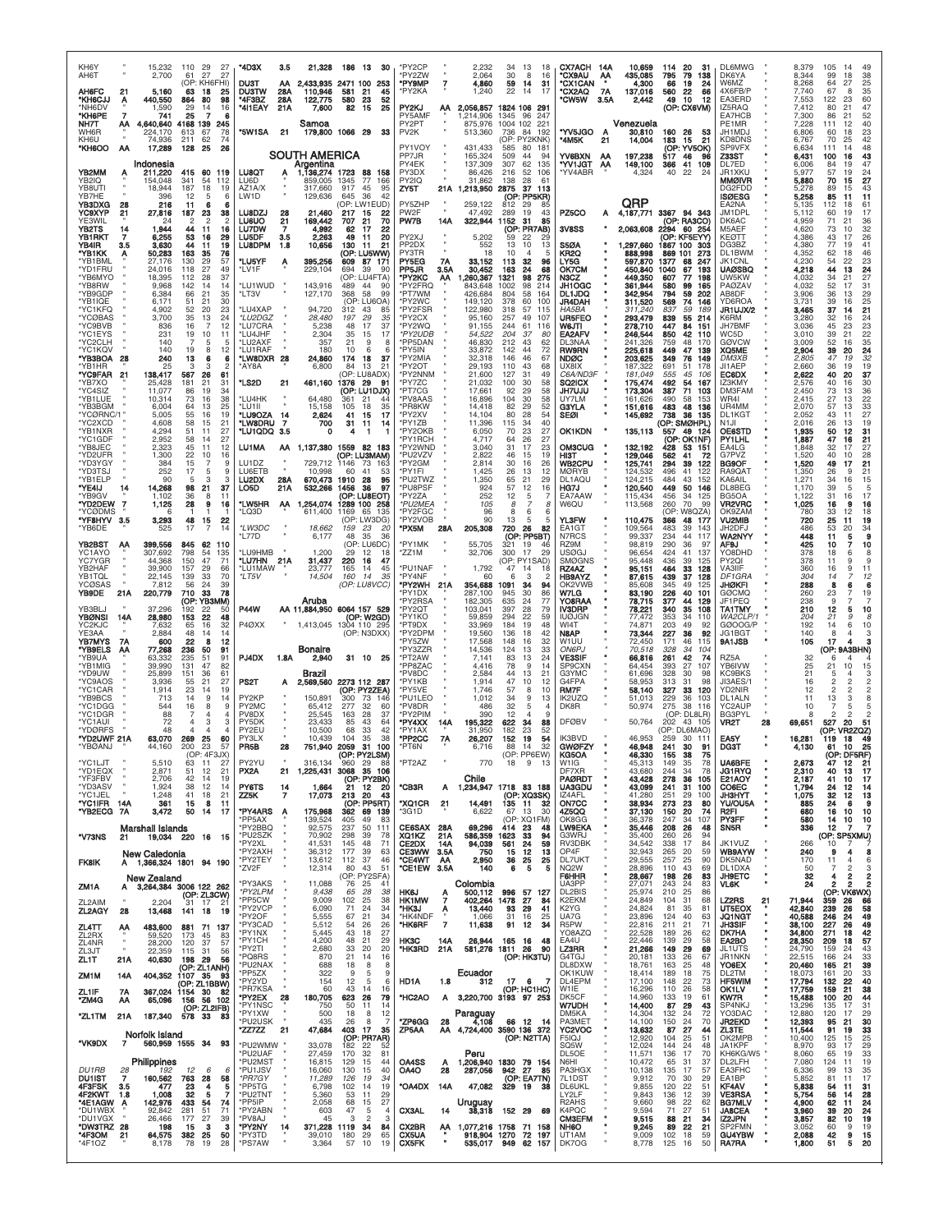| Call | Band | Score | QSOs | Zones | Countries |
|---|---|---|---|---|---|
| KH6Y | " | 15,232 | 110 | 29 | 27 |
| AH6T | " | 2,700 | 61 | 27 | 27 |
| (OP: KH6FHI) | | | | | |
| AH6FC | 21 | 5,160 | 63 | 18 | 25 |
| *KH6CJJ | A | 440,550 | 864 | 80 | 98 |
| *NH6DV | " | 1,590 | 29 | 14 | 16 |
| *KH8PE | 7 | 741 | 25 | 7 | 6 |
| NH7T | AA | 4,640,640 | 4168 | 139 | 245 |
| WH6R | " | 224,170 | 613 | 67 | 78 |
| KH6U | " | 74,936 | 211 | 62 | 74 |
| *KH6OO | AA | 17,289 | 128 | 25 | 26 |
| **Indonesia** | | | | | |
| YB2MM | A | 211,220 | 415 | 60 | 119 |
| YB2IQ | " | 154,048 | 341 | 54 | 112 |
| YB8UTI | " | 18,944 | 187 | 18 | 19 |
| YB7HE | " | 396 | 12 | 5 | 6 |
| YB3DXG | 28 | 216 | 11 | 6 | 6 |
| YC8XYP | 21 | 27,816 | 187 | 23 | 38 |
| YE3WIL | " | 24 | 2 | 2 | 2 |
| YB2TS | 14 | 1,944 | 44 | 11 | 16 |
| YB1RKT | 7 | 6,255 | 53 | 16 | 29 |
| YB4IR | 3.5 | 3,630 | 44 | 11 | 19 |
| *YB1KK | A | 50,283 | 163 | 35 | 76 |
| *YB1BML | " | 27,176 | 130 | 29 | 57 |
| *YD1FRU | " | 24,016 | 118 | 27 | 49 |
| *YB6MYO | " | 18,395 | 112 | 28 | 37 |
| *YB8RW | " | 9,968 | 142 | 14 | 14 |
| *YB9GDP | " | 6,384 | 66 | 21 | 35 |
| *YB1IQE | " | 6,171 | 51 | 21 | 30 |
| *YC1KFQ | " | 4,902 | 52 | 20 | 23 |
| *YC0BAS | " | 3,700 | 35 | 13 | 24 |
| *YC9BVB | " | 836 | 16 | 7 | 12 |
| *YC1EYS | " | 231 | 19 | 10 | 11 |
| *YC2CLH | " | 140 | 7 | 5 | 5 |
| *YC1KQV | " | 140 | 19 | 8 | 12 |
| *YB3BOA | 28 | 240 | 13 | 6 | 6 |
| *YB1HR | " | 25 | 3 | 3 | 2 |
| *YC9FAR | 21 | 138,417 | 567 | 26 | 61 |
| *YB7XO | " | 25,428 | 181 | 21 | 31 |
| *YC4SIZ | " | 11,077 | 86 | 19 | 34 |
| *YB1LUE | " | 10,314 | 73 | 16 | 38 |
| *YB3BGM | " | 6,004 | 64 | 13 | 25 |
| *YC0RNC/1 | " | 5,005 | 55 | 16 | 19 |
| *YC2XCD | " | 4,608 | 58 | 15 | 21 |
| *YB1NXR | " | 4,294 | 51 | 11 | 27 |
| *YC1GDF | " | 2,952 | 58 | 14 | 27 |
| *YB8JEC | " | 2,323 | 45 | 11 | 12 |
| *YD2UFR | " | 1,300 | 22 | 10 | 16 |
| *YD3YGY | " | 384 | 15 | 7 | 9 |
| *YD3TSJ | " | 252 | 17 | 5 | 9 |
| *YB1ELP | " | 90 | 5 | 3 | 3 |
| *YE4IJ | 14 | 14,268 | 98 | 21 | 37 |
| *YB9GV | " | 1,102 | 36 | 8 | 11 |
| *YD2DEW | 7 | 1,125 | 28 | 9 | 16 |
| *YC0DMS | " | 6 | 1 | 1 | 1 |
| *YF8HYV | 3.5 | 3,293 | 48 | 15 | 22 |
| *YB6DE | " | 525 | 17 | 7 | 14 |
| YB2BST | AA | 399,556 | 845 | 62 | 110 |
| YC1AYO | " | 307,692 | 798 | 54 | 135 |
| YC7YGR | " | 44,368 | 150 | 47 | 71 |
| YB2HAF | " | 39,900 | 157 | 29 | 66 |
| YB1TQL | " | 22,145 | 139 | 33 | 70 |
| YC0SAS | " | 7,812 | 56 | 24 | 39 |
| YB9DE | 21A | 220,779 | 710 | 33 | 78 |
| (OP: YB3MM) | | | | | |
| YB3BLJ | " | 37,296 | 192 | 22 | 50 |
| YB0NSI | 14A | 28,980 | 153 | 22 | 48 |
| YC2KJC | " | 7,632 | 65 | 16 | 32 |
| YE3AA | " | 2,884 | 48 | 14 | 14 |
| YB7MYS | 7A | 600 | 22 | 8 | 12 |
| *YB9ELS | AA | 77,268 | 236 | 50 | 91 |
| *YB9UA | " | 63,332 | 235 | 51 | 91 |
| *YB1MIG | " | 39,990 | 131 | 47 | 82 |
| *YD9UW | " | 25,899 | 151 | 36 | 61 |
| *YC9AOS | " | 3,936 | 55 | 21 | 27 |
| *YC1CAR | " | 1,914 | 23 | 14 | 19 |
| *YB9BCS | " | 713 | 14 | 9 | 14 |
| *YC1DGG | " | 544 | 16 | 8 | 9 |
| *YC1DGR | " | 88 | 7 | 4 | 4 |
| *YC1AUI | " | 72 | 4 | 3 | 3 |
| *YD0RFS | " | 48 | 4 | 4 | 4 |
| *YD2UWF | 21A | 63,070 | 269 | 25 | 60 |
| *YB0ANJ | " | 44,160 | 200 | 23 | 57 |
| (OP: 4F3JX) | | | | | |
| *YC1LJT | " | 5,510 | 63 | 11 | 27 |
| *YD1EQX | " | 2,871 | 51 | 12 | 21 |
| *YF3FBV | " | 2,706 | 42 | 14 | 19 |
| *YD3ASV | " | 1,924 | 38 | 12 | 14 |
| *YC1JEL | " | 1,248 | 41 | 18 | 21 |
| *YC1IFR | 14A | 361 | 15 | 8 | 11 |
| *YB2ECG | 7A | 3,472 | 50 | 14 | 17 |
| **Marshall Islands** | | | | | |
| *V73NS | 21 | 19,034 | 220 | 16 | 15 |
| **New Caledonia** | | | | | |
| FK8IK | A | 1,366,324 | 1801 | 94 | 190 |
| **New Zealand** | | | | | |
| ZM1A | A | 3,264,384 | 3006 | 122 | 262 |
| (OP: ZL3CW) | | | | | |
| ZL2AIM | " | 2,204 | 31 | 17 | 21 |
| ZL2AGY | 28 | 13,468 | 141 | 18 | 19 |
| ZL4TT | AA | 483,600 | 881 | 71 | 137 |
| ZL2RX | " | 59,520 | 173 | 45 | 83 |
| ZL4NR | " | 28,200 | 120 | 37 | 57 |
| ZL3JT | " | 22,359 | 115 | 31 | 56 |
| ZL1T | 21A | 40,630 | 198 | 29 | 56 |
| (OP: ZL1ANH) | | | | | |
| ZM1M | 14A | 404,352 | 1107 | 35 | 93 |
| (OP: ZL1BBW) | | | | | |
| ZL1IF | 7A | 367,024 | 1154 | 30 | 82 |
| *ZM4G | AA | 65,096 | 156 | 56 | 102 |
| (OP: ZL2IFB) | | | | | |
| *ZL1TM | 21A | 187,340 | 578 | 33 | 83 |
| **Norfolk Island** | | | | | |
| *VK9DX | 7 | 560,959 | 1555 | 34 | 93 |
| **Philippines** | | | | | |
| DU1RB | 28 | 192 | 12 | 6 | 6 |
| DU1IST | 7 | 160,562 | 763 | 28 | 58 |
| 4F3FSK | 3.5 | 477 | 23 | 4 | 5 |
| 4F2KWT | 1.8 | 1,008 | 32 | 5 | 7 |
| *4E1AGW | A | 142,976 | 433 | 54 | 74 |
| *DU1WBX | " | 92,842 | 281 | 51 | 71 |
| *DU1VGX | " | 26,446 | 177 | 27 | 39 |
| *DW3TRZ | 28 | 198 | 15 | 3 | 3 |
| *4F3OM | 21 | 64,575 | 382 | 25 | 50 |
| *4F1OZ | " | 8,178 | 78 | 19 | 28 |
| *4D3X | 3.5 | 21,328 | 186 | 13 | 30 |
| DU3T | AA | 2,433,935 | 2471 | 100 | 253 |
| DU3TW | 28A | 110,946 | 581 | 21 | 45 |
| *4F3BZ | 28A | 122,775 | 580 | 23 | 52 |
| *4I1EAY | 21A | 7,600 | 82 | 15 | 25 |
| **Samoa** | | | | | |
| *5W1SA | 21 | 179,800 | 1066 | 29 | 33 |
| **SOUTH AMERICA** | | | | | |
| **Argentina** | | | | | |
| LU8QT | A | 1,136,274 | 1723 | 88 | 158 |
| LU6D | " | 859,005 | 1345 | 77 | 166 |
| AZ1A/X | " | 317,660 | 917 | 45 | 95 |
| LW1D | " | 129,636 | 645 | 36 | 42 |
| (OP: LW1EUD) | | | | | |
| LU8DZJ | 28 | 21,460 | 217 | 15 | 22 |
| LU6UO | 21 | 169,442 | 707 | 21 | 70 |
| LU7DW | 7 | 4,992 | 62 | 17 | 22 |
| LU5DF | 3.5 | 2,263 | 49 | 11 | 20 |
| LU8DPM | 1.8 | 10,656 | 130 | 11 | 21 |
| (OP: LU5WW) | | | | | |
| *LU5YF | A | 395,256 | 609 | 87 | 171 |
| *LV1F | " | 229,104 | 694 | 39 | 90 |
| (OP: LU4FTA) | | | | | |
| *LU1WUD | " | 143,916 | 489 | 44 | 90 |
| *LT3V | " | 127,170 | 368 | 58 | 99 |
| (OP: LU6OA) | | | | | |
| *LU4XAP | " | 94,720 | 312 | 43 | 85 |
| *LU2DGZ | " | 28,480 | 197 | 29 | 35 |
| *LU7CRA | " | 5,238 | 48 | 17 | 37 |
| *LU4JHF | " | 2,304 | 35 | 15 | 17 |
| *LU2AXF | " | 357 | 21 | 9 | 8 |
| *LU1RAF | " | 180 | 10 | 6 | 6 |
| *LW8DXR | 28 | 24,860 | 174 | 18 | 37 |
| *AY8A | " | 6,800 | 84 | 13 | 21 |
| (OP: LU8ADX) | | | | | |
| *LS2D | 21 | 461,160 | 1376 | 29 | 91 |
| (OP: LU1DJX) | | | | | |
| *LU4HK | " | 64,480 | 361 | 21 | 44 |
| *LU1II | " | 15,158 | 105 | 18 | 35 |
| *LU8QA | 14 | 2,624 | 41 | 15 | 17 |
| *LW8DRU | 7 | 700 | 31 | 11 | 14 |
| *LU1QDQ | 3.5 | 0 | 4 | 1 | 1 |
| LU1MA | AA | 1,137,380 | 1559 | 82 | 183 |
| (OP: LU3MAM) | | | | | |
| LU1DZ | " | 729,712 | 1146 | 73 | 163 |
| LU6ETB | " | 10,998 | 60 | 41 | 53 |
| LU2DX | 28A | 670,473 | 1910 | 28 | 95 |
| LO5D | 21A | 532,266 | 1456 | 36 | 97 |
| (OP: LU8EOT) | | | | | |
| *LW5HR | AA | 1,254,074 | 1289 | 100 | 258 |
| *LQ3D | " | 611,400 | 1169 | 65 | 135 |
| (OP: LW3DG) | | | | | |
| *LW3DC | " | 18,662 | 159 | 23 | 20 |
| *L77D | " | 6,177 | 48 | 35 | 36 |
| (OP: LU6DC) | | | | | |
| *LU9HMB | " | 1,200 | 29 | 12 | 18 |
| *LU7HN | 21A | 31,437 | 220 | 16 | 47 |
| *LU1MAW | " | 23,777 | 165 | 14 | 45 |
| *LT5V | " | 14,504 | 160 | 14 | 35 |
| (OP: LU8VCC) | | | | | |
| **Aruba** | | | | | |
| P44W | AA | 11,884,950 | 6064 | 157 | 529 |
| (OP: W2GD) | | | | | |
| P40XX | " | 1,413,045 | 1304 | 110 | 295 |
| (OP: N3DXX) | | | | | |
| **Bonaire** | | | | | |
| PJ4DX | 1.8A | 2,940 | 31 | 10 | 25 |
| **Brazil** | | | | | |
| PS2T | A | 2,569,560 | 2273 | 112 | 287 |
| (OP: PY2ZEA) | | | | | |
| PY2KP | " | 150,891 | 300 | 73 | 146 |
| PY2MC | " | 65,412 | 277 | 32 | 60 |
| PV8DX | " | 25,545 | 163 | 28 | 37 |
| PY5DK | " | 23,433 | 85 | 43 | 64 |
| PY2EU | " | 10,500 | 68 | 33 | 42 |
| PY2DM | " | 10,439 | 104 | 35 | 38 |
| PR5B | 28 | 751,940 | 2059 | 31 | 100 |
| (OP: PY2LSM) | | | | | |
| PY2YU | " | 316,134 | 960 | 29 | 88 |
| PX2A | 21 | 1,225,431 | 3068 | 35 | 106 |
| (OP: PY2BK) | | | | | |
| PY6TS | 14 | 1,664 | 21 | 12 | 20 |
| ZZ5K | 7 | 17,073 | 213 | 20 | 43 |
| (OP: PP5RT) | | | | | |
| *PY4ARS | A | 175,968 | 362 | 69 | 139 |
| *PP5AX | " | 139,524 | 405 | 49 | 83 |
| *PY2BBQ | " | 92,575 | 237 | 50 | 111 |
| *PU2SZK | " | 70,902 | 298 | 39 | 78 |
| *PY2XL | " | 41,541 | 145 | 48 | 71 |
| *PY2AXH | " | 36,312 | 177 | 39 | 63 |
| *PY2TEY | " | 13,612 | 112 | 37 | 46 |
| *ZV2F | " | 12,314 | 80 | 43 | 51 |
| (OP: PY2SFA) | | | | | |
| *PY3AKS | " | 11,088 | 76 | 25 | 41 |
| *PY2LPM | " | 9,438 | 65 | 28 | 38 |
| *PP5CW | " | 9,009 | 102 | 25 | 38 |
| *PY2VCP | " | 6,090 | 71 | 24 | 34 |
| *PY2OF | " | 5,555 | 67 | 21 | 34 |
| *PY3CAD | " | 5,512 | 54 | 26 | 26 |
| *PY1NX | " | 5,445 | 43 | 18 | 27 |
| *PY1CH | " | 4,200 | 48 | 21 | 29 |
| *PY2TI | " | 2,680 | 33 | 20 | 20 |
| *PQ8RS | " | 870 | 21 | 14 | 16 |
| *PU2NAQ | " | 688 | 18 | 8 | 8 |
| *PU2SX | " | 322 | 9 | 5 | 9 |
| *PY2YD | " | 154 | 12 | 5 | 6 |
| *PR7KSA | " | 60 | 43 | 14 | 16 |
| *PY2EX | 28 | 180,705 | 623 | 26 | 79 |
| *PY1NSC | " | 750 | 50 | 11 | 14 |
| *PY1XW | " | 500 | 18 | 8 | 12 |
| *PU2USK | " | 435 | 26 | 8 | 7 |
| *ZZ7ZZ | 21 | 47,684 | 403 | 17 | 35 |
| (OP: PR7AR) | | | | | |
| *PU2WMW | " | 33,078 | 182 | 22 | 52 |
| *PU2UAF | " | 27,459 | 170 | 32 | 81 |
| *PU2MST | " | 16,815 | 129 | 15 | 44 |
| *PU1JSV | " | 16,060 | 130 | 15 | 40 |
| *PR7GY | " | 11,289 | 126 | 19 | 34 |
| *PP5TG | " | 6,798 | 102 | 14 | 19 |
| *PU2TNT | " | 5,360 | 53 | 11 | 29 |
| *PP5IP | " | 2,058 | 68 | 15 | 27 |
| *PY2ABN | " | 603 | 47 | 5 | 4 |
| *PV8AJ | " | 45 | 3 | 2 | 3 |
| *PY2NY | 14 | 371,228 | 1119 | 34 | 84 |
| *PY3TD | " | 39,010 | 180 | 29 | 65 |
| *PS7AW | " | 3,364 | 57 | 10 | 19 |
| *PY2CP | " | 2,232 | 34 | 13 | 18 |
| *PY2ZW | " | 2,064 | 30 | 8 | 16 |
| *PY9MP | 7 | 4,860 | 59 | 14 | 31 |
| *PY2KA | " | 1,240 | 22 | 14 | 17 |
| PY2KJ | AA | 2,056,857 | 1824 | 106 | 291 |
| PY5AMF | " | 1,214,906 | 1345 | 96 | 247 |
| PY2PT | " | 875,976 | 1004 | 102 | 221 |
| PV2K | " | 513,360 | 736 | 84 | 192 |
| (OP: PY2KNK) | | | | | |
| PY1VOY | " | 431,433 | 585 | 80 | 181 |
| PP7JR | " | 165,324 | 509 | 44 | 94 |
| PY4EK | " | 137,309 | 307 | 62 | 135 |
| PY3DX | " | 86,426 | 216 | 52 | 106 |
| PY2IQ | " | 31,862 | 138 | 28 | 61 |
| ZY5T | 21A | 1,213,950 | 2875 | 37 | 113 |
| (OP: PP5KR) | | | | | |
| PY5ZHP | " | 259,122 | 812 | 29 | 85 |
| PW2F | " | 47,492 | 289 | 19 | 43 |
| PW7B | 14A | 322,944 | 1152 | 31 | 85 |
| (OP: PR7AB) | | | | | |
| PY2XJ | " | 5,202 | 59 | 22 | 29 |
| PP2DX | " | 552 | 13 | 10 | 13 |
| PY3TR | " | 18 | 10 | 4 | 5 |
| PY5EG | 7A | 33,152 | 113 | 32 | 96 |
| PP5JR | 3.5A | 30,452 | 163 | 24 | 68 |
| *PY2KC | AA | 1,260,367 | 1321 | 98 | 275 |
| *PY2FRQ | " | 843,648 | 1002 | 98 | 214 |
| *PT7WM | " | 426,684 | 804 | 58 | 164 |
| *PY2WC | " | 149,120 | 378 | 60 | 100 |
| *PY2FSR | " | 122,980 | 318 | 57 | 115 |
| *PY2CX | " | 95,160 | 257 | 49 | 107 |
| *PY2WQ | " | 91,155 | 244 | 61 | 116 |
| *PY2UDB | " | 54,522 | 204 | 37 | 80 |
| *PP5DAN | " | 46,830 | 212 | 43 | 62 |
| *PY5IN | " | 33,872 | 142 | 44 | 72 |
| *PY2MIA | " | 32,318 | 146 | 46 | 67 |
| *PY2OT | " | 29,133 | 110 | 43 | 68 |
| *PY2NNM | " | 21,600 | 127 | 31 | 49 |
| *PY7ZC | " | 21,032 | 100 | 30 | 58 |
| *PT7CG | " | 17,661 | 92 | 29 | 58 |
| *PV8AAS | " | 16,896 | 104 | 30 | 58 |
| *PR8KW | " | 14,418 | 82 | 29 | 52 |
| *PY2XV | " | 14,104 | 80 | 28 | 54 |
| *PY1ZB | " | 11,396 | 115 | 34 | 40 |
| *PY2OKB | " | 6,050 | 70 | 23 | 27 |
| *PY1RCH | " | 4,717 | 64 | 26 | 27 |
| *PY2WND | " | 3,040 | 31 | 17 | 23 |
| *PU2VZV | " | 2,822 | 46 | 15 | 19 |
| *PY2GM | " | 2,814 | 30 | 16 | 26 |
| *PY1FI | " | 1,425 | 26 | 13 | 12 |
| *PU2TWZ | " | 1,350 | 65 | 21 | 29 |
| *PU8PSF | " | 924 | 57 | 12 | 16 |
| *PY2ZA | " | 252 | 12 | 5 | 7 |
| *PU2MEA | " | 105 | 8 | 7 | 8 |
| *PY2FGC | " | 96 | 8 | 6 | 6 |
| *PY2VOB | " | 90 | 13 | 5 | 5 |
| *PX5M | 28A | 205,308 | 720 | 26 | 82 |
| (OP: PP5BT) | | | | | |
| *PY1MK | " | 55,705 | 321 | 19 | 46 |
| *ZZ1M | " | 32,706 | 300 | 17 | 29 |
| (OP: PY1SAD) | | | | | |
| *PU1NAF | " | 1,792 | 47 | 14 | 18 |
| *PY4NF | " | 60 | 6 | 3 | 2 |
| *PY2WH | 21A | 354,688 | 1091 | 34 | 94 |
| *PY1DX | " | 287,100 | 945 | 30 | 86 |
| *PY2RSA | " | 182,305 | 635 | 24 | 77 |
| *PY2QT | " | 103,041 | 397 | 28 | 79 |
| *PY1KO | " | 59,859 | 294 | 22 | 59 |
| *PT9DX | " | 33,969 | 184 | 19 | 48 |
| *PY2DPM | " | 19,560 | 136 | 18 | 42 |
| *PY5ZW | " | 17,568 | 149 | 16 | 32 |
| *PY3ZZR | " | 14,536 | 124 | 13 | 33 |
| *PT2AW | " | 7,141 | 83 | 13 | 24 |
| *PP8ZAC | " | 4,416 | 78 | 9 | 14 |
| *PV8DC | " | 2,584 | 44 | 13 | 21 |
| *PY1KB | " | 1,914 | 47 | 10 | 12 |
| *PY5VE | " | 1,746 | 57 | 8 | 10 |
| *PU1LEO | " | 1,012 | 34 | 9 | 13 |
| *PV8DR | " | 486 | 32 | 5 | 4 |
| *PY2PIM | " | 390 | 12 | 4 | 9 |
| *PY4XX | 14A | 195,322 | 622 | 34 | 88 |
| *PY1AX | " | 31,950 | 182 | 23 | 52 |
| *PP2CC | 7A | 26,207 | 152 | 19 | 54 |
| *PT6N | " | 6,716 | 88 | 14 | 32 |
| (OP: PP6EW) | | | | | |
| *PT2AZ | " | 770 | 18 | 9 | 13 |
| **Chile** | | | | | |
| *CB3R | A | 1,234,947 | 1718 | 83 | 188 |
| (OP: XQ3SK) | | | | | |
| *XQ1CR | 21 | 14,491 | 135 | 11 | 32 |
| *3G1D | " | 6,622 | 67 | 13 | 30 |
| (OP: XQ1FM) | | | | | |
| CE6SAX | 28A | 69,296 | 414 | 23 | 38 |
| XQ1KZ | 21A | 586,359 | 1623 | 33 | 94 |
| CE2DX | 14A | 94,039 | 561 | 24 | 59 |
| CE3WW | 3.5A | 750 | 15 | 12 | 13 |
| *CE4WT | AA | 2,950 | 36 | 25 | 25 |
| *CE1EW | 3.5A | 140 | 6 | 5 | 5 |
| **Colombia** | | | | | |
| HK8J | A | 500,112 | 996 | 57 | 127 |
| HK1MW | 7 | 402,264 | 1478 | 27 | 84 |
| *HK3J | A | 13,440 | 93 | 29 | 41 |
| *HK4NDF | " | 1,066 | 31 | 16 | 25 |
| *HK6RF | 7 | 11,638 | 91 | 12 | 34 |
| HK3C | 14A | 26,944 | 165 | 16 | 48 |
| *HK3RD | 21A | 581,276 | 1811 | 26 | 90 |
| (OP: HK3TU) | | | | | |
| **Ecuador** | | | | | |
| HD1A | 1.8 | 312 | 17 | 6 | 7 |
| (OP: HC1HC) | | | | | |
| *HC2AO | A | 3,220,700 | 3193 | 97 | 253 |
| **Paraguay** | | | | | |
| *ZP6GG | 28 | 4,108 | 66 | 12 | 14 |
| ZP5AA | AA | 4,724,400 | 3590 | 136 | 372 |
| (OP: N2TTA) | | | | | |
| **Peru** | | | | | |
| OA4SS | A | 1,206,940 | 1830 | 79 | 154 |
| OA4O | 28 | 287,056 | 942 | 27 | 85 |
| (OP: EA7TN) | | | | | |
| *OA4DX | 14A | 47,082 | 329 | 19 | 38 |
| **Uruguay** | | | | | |
| CX3AL | 14 | 38,318 | 152 | 29 | 69 |
| CX2BR | AA | 1,077,216 | 1758 | 71 | 158 |
| CX5UA | " | 918,904 | 1270 | 72 | 197 |
| CX5FK | " | 535,017 | 949 | 62 | 157 |
| CX7ACH | 14A | 10,659 | 114 | 20 | 31 |
| *CX9AU | AA | 435,085 | 795 | 79 | 138 |
| *CX1CAN | " | 4,300 | 66 | 19 | 24 |
| *CX2AQ | 7A | 137,016 | 560 | 22 | 66 |
| *CW5W | 3.5A | 2,442 | 49 | 10 | 12 |
| (OP: CX6VM) | | | | | |
| **Venezuela** | | | | | |
| *YV5JGO | A | 30,810 | 160 | 26 | 53 |
| *4M5K | 21 | 14,004 | 183 | 15 | 21 |
| (OP: YV5OK) | | | | | |
| YV6BXN | AA | 197,238 | 517 | 46 | 96 |
| *YV1JGT | AA | 149,100 | 366 | 41 | 109 |
| *YV4ABR | " | 4,324 | 40 | 22 | 24 |
| **QRP** | | | | | |
| PZ5CO | A | 4,187,771 | 3367 | 94 | 343 |
| (OP: RA3CO) | | | | | |
| 3V8SS | " | 2,063,608 | 2294 | 60 | 254 |
| (OP: KF5EYY) | | | | | |
| S50A | " | 1,297,660 | 1867 | 100 | 303 |
| KR2Q | " | 888,998 | 869 | 101 | 273 |
| LY5G | " | 597,870 | 1377 | 68 | 247 |
| OK7CM | " | 450,840 | 1040 | 67 | 193 |
| N3CZ | " | 449,350 | 607 | 77 | 198 |
| JH1OGC | " | 361,844 | 580 | 99 | 165 |
| DL1JDQ | " | 342,954 | 794 | 59 | 202 |
| JR4DAH | " | 311,520 | 569 | 74 | 146 |
| HA5BA | " | 311,240 | 837 | 59 | 189 |
| UR5FEO | " | 293,479 | 839 | 55 | 214 |
| W6JTI | " | 278,710 | 447 | 84 | 151 |
| EA2AFV | " | 246,544 | 850 | 42 | 110 |
| DL3NAA | " | 241,326 | 759 | 48 | 170 |
| RW9RN | " | 225,618 | 449 | 47 | 139 |
| ND0C | " | 203,625 | 349 | 76 | 149 |
| UX8IX | " | 187,322 | 691 | 51 | 178 |
| C6A/ND3F | " | 181,049 | 555 | 45 | 106 |
| SQ2ICX | " | 175,474 | 492 | 54 | 167 |
| JH7UJU | " | 173,304 | 387 | 71 | 103 |
| UY7LM | " | 161,626 | 490 | 58 | 153 |
| G3YLA | " | 151,616 | 483 | 48 | 136 |
| SE0I | " | 145,692 | 738 | 36 | 135 |
| (OP: SM0HPL) | | | | | |
| OK1KDN | " | 135,113 | 557 | 49 | 124 |
| (OP: OK1NF) | | | | | |
| OM3CUG | " | 132,192 | 428 | 53 | 151 |
| HI3T | " | 129,046 | 562 | 41 | 72 |
| WB2CPU | " | 125,741 | 294 | 39 | 122 |
| M0RYB | " | 124,532 | 496 | 41 | 122 |
| DL1AQU | " | 124,215 | 484 | 43 | 152 |
| HG7J | " | 120,540 | 449 | 50 | 146 |
| EA7AAW | " | 115,434 | 456 | 34 | 125 |
| W6QU | " | 113,568 | 260 | 70 | 99 |
| (OP: W8QZA) | | | | | |
| YL3FW | " | 110,475 | 366 | 48 | 177 |
| EA1GT | " | 109,564 | 483 | 39 | 143 |
| N7RCS | " | 99,337 | 234 | 44 | 117 |
| RZ9M | " | 98,819 | 290 | 36 | 97 |
| US0GJ | " | 96,654 | 424 | 41 | 137 |
| SM0GNS | " | 95,448 | 436 | 39 | 125 |
| RZ4AZ | " | 95,151 | 464 | 33 | 128 |
| HB9AYZ | " | 87,615 | 439 | 37 | 128 |
| OK2VWB | " | 85,608 | 345 | 49 | 125 |
| W7LG | " | 83,190 | 226 | 40 | 101 |
| YO8RAA | " | 78,715 | 377 | 44 | 129 |
| IV3DRP | " | 78,221 | 340 | 35 | 108 |
| IU0JGN | " | 77,763 | 353 | 34 | 110 |
| WI4T | " | 74,871 | 203 | 49 | 92 |
| N8AP | " | 73,344 | 227 | 36 | 92 |
| W1UU | " | 72,450 | 171 | 46 | 115 |
| ON6PJ | " | 70,518 | 328 | 34 | 104 |
| VE3SIF | " | 66,816 | 261 | 42 | 74 |
| SP9CXN | " | 64,454 | 393 | 27 | 107 |
| G3YMC | " | 61,696 | 328 | 30 | 98 |
| G4FPA | " | 58,953 | 313 | 31 | 98 |
| RM7F | " | 58,140 | 327 | 33 | 120 |
| IK2UZQ | " | 51,013 | 229 | 36 | 103 |
| DK8R | " | 50,974 | 275 | 38 | 116 |
| (OP: DL8LR) | | | | | |
| DF0BV | " | 50,764 | 202 | 43 | 105 |
| (OP: DL6MAO) | | | | | |
| IK3BVD | " | 46,953 | 259 | 30 | 111 |
| GW0FZY | " | 46,948 | 241 | 30 | 91 |
| KG5OA | " | 46,330 | 155 | 38 | 75 |
| W1IG | " | 45,313 | 149 | 35 | 78 |
| DF7XR | " | 43,680 | 244 | 34 | 78 |
| PA0RDT | " | 43,428 | 278 | 36 | 105 |
| UA3GDU | " | 43,099 | 241 | 31 | 100 |
| IZ4AFL | " | 41,280 | 251 | 29 | 100 |
| ON7CC | " | 38,934 | 273 | 23 | 80 |
| 4Z5QQ | " | 37,130 | 150 | 20 | 74 |
| OK8GG | " | 36,378 | 247 | 34 | 107 |
| LW9EKA | " | 35,446 | 208 | 26 | 48 |
| G3WRJ | " | 35,400 | 260 | 26 | 94 |
| RV3DBK | " | 34,542 | 338 | 17 | 84 |
| OP4F | " | 32,943 | 265 | 20 | 59 |
| DL7UKT | " | 29,555 | 257 | 25 | 90 |
| NQ2W | " | 28,896 | 110 | 43 | 69 |
| F6HHR | " | 28,667 | 198 | 26 | 83 |
| UA3PP | " | 27,071 | 243 | 24 | 83 |
| DL2BIS | " | 25,974 | 210 | 25 | 86 |
| K2EKM | " | 24,849 | 104 | 31 | 68 |
| KC1Y | " | 24,824 | 81 | 35 | 81 |
| UA7G | " | 23,896 | 124 | 40 | 63 |
| R5PW | " | 22,816 | 211 | 21 | 71 |
| YO8AZQ | " | 22,528 | 189 | 26 | 62 |
| EA4U | " | 22,446 | 139 | 29 | 58 |
| LZ3RR | " | 21,266 | 149 | 29 | 69 |
| G4TGJ | " | 20,181 | 133 | 26 | 67 |
| DL8DXW | " | 18,761 | 163 | 25 | 48 |
| OK1KUW | " | 18,414 | 189 | 18 | 75 |
| DL4EPM | " | 17,100 | 148 | 22 | 73 |
| W1IE | " | 16,296 | 110 | 26 | 58 |
| DK5CF | " | 14,960 | 133 | 19 | 61 |
| W7UDH | " | 14,400 | 87 | 29 | 43 |
| DM5KA | " | 14,304 | 132 | 24 | 72 |
| PA3MET | " | 14,100 | 109 | 30 | 70 |
| YC2VOC | " | 13,632 | 87 | 27 | 44 |
| F5IQJ | " | 12,920 | 104 | 25 | 51 |
| SQ5W | " | 12,024 | 144 | 24 | 48 |
| DL5OE | " | 11,571 | 136 | 17 | 70 |
| N6HI | " | 10,472 | 65 | 31 | 37 |
| PA3HGX | " | 10,138 | 135 | 17 | 57 |
| 7L1DST | " | 9,912 | 70 | 30 | 29 |
| DL6UKL | " | 9,855 | 122 | 22 | 51 |
| LY2LF | " | 9,843 | 136 | 12 | 39 |
| R2AHS | " | 9,660 | 98 | 22 | 62 |
| K4PQC | " | 9,594 | 71 | 27 | 51 |
| CM3EFM | " | 9,515 | 88 | 21 | 34 |
| NH6O | " | 9,245 | 89 | 22 | 21 |
| UT1AM | " | 9,009 | 102 | 18 | 59 |
| DK7OG | " | 8,778 | 125 | 16 | 50 |
| DL6MWG | " | 8,379 | 105 | 14 | 49 |
| DK6YA | " | 8,344 | 99 | 18 | 38 |
| W6MZ | " | 8,268 | 64 | 27 | 25 |
| 4X6FB/P | " | 7,740 | 67 | 8 | 35 |
| EA3ERD | " | 7,553 | 122 | 23 | 60 |
| IZ5RAQ | " | 7,412 | 80 | 21 | 47 |
| EA7HCB | " | 7,300 | 86 | 21 | 52 |
| PE1MR | " | 7,228 | 111 | 12 | 40 |
| JH1MDJ | " | 6,806 | 60 | 18 | 23 |
| KD8DNS | " | 6,767 | 70 | 25 | 42 |
| SP9VFX | " | 6,634 | 111 | 14 | 48 |
| Z33ST | " | 6,431 | 100 | 16 | 43 |
| DL7ED | " | 6,006 | 84 | 19 | 47 |
| JR1XKU | " | 5,977 | 57 | 19 | 24 |
| MM0IVR | " | 5,880 | 70 | 15 | 27 |
| DG2FDD | " | 5,278 | 89 | 15 | 43 |
| IS0ESG | " | 5,258 | 85 | 11 | 11 |
| EA2NA | " | 5,135 | 112 | 18 | 61 |
| JM1DPL | " | 5,112 | 60 | 19 | 17 |
| DK6AC | " | 4,959 | 71 | 21 | 36 |
| M5AEF | " | 4,620 | 73 | 10 | 32 |
| KE0TT | " | 4,386 | 43 | 17 | 26 |
| DG3BZ | " | 4,380 | 77 | 19 | 41 |
| DL1BWM | " | 4,352 | 62 | 18 | 46 |
| JK1CNL | " | 4,230 | 54 | 22 | 23 |
| UA0SBQ | " | 4,218 | 44 | 13 | 24 |
| UW5KW | " | 4,032 | 34 | 21 | 27 |
| PA0ZAV | " | 4,032 | 52 | 17 | 31 |
| AB8DF | " | 3,906 | 36 | 13 | 29 |
| YD6ROA | " | 3,731 | 39 | 16 | 25 |
| JR1UJX/2 | " | 3,465 | 37 | 14 | 21 |
| K6RM | " | 3,280 | 32 | 16 | 24 |
| JH7BMF | " | 3,036 | 45 | 23 | 23 |
| WC5D | " | 3,010 | 39 | 21 | 22 |
| G0VCW | " | 3,009 | 52 | 16 | 35 |
| XQ5ME | " | 2,904 | 39 | 20 | 24 |
| DM3XB | " | 2,805 | 47 | 19 | 32 |
| JI1AEP | " | 2,660 | 36 | 19 | 19 |
| EC6DX | " | 2,622 | 40 | 20 | 37 |
| IZ3KMY | " | 2,576 | 40 | 16 | 30 |
| DM3FAM | " | 2,450 | 73 | 13 | 36 |
| WR4I | " | 2,415 | 27 | 13 | 22 |
| UR4MM | " | 2,070 | 57 | 13 | 33 |
| DL1KGT | " | 2,052 | 43 | 11 | 27 |
| N1JI | " | 2,016 | 26 | 13 | 19 |
| OE6STD | " | 1,935 | 50 | 12 | 31 |
| PY1LHL | " | 1,887 | 47 | 16 | 21 |
| EA4LG | " | 1,848 | 32 | 17 | 27 |
| G7PVZ | " | 1,520 | 40 | 10 | 28 |
| BG9OF | " | 1,520 | 49 | 17 | 21 |
| RA9QAT | " | 1,350 | 26 | 9 | 21 |
| KA6AIL | " | 1,271 | 34 | 16 | 15 |
| DL8BEG | " | 1,170 | 39 | 5 | 5 |
| BG5OA | " | 1,122 | 31 | 16 | 17 |
| VR2VRC | " | 1,025 | 16 | 9 | 16 |
| OK9ZAM | " | 780 | 33 | 12 | 18 |
| VU2MIB | " | 720 | 25 | 11 | 19 |
| JH2DFJ | " | 486 | 53 | 20 | 34 |
| WA2NYY | " | 448 | 11 | 5 | 9 |
| AF9J | " | 425 | 10 | 7 | 10 |
| YO8DHD | " | 378 | 18 | 6 | 8 |
| PY2QI | " | 378 | 11 | 9 | 9 |
| VA3IIF | " | 360 | 16 | 9 | 11 |
| DF1GRA | " | 304 | 14 | 7 | 12 |
| JH0KFI | " | 288 | 8 | 6 | 6 |
| G0CMQ | " | 260 | 23 | 7 | 19 |
| JF1PEO | " | 238 | 9 | 7 | 7 |
| TA1TMY | " | 210 | 12 | 5 | 10 |
| WA2CLP/1 | " | 204 | 21 | 9 | 8 |
| G0OOG/P | " | 192 | 14 | 6 | 10 |
| JG1BGT | " | 140 | 8 | 4 | 3 |
| 9A1JSB | " | 105 | 17 | 4 | 3 |
| (OP: 9A3BHN) | | | | | |
| RZ5A | " | 32 | 6 | 4 | 4 |
| YB6IVW | " | 25 | 21 | 10 | 15 |
| KC9BKS | " | 21 | 5 | 4 | 3 |
| JI3AES/1 | " | 16 | 2 | 2 | 2 |
| YD2NIR | " | 12 | 2 | 2 | 2 |
| DL1ALN | " | 11 | 13 | 3 | 8 |
| YC2AUP | " | 10 | 7 | 5 | 5 |
| BG3PYL | " | 8 | 2 | 2 | 2 |
| VR2T | 28 | 69,651 | 527 | 20 | 51 |
| (OP: VR2ZQZ) | | | | | |
| EA5Y | " | 16,281 | 119 | 18 | 49 |
| DG3T | " | 4,130 | 61 | 10 | 25 |
| (OP: DF5RF) | | | | | |
| UA6BFE | " | 2,673 | 47 | 12 | 21 |
| JG1RYQ | " | 2,310 | 40 | 13 | 17 |
| E21AOY | " | 2,187 | 41 | 10 | 17 |
| CO6EC | " | 1,794 | 24 | 12 | 14 |
| JH3HYT | " | 1,075 | 32 | 12 | 13 |
| YU/OU5A | " | 885 | 24 | 6 | 9 |
| R2FI | " | 680 | 16 | 10 | 10 |
| PY3FF | " | 580 | 14 | 10 | 10 |
| SN5R | " | 336 | 12 | 7 | 7 |
| (OP: SP5XMU) | | | | | |
| JK1VUZ | " | 266 | 10 | 7 | 7 |
| WB9AYW | " | 240 | 9 | 4 | 8 |
| DK5NAD | " | 170 | 11 | 4 | 6 |
| DL1DXA | " | 50 | 7 | 2 | 3 |
| JH6ETC | " | 32 | 4 | 2 | 2 |
| VL6K | " | 24 | 2 | 2 | 2 |
| (OP: VK6WX) | | | | | |
| LZ2RS | 21 | 71,944 | 359 | 26 | 66 |
| UT5EOX | " | 42,840 | 239 | 26 | 58 |
| JQ1NGT | " | 40,588 | 246 | 24 | 49 |
| JH3SIF | " | 38,100 | 227 | 26 | 49 |
| DK7HA | " | 34,800 | 271 | 18 | 42 |
| EA2BO | " | 28,350 | 209 | 18 | 57 |
| UA3ZFD | " | 24,790 | 159 | 24 | 43 |
| JR1NKN | " | 22,515 | 166 | 24 | 33 |
| YO8EX | " | 20,460 | 165 | 21 | 39 |
| DL2TM | " | 18,073 | 161 | 20 | 33 |
| HF5WIM | " | 17,794 | 132 | 22 | 40 |
| OK1LV | " | 17,759 | 158 | 21 | 38 |
| KW7R | " | 15,488 | 100 | 20 | 44 |
| SP4NKJ | " | 13,296 | 135 | 17 | 31 |
| YO3DAC | " | 12,840 | 109 | 14 | 26 |
| JR2EKD | " | 12,393 | 95 | 21 | 30 |
| ZL3TE | " | 11,544 | 91 | 19 | 33 |
| OK2MPB | " | 10,400 | 125 | 15 | 25 |
| JA1KPF | " | 9,870 | 93 | 17 | 29 |
| KH6KG/W5 | " | 8,060 | 65 | 19 | 33 |
| DL2LFH | " | 7,080 | 124 | 11 | 29 |
| EA3FHC | " | 5,568 | 81 | 11 | 37 |
| EA1BP | " | 5,852 | 81 | 11 | 17 |
| KF4AV | " | 5,838 | 54 | 11 | 31 |
| VE3RSA | " | 5,754 | 56 | 14 | 28 |
| BG7MLV | " | 4,900 | 62 | 17 | 33 |
| JA8CEA | " | 3,960 | 39 | 20 | 24 |
| IZ2JPN | " | 3,857 | 82 | 10 | 19 |
| SP2FMN | " | 3,060 | 60 | 9 | 19 |
| GU4YBW | " | 2,088 | 42 | 9 | 15 |
| RA7RA | " | 1,800 | 51 | 5 | 20 |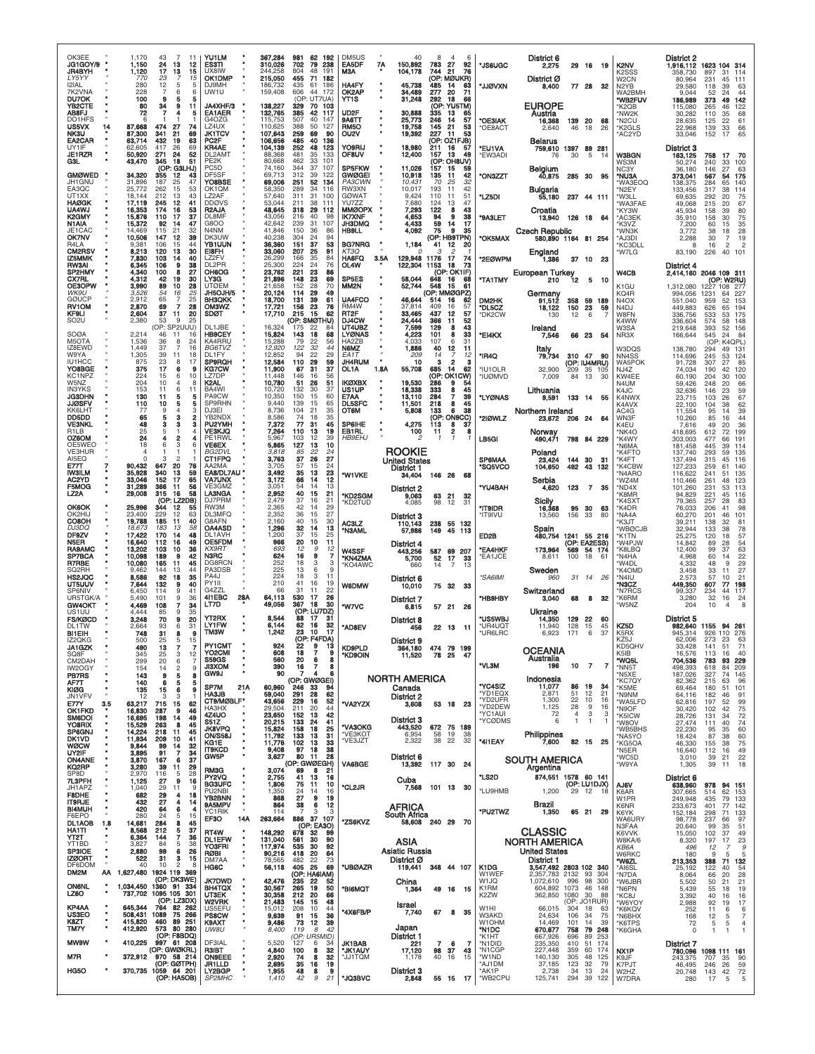OK3EE " 1,170 43 7 11
JG1GOY/9 " 1,150 24 13 12
JR4BYH " 1,120 17 13 15
*LY5YY* " 770 23 7 15
I2IAL " 280 12 5 5
7K2VNA " 228 7 6 6
DU7OK " 100 9 5 5
YB2CTE " 80 34 9 11
AB8FJ " 72 7 4 5
DO1HFS " 6 1 1 1
US5VX 14 87,668 474 27 74
NK3U " 87,300 341 21 69
EA2CAR " 63,714 432 19 63
UY1IF " 62,605 417 26 69
JE1RZR " 50,920 271 24 52
G3L " 43,470 345 18 51
(OP: G3LHJ)
GM0WED " 34,320 355 12 43
JH1GNU " 31,896 187 25 47
EA3QC " 25,772 262 15 53
UT1XX " 18,144 212 13 43
HA0GK " 17,119 245 12 41
UA4WJ " 16,353 174 16 53
K2GMY " 15,876 110 17 37
N1AIA " 15,372 92 14 47
JE1CAC " 14,469 115 21 32
OK7NV " 10,506 147 12 39
R4LA " 9,381 106 15 44
CM2RSV " 8,213 120 13 30
IZ5MMK " 7,830 103 14 40
RW3AI " 6,345 106 9 38
SP2HMY " 4,340 100 8 27
CX7RL " 4,312 42 19 30
OE3OPW " 3,990 89 10 28
*WK9U* " 3,526 54 16 22
G0UCP " 2,912 65 7 25
RV1OM " 2,870 69 7 28
KF9LI " 2,604 37 11 20
SO2U " 2,380 53 9 25
(OP: SP2UUU)
SO0A " 2,214 46 11 16
M5OTA " 1,536 36 8 24
IZ8EWD " 1,449 37 7 16
W9YA " 1,305 39 11 18
IU1HCC " 875 23 8 17
YO8BGE " 375 17 6 9
KC1NPZ " 224 15 6 10
W9ZNZ " 204 10 4 8
IN3YKS " 153 11 6 11
JG3DHN " 130 11 5 5
JJ0SFV " 110 10 5 5
KK6LHT " 77 9 4 3
DD5DD " 65 5 3 2
VE3NKL " 48 3 3 3
R1LB " 25 5 1 4
OZ6OM " 24 4 2 4
OE5WEO " 18 6 3 6
VE3HUR " 4 1 1 1
AI5EQ " 0 3 2 1
E77T 7 90,432 647 20 76
IW3ILM " 35,928 340 13 59
AC2YD " 33,046 152 17 65
F5MOG " 31,289 366 11 56
LZ2A " 29,008 315 16 58
(OP: LZ2DB)
OK6OK " 25,996 344 12 55
OK2HJ " 23,400 229 12 63
CO8OH " 19,788 185 11 40
*DJ3DQ* " 18,673 183 13 58
DF9ZV " 17,422 170 14 48
N5ER " 16,640 112 16 49
RA9AMC " 13,202 103 10 36
SP7BCA " 10,098 189 9 42
R7RBE " 10,080 165 11 45
SQ2RH " 9,462 144 13 44
HS2JQC " 8,586 92 18 35
UT5UUV " 7,644 132 9 40
SP6NIV " 6,450 114 9 41
UR5TGK/A " 5,490 101 9 36
GW4OKT " 4,469 108 7 34
US1UU " 4,444 85 9 35
F5/K0CD " 3,248 70 9 20
DL1TW " 2,664 93 6 31
BI1EIH " 748 31 8 9
IZ2QKG " 500 25 5 15
JA1GZK " 490 13 7 7
SQ8F " 345 25 3 12
CM2DAH " 299 20 6 7
IW2OGY " 154 14 2 9
PB7RS " 143 9 5 8
AF7T " 140 6 5 5
KI0G " 135 15 6 9
JN1VFV " 12 3 3 1
E77Y 3.5 63,217 715 15 62
OK1FKD " 16,830 287 9 46
SM6DOI " 16,695 198 14 49
YO8RIX " 15,529 263 8 45
SP6GNJ " 14,224 218 11 45
DK1VD " 11,934 209 10 41
W0CW " 9,844 99 14 32
UY2IF " 3,895 91 7 34
ON4ANE " 3,870 167 6 37
KO2RP " 3,280 39 11 29
SP8D " 2,970 116 5 28
7L3PFH " 1,125 27 9 16
JH1APZ " 1,040 29 11 9
F8DHE " 682 29 4 18
IT9RJE " 432 27 4 14
BI4MUH " 420 64 6 4
F6EPO " 280 24 5 15
DL1AOB 1.8 14,681 284 8 45
HA1TI " 8,568 212 5 37
YT2T " 6,364 144 7 36
YT1BD " 3,827 84 5 38
SP3IOE " 2,880 99 6 26
IZ0ORT " 522 31 3 15
DF6DOM " 40 10 2 8
DM2M AA 1,627,480 1924 119 369
(OP: DK3WE)
ON6NL " 1,034,450 1360 91 334
LZ6O " 737,702 1095 105 301
(OP: LZ3DX)
KP4AA " 645,344 764 82 262
US3EO " 508,431 1089 75 266
K8ZT " 415,820 460 89 251
TM7Y " 412,920 573 80 280
(OP: F8DDQ)
MW9W " 410,225 997 61 208
(OP: GW0KRL)
M7R " 372,912 970 58 214
(OP: G0TPH)
HG5O " 370,735 1059 64 201
(OP: HA5OB)

YU1LM " 367,284 981 62 192
ES3TI " 310,026 702 79 238
UX8IW " 244,258 804 48 191
OK1DMP " 215,050 455 71 182
DJ9MH " 186,732 435 61 186
UW1U " 159,408 606 44 172
(OP: UT7UA)
JA4XHF/3 " 138,227 329 70 103
EA1AER " 132,765 385 42 117
G4OZG " 115,753 507 40 147
LZ4UX " 110,625 388 50 127
JK1TCV " 107,643 259 69 90
PC2F " 106,656 485 40 136
KR4AE " 104,139 252 48 123
DL2AMT " 88,368 481 35 133
PE2K " 80,668 462 33 101
PC5D " 74,160 344 37 107
DF5SF " 69,713 312 39 122
YO8BSE " 69,006 251 52 134
OK1QM " 58,350 289 34 116
LZ2AF " 57,640 311 31 100
DD0VS " 53,044 211 38 111
R2AJA " 48,645 318 29 112
DL8MF " 43,056 216 40 98
G8OO " 42,642 239 31 107
N4NM " 41,846 150 36 86
DK3UW " 40,238 304 24 94
YB1UUN " 36,360 151 37 53
EI8FH " 33,060 207 25 91
LZ2FV " 26,299 166 35 84
DL2PR " 25,300 224 24 76
OH8OG " 23,762 221 23 86
LY3G " 21,896 148 23 69
UT0EM " 21,658 152 28 70
JH5GHJ/6 " 20,124 114 29 49
BH3QKK " 18,700 131 39 61
OM3WZ " 17,721 156 23 76
SD0T " 17,710 215 15 62
(OP: SM0THU)
DL1JBE " 16,324 175 22 84
HB9CEY " 15,824 143 18 68
KA4RRU " 15,288 79 22 56
*BG6TVZ* " 12,920 122 32 44
DL1FY " 12,852 94 22 29
SP9RQH " 12,584 110 29 59
KG7CW " 11,900 67 31 37
LZ7DP " 11,448 146 16 56
K2AL " 10,780 51 26 51
BA4WI " 10,720 132 30 37
PA9CW " 10,350 150 15 60
SP9RHN " 9,440 139 15 65
DJ3EI " 8,736 104 21 35
YB2NDX " 8,586 74 18 35
PU2YMH " 7,372 77 31 45
VE3KJQ " 7,264 110 13 19
PE1RWL " 5,967 103 12 39
VE6EX " 5,865 127 13 10
*BG2DVL* " 3,818 85 22 24
CT1FPQ " 3,763 37 26 27
AA2MA " 3,705 57 15 24
EA8/DL7AU " 3,492 35 13 23
YA7UNX " 3,172 66 14 12
VE3GMZ " 3,051 54 14 13
LA3NGA " 2,952 40 15 21
DJ7PRM " 2,479 37 16 21
RW3M " 2,365 42 14 29
DL3MFQ " 2,352 36 15 27
G8AFN " 2,160 40 15 30
OA4ASD " 1,296 32 14 13
DL1AVH " 1,200 37 15 25
OE5FDM " 966 20 10 11
*KX9RT* " 693 12 9 12
N3RC " 624 16 9 7
DG8RCN " 252 18 3 3
PA3DSB " 225 13 6 9
PA4J " 224 18 3 11
PY1II " 210 41 16 19
G4ZZL " 66 31 11 22
4I1EBC 28A 64,113 530 17 26
LT7D " 49,056 367 18 30
(OP: LU7DZ)
YT2RX " 8,544 88 17 31
LY1FW " 6,144 62 16 32
TM3W " 1,242 23 10 17
(OP: F4FDA)
PY1CMT " 924 22 9 13
YO2CMI " 608 18 7 9
S59GS " 560 20 6 8
II3XOM " 390 16 7 8
GW9J " 90 7 4 6
(OP: GW0GEI)
SP7M 21A 60,960 246 33 94
HA3JB " 59,040 291 28 62
CT9/M0BLF " 43,656 229 16 52
HA3HX " 29,504 211 20 44
4Z4UO " 23,650 152 13 42
S51Z " 20,215 133 24 41
JK8VPQ " 15,824 158 18 25
ON/S58J " 11,792 133 13 31
KG1E " 11,776 102 13 33
IT9KCD " 9,408 97 18 38
GW5P " 3,627 80 11 28
(OP: GW0EGH)
RM3G " 3,074 69 8 21
PY2VQ " 2,755 41 13 16
BG3UFC " 1,806 75 11 10
PU2NBI " 1,350 24 14 16
YB2BNN " 868 27 9 19
9A5MPV " 864 38 6 12
YC1RIK " 114 7 3 3
EF3O 14A 263,664 886 37 107
(OP: EA3O)
RT4W " 148,292 678 32 99
DL1EFW " 131,040 561 30 90
YO3FRI " 117,974 535 30 92
R0BI " 90,216 418 20 64
DM7AA " 78,565 482 22 73
HG6C " 56,118 405 25 69
(OP: HA6IAM)
JK7DWD " 42,476 235 22 52
BH4TQX " 30,567 265 19 50
UT3EK " 30,358 212 20 66
W2VRK " 21,483 145 15 48
US5EFU " 15,012 208 10 44
PS8CW " 9,639 91 15 36
K9AXT " 9,486 73 12 39
*UW8U* " 8,400 119 8 42
(OP: UR5MID)
DF3IAL " 5,520 127 6 34
R3IBT " 4,840 100 8 32
ON9EEE " 2,920 74 8 32
JR1LLD " 2,695 35 16 19
LY2BGP " 1,955 48 8 9
*SP2MHC* " 1,410 42 9 21

DM5US " 40 8 4 6
EA5DF 7A 150,892 783 27 92
M3A " 104,178 744 21 76
(OP: M0UKR)
HA4FY " 45,738 485 14 43
OK2AP " 34,489 277 20 71
YT1S " 31,248 292 18 66
(OP: YU5TM)
UD2F " 30,888 335 13 65
9A6TT " 25,773 246 14 57
RM5O " 19,758 145 21 53
OU2V " 19,392 227 11 53
(OP: OZ1FJB)
YO9RIJ " 18,980 211 16 57
OF8UV " 12,400 157 13 49
(OP: OH8UV)
SP5FKW " 11,026 157 15 59
GW0GEI " 10,918 135 11 42
*PA3CWN* " 10,431 70 25 32
RW3XN " 10,017 193 11 42
G0WAT " 9,424 110 11 51
YU7ZZ " 7,680 124 13 47
MM0OPX " 7,293 122 8 43
IK7XNF " 4,653 94 9 38
JH3DMQ " 4,433 59 14 17
HB9LL " 4,092 75 9 35
(OP: HB9TPN)
BG7NRG " 1,184 41 12 20
*KT3Q* " 0 3 2 1
HA6FQ 3.5A 129,948 1176 17 74
OL4W " 122,304 1153 18 73
(OP: OK1IF)
SP5ES " 58,044 648 16 68
MM2N " 52,744 548 15 61
(OP: MM0GPZ)
UA4FCO " 46,644 514 16 62
RM4W " 37,814 409 16 57
RT2F " 33,465 437 12 57
DJ4CW " 24,444 366 11 52
UT4UBZ " 7,599 129 8 43
LY0NAS " 4,223 101 8 33
HA2ZB " 4,033 107 6 31
N6MZ " 1,886 40 12 11
*EA1T* " 209 14 7 12
JH4RUM " 10 3 2 3
OL1A 1.8A 55,708 685 14 62
(OP: OK1CW)
IK0XBX " 19,530 286 9 54
US1UP " 18,338 333 8 45
E7AA " 13,110 284 7 39
DL5SFC " 11,501 218 8 45
OT6M " 5,808 133 6 38
(OP: ON9CC)
SP6IHE " 4,275 113 8 37
EB1RL " 110 11 2 8
*HB9EHJ* " 2 1 1 1

## ROOKIE

### United States

**District 1**
*W1VKE 34,404 146 26 68

**District 2**
*KD2SGM 9,063 63 21 32
*KD2TUD 4,085 98 12 31

**District 3**
AC3LZ 110,143 238 55 132
*N3AML 57,986 149 45 113

**District 4**
W4SSF 443,256 587 69 207
*KN4ZMA 5,700 52 17 33
*KO4AWC 660 14 7 13

**District 6**
W6DMW 10,010 75 32 33

**District 7**
*W7VC 6,815 57 21 26

**District 8**
*AD8EV 456 22 13 11

**District 9**
KD9PLD 364,180 474 79 199
*KD9OIN 11,520 78 25 47

## NORTH AMERICA

### Canada

**District 2**
*VA2YZX 3,608 53 18 23

**District 3**
*VA3OKG 443,520 672 75 189
*VE3KOT 6,954 58 19 38
*VE3JZT 2,322 38 22 32

**District 6**
VA6BGE 13,392 117 30 24

### Cuba
*CL2JR 7,568 101 13 30

## AFRICA

### South Africa
*ZS6KVZ 58,608 240 29 70

## ASIA

### Asiatic Russia

**District 0**
*UB0AZR 119,441 348 44 107

### China
*BI6MQT 1,364 49 16 15

### Israel
*4X6FB/P 7,740 67 8 35

### Japan

**District 1**
JK1BAB 221 7 6 7
*JK1AUY 17,120 98 37 43
*JJ1TQM 1,178 40 16 15

**District 3**
*JQ3BVC 2,848 55 15 17

**District 6**
*JS6UGC 2,275 29 16 19

**District 0**
*JJ0VXN 8,400 77 28 32

## EUROPE

### Austria
*OE3IAK 16,368 139 20 68
*OE8ACT 2,640 46 18 26

### Belarus
*EU1VA 759,610 1397 89 281
*EW3ADI 76 30 5 14

### Belgium
*ON3ZZT 40,875 285 30 95

### Bulgaria
*LZ5DI 55,180 237 44 111

### Croatia
*9A3LET 13,940 126 18 64

### Czech Republic
*OK5MAX 580,890 1164 81 254

### England
*2E0WPM 1,386 37 10 23

### European Turkey
*TA1TMY 210 12 5 10

### Germany
DM2HK 91,512 358 59 189
*DL5CZ 18,122 150 23 59
*DK2CW 130 12 6 7

### Ireland
*EI4KX 7,546 66 23 54

### Italy
*IR4Q 79,734 310 47 90
(OP: IU4MRU)
*IU1OLR 32,900 209 35 105
*IU0MVD 7,009 84 13 30

### Lithuania
*LY0NAS 9,591 133 14 55

### Northern Ireland
*2I0WLZ 23,672 206 24 64

### Norway
LB5GI 490,471 798 84 229

### Poland
SP6MAA 23,424 144 30 31
*SQ5VCO 104,650 492 43 132

### Serbia
*YU4BAH 4,620 123 7 35

### Sicily
*IT9IDR 16,368 95 30 63
*IT9IVU 13,560 156 33 80

### Spain
ED2B 480,754 1241 55 216
(OP: EA2ESB)
*EA4HKF 173,964 569 54 174
*EA1JCE 8,611 100 18 61

### Sweden
*\*SA6IMI* 960 31 14 26

### Switzerland
*HB9HBY 3,040 68 8 32

### Ukraine
*US5WBJ 11,940 129 22 60
*UR4UQT 11,616 128 15 45
*UR6LRC 6,923 171 6 37

## OCEANIA

### Australia
*VL3M 196 10 7 7

### Indonesia
*YC4SIZ 11,077 86 19 34
*YD1EQX 2,871 51 12 21
*YD2UFR 1,300 22 10 16
*YD2DEW 1,125 28 9 16
*YC1AUI 72 4 3 3
*YC0DMS 6 1 1 1

### Philippines
*4I1EAY 7,600 82 15 25

## SOUTH AMERICA

### Argentina
*LS2D 874,551 1578 60 141
(OP: LU1DJX)
*LU9HMB 1,200 29 12 18

### Brazil
*PU2TWZ 1,350 65 21 29

## CLASSIC

## NORTH AMERICA

### United States

**District 1**
3,547,482 2803 102 340
W1WEF 2,357,783 2132 93 304
W1JQ 1,072,610 996 98 300
K1RM 604,892 1073 46 148
K2ZW 362,850 1080 30 88
(OP: JO1RUR)
W1HI 66,015 304 18 63
W3AKD 24,634 106 34 75
W1OHM 14,469 101 14 39
*N1DC 670,677 758 79 248
*K1HT 667,926 696 89 253
*N1DID 235,350 410 51 174
*N1CGP 227,448 359 60 174
*W1ND 140,130 305 48 125
*AJ1DM 37,185 123 32 79
*AK1P 2,738 34 13 24
*WB2CPU 125,741 294 39 122

**District 2**
K2NV 1,916,112 1623 104 314
K2SSS 358,730 897 31 114
W2CN 80,964 231 45 111
N2YB 29,580 118 39 63
WA2BMH 9,044 52 24 44
*WB2FUV 186,989 373 49 142
*K2QB 115,080 265 46 122
*NW2K 30,282 110 35 68
*N2CU 28,635 125 22 61
*K2GLS 22,968 139 33 66
*AC2YD 33,046 152 17 65

**District 3**
W3BGN 163,125 758 17 70
WS3M 50,274 240 33 100
NC3Y 36,180 146 27 63
*NU3A 373,041 567 54 175
*WA3EOQ 138,375 284 65 140
*N2EY 133,456 317 38 114
*W3LL 69,635 292 20 75
*WA3FAE 49,068 215 20 67
*KY3W 45,934 158 39 80
*AC3EK 35,910 158 30 75
*K3VZ 7,200 60 15 35
*WN3K 3,772 38 18 28
*AJ3DI 2,288 30 7 19
*KC3DLL 8 16 2 2
*W7LG 83,190 226 40 101

**District 4**
W4CB 2,414,160 2046 109 311
(OP: W2RU)
K1GU 1,312,080 1227 108 277
KQ4R 994,056 1231 64 227
N4OX 551,040 959 52 153
N4DJ 449,883 626 65 194
W8FN 336,756 533 53 175
K4WW 336,004 574 58 148
W3SA 219,648 393 52 156
NR3X 166,644 545 24 84
(OP: K4QPL)
W3DQS 138,780 294 49 131
NN4SS 114,696 245 53 124
WA5POK 91,728 307 27 85
NJ4Z 74,034 190 42 120
KW4EE 60,190 204 30 100
N4UM 59,426 248 20 66
K4JC 32,636 146 23 59
K4NWX 23,715 103 26 67
K4AVX 22,100 104 38 62
AC4G 11,554 95 14 39
WN3F 10,260 85 16 44
K4EU 7,616 49 20 36
*NK4O 418,695 612 72 199
*K4WY 303,003 477 66 191
*N6MA 181,458 445 39 114
*K4FTO 137,740 293 59 135
*K4FT 137,494 315 45 116
*K4CBW 127,233 259 61 140
*N4ARO 116,622 241 51 135
*WZ4M 110,466 261 48 123
*ND4X 101,260 231 53 113
*K8MR 94,829 221 45 116
*K4SXT 79,365 257 28 83
*K4DR 76,033 206 41 98
*NA4A 60,270 201 40 108
*K3JT 39,211 138 32 81
*WB0CJB 32,944 133 38 78
*K1TN 25,275 120 18 57
*W4PJW 14,842 89 28 54
*K8LBQ 12,400 99 37 63
*N4HA 4,968 60 14 22
*W4DL 4,332 48 9 29
*K4OMD 3,458 33 11 27
*N4IU 2,573 57 10 21
*N3CZ 449,350 607 77 198
*N7RCS 99,337 234 44 117
*K6RM 3,280 32 16 24
*W5NZ 204 10 4 8

**District 5**
KZ5D 982,640 1155 94 261
K5RX 945,314 926 110 276
KZ5J 62,006 273 23 63
KD5QHV 33,428 141 51 71
K5IB 16,576 113 16 40
*WQ5L 704,536 783 93 229
*NN5T 498,393 618 84 209
*N5XE 187,026 327 74 145
*KC7QY 82,362 215 63 96
*K5ME 69,464 180 51 101
*N9NM 64,116 182 46 91
*WA5LFD 62,816 197 52 99
*N9OF 30,420 102 42 75
*K5ICW 28,726 131 34 72
*W8OV 27,474 111 40 74
*WB5BHS 22,230 95 35 60
*NA5YO 18,424 87 38 60
*KG5OA 46,330 155 38 75
*N5ER 16,640 112 16 49
*WC5D 3,010 39 21 22
*W9YA 1,305 39 11 18

**District 6**
AJ6V 638,960 978 94 151
K6AR 307,665 514 62 153
W1PR 249,948 435 79 133
K6NR 233,673 401 77 142
K6YK 152,184 298 71 133
WA6URY 98,778 237 66 97
N3FAA 20,640 99 35 51
K6VVK 15,050 102 37 49
W8KA/6 8,320 197 17 23
*KB6A* 496 12 7 9
W6RKC 180 9 5 5
*W6ZL 213,353 388 71 132
*AI6SL 25,192 122 40 54
*N7DA 8,064 66 20 28
*W6JBR 5,502 50 21 21
*N6PN 5,439 55 18 19
*KC8J 3,392 40 16 16
*W6YOY 2,988 92 19 17
*K6KQV 252 11 6 6
*N6BHX 168 12 5 7
*K6TPS 72 5 5 4
*K6GHA 0 1 1 1

**District 7**
NX1P 780,096 1098 111 161
K9JF 243,375 707 35 90
K7PJT 46,495 246 26 59
W2HZ 20,748 143 42 72
W7DRA 280 17 5 5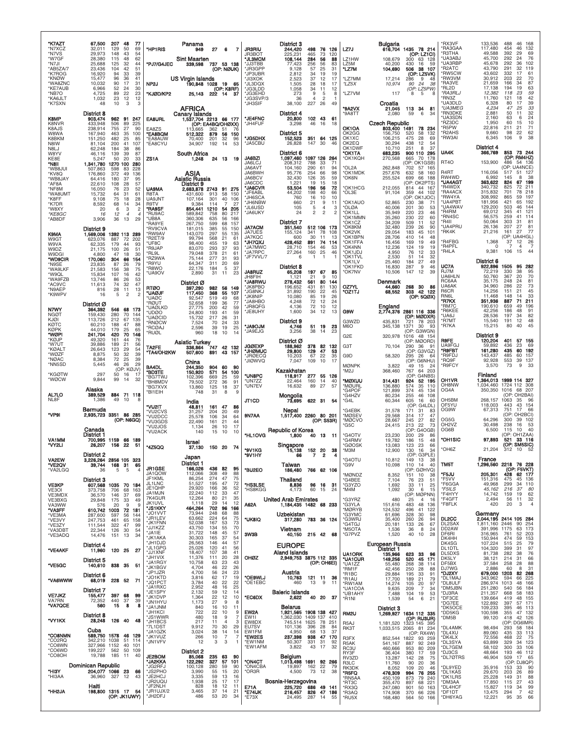*K7AZT 67,500 207 48 77
*N7XCZ 32,011 129 50 69
*N7VS 29,973 148 43 54
*W7GF 28,380 115 48 62
*N7JI 25,688 125 32 44
*AB5ZA/7 23,436 104 42 51
*K7ROG 16,920 94 33 39
*KN0W 15,477 96 36 41
*WA8ZNC 10,032 90 17 31
*KE7AUB 6,966 52 24 30
*NB7O 4,725 89 22 23
*KA6JLT 1,032 23 12 12
*K7SXN 48 10 3 3

**District 8**

K8MP 903,474 962 91 247
K8NVR 433,948 506 89 225
K8AJS 238,914 755 27 90
W8WA 167,940 463 35 100
K8BKM 151,250 482 25 85
N8IW 81,104 200 41 107
N8LJ 62,248 184 38 86
W8YV 46,116 139 39 87
KE8E 5,247 50 20 33
*N8II 1,341,780 1270 100 280
*WB8JUI 507,863 598 83 228
*KV8Q 176,860 372 49 136
*WB8JAY 64,416 180 37 95
*AF8A 22,610 108 28 57
*NF8M 16,050 76 23 52
*WA8UMT 15,732 64 31 61
*K8FF 9,108 75 18 28
*K7DR 8,592 68 14 34
*W8XY 20 6 3 2
*KE8GC 16 12 4 4
*AB8DF 3,906 36 13 29

**District 9**

K9MA 1,569,006 1392 113 289
W9GT 623,076 887 72 202
W9VA 62,335 179 44 93
W9DZ 21,175 100 26 51
W9DGI 4,800 47 18 30
*WD9CIR 170,060 304 66 154
*N9SE 23,835 87 26 79
*WA9LKF 21,583 156 38 75
*W9QL 15,834 107 16 42
*WA9FZB 13,746 86 26 53
*AC9VC 11,613 74 32 47
*N9AEP 816 28 11 13
*K9WPV 16 5 2 2

**District Ø**

N7WY 364,392 546 68 173
NGØT 159,430 280 70 144
KJØI 113,726 212 67 135
KØTC 60,210 188 47 88
KØPK 44,010 179 25 65
*WØPI 241,704 420 70 146
*KØJP 49,320 161 44 76
*W7UT 39,886 189 21 56
*KØALT 26,643 123 29 54
*WØZF 8,875 50 32 39
*NØAC 8,384 72 25 39
*NN5SD 5,445 46 26 29 (OP: KØJV)
*KGØTW 297 50 16 17
*WØCW 9,844 99 14 32

**Alaska**

AL7LO 389,529 884 71 118
NL8F 1,386 49 10 8

**Bermuda**

*VP9I 2,935,723 3351 86 285 (OP: N6GQ)

**Canada**

**District 1**

VA1MM 700,995 1159 66 189
*VY2LI 26,207 156 22 51

**District 2**

VA2EW 3,226,264 2856 105 323
*VE2QV 39,744 168 31 65
*VA2LGQ 36 5 5 4

**District 3**

VE3KP 607,568 1035 70 184
VE3OI 373,758 706 68 163
VE3MDX 36,570 146 37 69
VE3BXG 29,848 175 33 49
VA3WW 576 20 9 9
*VA3FF 610,742 1003 72 181
*VE3MA 287,600 597 56 144
*VE3VY 247,753 461 65 158
*VE3ZY 111,544 322 47 99
*VA3DBT 22,344 126 30 54
*VE3ADQ 14,476 151 13 34

**District 4**

*VE4AKF 11,960 120 25 27

**District 5**

*VE5GC 140,610 838 35 51

**District 6**

*VA6WWW 68,019 228 52 71

**District 7**

VE7JKZ 155,477 397 68 99
VA7RN 72,352 440 37 39
*VA7QCE 560 15 8 8

**District 8**

*VY1KX 28,248 126 40 48

**Cuba**

*CO8NMN 589,750 1578 46 129
*CO2RQ 342,210 1038 51 114
*CO8WN 327,966 1152 40 101
*CO6WD 199,227 562 50 109
*CO8OH 19,788 185 11 40

**Dominican Republic**

*HI3Y 204,077 1066 23 66
*HI3AA 36,960 327 12 43

**Haiti**

*HH2JA 198,800 1315 17 54 (OP: K1UWY)

**Panama**

*HP1RIS 949 27 6 7

**Sint Maarten**

*PJ7/G4JEC 339,598 737 53 138 (OP: NØUK)

**US Virgin Islands**

NP2J 190,848 1028 19 65 (OP: K8RF)
*KJØD/KP2 25,143 222 14 37

## AFRICA

**Canary Islands**

EA8URL 1,537,704 2213 66 177 (OP: EA4BQ/OHØXX)
EA8ZS 113,665 362 51 76
*EA8BQM 512,322 879 56 150
*EA8AUW 70,400 201 32 96
*EA8CYU 34,907 192 14 53

**South Africa**

ZS1A 1,248 24 13 19

## ASIA

**Asiatic Russia**

**District 9**

UA9MA 2,683,878 2743 91 275
R8TA 431,600 913 58 150
UA9JNT 107,164 301 40 106
R9TV 9,384 114 7 27
*RA9SF 854,441 1210 54 205
*RU9AC 589,842 758 80 217
*UB8A 360,306 635 56 166
*RA9YE 267,750 599 68 157
*RV9CVA 181,015 385 55 150
*RW9AV 143,070 297 55 135
*R2ET/9 99,794 568 21 61
*UF8C 98,400 455 19 63
*R9JAP 83,070 293 37 93
*RL9L 79,048 378 21 61
*RZ9WA 75,144 277 31 93
*R9YU 64,347 311 20 69
*R8WO 22,176 184 5 37
*UA9OV 2,890 31 11 23

**District Ø**

RTØO 397,290 982 56 149
*UAØJF 117,450 368 55 107
*UAØC 92,547 519 49 68
*RØUT 52,658 199 36 77
*UAØLKD 27,775 200 42 59
*UDØO 24,800 193 41 59
*UAØCID 15,732 217 26 31
*RNØCW 7,524 70 24 33
*RCØAJ 2,596 39 19 25
*RUØL 960 18 10 14

**Asiatic Turkey**

TA2FE 336,864 747 42 132
*TA4/OH2KW 507,600 891 43 157

**China**

BA4DL 244,350 904 60 90
*BD3TE 150,920 571 54 100
*BG7TWJ 102,396 669 25 59
*BH8MDV 79,502 272 36 91
*BG7XVX 13,860 125 18 37
*BI1EIH 748 31 8 9

**India**

*VU2IT 48,811 161 47 86
*VU2CVS 31,257 204 20 49
*VU2DCC 25,578 106 34 64
*VU3GDS 22,490 161 21 44
*VU2JOS 1,134 26 10 17
*VU2ACK 140 15 10 10

**Israel**

*4Z5QQ 37,130 150 20 74

**Japan**

**District 1**

JR1GSE 166,026 436 82 95
JA1QOW 112,066 308 49 88
JF1KML 86,254 274 47 75
JL1LNC 51,527 195 47 72
JE1QHP 29,920 166 36 52
JA1MJN 22,240 112 33 47
*7K4GUR 12,264 80 21 35
JK1UVL 1,118 29 14 12
*JS1KKY 464,264 702 96 166
*JO1VVT 73,944 248 68 88
*JR1LEV 63,662 224 64 75
*JK1FNN 52,038 167 53 73
*JJ1KZZ 43,750 134 55 70
*JA1IE 31,722 148 45 57
*JK1AKA 30,303 165 37 54
*JH1DJD 26,563 146 44 57
*JL1GPG 25,026 120 41 56
*JJ1XNF 18,407 107 38 41
*JH1VIX 11,376 111 20 28
*JA1RGY 10,758 63 23 43
*JK1BGV 4,704 46 22 26
*JP1JZR 4,700 56 24 23
*JO1KTD 3,816 62 17 19
*JQ1PCT 3,784 40 22 22
*JA1RXC 2,952 48 16 25
*JE1SPY 2,132 59 12 14
*JK1DVP 1,364 22 12 10
*JH1HYU 1,173 27 9 8
*JA1JNM 840 16 10 11
*JH1KCI 722 22 10 9
*JS1WWR 480 18 9 7
*JH1BCS 217 11 4 3
*7L1DST 9,912 70 30 29
*JA1GZK 3,024 38 14 14
*JK1VUZ 266 10 7 7
*JN1VFV 12 3 1 1

**District 2**

JE2BOM 85,068 235 63 90
*JA2KKA 122,292 327 57 101
*JG2RFJ 100,128 280 59 90
*JS2PHO 3,990 55 15 20
*JE2HCJ 3,335 59 13 16
*JR2UQU 1,938 25 17 17
*JF2NLH 828 18 12 11
*JR1UJX/2 3,465 37 14 21
*JH2DFJ 486 53 20 34

**District 3**

JR3RIU 244,420 498 76 126
JR3BOT 225,231 465 73 120
*JL3MCM 108,144 284 56 88
*JJ3TBB 77,423 256 56 83
*JR3GPP 9,128 57 25 31
*JP3UBR 2,812 34 19 19
*JI3XOK 2,523 37 12 17
*JL3DQX 1,505 28 18 17
*JG3LDD 1,058 34 11 12
*JG3EHD 273 9 5 8
*JG3SVP/3 36 4 2 1
*JH3SIF 38,100 227 26 49

**District 4**

*JE4FNC 20,800 102 43 61
*JH4FUF 3,298 46 16 18

**District 5**

*JG5DHX 152,523 351 64 125
*JA5CBU 26,828 147 30 46

**District 6**

JA6BZI 1,097,460 1097 126 264
JA6LCJ 208,312 788 33 71
JA6AVT 104,160 290 61 94
JA6BWH 95,776 254 66 98
JA6BCV 32,430 126 35 59
JA6CDC 1,221 19 15 18
*JA6CVR 53,504 196 56 72
*JF6ABL 44,202 198 40 66
*JH6SCA 760 16 10 10
*JH6NBW 660 21 9 11
*JL6USD 105 5 4 3
*JA6UKY 24 2 2 2

**District 7**

JA7ACM 351,540 512 106 173
JA7UES 155,124 341 78 108
JA7KQC 600 30 11 13
*JH7QXJ 428,452 891 74 114
*JA7MWC 28,710 154 46 53
*JA7RPC 27,264 160 25 46
*JF7VVL/7 6 1 1 1

**District 8**

JA8RUZ 65,208 197 67 85
JH8FIH 1,121 21 9 10
*JA8RWU 278,432 561 80 144
*JK8PBO 196,652 431 81 130
*JG8NKJ 31,892 190 22 45
*JK8NIP 10,080 85 19 26
*JA8HBO 4,248 72 12 24
*JR8QFG 4,136 72 10 12
*JE8UHY 1,600 34 12 13

**District 9**

*JA9OJM 4,746 51 19 23
*JA9EJG 3,256 38 14 23

**District Ø**

JGØEXP 188,962 378 82 132
*JHØMUC 29,800 129 47 53
*JRØECQ 10,203 67 22 35
*JIØWVQ 7,047 109 10 17

**Kazakhstan**

*UN8PC 118,917 277 55 126
*UN7ZZ 22,464 160 14 40
*UN7EV 16,632 89 27 57

**Mongolia**

JT1CD 73,695 622 31 54

**Nepal**

9N7AA 1,517,400 2260 80 201 (OP: S53R)

**Republic of Korea**

*HL1OVG 1,800 40 13 11

**Singapore**

*9V1KG 15,138 152 20 38
*9V1HY 66 7 2 4

**Taiwan**

*BU2EO 186,480 766 62 106

**Thailand**

*HS3LSE 8,836 96 16 31
*HS8KGG 4,173 60 15 24

**United Arab Emirates**

A62A 1,184,435 1482 68 233

**Uzbekistan**

*UK8IQ 317,280 783 36 124

**Vietnam**

3W3B 40,150 215 42 68

## EUROPE

**Aland Islands**

OHØZ 2,949,753 3875 112 335 (OP: OH6EI)

**Austria**

*OE9WLJ 10,763 121 11 36
*OE1EBC 460 13 9 11

**Balearic Islands**

*EC6DX 2,622 40 20 37

**Belarus**

EW2A 1,921,565 1908 138 427
EW1I 1,362,030 1409 137 410
EW8DX 745,514 1625 78 251
EU7SV 101,136 396 28 84
EW1FM 4,950 68 13 37
*EW2ES 237,398 938 47 170
*EW1NM 50,307 331 31 92
*EW1AFM 3,822 43 17 32

**Belgium**

*ON4CT 1,013,498 1691 92 266
*ON4CBA 19,897 162 22 79
*OR3R 4,500 73 12 38

**Bosnia-Herzegovina**

E71A 225,720 686 49 141
*E74UK 216,457 826 47 186
*E73X 24,495 287 14 55

**Bulgaria**

LZ7J 618,704 1435 78 214 (OP: LZ1CI)
LZ1HW 108,679 300 63 128
LZ5M 40,200 430 16 59
*LZ7M 104,690 506 38 107 (OP: LZ5VK)
*LZ7MM 17,214 286 9 48
*LZ5X 10,974 90 24 38 (OP: LZ5PW)
*LZ7VM 117 8 5 8

**Croatia**

*9A2VX 21,045 113 34 81
*9A8TT 2,080 59 6 34

**Czech Republic**

OK1OA 803,400 1491 78 234
OK2GG 156,750 520 58 132
OK1XC 106,215 475 28 69
OK2EQ 30,294 438 12 54
OK1DWF 10,710 251 8 37
*OK1TA 683,235 900 110 295
*OK1KQH 270,568 665 70 178 (OP: OK1GSB)
*OL2A 262,848 702 57 165
*OK1MDK 257,676 632 58 160
*OK6N 255,524 699 66 188 (OP: OK2PTS)
*OK1HCG 212,055 814 44 167
*OL3E 91,104 359 44 102 (OP: OK1JOC)
*OK1AUO 52,865 230 38 71
*OLØA 40,006 201 30 53
*OK1LL 35,949 220 23 46
*OK1MMN 35,260 230 22 60
*OK1CZ 34,209 509 11 52
*OK8KM 32,480 239 26 90
*OK2VK 29,054 183 45 101
*OK1BPN 28,706 410 14 48
*OK1FFA 16,456 169 19 49
*OK4NN 12,236 124 19 19
*OK1JDJ 4,950 76 12 33
*OK1TVL 2,530 51 14 32
*OK1LV 25,460 184 27 49
*OK1FKD 16,830 287 9 46
*OK7NV 10,506 147 12 39

**Denmark**

OZ7YL 44,660 268 30 86
*OZ1TJ 68,552 303 42 122 (OP: 5QØX)

**England**

G9W 2,774,376 2861 116 336 (OP: MØDXR)
G3WZD 435,831 721 78 203
M6O 345,138 1371 30 93 (OP: G3WGN)
G2E 320,978 1016 48 154 (OP: MØORD)
G3T 70,104 290 36 91 (OP: G3VGZ)
G9D 58,320 295 26 64 (OP: G6NHU)
MØNPK 3,822 49 15 24
*M2J 368,460 767 64 203 (OP: G4NBS)
*MØXUU 314,431 924 52 195
*MØURL 184,680 574 35 110
*G4POF 121,899 374 45 134
*G4HZV 80,234 255 46 108
*G4L 60,344 605 16 60 (OP: G4LDL)
*G4EBK 31,578 171 31 83
*MØSEV 29,568 314 17 47
*MØCVO 28,667 245 27 82
*G5C 24,415 213 22 73 (OP: G4OGB)
*G4OTV 23,230 200 29 86
*G4RMV 19,782 186 15 48
*GØOSK 13,083 123 23 66
*M3M 12,900 130 16 34 (OP: G3PLE)
*G4OTU 10,812 149 13 38
*G9V 10,098 110 14 40 (OP: GØHVQ)
*MØNDZ 8,352 151 10 38
*G4BEE 7,104 76 23 51
*G3YZO 1,692 33 11 25
*M4M 1,092 30 6 15 (OP: MØPNN)
*G3YRZ 480 25 4 16
*G3YLA 151,616 483 48 136
*MØRYB 124,532 496 41 122
*G3YMC 61,696 328 30 98
*G3WRJ 35,400 260 26 94
*G4TGJ 20,181 133 26 67
*M5OTA 1,536 36 8 24
*G7PVZ 1,520 40 10 28

**European Russia**

**District 1**

UA1ORK 135,966 623 33 96
*UA1CUR 149,256 520 45 171
*UA1ZZ 55,480 268 38 114
*RM1F 42,456 250 28 88
*R1BC 29,884 195 33 91
*R1AU 17,700 189 21 79
*RW1AM 14,274 105 20 97
*UA1COA 9,635 209 7 34
*UB1AHY 7,488 104 19 53
*R1NI 1,539 54 6 21

**District 3**

RM2U 1,269,927 1634 112 335 (OP: RU3UR)
R5AJ 1,181,520 1323 145 395
RK3T 1,033,515 2065 81 234 (OP: RX4W)
R3FX 852,544 1822 93 259
R5AK 541,167 887 92 249
RC3U 460,666 953 80 209
RY3F 36,404 380 17 59
RV3ZD 13,287 142 28 75
R3LC 11,760 90 20 36
RK3DK 8,052 109 20 46
*R5FQ 476,309 994 76 255
*RN5AA 450,109 873 79 240
*RT3C 355,470 897 68 221
*RX3Q 247,080 901 50 163
*R3AQ 174,908 370 66 226
*RU5X 168,480 564 50 166
*RX3VF 133,536 488 46 168
*RA3GAA 117,480 454 46 132
*R3THA 49,588 392 29 69
*UA3ABJ 45,700 292 24 76
*UA3RBP 45,678 292 36 102
*R2ATC 43,790 291 32 119
*RW5CW 43,602 332 17 61
*RW3VM 30,912 203 22 70
*RA3VE 21,659 166 34 87
*RL2D 17,138 194 19 63
*R3RLJ 12,382 118 23 59
*RN3Z 11,760 121 18 42
*UA3DLD 6,328 80 17 39
*UA3MEG 4,234 47 25 33
*RN3DKE 2,881 50 11 32
*UA3SDN 2,160 63 6 24
*RZ3DC 1,950 60 15 10
*R5PW 22,816 211 21 71
*R2AHS 9,660 98 22 62
*RW3AI 6,345 106 9 38

**District 4**

UA4K 366,769 853 73 244 (OP: RM4HZ)
RT4O 153,900 486 54 136 (OP: UA4NCE)
R4RT 116,056 517 51 127
RW4WD 6,992 145 8 38
*UA4AGT 363,622 824 67 199
*R4WDX 340,702 825 72 211
*RA4ACX 315,832 701 78 218
*RW4YA 308,992 865 59 197
*UA4PBT 181,956 421 65 192
*UA4WAV 129,200 503 46 144
*R4RM 69,012 345 41 121
*RN4SC 56,613 259 41 114
*R4II 50,064 303 31 81
*UA4PRU 26,136 207 27 81
*RK4K 21,216 161 27 77 (OP: UA4HGL)
*R4FBG 1,368 37 12 26
*R4PFL 0 7 4 7
*R4LA 9,381 106 15 44

**District 6**

UC7A 922,896 1505 95 282
RJ7M 72,219 330 38 95
UA6HLN 50,760 367 20 70
RC6AA 35,175 248 24 81
UA6AK 34,960 286 22 73
R6CR 14,256 151 21 45
RN6L 11,468 148 14 33
*R7KX 351,936 887 71 211
*RM7C 190,610 659 49 196
*R6KEE 42,256 186 48 91
*UA6J 28,536 197 34 82
*R7MT 15,540 191 12 48
*R7KA 15,215 80 40 45

**District 9**

R9FE 120,204 401 57 155
UA9FGJ 59,892 436 23 69
*R9FBT 161,280 435 60 192
*R9FDJ 143,437 485 60 157
*RQ9F 92,928 553 39 137
*R9FCY 3,570 73 9 33

**Finland**

OH1VR 1,364,013 1999 114 327
OH8NW 1,034,460 1724 112 308
OG4A 350,350 1016 68 207 (OP: OH2BAI)
OH5BM 268,157 1063 35 96
OF5YU 118,003 443 43 154
OG9W 67,313 751 17 66 (OP: OH2BCI)
OG5G 64,296 300 39 102
OH2VZ 30,498 238 16 53
OG6B 6,500 115 10 40 (OP: OH1ZAA)
*OH1SIC 97,893 521 33 116 (OP: SM5SIC)
*OH6Z 21,204 312 10 52

**France**

TM5T 1,296,560 2218 76 228 (OP: F5VKT)
*F5JU 205,301 428 62 177
*F5VV 151,316 475 45 136
*F6GGA 49,968 299 34 110
*F5ILS 45,162 216 37 80
*F4HYY 14,742 159 19 62
*F4GFT 2,494 56 11 32
*F8FLK 420 20 3 4

**Germany**

DL2CC 2,044,195 2414 105 284
DL2SAX 1,811,160 2446 90 254
DD2AW 391,996 1175 63 173
DF6RI 316,965 761 52 203
DK4HH 150,944 474 59 153
DK4SG 107,224 515 25 79
DL1DTL 104,320 399 31 97
DL5DXS 81,738 282 38 76
DK5LY 38,121 214 31 66
DF5BX 37,584 258 28 88
DJ7WG 2,886 60 8 31
*DJ2XY 679,000 1203 82 268
*DL1MAJ 343,962 594 66 225
*DL8ULF 286,974 1013 48 166
*DM5JBN 251,280 540 56 184
*DJ3RA 211,357 668 58 183
*DF3CE 139,664 419 48 155
*DG7EE 122,892 397 57 171
*DK5OCE 109,233 395 46 113
*DD5KG 100,598 355 47 132
*DM5B 99,120 418 42 126 (OP: DG6IMR)
*DL4AMK 98,494 293 58 184
*DL4XU 89,060 435 33 113
*DK4LX 72,556 468 22 75
*DL3SYA 63,899 329 34 123
*DL7GEM 58,102 300 33 106
*DJ3CS 48,664 193 46 112
*DL7ØTRS 46,904 509 17 65 (OP: DJ8QP)
*DL9YED 35,916 153 33 90
*DL1KAS 29,670 203 26 90
*DK1LRS 25,228 149 31 88
*DM3AA 17,850 115 27 43
*DL4HCF 15,827 119 34 99
*DF1DT 13,475 294 7 42
*DH6YAG 12,221 95 35 66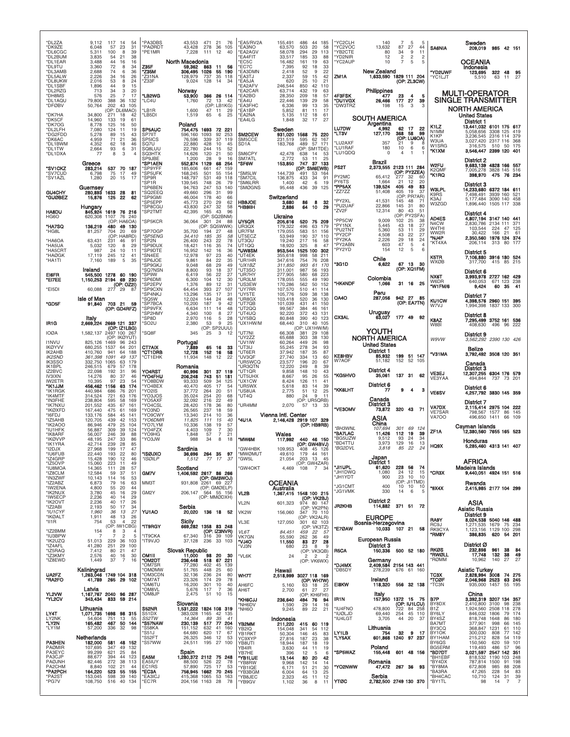*DL2ZA 9,112 117 14 54
*DK9ZE 6,048 57 23 31
*DL6CGC 5,311 100 8 39
*DL2BUM 3,835 54 21 38
*DL1EAR 3,488 44 16 16
*DL9TU 3,360 72 8 34
*DL3AMB 2,688 74 6 36
*DL5ALW 2,226 34 16 26
*DL8UKW 2,016 53 8 24
*DL1SBF 1,896 44 9 15
*DL2RZG 713 34 3 20
*DH8MS 576 25 7 17
*DL1AQU 79,800 388 36 132
*DFØBV 50,764 202 43 105
(OP: DL6MAO)
*DK7HA 34,800 271 18 42
*DK5CF 14,960 133 19 61
*DK7OG 8,778 125 16 50
*DL2LFH 7,080 124 11 19
*DG2FDD 5,278 89 15 43
*DK6AC 4,959 71 21 36
*DL1BWM 4,352 62 18 46
*DL1TW 2,664 93 6 31
*DL1DXA 77 8 3 4

### Greece
*SV1CKZ 283,214 537 70 187
*SV7CUD 6,798 75 17 49
*SV1AZL 1,280 20 15 17

### Guernsey
GU4CHY 280,893 1633 28 81
*GUØBEZ 15,876 125 22 62

### Hungary
HA8DU 845,924 1619 76 216
HG6O 620,308 1107 76 240
(OP: HA6OA)
*HA7SQ 136,219 480 49 130
*HG8L 81,257 704 20 69
(OP: HA8RD)
*HA6OA 63,431 231 46 91
*HA5UA 5,032 120 8 29
*HA5CRT 987 24 10 11
*HAØGK 17,119 245 12 41
*HA1TI 7,160 189 5 35

### Ireland
EI6FR 545,500 1278 60 190
*EI7EE 1,150,253 2194 69 230
(OP: OZ2I)
*EI5DI 60,088 277 29 87

### Isle of Man
*GD5F 91,840 703 21 59
(OP: GD4RFZ)

### Italy
IR1G 2,669,224 2669 121 337
(OP: IZ1LBG)
IOØA 1,582,137 2497 100 267
(OP: IKØYUT)
I1NVU 825,126 1469 96 243
IKØYVV 680,255 1537 64 201
IK2AHB 410,760 941 64 188
*IK2SND 361,398 1091 49 137*
IK3SSO 332,750 1065 63 179
IK1BPL 246,515 679 57 178
IZ2BVC 22,098 192 31 96
IV3IXN 14,276 80 37 46
IW2ETR 10,395 97 23 54
*IK1JJM 456,462 1156 63 174
*IK1RGK 440,984 686 76 201
*IK4MTF 314,524 721 63 176
*IN3FHE 238,804 595 58 169
*IK7NXU 201,552 435 67 161
*IKØXFD 167,440 475 61 169
*I6FDJ 133,176 584 45 141
*IZ5AHB 120,705 439 42 153
*IK2AOO 86,946 479 25 104
*IU1HFK 56,887 309 39 124
*IK8ARF 56,007 246 39 88
*IKØVVP 48,195 247 33 86
*IK1YRA 42,714 239 28 85
*I2DJX 27,968 199 17 47
*IU6FUB 22,440 193 22 80
*IZ4GRP 15,428 190 12 46
*IZ5OVP 15,060 223 11 49
*IU8MOA 14,365 111 28 57
*IZ8CLM 12,584 59 37 51
*IN3ZWF 10,143 114 16 53
*IZ2ABZ 6,873 79 16 63
*IW2ENA 4,800 55 20 44
*IK2NUX 3,780 45 16 29
*IW5ECP 2,236 40 14 29
*IK2OVT 2,236 40 17 26
*IZ2ABI 2,193 50 17 34
*IU1CYF 1,960 36 13 27
*IKØALT 1,911 48 13 26
*II1R 754 53 4 22
(OP: IW1CBG)
*IZ2BMM 154 8 3 4
*IU3BPW 7 7 2 5
*IK2UZQ 51,013 229 36 103
*IZ4AFL 41,280 251 29 100
*IZ5RAQ 7,412 80 21 47
*IZ3KMY 2,576 40 16 30
*IZ8EWD 1,449 37 7 16

### Kaliningrad
UA2FZ 1,263,046 1749 104 318
*RA2FO 41,789 265 29 102

### Latvia
YL2VW 1,167,767 2040 96 287
*YL2CV 343,434 833 59 214

### Lithuania
LY4T 1,071,735 1698 98 315
LY2NK 54,604 751 13 55
*LY2N 165,482 467 50 144
*LY1M 57,200 336 32 98

### Netherlands
PA3HEN 182,000 581 48 152
PAØMIR 107,695 347 49 132
PA3EYC 99,299 621 25 84
PA3CJP 88,677 394 44 123
PAØUNH 82,446 272 38 113
PA2CHM 8,840 102 21 44
*PA2PCH 164,220 523 55 155
*PA2ST 153,045 598 39 140
*PG7V 108,750 516 40 134
*PA3DBS 43,553 471 21 76
*PAØRDT 43,428 278 36 105
*PE1MR 7,228 111 12 40

### North Macedonia
Z35F 59,362 863 11 56
*Z35M 306,495 1026 55 190
*Z31NA 128,979 737 35 118
*Z33F 9,024 128 14 34

### Norway
*LB2WG 53,900 366 26 114
*LC4U 1,760 72 13 42
(OP: LB1KG)
*LB1R 1,600 47 11 29
*LB5DI 5,519 65 6 25

### Poland
SP5AUC 754,475 1693 72 221
SP7IIT 596,160 1093 92 253
SP5ICS 76,596 339 37 119
SQ7U 22,880 428 10 45
SQ8LUU 22,780 244 15 52
SQ3HTX 14,626 120 21 50
SP9JBE 1,200 28 9 16
*SP1AEN 552,874 1129 68 254
*SP9YFF 185,606 661 47 159
*SP5UFK 168,245 501 55 154
*SP9R 148,797 531 49 118
*SP1R 139,545 748 26 79
*SP6BEN 94,763 247 53 140
*SQ2EEQ 49,660 296 31 99
*SP9GMI 46,004 178 40 66
*SP5EPP 45,773 270 29 62
*SP8CGU 43,830 247 32 58
*SP2TMT 42,395 165 43 96
(OP: SQ2BNM)
*SP5KCR 36,064 301 24 88
(OP: SQ5WWK)
*SP7OGP 35,700 194 27 48
*SP5ENG 34,410 185 35 58
*SP2N 26,400 243 22 78
*SP9DUX 18,421 116 35 74
*SP9DTE 16,952 142 16 36
*SN4EE 12,978 97 23 40
*SP6JOE 9,861 84 22 35
*SP9GKJ 9,048 68 29 49
*SQ7NSN 8,800 93 18 37
*SP9W 6,419 56 22 27
*SP6DMI 6,300 104 12 30
*SP2EPV 1,376 89 12 31
*SP9CXN 64,454 393 27 107
*SP4NKJ 13,296 135 17 31
*SQ5W 12,024 144 24 48
*SP7BCA 10,200 187 9 42
*SP9VFX 6,634 111 14 48
*SP2HMY 4,340 100 8 27
*SP8D 2,970 116 5 28
*SO2U 2,380 53 9 25
(OP: SP2UUU)
*SQ8F 345 25 3 12

### Portugal
CT7AIX 7,889 65 16 33
*CT1DRB 12,728 152 16 58
*CT1EHK 11,934 148 12 22

### Romania
YO4RST 60,996 301 37 119
*YO4FHU 206,248 743 51 181
*YO8BDW 93,333 509 34 125
*YO4BEX 40,470 405 17 54
*YO2IS 37,772 264 20 51
*YO3JOS 35,024 254 20 68
*YO5AXF 32,092 216 22 49
*YO4CSL 28,420 178 36 80
*YO3ND 26,565 237 18 59
*YO9CWY 13,340 214 10 36
*YO6DMR 11,825 111 15 40
*YO7LYM 10,336 138 19 57
*YO4FZX 4,403 109 7 30
*YO9HG 1,848 57 7 21
*YO3JW 988 34 8 18

### Sardinia
*ISØJXO 36,696 264 35 97
*ISØILP 1,512 77 17 37

### Scotland
GM7V 1,406,592 2617 86 266
(OP: GM3WOJ)
MM3T 931,808 2261 69 227
(OP: GMØELP)
GM2Y 206,147 564 55 156
(OP: MMØDXH)

### Serbia
YU1AO 20,020 136 18 52

### Sicily
*IT9RGY 669,282 1358 83 248
(OP: IZ3NVR)
*IT9CKA 67,340 316 39 109
*IT9VJO 37,128 236 33 103

### Slovak Republic
OM1II 11,000 98 20 30
*OM2DT 236,448 518 67 221
*OM7SR 77,280 402 45 139
*OMØMW 51,765 448 25 60
*OM3CDN 32,136 236 24 80
*OM7AT 23,326 174 29 78
*OM6TU 16,200 301 10 40
*OM8VL 5,676 117 7 36
*OM8JP 2,475 51 10 15

### Slovenia
S52NR 1,531,222 1824 108 319
S51DX 383,028 1165 42 135
S52TW 14,364 89 35 41
*S57NAW 230,139 517 77 204
*S58KA 151,152 632 41 160
*S51J 64,680 620 17 67
*S52FT 26,325 346 12 53
*S57WW 24,511 195 27 100

### Spain
EA5M 1,280,372 2112 75 248
EA5IUY 88,500 526 22 78
EC1RS 57,890 725 17 53
*EC3A 756,945 1662 70 245
*EA3ICJ 415,368 1065 53 163
*EC7R 204,156 1163 28 78
*EA5/RV2A 155,491 486 44 185
*EA3NO 63,570 503 20 58
*EA2AGV 58,078 294 29 113
*EA4FIT 33,517 185 33 88
*EC5C 16,482 161 19 63
*EC7C 7,395 92 18 33
*EA3DMN 2,418 52 9 22
*EA3TJ 2,337 59 15 42
*EA5JA 620 25 10 21
*EA2AFV 246,544 850 42 110
*EA2CAR 63,714 432 19 63
*EA2BO 28,350 209 18 57
*EA4U 22,446 139 29 58
*EA3FHC 6,336 99 13 35
*EA1BP 5,852 81 11 17
*EA2NA 5,135 112 18 61
*EA4LG 1,848 32 17 27

### Sweden
SM2CEW 931,020 1568 75 220
SM5CCE 231,519 595 62 167
SD1A 183,768 489 57 171
(OP: SM1TDE)
SM6CPY 42,478 638 14 53
SM7ATL 2,772 53 11 25
*SF6W 153,850 747 37 133
(OP: SM6EWB)
*SM5LW 144,739 491 53 164
*SM7CIL 136,875 433 34 91
*SM6LRR 1,400 42 6 19
*SMØGNS 95,448 436 39 125

### Switzerland
HB9JOE 3,680 86 8 32
*HB9IIH 2,886 64 10 29

### Ukraine
UY9QR 205,616 520 75 209
UR3QX 179,322 496 63 179
UR7FM 179,055 583 51 156
UT5ECZ 53,949 190 37 110
UT3QU 19,240 217 16 58
UT1QQ 18,920 325 8 47
*UW8SM 953,544 1525 100 302
*UT4EK 355,618 998 58 211
*UR1HR 347,616 754 76 208
*UX1BZ 311,850 993 61 170
*UT3SO 311,001 987 56 193
*UR7HY 277,905 580 68 223
*UR3LM 178,055 555 49 190
*US3EW 170,286 562 50 152
*UY7RR 107,570 510 41 114
*UY5TE 105,776 509 38 138
*UR8GX 103,418 520 36 130
*UT7QB 101,039 431 41 150
*UT2QQ 99,567 384 46 161
*UT4UQ 92,220 372 43 131
*UY5BQ 80,848 390 40 123
*UX1HW/M 68,440 310 40 105
(OP: UX1HW/M)
*UT7NI 66,308 381 29 108
*UY2ZZ 65,688 303 38 130
*UV1IW 60,264 449 26 98
*UT3IJ 55,245 278 34 93
*UT6ER 37,942 187 35 87
*UV3QF 27,740 334 13 60
*UR5WCQ 23,577 196 20 67
*UR3QTN 12,220 249 8 39
*UT1QR 9,858 148 10 43
*UT5UHX 8,667 95 26 55
*UX1CW 8,424 126 11 41
*UR5WX 5,618 83 14 39
*US8UA 2,775 51 12 25
*UT4Q 880 24 9 11
(OP: UR5QRB)
*UR4MM 2,070 57 13 33

### Vienna Intl. Center
*4U1A 2,146,428 2919 107 329
(OP: HB9RB)

### Wales
*MW6M 117,992 440 46 150
(OP: GW4BVJ)
*GW4HBK 109,953 408 45 126
*MWØMUT 49,610 179 44 161
*GW5L 21,054 203 13 45
(OP: GW4ZAR)
*GW4OKT 4,469 108 7 34

## OCEANIA

### Australia
VL2B 1,367,415 1548 100 215
(OP: VK2BJ)
VL2N 601,323 974 80 147
(OP: VK2PN)
VK2W 156,060 347 70 110
(OP: VK2ALR)
VL3E 127,050 301 62 103
(OP: VK3TZ)
VL6T 84,451 459 22 57
VK7GN 55,590 262 36 49
*VJ4O 11,550 83 27 28
*VJ3N 680 23 8 9
(OP: VK3QB)
*VL6K 24 2 2 2
(OP: VK6WX)

### Hawaii
WH7T 2,518,999 3027 118 169
(OP: WH7W)
AH6FC 5,160 63 18 25
AH6T 2,700 61 27 27
(OP: KH6FHI)
*KH6CJJ 236,640 494 76 94
*NH6DV 1,590 29 14 16
*NH6O 9,245 89 22 21

### Indonesia
YB2MM 211,220 415 60 119
YB2IQ 154,048 341 54 112
YB1RKT 50,304 146 45 83
YC9XYP 27,816 187 23 38
YB8UTI 18,944 187 18 19
YB4IR 3,630 44 11 19
YB7HE 396 12 5 6
*YB1LUE 13,144 80 20 42
*YB8RW 9,968 142 14 14
*YB1IOE 6,171 51 21 30
*YB3BGM 6,004 64 13 25
*YB8JEC 2,323 45 11 12
*YB9GV 1,102 36 8 11
*YC2CLH 140 7 5 5
*YC2VOC 13,632 87 27 44
*YB2CTE 80 34 9 11
*YD2NIR 12 2 2 2
*YC2AUP 10 7 5 5

### New Zealand
ZM1A 1,633,590 1829 111 204
(OP: ZL3CW)

### Philippines
4F3FSK 477 23 4 5
*DU1VGX 26,466 177 27 39
*DW3TRZ 198 15 3 3

## SOUTH AMERICA

### Argentina
LU7DW 4,992 62 17 22
*LT3V 127,170 368 58 99
(OP: LU6OA)
*LU2AXF 357 21 9 8
*LU1RAF 180 10 6 6
*LU1QDQ 0 4 1 1

### Brazil
PS2T 2,373,555 2123 111 284
(OP: PY2ZEA)
PY2MC 65,412 277 32 60
PY6TS 1,664 21 12 20
*PP5AX 139,524 405 49 83
*ZZ7ZZ 51,408 405 19 37
(OP: PR7AR)
*PY2XL 41,531 145 48 71
*PU2UAF 22,866 145 31 80
*ZV2F 12,314 80 43 51
(OP: PY2SFA)
*PP5CW 9,009 102 25 38
*PY1NX 5,445 43 18 27
*PU2TNT 5,360 53 11 29
*PY2CP 4,508 43 22 27
*PY2KA 2,226 29 18 24
*PY2ABN 603 47 5 4
*PY2YD 154 12 5 6

### Chile
*3G1D 6,622 67 13 30
(OP: XQ1FM)

### Colombia
*HK4NDF 1,066 31 16 25

### Peru
OA4O 287,056 942 27 85
(OP: EA7TN)

### Uruguay
CX3AL 63,027 177 49 92

# YOUTH

## NORTH AMERICA

### United States

#### District 1
KE8HBV 85,932 199 51 147
W7AOF 51,182 152 52 105

#### District 4
*KG5HVO 35,061 137 31 62

#### District 6
*KK6LHT 77 9 4 3

### Canada

#### District 3
*VE3OMV 73,872 320 43 71

## ASIA

### China
*BH3WNL 107,694 301 69 124
*BA7LAC 11,426 112 19 39
*BG5UZW 9,512 93 24 34
*BD4TTU 3,973 129 16 13
*BG2DVL 3,818 85 22 24

### Japan

#### District 1
*JI1UPL 61,620 228 56 74
*JH1DWQ 1,080 24 12 15
*JH1YDT 900 23 10 10
(OP: JI1TMD)
*JG1CMT 400 10 10 10
*JG1VMK 330 14 6 5

#### District 2
JR2KHB 114,882 371 51 72

## EUROPE

### Bosnia-Herzegovina
*E7ØAW 10,033 107 21 58

### European Russia

#### District 3
R5CA 150,336 500 52 180

### Germany
*DJ4MX 2,409,584 2154 143 441
*DB5DY 278,239 676 61 160

### Ireland
EI8KW 118,320 556 32 138

### Italy
IR1N 157,950 1372 15 75
(OP: IU1LCU)
*IU4FNO 478,800 722 84 258
*IUØLJD 69,440 254 45 110
*IU4LGT 3,705 44 20 37

### Lithuania
LY1LB 754 32 9 17
*LY5AX 601,868 1240 97 237

### Poland
*SP5WAZ 155,448 601 48 156

### Romania
*YO2NWW 47,472 267 36 93

### Serbia
YTØC 2,782,500 2749 130 370

### Sweden
SA6NIA 209,019 985 42 151

## OCEANIA

### Indonesia
*YD2UWF 123,695 322 48 95
*YC1LJT 5,510 63 11 27

# MULTI-OPERATOR SINGLE TRANSMITTER

## NORTH AMERICA

### United States

#### District 1
K1LZ 13,441,032 6101 175 617
N1MM 5,058,656 3308 125 419
K1KP 3,236,545 2316 114 379
W3UA 3,027,420 2317 116 368
W1SRG 316,575 510 50 175
*K1XM 3,546,447 2399 120 401

#### District 2
W2FU 9,683,139 4828 166 557
K2QMF 7,005,278 3828 145 516
*K1RQ 398,970 475 76 234

#### District 3
W3LPL 14,233,680 6372 184 611
K9RS 7,498,491 3939 160 521
K3AJ 5,177,484 3090 140 458
W3ZGD 1,896,440 1505 117 338

#### District 4
AD4ES 4,807,194 3147 140 441
N4CW 2,830,786 2134 111 371
W4THI 103,544 224 47 125
WW2R 30,422 166 21 61
*NJ4P 2,350,560 1976 124 374
*KT4XA 206,114 313 80 177

#### District 5
K5TR 7,106,880 3916 180 524
WXØB 317,700 415 85 215

#### District 6
NX6T 3,993,978 2727 162 429
W6DR 640,053 671 123 238
*W1FM/6 9,424 60 35 41

#### District 7
KU1CW 4,398,576 2960 151 395
W7VJ 1,994,398 1837 133 300

#### District 8
K8AZ 7,295,499 3752 161 536
W8BI 408,630 496 96 222

#### District 9
W9VW 3,562,292 2390 130 426

### Belize
*V31MA 3,792,492 3508 120 351

### Canada

#### District 3
VE3EJ 12,307,255 6304 176 579
VE3YAA 494,844 737 73 201

#### District 4
VE6SV 4,257,792 3830 145 359

#### District 7
VA7DX 2,115,414 2975 104 222
VE7SAR 798,567 1577 86 145
VA7OO 496,650 1411 66 109

### Cayman Islands
ZF1A 12,380,560 7655 165 523

### Honduras
HQ9X 5,285,460 4313 141 407

## AFRICA

### Madeira Islands
*CR3X 9,440,051 4924 151 516

### Rwanda
*9X4X 2,415,985 2177 104 299

## ASIA

### Asiatic Russia

#### District 9
RA9Y 8,024,538 5040 146 488
RC9J 1,271,535 1679 75 234
RK9CYA 1,123,156 1129 100 298
*RM9Y 386,835 620 54 201

#### District Ø
RKØS 232,898 961 38 84
*RWØLL 17,748 132 38 49
*RØMM 10,962 140 27 27

### Asiatic Turkey
TC3X 2,828,994 3008 74 275
*TCØF 2,046,968 2523 63 245
*TC3N 935,000 1457 55 195

### China
B7P 3,392,319 3207 134 357
BY8DX 2,410,800 3100 98 238
B1Z 1,924,560 2508 118 278
BY6LY 846,032 1806 79 174
BY4SZ 818,748 1648 86 180
BA7MT 377,901 998 66 145
BY3CQ 368,847 1231 61 110
BY1OK 300,030 808 77 142
BY1HAM 215,212 828 54 119
BY6QS 150,560 620 59 101
BG5ERM 119,493 486 57 96
*BD7DT 3,021,597 2547 142 351
*BH1EBF 818,532 1190 103 248
*BY4DX 787,814 1500 91 198
*BY8MA 672,808 985 88 208
*BA3RA 47,265 228 54 83
*BH4CAC 10,710 124 31 39
*BY1TL 98 14 7 7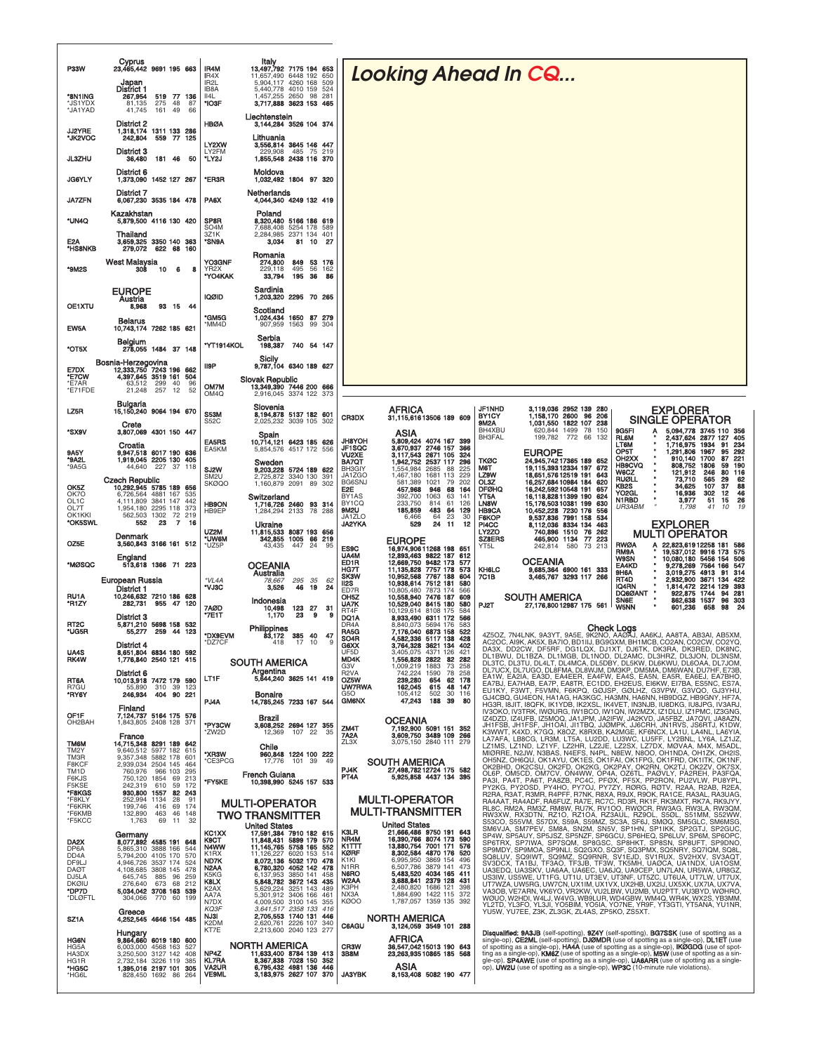**P33W** 23,465,442 9691 195 663 (Cyprus)

### Japan

District 1

| | | | | |
|---|---|---|---|---|
| *8N1ING | 267,954 | 519 | 77 | 136 |
| *JS1YDX | 81,135 | 275 | 48 | 87 |
| *JA1YAD | 41,745 | 161 | 49 | 66 |

District 2

| | | | | |
|---|---|---|---|---|
| JJ2YRE | 1,318,174 | 1311 | 133 | 286 |
| *JK2VOC | 242,804 | 559 | 77 | 125 |

District 3

| | | | | |
|---|---|---|---|---|
| JL3ZHU | 36,480 | 181 | 46 | 50 |

District 6

| | | | | |
|---|---|---|---|---|
| JG6YLY | 1,373,090 | 1452 | 127 | 267 |

District 7

| | | | | |
|---|---|---|---|---|
| JA7ZFN | 6,067,230 | 3535 | 184 | 478 |

Kazakhstan

| | | | | |
|---|---|---|---|---|
| *UN4Q | 5,879,500 | 4116 | 130 | 420 |

Thailand

| | | | | |
|---|---|---|---|---|
| E2A | 3,659,325 | 3350 | 140 | 363 |
| *HS8NKB | 279,072 | 622 | 68 | 160 |

West Malaysia

| | | | | |
|---|---|---|---|---|
| *9M2S | 308 | 10 | 6 | 8 |

## EUROPE

Austria

| | | | | |
|---|---|---|---|---|
| OE1XTU | 8,968 | 93 | 15 | 44 |

Belarus

| | | | | |
|---|---|---|---|---|
| EW5A | 10,743,174 | 7262 | 185 | 621 |

Belgium

| | | | | |
|---|---|---|---|---|
| *OT5X | 278,055 | 1484 | 37 | 148 |

Bosnia-Herzegovina

| | | | | |
|---|---|---|---|---|
| E7DX | 12,333,750 | 7243 | 196 | 662 |
| *E7CW | 4,397,645 | 3519 | 161 | 504 |
| *E7AR | 63,512 | 299 | 40 | 96 |
| *E71FDE | 21,248 | 257 | 12 | 52 |

Bulgaria

| | | | | |
|---|---|---|---|---|
| LZ5R | 15,150,240 | 9064 | 194 | 670 |

Crete

| | | | | |
|---|---|---|---|---|
| *SX9V | 3,807,069 | 4301 | 150 | 447 |

Croatia

| | | | | |
|---|---|---|---|---|
| 9A5Y | 9,947,518 | 6017 | 190 | 636 |
| *9A2L | 1,919,045 | 2205 | 130 | 405 |
| *9A5G | 44,640 | 227 | 37 | 118 |

Czech Republic

| | | | | |
|---|---|---|---|---|
| OK5Z | 10,292,945 | 5785 | 189 | 656 |
| OK7O | 6,726,564 | 4881 | 167 | 535 |
| OL1C | 4,111,809 | 3841 | 147 | 442 |
| OL7T | 1,954,180 | 2295 | 118 | 373 |
| OK1KKI | 562,503 | 1302 | 72 | 219 |
| *OK5SWL | 552 | 23 | 7 | 16 |

Denmark

| | | | | |
|---|---|---|---|---|
| OZ5E | 3,560,843 | 3166 | 161 | 512 |

England

| | | | | |
|---|---|---|---|---|
| *MØSQC | 513,618 | 1366 | 71 | 223 |

European Russia

District 1

| | | | | |
|---|---|---|---|---|
| RU1A | 10,246,632 | 7210 | 186 | 628 |
| *R1ZY | 282,731 | 955 | 47 | 120 |

District 3

| | | | | |
|---|---|---|---|---|
| RT2C | 5,871,210 | 5698 | 158 | 532 |
| *UG5R | 55,277 | 259 | 44 | 123 |

District 4

| | | | | |
|---|---|---|---|---|
| UA4S | 8,651,804 | 6834 | 180 | 592 |
| RK4W | 1,776,840 | 2540 | 121 | 415 |

District 6

| | | | | |
|---|---|---|---|---|
| RT6A | 10,013,918 | 7472 | 179 | 590 |
| R7GU | 55,890 | 310 | 39 | 123 |
| *RY6Y | 246,934 | 404 | 90 | 221 |

Finland

| | | | | |
|---|---|---|---|---|
| OF1F | 7,124,737 | 5164 | 175 | 576 |
| OH2BAH | 1,843,805 | 2408 | 128 | 371 |

France

| | | | | |
|---|---|---|---|---|
| TM6M | 14,715,348 | 8291 | 189 | 642 |
| TM2Y | 9,640,512 | 5977 | 182 | 615 |
| TM3R | 9,357,348 | 5882 | 178 | 601 |
| F8KCF | 2,939,034 | 2504 | 145 | 464 |
| TM1D | 760,976 | 966 | 103 | 295 |
| F6KJS | 750,120 | 1854 | 69 | 213 |
| F5KSE | 242,319 | 610 | 59 | 172 |
| *F8KGS | 930,800 | 1557 | 82 | 243 |
| *F8KLY | 252,994 | 1134 | 28 | 91 |
| *F6KRK | 199,746 | 416 | 69 | 174 |
| *F6KMB | 132,890 | 463 | 46 | 148 |
| *F5KCC | 1,763 | 69 | 11 | 32 |

Germany

| | | | | |
|---|---|---|---|---|
| DA2X | 8,077,892 | 4585 | 191 | 648 |
| DP6A | 5,865,310 | 3888 | 166 | 544 |
| DD4A | 5,794,200 | 4105 | 170 | 570 |
| DF9LJ | 4,946,726 | 3537 | 174 | 524 |
| DAØT | 4,108,685 | 3808 | 145 | 478 |
| DJ5LA | 645,745 | 885 | 96 | 259 |
| DKØIU | 276,640 | 673 | 68 | 212 |
| *DP7D | 5,034,042 | 3708 | 163 | 539 |
| *DLØFTL | 304,066 | 770 | 60 | 199 |

Greece

| | | | | |
|---|---|---|---|---|
| SZ1A | 4,252,545 | 4646 | 154 | 485 |

Hungary

| | | | | |
|---|---|---|---|---|
| HG6N | 9,864,660 | 6019 | 180 | 600 |
| HG5A | 6,003,000 | 4568 | 163 | 527 |
| HA3DX | 3,250,500 | 3127 | 142 | 408 |
| HG1R | 2,732,184 | 3226 | 119 | 385 |
| *HG5C | 1,395,016 | 2197 | 101 | 305 |
| *HG6L | 828,450 | 1692 | 86 | 264 |

Italy

| | | | | |
|---|---|---|---|---|
| IR4M | 13,497,792 | 7175 | 194 | 653 |
| IR4X | 11,657,490 | 6448 | 192 | 650 |
| IR2L | 5,904,117 | 4260 | 168 | 509 |
| IB8A | 5,440,778 | 4010 | 159 | 524 |
| II4L | 1,457,255 | 2650 | 98 | 281 |
| *IO3F | 3,717,888 | 3623 | 153 | 465 |

Liechtenstein

| | | | | |
|---|---|---|---|---|
| HBØA | 3,144,284 | 3526 | 104 | 374 |

Lithuania

| | | | | |
|---|---|---|---|---|
| LY2XW | 3,556,808 | 3645 | 146 | 447 |
| LY2FM | 229,908 | 485 | 75 | 219 |
| *LY2J | 1,855,548 | 2438 | 116 | 370 |

Moldova

| | | | | |
|---|---|---|---|---|
| *ER3R | 1,032,492 | 1804 | 97 | 320 |

Netherlands

| | | | | |
|---|---|---|---|---|
| PA6X | 4,044,340 | 4249 | 132 | 419 |

Poland

| | | | | |
|---|---|---|---|---|
| SP8R | 8,320,480 | 5166 | 186 | 619 |
| SO4M | 7,688,408 | 5254 | 178 | 589 |
| 3Z1K | 2,284,985 | 2371 | 134 | 401 |
| *SN9A | 3,034 | 81 | 10 | 27 |

Romania

| | | | | |
|---|---|---|---|---|
| YO3GNF | 274,800 | 849 | 53 | 176 |
| YR2X | 229,118 | 495 | 56 | 162 |
| *YO4KAK | 33,794 | 195 | 36 | 86 |

Sardinia

| | | | | |
|---|---|---|---|---|
| IQØID | 1,203,320 | 2295 | 70 | 265 |

Scotland

| | | | | |
|---|---|---|---|---|
| *GM5G | 1,024,434 | 1650 | 87 | 279 |
| *MM4D | 907,959 | 1563 | 99 | 304 |

Serbia

| | | | | |
|---|---|---|---|---|
| *YT1914KOL | 198,387 | 740 | 54 | 147 |

Sicily

| | | | | |
|---|---|---|---|---|
| II9P | 9,787,104 | 6340 | 189 | 627 |

Slovak Republic

| | | | | |
|---|---|---|---|---|
| OM7M | 13,349,390 | 7446 | 200 | 666 |
| OM4Q | 2,916,045 | 3374 | 122 | 373 |

Slovenia

| | | | | |
|---|---|---|---|---|
| S53M | 8,194,878 | 5137 | 182 | 601 |
| S52C | 2,025,232 | 3039 | 105 | 302 |

Spain

| | | | | |
|---|---|---|---|---|
| EA5RS | 10,714,121 | 6423 | 185 | 626 |
| EA5KM | 5,854,576 | 4517 | 172 | 556 |

Sweden

| | | | | |
|---|---|---|---|---|
| SJ2W | 9,203,228 | 5724 | 189 | 622 |
| SM2U | 2,725,872 | 3340 | 130 | 391 |
| SKØQO | 1,160,879 | 2091 | 89 | 302 |

Switzerland

| | | | | |
|---|---|---|---|---|
| HB9ON | 1,716,726 | 2460 | 93 | 314 |
| HB9EP | 1,284,294 | 2133 | 78 | 288 |

Ukraine

| | | | | |
|---|---|---|---|---|
| UZ2M | 11,815,533 | 8087 | 193 | 656 |
| *UW6M | 342,855 | 1005 | 66 | 219 |
| *UZ5P | 43,435 | 447 | 24 | 95 |

## OCEANIA

Australia

| | | | | |
|---|---|---|---|---|
| *VL4A | 78,667 | 295 | 35 | 62 |
| *VJ3C | 3,526 | 46 | 19 | 24 |

Indonesia

| | | | | |
|---|---|---|---|---|
| 7AØD | 10,498 | 123 | 27 | 31 |
| *7E1T | 1,170 | 23 | 9 | 9 |

Philippines

| | | | | |
|---|---|---|---|---|
| *DX9EVM | 83,172 | 385 | 40 | 47 |
| *DZ7CF | 418 | 17 | 10 | 9 |

## SOUTH AMERICA

Argentina

| | | | | |
|---|---|---|---|---|
| LT1F | 5,644,240 | 3625 | 141 | 419 |

Bonaire

| | | | | |
|---|---|---|---|---|
| PJ4A | 14,785,245 | 7233 | 167 | 544 |

Brazil

| | | | | |
|---|---|---|---|---|
| *PY3CW | 3,608,252 | 2694 | 127 | 355 |
| *ZW2D | 12,369 | 107 | 22 | 35 |

Chile

| | | | | |
|---|---|---|---|---|
| *XR3W | 960,848 | 1224 | 100 | 222 |
| *CE3PCG | 17,776 | 101 | 39 | 49 |

French Guiana

| | | | | |
|---|---|---|---|---|
| *FY5KE | 10,398,990 | 5245 | 157 | 533 |

## MULTI-OPERATOR TWO TRANSMITTER

United States

| | | | | |
|---|---|---|---|---|
| KC1XX | 17,591,384 | 7910 | 182 | 615 |
| K9CT | 11,848,431 | 5899 | 179 | 570 |
| N4WW | 11,145,765 | 5758 | 165 | 552 |
| K1RX | 11,126,227 | 6020 | 153 | 514 |
| ND7K | 8,072,136 | 5032 | 170 | 478 |
| N2AA | 6,780,320 | 4052 | 142 | 478 |
| K5KG | 6,137,953 | 3850 | 141 | 458 |
| K8LX | 5,848,782 | 3672 | 143 | 435 |
| K2AX | 5,629,224 | 3251 | 143 | 489 |
| AA7A | 5,301,912 | 3406 | 166 | 461 |
| N7DX | 4,009,500 | 3100 | 145 | 355 |
| KQ3F | 3,641,517 | 2358 | 133 | 416 |
| NJ3I | 2,705,553 | 1740 | 131 | 446 |
| K2DM | 2,620,761 | 2226 | 107 | 340 |
| KT7E | 2,213,600 | 2040 | 123 | 277 |

## NORTH AMERICA

| | | | | |
|---|---|---|---|---|
| NP4Z | 11,633,400 | 8784 | 139 | 413 |
| KL7RA | 8,367,838 | 7028 | 150 | 352 |
| VA2UR | 6,795,432 | 4981 | 136 | 446 |
| VE9ML | 3,183,975 | 2627 | 107 | 370 |

# Looking Ahead In CQ...

## AFRICA

| | | | | |
|---|---|---|---|---|
| CR3DX | 31,115,616 | 13506 | 189 | 609 |

## ASIA

| | | | | |
|---|---|---|---|---|
| JH8YOH | 5,809,424 | 4074 | 167 | 399 |
| JF1SQC | 3,670,937 | 2746 | 157 | 366 |
| VU2XE | 3,117,543 | 2671 | 105 | 324 |
| BA7QT | 1,942,752 | 2537 | 117 | 296 |
| BH3GIY | 1,554,984 | 2685 | 88 | 225 |
| JA1ZGO | 1,467,180 | 1681 | 113 | 229 |
| BG6SNJ | 581,389 | 1021 | 79 | 202 |
| E2E | 457,968 | 946 | 68 | 164 |
| BY1AS | 392,700 | 1063 | 63 | 141 |
| BY1CQ | 233,750 | 814 | 61 | 126 |
| 9M2U | 185,859 | 483 | 64 | 129 |
| JA1ZLO | 6,466 | 64 | 23 | 30 |
| JA2YKA | 529 | 24 | 11 | 12 |
| JF1NHD | 3,119,036 | 2952 | 139 | 280 |
| BY1CY | 1,158,170 | 2600 | 96 | 206 |
| 9M2A | 1,031,550 | 1822 | 107 | 238 |
| BH4XBU | 620,844 | 1499 | 78 | 150 |
| BH3FAL | 199,782 | 772 | 66 | 132 |

## EUROPE

| | | | | |
|---|---|---|---|---|
| ES9C | 16,974,906 | 11268 | 198 | 651 |
| UA4M | 12,893,463 | 9822 | 187 | 612 |
| ED1R | 12,669,750 | 9482 | 173 | 577 |
| HG7T | 11,135,828 | 7757 | 178 | 573 |
| SK3W | 10,952,568 | 7767 | 188 | 604 |
| II2S | 10,938,614 | 7512 | 181 | 580 |
| ED7R | 10,805,480 | 7873 | 174 | 566 |
| OH5Z | 10,558,940 | 7476 | 187 | 609 |
| UA7K | 10,529,040 | 8415 | 180 | 580 |
| RT4F | 10,129,614 | 8108 | 175 | 584 |
| DQ1A | 8,933,490 | 6311 | 172 | 566 |
| DR4A | 8,840,073 | 5694 | 176 | 583 |
| RA5G | 7,176,040 | 6873 | 158 | 522 |
| SO4R | 4,582,336 | 5117 | 138 | 428 |
| G6XX | 3,764,328 | 3621 | 134 | 402 |
| UF5D | 3,405,075 | 4371 | 126 | 421 |
| MD4K | 1,556,828 | 2822 | 82 | 282 |
| G3V | 1,009,219 | 1883 | 73 | 258 |
| R2VA | 742,224 | 1590 | 78 | 258 |
| OZ5W | 239,280 | 654 | 62 | 178 |
| UW7RWA | 162,045 | 615 | 48 | 147 |
| G5O | 105,412 | 502 | 30 | 116 |
| GM6NX | 47,243 | 188 | 39 | 80 |
| TKØC | 24,945,742 | 17365 | 189 | 652 |
| M6T | 19,115,393 | 12334 | 197 | 672 |
| LZ9W | 18,651,576 | 12519 | 191 | 643 |
| OL3Z | 16,257,684 | 10984 | 184 | 620 |
| DFØHQ | 16,242,592 | 10548 | 191 | 657 |
| YT5A | 16,118,828 | 11399 | 190 | 624 |
| LN8W | 15,176,503 | 10381 | 199 | 630 |
| HB9CA | 10,452,228 | 7230 | 176 | 556 |
| F6KOP | 9,537,836 | 7991 | 158 | 534 |
| PI4CC | 8,112,036 | 8334 | 134 | 463 |
| LY2ZO | 740,896 | 1510 | 76 | 262 |
| SZ8ERS | 465,900 | 1134 | 77 | 223 |
| YT5L | 242,814 | 580 | 73 | 213 |

## OCEANIA

| | | | | |
|---|---|---|---|---|
| ZM4T | 7,192,800 | 5091 | 151 | 352 |
| 7A2A | 3,609,750 | 3489 | 109 | 266 |
| ZL3X | 3,075,150 | 2840 | 111 | 279 |
| KH6LC | 9,685,364 | 6900 | 161 | 333 |
| 7C1B | 3,465,767 | 3293 | 117 | 266 |

## SOUTH AMERICA

| | | | | |
|---|---|---|---|---|
| PJ4K | 27,498,782 | 12724 | 175 | 582 |
| PT4A | 5,925,858 | 4437 | 134 | 395 |
| PJ2T | 27,176,800 | 12987 | 175 | 561 |

## MULTI-OPERATOR MULTI-TRANSMITTER

United States

| | | | | |
|---|---|---|---|---|
| K3LR | 21,666,486 | 9750 | 191 | 643 |
| NR4M | 16,390,766 | 8074 | 173 | 590 |
| K1TTT | 13,880,754 | 7001 | 171 | 576 |
| KØRF | 8,302,584 | 4870 | 176 | 520 |
| K1KI | 6,995,950 | 3869 | 154 | 496 |
| N1RR | 6,507,786 | 3879 | 141 | 473 |
| N6RO | 5,483,520 | 4034 | 165 | 411 |
| W2AA | 3,688,841 | 2379 | 128 | 431 |
| K3PH | 2,480,820 | 1686 | 121 | 398 |
| NX3A | 1,884,690 | 1422 | 115 | 372 |
| KØOO | 1,787,057 | 1359 | 135 | 392 |

## NORTH AMERICA

| | | | | |
|---|---|---|---|---|
| C6AGU | 3,124,059 | 3549 | 101 | 288 |

## AFRICA

| | | | | |
|---|---|---|---|---|
| CR3W | 36,547,042 | 15013 | 190 | 643 |
| 3B8M | 23,263,935 | 10865 | 185 | 568 |

## ASIA

| | | | | |
|---|---|---|---|---|
| JA3YBK | 8,153,408 | 5082 | 190 | 477 |

## EXPLORER SINGLE OPERATOR

| | | | | | |
|---|---|---|---|---|---|
| 9G5FI | A | 5,094,778 | 3745 | 110 | 356 |
| RL6M | " | 2,437,624 | 2877 | 127 | 405 |
| LT6M | " | 1,716,975 | 1934 | 91 | 234 |
| OP5T | " | 1,291,806 | 1967 | 95 | 292 |
| OH2XX | " | 910,140 | 1700 | 87 | 221 |
| HB9CVQ | " | 808,752 | 1806 | 59 | 190 |
| W6CZ | " | 121,912 | 246 | 80 | 116 |
| RUØLL | " | 73,710 | 565 | 29 | 62 |
| KB2S | " | 34,625 | 107 | 37 | 88 |
| YO2GL | " | 16,936 | 302 | 12 | 46 |
| N1RBD | " | 3,977 | 51 | 15 | 26 |
| *UR3ABM* | " | *1,798* | *41* | *10* | *19* |

## EXPLORER MULTI OPERATOR

| | | | | | |
|---|---|---|---|---|---|
| RWØA | A | 22,823,619 | 12258 | 181 | 586 |
| RM9A | " | 19,537,012 | 9916 | 173 | 575 |
| W9SN | " | 10,080,180 | 5456 | 154 | 506 |
| EA4KD | " | 9,278,269 | 7564 | 166 | 547 |
| 9H6A | " | 3,019,275 | 4913 | 91 | 314 |
| RT4D | " | 2,932,800 | 3671 | 134 | 422 |
| IQ4RN | " | 1,814,472 | 2214 | 129 | 393 |
| DQ6ØANT | " | 922,875 | 1744 | 94 | 281 |
| SN6E | " | 862,638 | 1537 | 96 | 303 |
| W5NN | " | 601,236 | 658 | 98 | 24 |

## Check Logs

4Z5OZ, 7N4LNK, 9A3YT, 9A5E, 9K2NO, AAØAJ, AA6KJ, AA8TA, AB3AI, AB5XM, AC2OC, AI9K, AK5X, BA7IO, BD1IIJ, BG9GXM, BH1MCB, CO2AN, CO2CW, CO2YQ, DA3X, DD2CW, DF5RF, DG1LQX, DJ1XT, DJ6TK, DK3RA, DK3RED, DK8NC, DL1BWU, DL1BZA, DL1MGB, DL1NOD, DL2AMC, DL3HRZ, DL3JON, DL3NSM, DL3TC, DL3TU, DL4LT, DL4MCA, DL5DBY, DL5KWU, DL6KWU, DL6OAA, DL7JOM, DL7UCX, DL7UGO, DL8FMA, DL8WJM, DM3KP, DM5MA, DM6WAN, DU7HF, E73B, EA1W, EA2IA, EA3D, EA4EER, EA4FW, EA4S, EA5N, EA5R, EA6EJ, EA7BHO, EA7BJ, EA7HAB, EA7P, EA8TR, EC1DD, EH2EUS, EI6KW, EI7BA, ES5NC, ES7A, EU1KY, F3WT, F5VMN, F6KPQ, GØJSP, GØLHZ, G3VPW, G3VQO, GJ3YHU, GJ4CBQ, GU4EON, HA1AG, HA3KGC, HA3MN, HA6NN, HB9DGZ, HB9GNY, HF7A, HG3R, I8JIT, I8QFK, IK1YDB, IK2XSL, IK4VET, IN3NJB, IU8DKG, IU8JPG, IV3ARJ, IV3OKO, IV3TRK, IWØURG, IW1BCO, IW1QN, IW2MZX, IZ1DLU, IZ1PMC, IZ3GNG, IZ4DZD, IZ4UFB, IZ5MOQ, JA1JPM, JA2IFW, JA2KVD, JA5FBZ, JA7QVI, JA8AZN, JH1FSB, JH1OAI, JI1TBQ, JJØMPK, JJ6CRH, JN1RVS, JS6RTJ, K1DW, K3WWT, K4XD, K7GQ, K8OZ, K8RXB, KA2MGE, KF6NCX, LA1U, LA4NL, LA6YIA, LA7AFA, LB8CG, LR3M, LT5A, LU2DD, LU3WC, LU5FF, LY2BNL, LY6A, LZ1JZ, LZ1MS, LZ1ND, LZ1YF, LZ2HR, LZ2JE, LZ2SX, LZ7DX, MØVAA, M4X, M5ADL, MIØRRE, N2JW, N3BAS, N4EFS, N4PL, N8EW, N8OO, OH1NDA, OH1ZK, OH2IS, OH5NZ, OH6QU, OK1AYU, OK1ES, OK1FAI, OK1FPG, OK1FRD, OK1ITK, OK1NF, OK2BHD, OK2CSU, OK2FD, OK2KG, OK2PAY, OK2RN, OK2TJ, OK2ZV, OK7SX, OL8P, OM5CD, OM7CV, ON4WW, OP4A, OZ6TL, PAØVLY, PA2REH, PA3FQA, PA3I, PA4T, PA6T, PA8ZB, PC4C, PFØX, PF5X, PP2RON, PU2VLW, PU8YPL, PY2KG, PY2OSD, PY4HO, PY7OJ, PY7ZY, RØRG, RØTV, R2AA, R2AB, R2EA, R2RA, R3AT, R3MR, R4PFF, R7NK, R8XA, R9JX, R9OK, RA1CE, RA3AL, RA3UAG, RA4AAT, RA4ADF, RA6FUZ, RA7E, RC7C, RD3R, RK1F, RK3MXT, RK7A, RK9JYY, RL8C, RM2A, RM3Z, RM8W, RU7K, RV1OO, RWØCR, RW3AG, RW3LA, RW3QM, RW3XW, RX3DTN, RZ1O, RZ1OA, RZ3AUL, RZ9OL, S5ØL, S51MM, S52WW, S53CO, S55VM, S57DX, S59A, S59MZ, SC3A, SF6J, SMØQ, SM5GLC, SM6MSG, SM6VJA, SM7PEV, SM8A, SN2M, SN5V, SP1HN, SP1IKK, SP2GTJ, SP2GUC, SP4W, SP5AUY, SP5JSZ, SP5NZF, SP6GCU, SP6HEQ, SP6LUV, SP6M, SP6POC, SP6TRX, SP7IWA, SP7SQM, SP8GSC, SP8HKT, SP8SN, SP8UFT, SP9DNO, SP9MDY, SP9MOA, SP9NLI, SQ2GXO, SQ3F, SQ3PMX, SQ5NRY, SQ7IQM, SQ8L, SQ8LUV, SQ9IWT, SQ9MZ, SQ9RNR, SV1EJD, SV1RUX, SV2HXV, SV3AQT, SV3DCX, TA1BJ, TF3AO, TF3JB, TF3W, TK5MH, UAØCA, UA1NDX, UA1OSM, UA3EDQ, UA3SKV, UA6AA, UA6EC, UA6JQ, UA9CEP, UN7LAN, UR5WA, UR8GZ, US3IW, US5WE, UT1FG, UT1U, UT3EV, UT3NF, UT5ZC, UT6UA, UT7LW, UT7UX, UT7WZA, UW5RG, UW7CN, UX1IM, UX1VX, UX2HB, UX2IJ, UX5XK, UX7IA, UX7VA, VA3OB, VE7ARN, VK6YO, VR2KW, VU2LBW, VU2MB, VU2PTT, VU3BYD, WØHRO, WØUO, W2HDI, W4LJ, W4VG, WB9LUR, WD4GBW, WM4Q, WR4K, WX2S, YB3MM, YL2TD, YL3FO, YL3JI, YO5BIM, YO5IA, YO7NE, YR9F, YT3GTI, YT5ANA, YU1NR, YU5W, YU7EE, Z3K, ZL3GK, ZL4AS, ZP5KO, ZS5XT.

**Disqualified: 9A3JB** (self-spotting), **9Z4Y** (self-spotting), **BG7SSK** (use of spotting as a single-op), **CE2ML** (self-spotting), **DJØMDR** (use of spotting as a single-op), **DL1ET** (use of spotting as a single-op), **HA4A** (use of spotting as a single-op), **IKØGDG** (use of spotting as a single-op), **KM6Z** (use of spotting as a single-op), **M5W** (use of spotting as a single-op), **SP4AWE** (use of spotting as a single-op), **UA6ARR** (use of spotting as a single-op), **UW2U** (use of spotting as a single-op), **WP3C** (10-minute rule violations).